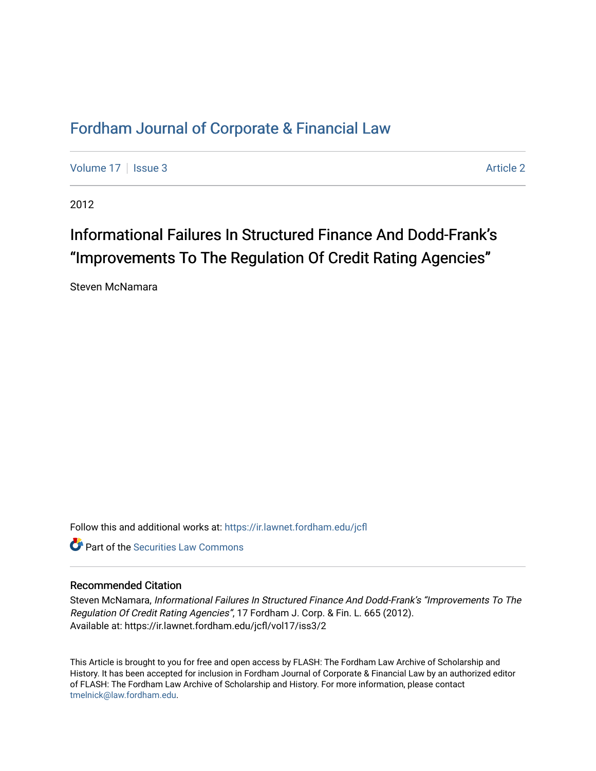# Fordham Journal of Corporate & Financial Law

Volume 17 | Issue 3 — Article 2

2012

## Informational Failures In Structured Finance And Dodd-Frank's "Improvements To The Regulation Of Credit Rating Agencies"

Steven McNamara

Follow this and additional works at: https://ir.lawnet.fordham.edu/jcfl

Part of the Securities Law Commons

### Recommended Citation

Steven McNamara, *Informational Failures In Structured Finance And Dodd-Frank's "Improvements To The Regulation Of Credit Rating Agencies"*, 17 Fordham J. Corp. & Fin. L. 665 (2012).
Available at: https://ir.lawnet.fordham.edu/jcfl/vol17/iss3/2

This Article is brought to you for free and open access by FLASH: The Fordham Law Archive of Scholarship and History. It has been accepted for inclusion in Fordham Journal of Corporate & Financial Law by an authorized editor of FLASH: The Fordham Law Archive of Scholarship and History. For more information, please contact tmelnick@law.fordham.edu.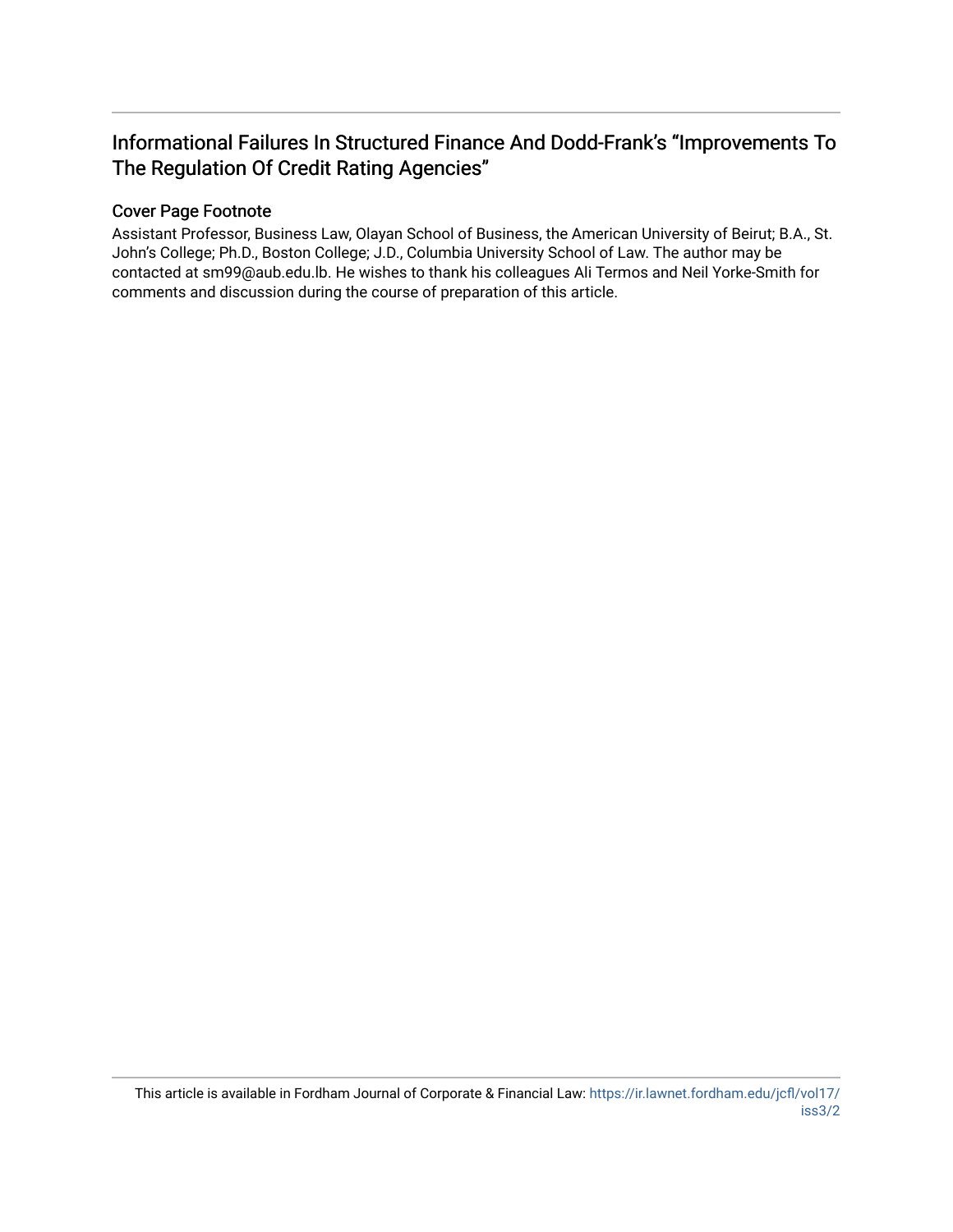# Informational Failures In Structured Finance And Dodd-Frank's "Improvements To The Regulation Of Credit Rating Agencies"

## Cover Page Footnote

Assistant Professor, Business Law, Olayan School of Business, the American University of Beirut; B.A., St. John's College; Ph.D., Boston College; J.D., Columbia University School of Law. The author may be contacted at sm99@aub.edu.lb. He wishes to thank his colleagues Ali Termos and Neil Yorke-Smith for comments and discussion during the course of preparation of this article.

This article is available in Fordham Journal of Corporate & Financial Law: https://ir.lawnet.fordham.edu/jcfl/vol17/iss3/2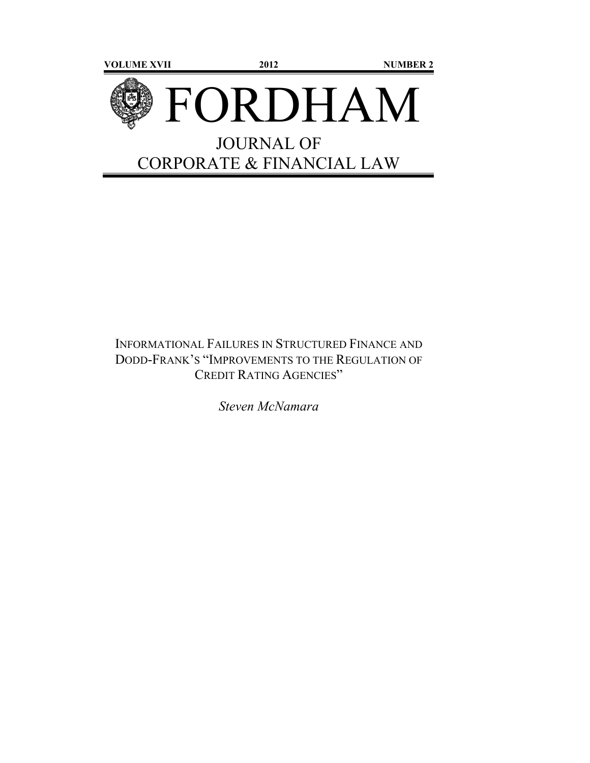VOLUME XVII 2012 NUMBER 2

# FORDHAM

## JOURNAL OF CORPORATE & FINANCIAL LAW

INFORMATIONAL FAILURES IN STRUCTURED FINANCE AND DODD-FRANK'S "IMPROVEMENTS TO THE REGULATION OF CREDIT RATING AGENCIES"

*Steven McNamara*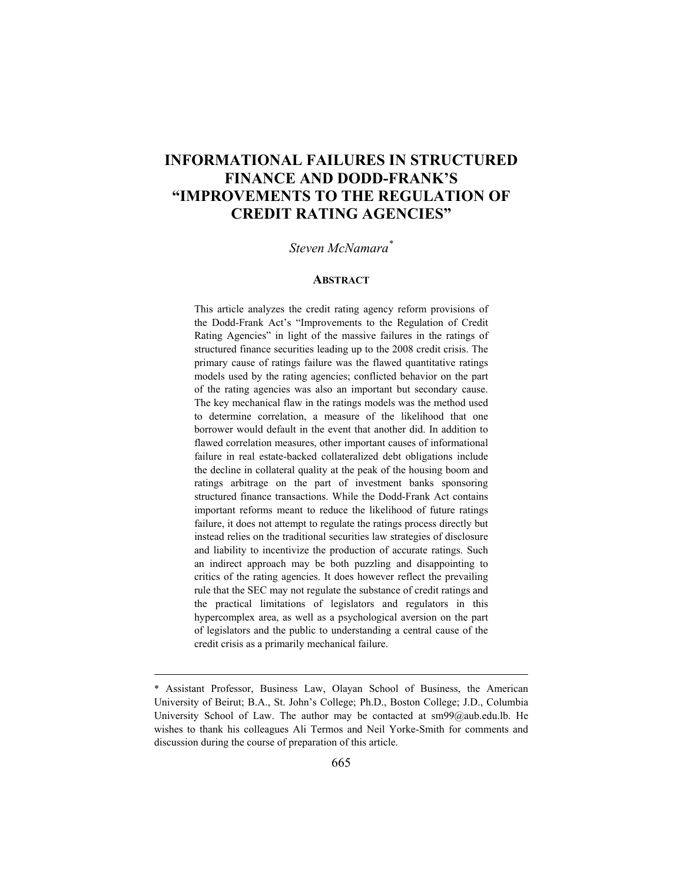# INFORMATIONAL FAILURES IN STRUCTURED FINANCE AND DODD-FRANK'S "IMPROVEMENTS TO THE REGULATION OF CREDIT RATING AGENCIES"

*Steven McNamara*[*]

## ABSTRACT

This article analyzes the credit rating agency reform provisions of the Dodd-Frank Act's "Improvements to the Regulation of Credit Rating Agencies" in light of the massive failures in the ratings of structured finance securities leading up to the 2008 credit crisis. The primary cause of ratings failure was the flawed quantitative ratings models used by the rating agencies; conflicted behavior on the part of the rating agencies was also an important but secondary cause. The key mechanical flaw in the ratings models was the method used to determine correlation, a measure of the likelihood that one borrower would default in the event that another did. In addition to flawed correlation measures, other important causes of informational failure in real estate-backed collateralized debt obligations include the decline in collateral quality at the peak of the housing boom and ratings arbitrage on the part of investment banks sponsoring structured finance transactions. While the Dodd-Frank Act contains important reforms meant to reduce the likelihood of future ratings failure, it does not attempt to regulate the ratings process directly but instead relies on the traditional securities law strategies of disclosure and liability to incentivize the production of accurate ratings. Such an indirect approach may be both puzzling and disappointing to critics of the rating agencies. It does however reflect the prevailing rule that the SEC may not regulate the substance of credit ratings and the practical limitations of legislators and regulators in this hypercomplex area, as well as a psychological aversion on the part of legislators and the public to understanding a central cause of the credit crisis as a primarily mechanical failure.

---

[*] Assistant Professor, Business Law, Olayan School of Business, the American University of Beirut; B.A., St. John's College; Ph.D., Boston College; J.D., Columbia University School of Law. The author may be contacted at sm99@aub.edu.lb. He wishes to thank his colleagues Ali Termos and Neil Yorke-Smith for comments and discussion during the course of preparation of this article.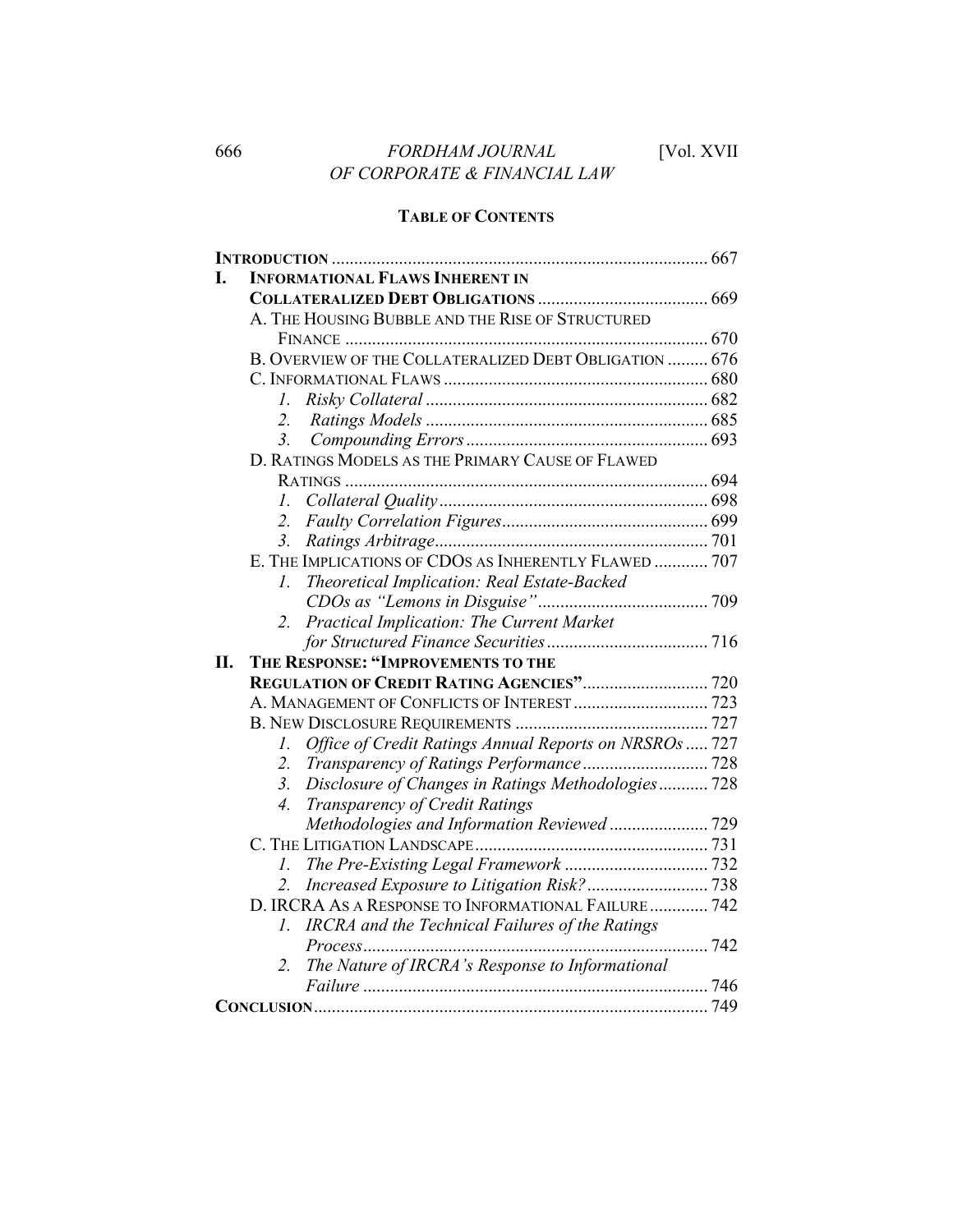## TABLE OF CONTENTS

**INTRODUCTION** .................................................. 667

**I. INFORMATIONAL FLAWS INHERENT IN COLLATERALIZED DEBT OBLIGATIONS** .................................................. 669

- A. THE HOUSING BUBBLE AND THE RISE OF STRUCTURED FINANCE .................................................. 670
- B. OVERVIEW OF THE COLLATERALIZED DEBT OBLIGATION .................................................. 676
- C. INFORMATIONAL FLAWS .................................................. 680
  1. *Risky Collateral* .................................................. 682
  2. *Ratings Models* .................................................. 685
  3. *Compounding Errors* .................................................. 693
- D. RATINGS MODELS AS THE PRIMARY CAUSE OF FLAWED RATINGS .................................................. 694
  1. *Collateral Quality* .................................................. 698
  2. *Faulty Correlation Figures* .................................................. 699
  3. *Ratings Arbitrage* .................................................. 701
- E. THE IMPLICATIONS OF CDOS AS INHERENTLY FLAWED .................................................. 707
  1. *Theoretical Implication: Real Estate-Backed CDOs as "Lemons in Disguise"* .................................................. 709
  2. *Practical Implication: The Current Market for Structured Finance Securities* .................................................. 716

**II. THE RESPONSE: "IMPROVEMENTS TO THE REGULATION OF CREDIT RATING AGENCIES"** .................................................. 720

- A. MANAGEMENT OF CONFLICTS OF INTEREST .................................................. 723
- B. NEW DISCLOSURE REQUIREMENTS .................................................. 727
  1. *Office of Credit Ratings Annual Reports on NRSROs* .................................................. 727
  2. *Transparency of Ratings Performance* .................................................. 728
  3. *Disclosure of Changes in Ratings Methodologies* .................................................. 728
  4. *Transparency of Credit Ratings Methodologies and Information Reviewed* .................................................. 729
- C. THE LITIGATION LANDSCAPE .................................................. 731
  1. *The Pre-Existing Legal Framework* .................................................. 732
  2. *Increased Exposure to Litigation Risk?* .................................................. 738
- D. IRCRA AS A RESPONSE TO INFORMATIONAL FAILURE .................................................. 742
  1. *IRCRA and the Technical Failures of the Ratings Process* .................................................. 742
  2. *The Nature of IRCRA's Response to Informational Failure* .................................................. 746

**CONCLUSION** .................................................. 749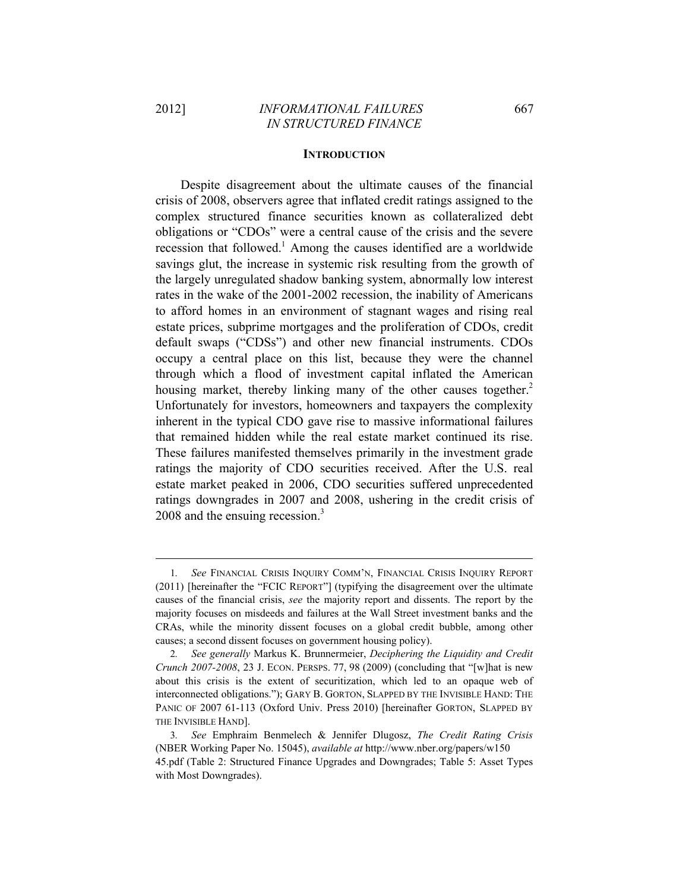## INTRODUCTION

Despite disagreement about the ultimate causes of the financial crisis of 2008, observers agree that inflated credit ratings assigned to the complex structured finance securities known as collateralized debt obligations or "CDOs" were a central cause of the crisis and the severe recession that followed.[1] Among the causes identified are a worldwide savings glut, the increase in systemic risk resulting from the growth of the largely unregulated shadow banking system, abnormally low interest rates in the wake of the 2001-2002 recession, the inability of Americans to afford homes in an environment of stagnant wages and rising real estate prices, subprime mortgages and the proliferation of CDOs, credit default swaps ("CDSs") and other new financial instruments. CDOs occupy a central place on this list, because they were the channel through which a flood of investment capital inflated the American housing market, thereby linking many of the other causes together.[2] Unfortunately for investors, homeowners and taxpayers the complexity inherent in the typical CDO gave rise to massive informational failures that remained hidden while the real estate market continued its rise. These failures manifested themselves primarily in the investment grade ratings the majority of CDO securities received. After the U.S. real estate market peaked in 2006, CDO securities suffered unprecedented ratings downgrades in 2007 and 2008, ushering in the credit crisis of 2008 and the ensuing recession.[3]

---

1. *See* FINANCIAL CRISIS INQUIRY COMM'N, FINANCIAL CRISIS INQUIRY REPORT (2011) [hereinafter the "FCIC REPORT"] (typifying the disagreement over the ultimate causes of the financial crisis, *see* the majority report and dissents. The report by the majority focuses on misdeeds and failures at the Wall Street investment banks and the CRAs, while the minority dissent focuses on a global credit bubble, among other causes; a second dissent focuses on government housing policy).

2. *See generally* Markus K. Brunnermeier, *Deciphering the Liquidity and Credit Crunch 2007-2008*, 23 J. ECON. PERSPS. 77, 98 (2009) (concluding that "[w]hat is new about this crisis is the extent of securitization, which led to an opaque web of interconnected obligations."); GARY B. GORTON, SLAPPED BY THE INVISIBLE HAND: THE PANIC OF 2007 61-113 (Oxford Univ. Press 2010) [hereinafter GORTON, SLAPPED BY THE INVISIBLE HAND].

3. *See* Emphraim Benmelech & Jennifer Dlugosz, *The Credit Rating Crisis* (NBER Working Paper No. 15045), *available at* http://www.nber.org/papers/w15045.pdf (Table 2: Structured Finance Upgrades and Downgrades; Table 5: Asset Types with Most Downgrades).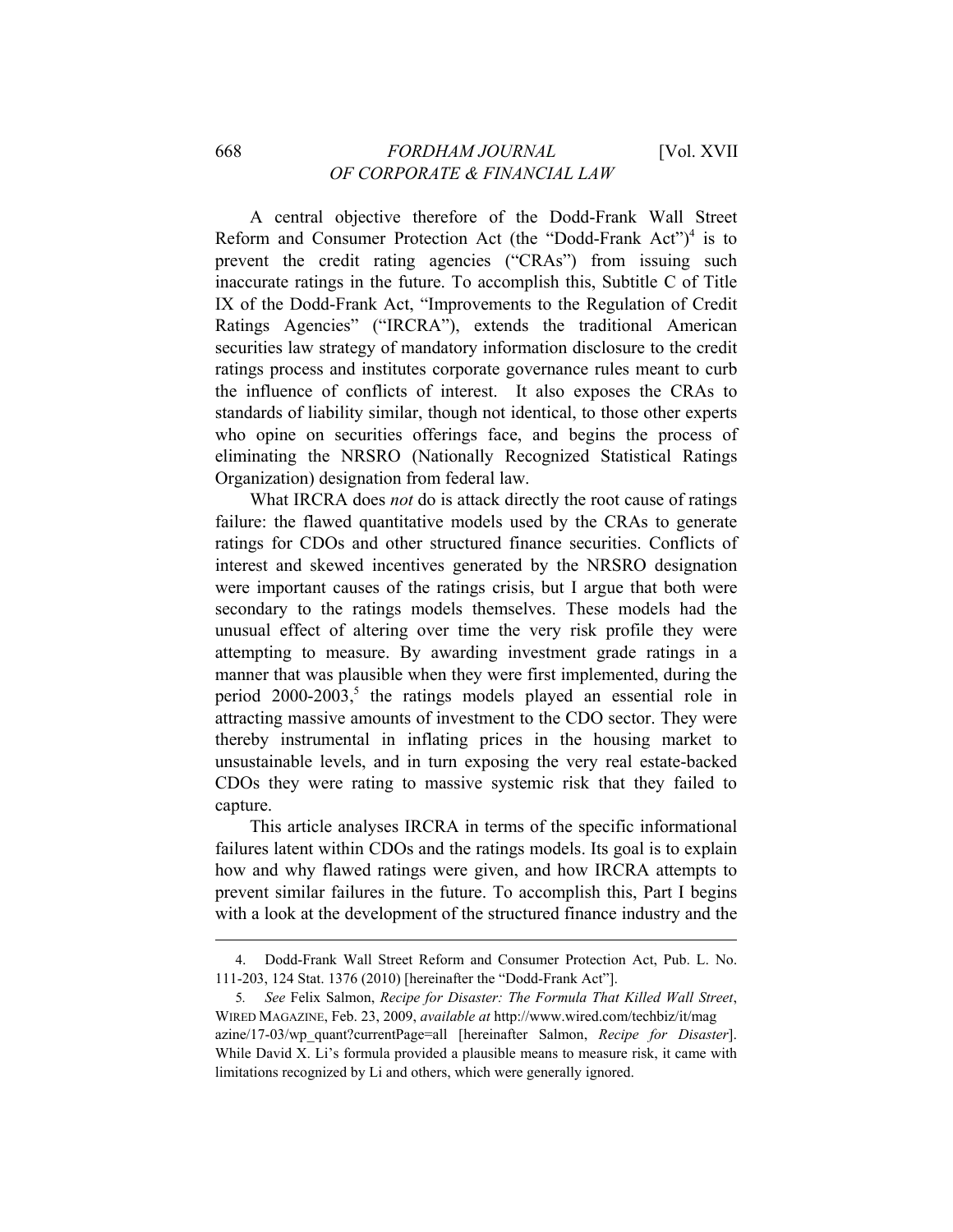A central objective therefore of the Dodd-Frank Wall Street Reform and Consumer Protection Act (the "Dodd-Frank Act")[4] is to prevent the credit rating agencies ("CRAs") from issuing such inaccurate ratings in the future. To accomplish this, Subtitle C of Title IX of the Dodd-Frank Act, "Improvements to the Regulation of Credit Ratings Agencies" ("IRCRA"), extends the traditional American securities law strategy of mandatory information disclosure to the credit ratings process and institutes corporate governance rules meant to curb the influence of conflicts of interest. It also exposes the CRAs to standards of liability similar, though not identical, to those other experts who opine on securities offerings face, and begins the process of eliminating the NRSRO (Nationally Recognized Statistical Ratings Organization) designation from federal law.

What IRCRA does *not* do is attack directly the root cause of ratings failure: the flawed quantitative models used by the CRAs to generate ratings for CDOs and other structured finance securities. Conflicts of interest and skewed incentives generated by the NRSRO designation were important causes of the ratings crisis, but I argue that both were secondary to the ratings models themselves. These models had the unusual effect of altering over time the very risk profile they were attempting to measure. By awarding investment grade ratings in a manner that was plausible when they were first implemented, during the period 2000-2003,[5] the ratings models played an essential role in attracting massive amounts of investment to the CDO sector. They were thereby instrumental in inflating prices in the housing market to unsustainable levels, and in turn exposing the very real estate-backed CDOs they were rating to massive systemic risk that they failed to capture.

This article analyses IRCRA in terms of the specific informational failures latent within CDOs and the ratings models. Its goal is to explain how and why flawed ratings were given, and how IRCRA attempts to prevent similar failures in the future. To accomplish this, Part I begins with a look at the development of the structured finance industry and the

---

4. Dodd-Frank Wall Street Reform and Consumer Protection Act, Pub. L. No. 111-203, 124 Stat. 1376 (2010) [hereinafter the "Dodd-Frank Act"].

5. *See* Felix Salmon, *Recipe for Disaster: The Formula That Killed Wall Street*, WIRED MAGAZINE, Feb. 23, 2009, *available at* http://www.wired.com/techbiz/it/magazine/17-03/wp_quant?currentPage=all [hereinafter Salmon, *Recipe for Disaster*]. While David X. Li's formula provided a plausible means to measure risk, it came with limitations recognized by Li and others, which were generally ignored.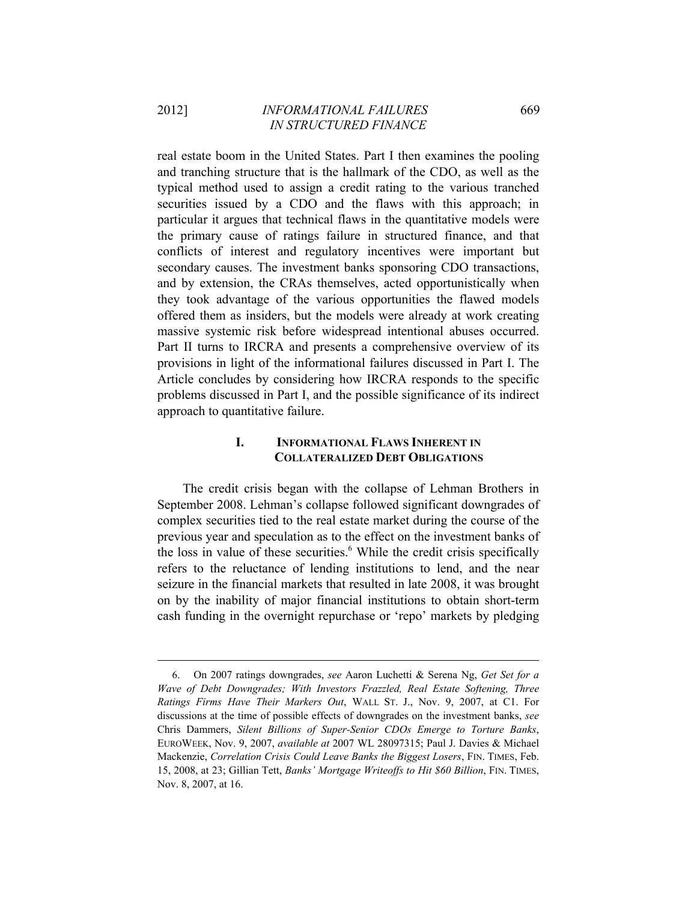real estate boom in the United States. Part I then examines the pooling and tranching structure that is the hallmark of the CDO, as well as the typical method used to assign a credit rating to the various tranched securities issued by a CDO and the flaws with this approach; in particular it argues that technical flaws in the quantitative models were the primary cause of ratings failure in structured finance, and that conflicts of interest and regulatory incentives were important but secondary causes. The investment banks sponsoring CDO transactions, and by extension, the CRAs themselves, acted opportunistically when they took advantage of the various opportunities the flawed models offered them as insiders, but the models were already at work creating massive systemic risk before widespread intentional abuses occurred. Part II turns to IRCRA and presents a comprehensive overview of its provisions in light of the informational failures discussed in Part I. The Article concludes by considering how IRCRA responds to the specific problems discussed in Part I, and the possible significance of its indirect approach to quantitative failure.

## I. INFORMATIONAL FLAWS INHERENT IN COLLATERALIZED DEBT OBLIGATIONS

The credit crisis began with the collapse of Lehman Brothers in September 2008. Lehman's collapse followed significant downgrades of complex securities tied to the real estate market during the course of the previous year and speculation as to the effect on the investment banks of the loss in value of these securities.[6] While the credit crisis specifically refers to the reluctance of lending institutions to lend, and the near seizure in the financial markets that resulted in late 2008, it was brought on by the inability of major financial institutions to obtain short-term cash funding in the overnight repurchase or 'repo' markets by pledging

---

6. On 2007 ratings downgrades, *see* Aaron Luchetti & Serena Ng, *Get Set for a Wave of Debt Downgrades; With Investors Frazzled, Real Estate Softening, Three Ratings Firms Have Their Markers Out*, WALL ST. J., Nov. 9, 2007, at C1. For discussions at the time of possible effects of downgrades on the investment banks, *see* Chris Dammers, *Silent Billions of Super-Senior CDOs Emerge to Torture Banks*, EUROWEEK, Nov. 9, 2007, *available at* 2007 WL 28097315; Paul J. Davies & Michael Mackenzie, *Correlation Crisis Could Leave Banks the Biggest Losers*, FIN. TIMES, Feb. 15, 2008, at 23; Gillian Tett, *Banks' Mortgage Writeoffs to Hit $60 Billion*, FIN. TIMES, Nov. 8, 2007, at 16.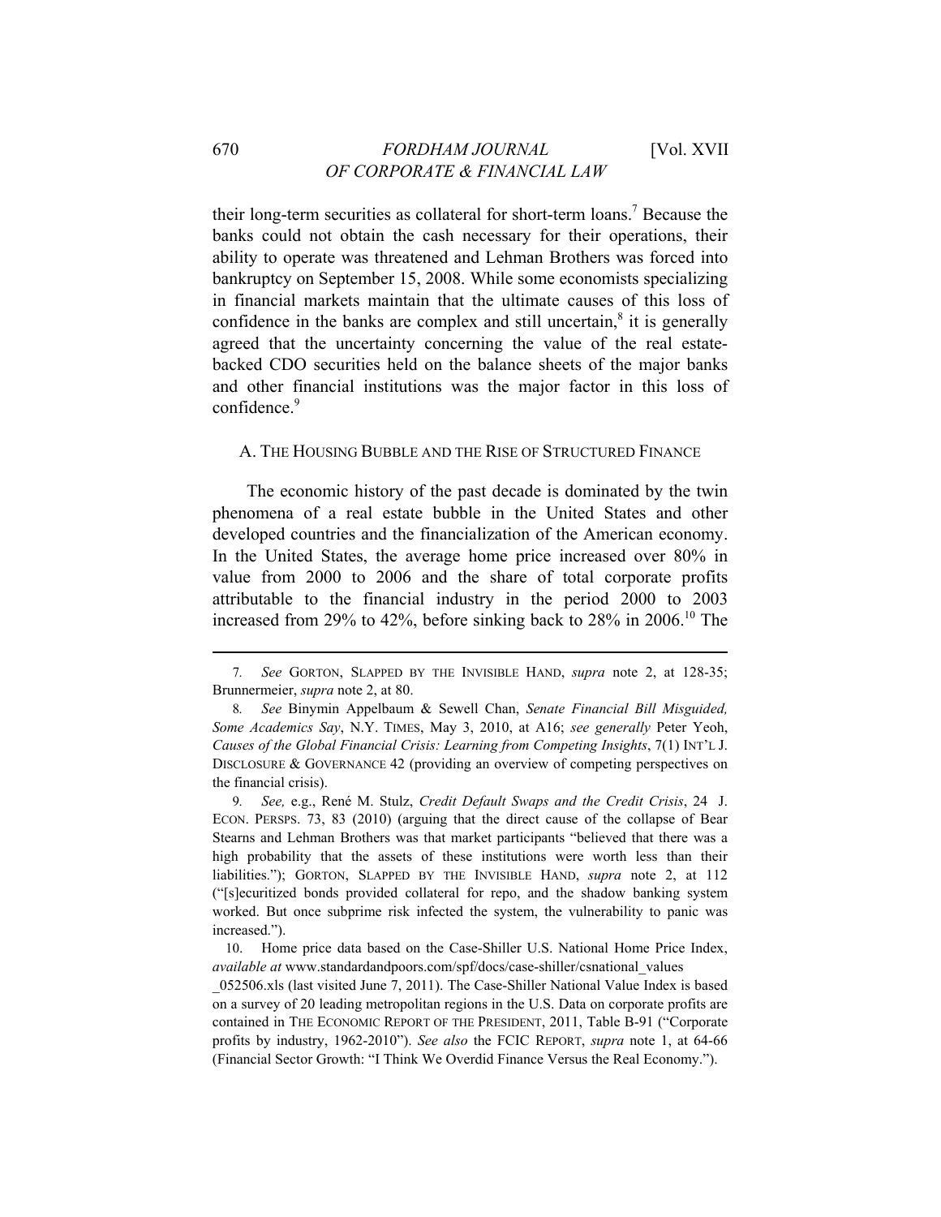their long-term securities as collateral for short-term loans.[7] Because the banks could not obtain the cash necessary for their operations, their ability to operate was threatened and Lehman Brothers was forced into bankruptcy on September 15, 2008. While some economists specializing in financial markets maintain that the ultimate causes of this loss of confidence in the banks are complex and still uncertain,[8] it is generally agreed that the uncertainty concerning the value of the real estate-backed CDO securities held on the balance sheets of the major banks and other financial institutions was the major factor in this loss of confidence.[9]

### A. THE HOUSING BUBBLE AND THE RISE OF STRUCTURED FINANCE

The economic history of the past decade is dominated by the twin phenomena of a real estate bubble in the United States and other developed countries and the financialization of the American economy. In the United States, the average home price increased over 80% in value from 2000 to 2006 and the share of total corporate profits attributable to the financial industry in the period 2000 to 2003 increased from 29% to 42%, before sinking back to 28% in 2006.[10] The

---

7. *See* GORTON, SLAPPED BY THE INVISIBLE HAND, *supra* note 2, at 128-35; Brunnermeier, *supra* note 2, at 80.

8. *See* Binymin Appelbaum & Sewell Chan, *Senate Financial Bill Misguided, Some Academics Say*, N.Y. TIMES, May 3, 2010, at A16; *see generally* Peter Yeoh, *Causes of the Global Financial Crisis: Learning from Competing Insights*, 7(1) INT'L J. DISCLOSURE & GOVERNANCE 42 (providing an overview of competing perspectives on the financial crisis).

9. *See,* e.g., René M. Stulz, *Credit Default Swaps and the Credit Crisis*, 24 J. ECON. PERSPS. 73, 83 (2010) (arguing that the direct cause of the collapse of Bear Stearns and Lehman Brothers was that market participants "believed that there was a high probability that the assets of these institutions were worth less than their liabilities."); GORTON, SLAPPED BY THE INVISIBLE HAND, *supra* note 2, at 112 ("[s]ecuritized bonds provided collateral for repo, and the shadow banking system worked. But once subprime risk infected the system, the vulnerability to panic was increased.").

10. Home price data based on the Case-Shiller U.S. National Home Price Index, *available at* www.standardandpoors.com/spf/docs/case-shiller/csnational_values_052506.xls (last visited June 7, 2011). The Case-Shiller National Value Index is based on a survey of 20 leading metropolitan regions in the U.S. Data on corporate profits are contained in THE ECONOMIC REPORT OF THE PRESIDENT, 2011, Table B-91 ("Corporate profits by industry, 1962-2010"). *See also* the FCIC REPORT, *supra* note 1, at 64-66 (Financial Sector Growth: "I Think We Overdid Finance Versus the Real Economy.").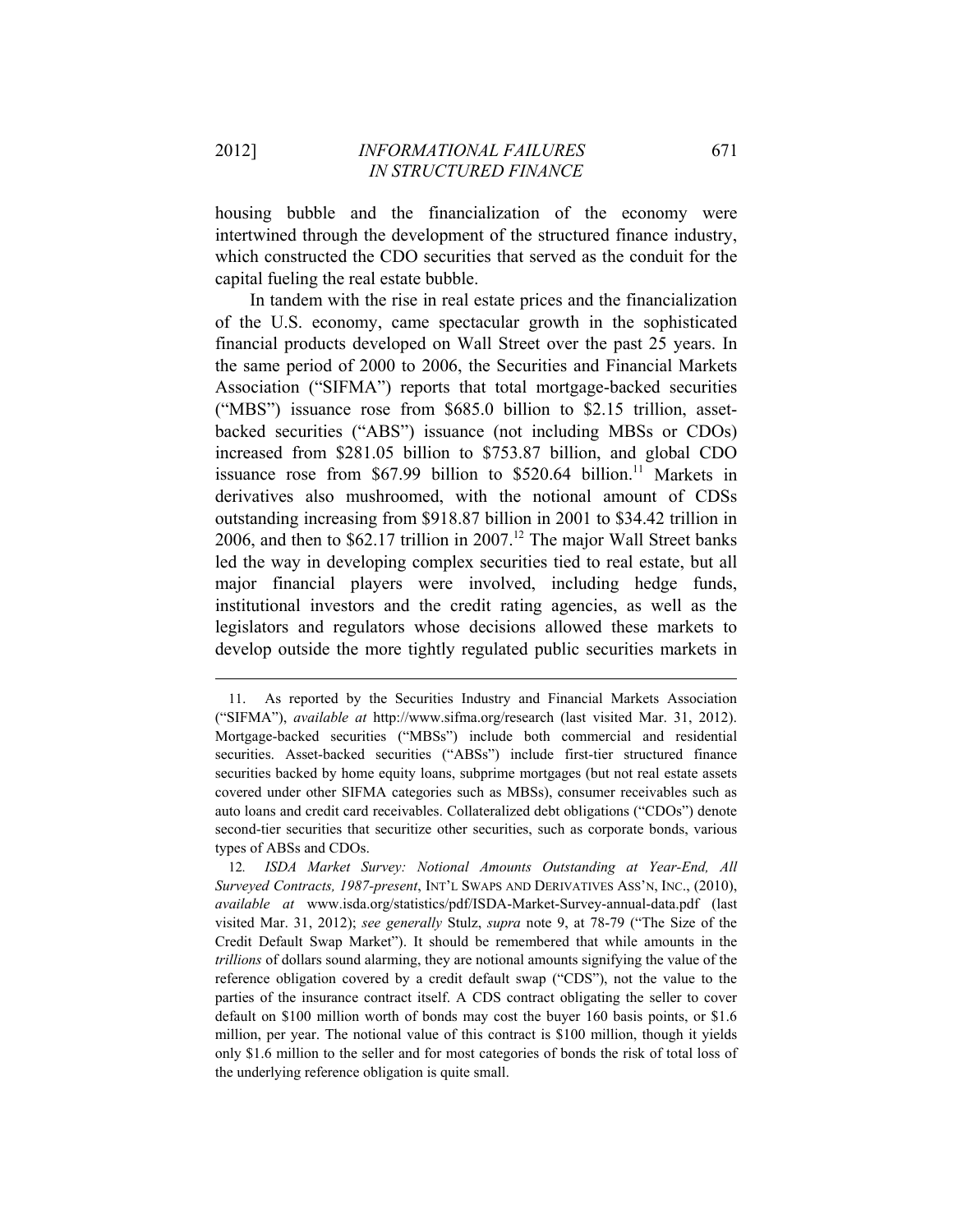housing bubble and the financialization of the economy were intertwined through the development of the structured finance industry, which constructed the CDO securities that served as the conduit for the capital fueling the real estate bubble.

In tandem with the rise in real estate prices and the financialization of the U.S. economy, came spectacular growth in the sophisticated financial products developed on Wall Street over the past 25 years. In the same period of 2000 to 2006, the Securities and Financial Markets Association ("SIFMA") reports that total mortgage-backed securities ("MBS") issuance rose from $685.0 billion to $2.15 trillion, asset-backed securities ("ABS") issuance (not including MBSs or CDOs) increased from $281.05 billion to $753.87 billion, and global CDO issuance rose from $67.99 billion to $520.64 billion.[11] Markets in derivatives also mushroomed, with the notional amount of CDSs outstanding increasing from $918.87 billion in 2001 to $34.42 trillion in 2006, and then to $62.17 trillion in 2007.[12] The major Wall Street banks led the way in developing complex securities tied to real estate, but all major financial players were involved, including hedge funds, institutional investors and the credit rating agencies, as well as the legislators and regulators whose decisions allowed these markets to develop outside the more tightly regulated public securities markets in

---

11. As reported by the Securities Industry and Financial Markets Association ("SIFMA"), *available at* http://www.sifma.org/research (last visited Mar. 31, 2012). Mortgage-backed securities ("MBSs") include both commercial and residential securities. Asset-backed securities ("ABSs") include first-tier structured finance securities backed by home equity loans, subprime mortgages (but not real estate assets covered under other SIFMA categories such as MBSs), consumer receivables such as auto loans and credit card receivables. Collateralized debt obligations ("CDOs") denote second-tier securities that securitize other securities, such as corporate bonds, various types of ABSs and CDOs.

12. *ISDA Market Survey: Notional Amounts Outstanding at Year-End, All Surveyed Contracts, 1987-present*, INT'L SWAPS AND DERIVATIVES ASS'N, INC., (2010), *available at* www.isda.org/statistics/pdf/ISDA-Market-Survey-annual-data.pdf (last visited Mar. 31, 2012); *see generally* Stulz, *supra* note 9, at 78-79 ("The Size of the Credit Default Swap Market"). It should be remembered that while amounts in the *trillions* of dollars sound alarming, they are notional amounts signifying the value of the reference obligation covered by a credit default swap ("CDS"), not the value to the parties of the insurance contract itself. A CDS contract obligating the seller to cover default on $100 million worth of bonds may cost the buyer 160 basis points, or $1.6 million, per year. The notional value of this contract is $100 million, though it yields only $1.6 million to the seller and for most categories of bonds the risk of total loss of the underlying reference obligation is quite small.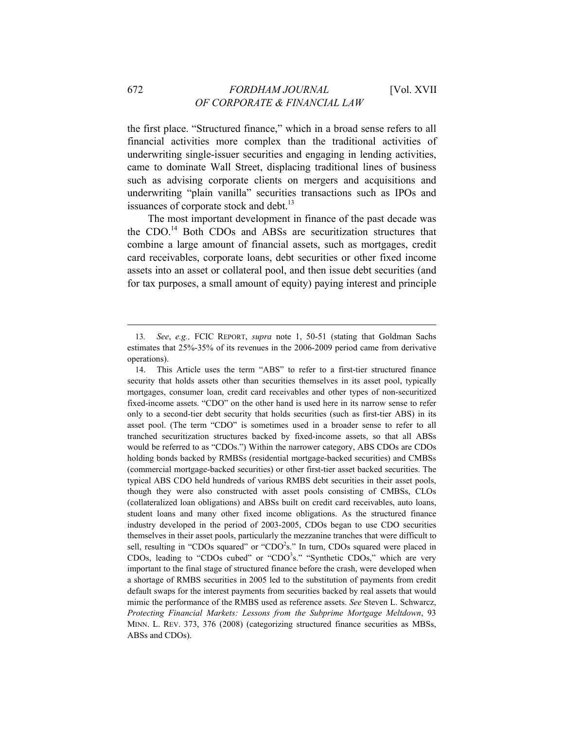the first place. "Structured finance," which in a broad sense refers to all financial activities more complex than the traditional activities of underwriting single-issuer securities and engaging in lending activities, came to dominate Wall Street, displacing traditional lines of business such as advising corporate clients on mergers and acquisitions and underwriting "plain vanilla" securities transactions such as IPOs and issuances of corporate stock and debt.[13]

The most important development in finance of the past decade was the CDO.[14] Both CDOs and ABSs are securitization structures that combine a large amount of financial assets, such as mortgages, credit card receivables, corporate loans, debt securities or other fixed income assets into an asset or collateral pool, and then issue debt securities (and for tax purposes, a small amount of equity) paying interest and principle

---

13. *See*, *e.g.,* FCIC REPORT, *supra* note 1, 50-51 (stating that Goldman Sachs estimates that 25%-35% of its revenues in the 2006-2009 period came from derivative operations).

14. This Article uses the term "ABS" to refer to a first-tier structured finance security that holds assets other than securities themselves in its asset pool, typically mortgages, consumer loan, credit card receivables and other types of non-securitized fixed-income assets. "CDO" on the other hand is used here in its narrow sense to refer only to a second-tier debt security that holds securities (such as first-tier ABS) in its asset pool. (The term "CDO" is sometimes used in a broader sense to refer to all tranched securitization structures backed by fixed-income assets, so that all ABSs would be referred to as "CDOs.") Within the narrower category, ABS CDOs are CDOs holding bonds backed by RMBSs (residential mortgage-backed securities) and CMBSs (commercial mortgage-backed securities) or other first-tier asset backed securities. The typical ABS CDO held hundreds of various RMBS debt securities in their asset pools, though they were also constructed with asset pools consisting of CMBSs, CLOs (collateralized loan obligations) and ABSs built on credit card receivables, auto loans, student loans and many other fixed income obligations. As the structured finance industry developed in the period of 2003-2005, CDOs began to use CDO securities themselves in their asset pools, particularly the mezzanine tranches that were difficult to sell, resulting in "CDOs squared" or "CDO$^2$s." In turn, CDOs squared were placed in CDOs, leading to "CDOs cubed" or "CDO$^3$s." "Synthetic CDOs," which are very important to the final stage of structured finance before the crash, were developed when a shortage of RMBS securities in 2005 led to the substitution of payments from credit default swaps for the interest payments from securities backed by real assets that would mimic the performance of the RMBS used as reference assets. *See* Steven L. Schwarcz, *Protecting Financial Markets: Lessons from the Subprime Mortgage Meltdown*, 93 MINN. L. REV. 373, 376 (2008) (categorizing structured finance securities as MBSs, ABSs and CDOs).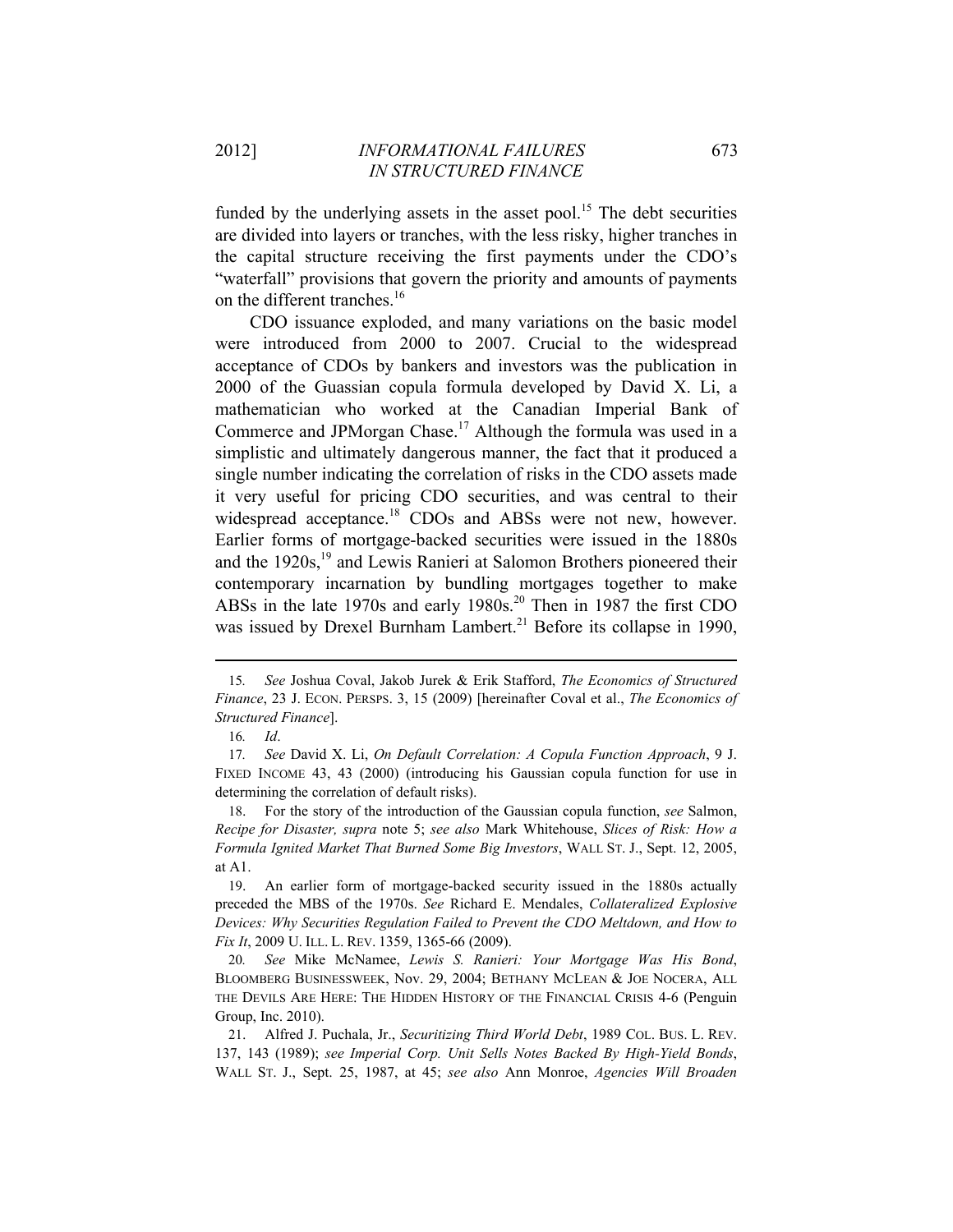funded by the underlying assets in the asset pool.[15] The debt securities are divided into layers or tranches, with the less risky, higher tranches in the capital structure receiving the first payments under the CDO's "waterfall" provisions that govern the priority and amounts of payments on the different tranches.[16]

CDO issuance exploded, and many variations on the basic model were introduced from 2000 to 2007. Crucial to the widespread acceptance of CDOs by bankers and investors was the publication in 2000 of the Guassian copula formula developed by David X. Li, a mathematician who worked at the Canadian Imperial Bank of Commerce and JPMorgan Chase.[17] Although the formula was used in a simplistic and ultimately dangerous manner, the fact that it produced a single number indicating the correlation of risks in the CDO assets made it very useful for pricing CDO securities, and was central to their widespread acceptance.[18] CDOs and ABSs were not new, however. Earlier forms of mortgage-backed securities were issued in the 1880s and the 1920s,[19] and Lewis Ranieri at Salomon Brothers pioneered their contemporary incarnation by bundling mortgages together to make ABSs in the late 1970s and early 1980s.[20] Then in 1987 the first CDO was issued by Drexel Burnham Lambert.[21] Before its collapse in 1990,

---

15. *See* Joshua Coval, Jakob Jurek & Erik Stafford, *The Economics of Structured Finance*, 23 J. ECON. PERSPS. 3, 15 (2009) [hereinafter Coval et al., *The Economics of Structured Finance*].

16. *Id*.

17. *See* David X. Li, *On Default Correlation: A Copula Function Approach*, 9 J. FIXED INCOME 43, 43 (2000) (introducing his Gaussian copula function for use in determining the correlation of default risks).

18. For the story of the introduction of the Gaussian copula function, *see* Salmon, *Recipe for Disaster, supra* note 5; *see also* Mark Whitehouse, *Slices of Risk: How a Formula Ignited Market That Burned Some Big Investors*, WALL ST. J., Sept. 12, 2005, at A1.

19. An earlier form of mortgage-backed security issued in the 1880s actually preceded the MBS of the 1970s. *See* Richard E. Mendales, *Collateralized Explosive Devices: Why Securities Regulation Failed to Prevent the CDO Meltdown, and How to Fix It*, 2009 U. ILL. L. REV. 1359, 1365-66 (2009).

20. *See* Mike McNamee, *Lewis S. Ranieri: Your Mortgage Was His Bond*, BLOOMBERG BUSINESSWEEK, Nov. 29, 2004; BETHANY MCLEAN & JOE NOCERA, ALL THE DEVILS ARE HERE: THE HIDDEN HISTORY OF THE FINANCIAL CRISIS 4-6 (Penguin Group, Inc. 2010).

21. Alfred J. Puchala, Jr., *Securitizing Third World Debt*, 1989 COL. BUS. L. REV. 137, 143 (1989); *see Imperial Corp. Unit Sells Notes Backed By High-Yield Bonds*, WALL ST. J., Sept. 25, 1987, at 45; *see also* Ann Monroe, *Agencies Will Broaden*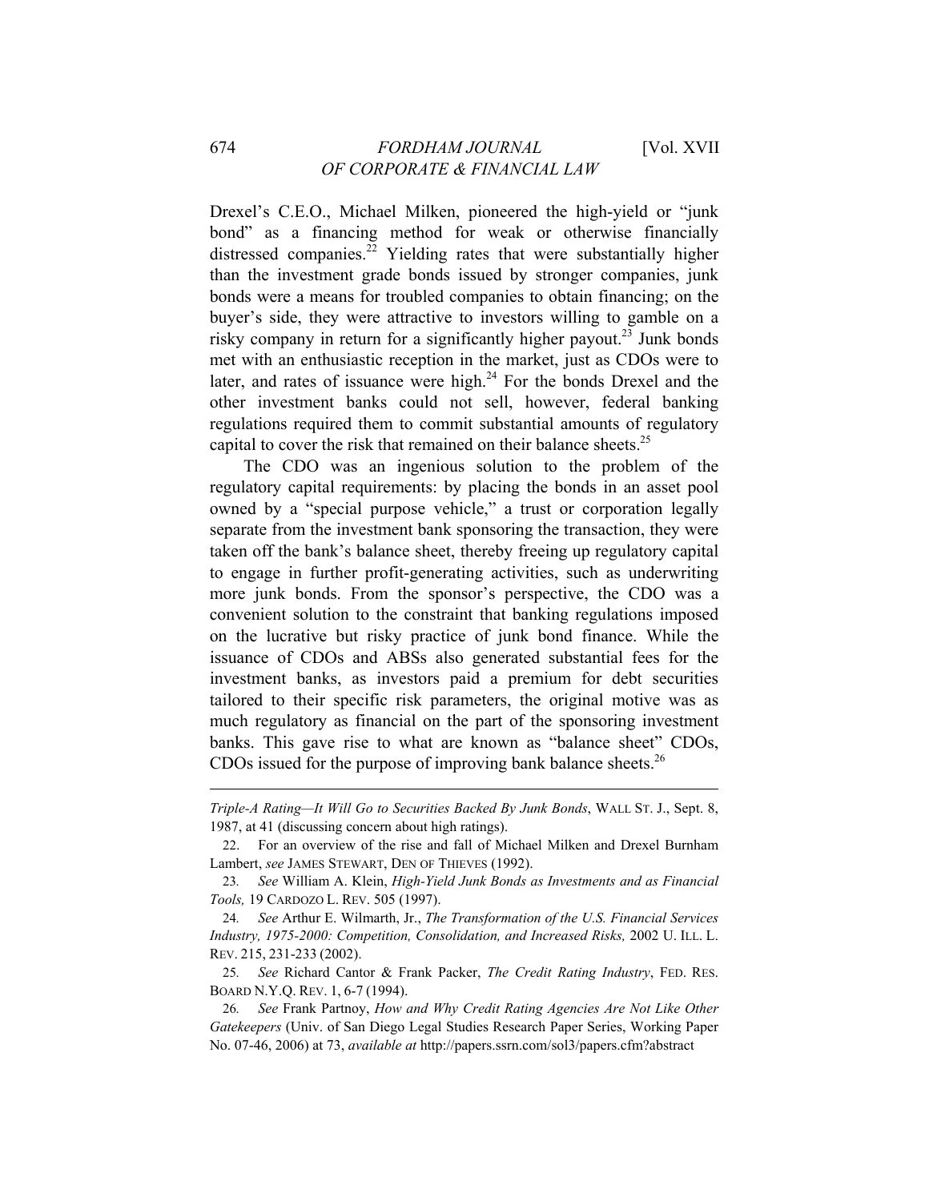Drexel's C.E.O., Michael Milken, pioneered the high-yield or "junk bond" as a financing method for weak or otherwise financially distressed companies.[22] Yielding rates that were substantially higher than the investment grade bonds issued by stronger companies, junk bonds were a means for troubled companies to obtain financing; on the buyer's side, they were attractive to investors willing to gamble on a risky company in return for a significantly higher payout.[23] Junk bonds met with an enthusiastic reception in the market, just as CDOs were to later, and rates of issuance were high.[24] For the bonds Drexel and the other investment banks could not sell, however, federal banking regulations required them to commit substantial amounts of regulatory capital to cover the risk that remained on their balance sheets.[25]

The CDO was an ingenious solution to the problem of the regulatory capital requirements: by placing the bonds in an asset pool owned by a "special purpose vehicle," a trust or corporation legally separate from the investment bank sponsoring the transaction, they were taken off the bank's balance sheet, thereby freeing up regulatory capital to engage in further profit-generating activities, such as underwriting more junk bonds. From the sponsor's perspective, the CDO was a convenient solution to the constraint that banking regulations imposed on the lucrative but risky practice of junk bond finance. While the issuance of CDOs and ABSs also generated substantial fees for the investment banks, as investors paid a premium for debt securities tailored to their specific risk parameters, the original motive was as much regulatory as financial on the part of the sponsoring investment banks. This gave rise to what are known as "balance sheet" CDOs, CDOs issued for the purpose of improving bank balance sheets.[26]

---

*Triple-A Rating—It Will Go to Securities Backed By Junk Bonds*, WALL ST. J., Sept. 8, 1987, at 41 (discussing concern about high ratings).

22. For an overview of the rise and fall of Michael Milken and Drexel Burnham Lambert, *see* JAMES STEWART, DEN OF THIEVES (1992).

23. *See* William A. Klein, *High-Yield Junk Bonds as Investments and as Financial Tools,* 19 CARDOZO L. REV. 505 (1997).

24. *See* Arthur E. Wilmarth, Jr., *The Transformation of the U.S. Financial Services Industry, 1975-2000: Competition, Consolidation, and Increased Risks,* 2002 U. ILL. L. REV. 215, 231-233 (2002).

25. *See* Richard Cantor & Frank Packer, *The Credit Rating Industry*, FED. RES. BOARD N.Y.Q. REV. 1, 6-7 (1994).

26. *See* Frank Partnoy, *How and Why Credit Rating Agencies Are Not Like Other Gatekeepers* (Univ. of San Diego Legal Studies Research Paper Series, Working Paper No. 07-46, 2006) at 73, *available at* http://papers.ssrn.com/sol3/papers.cfm?abstract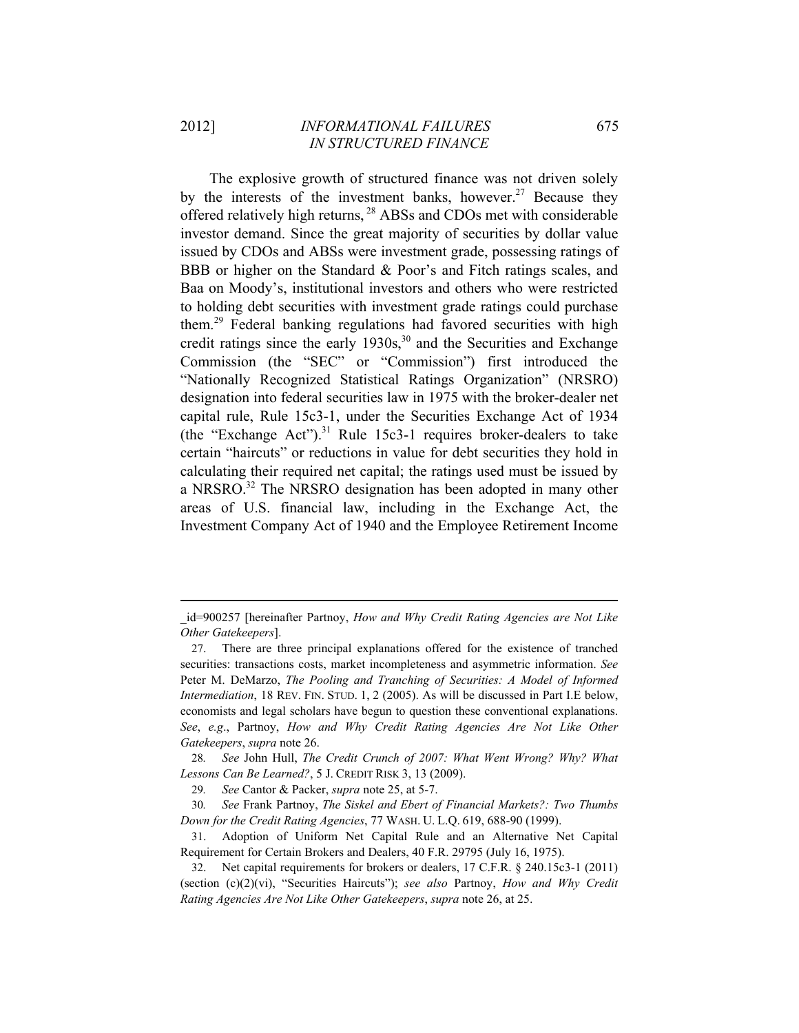The explosive growth of structured finance was not driven solely by the interests of the investment banks, however.[27] Because they offered relatively high returns,[28] ABSs and CDOs met with considerable investor demand. Since the great majority of securities by dollar value issued by CDOs and ABSs were investment grade, possessing ratings of BBB or higher on the Standard & Poor's and Fitch ratings scales, and Baa on Moody's, institutional investors and others who were restricted to holding debt securities with investment grade ratings could purchase them.[29] Federal banking regulations had favored securities with high credit ratings since the early 1930s,[30] and the Securities and Exchange Commission (the "SEC" or "Commission") first introduced the "Nationally Recognized Statistical Ratings Organization" (NRSRO) designation into federal securities law in 1975 with the broker-dealer net capital rule, Rule 15c3-1, under the Securities Exchange Act of 1934 (the "Exchange Act").[31] Rule 15c3-1 requires broker-dealers to take certain "haircuts" or reductions in value for debt securities they hold in calculating their required net capital; the ratings used must be issued by a NRSRO.[32] The NRSRO designation has been adopted in many other areas of U.S. financial law, including in the Exchange Act, the Investment Company Act of 1940 and the Employee Retirement Income

---

_id=900257 [hereinafter Partnoy, *How and Why Credit Rating Agencies are Not Like Other Gatekeepers*].

27. There are three principal explanations offered for the existence of tranched securities: transactions costs, market incompleteness and asymmetric information. *See* Peter M. DeMarzo, *The Pooling and Tranching of Securities: A Model of Informed Intermediation*, 18 REV. FIN. STUD. 1, 2 (2005). As will be discussed in Part I.E below, economists and legal scholars have begun to question these conventional explanations. *See*, *e.g.*, Partnoy, *How and Why Credit Rating Agencies Are Not Like Other Gatekeepers*, *supra* note 26.

28. *See* John Hull, *The Credit Crunch of 2007: What Went Wrong? Why? What Lessons Can Be Learned?*, 5 J. CREDIT RISK 3, 13 (2009).

29. *See* Cantor & Packer, *supra* note 25, at 5-7.

30. *See* Frank Partnoy, *The Siskel and Ebert of Financial Markets?: Two Thumbs Down for the Credit Rating Agencies*, 77 WASH. U. L.Q. 619, 688-90 (1999).

31. Adoption of Uniform Net Capital Rule and an Alternative Net Capital Requirement for Certain Brokers and Dealers, 40 F.R. 29795 (July 16, 1975).

32. Net capital requirements for brokers or dealers, 17 C.F.R. § 240.15c3-1 (2011) (section (c)(2)(vi), "Securities Haircuts"); *see also* Partnoy, *How and Why Credit Rating Agencies Are Not Like Other Gatekeepers*, *supra* note 26, at 25.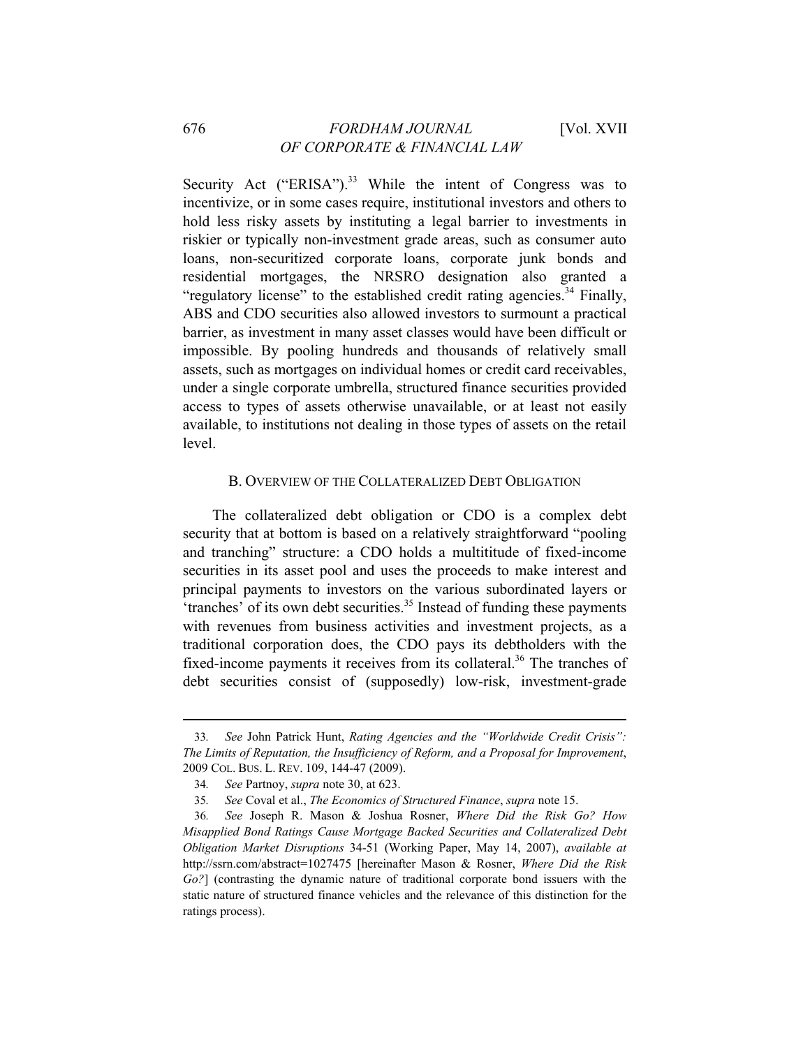Security Act ("ERISA").[33] While the intent of Congress was to incentivize, or in some cases require, institutional investors and others to hold less risky assets by instituting a legal barrier to investments in riskier or typically non-investment grade areas, such as consumer auto loans, non-securitized corporate loans, corporate junk bonds and residential mortgages, the NRSRO designation also granted a "regulatory license" to the established credit rating agencies.[34] Finally, ABS and CDO securities also allowed investors to surmount a practical barrier, as investment in many asset classes would have been difficult or impossible. By pooling hundreds and thousands of relatively small assets, such as mortgages on individual homes or credit card receivables, under a single corporate umbrella, structured finance securities provided access to types of assets otherwise unavailable, or at least not easily available, to institutions not dealing in those types of assets on the retail level.

### B. Overview of the Collateralized Debt Obligation

The collateralized debt obligation or CDO is a complex debt security that at bottom is based on a relatively straightforward "pooling and tranching" structure: a CDO holds a multititude of fixed-income securities in its asset pool and uses the proceeds to make interest and principal payments to investors on the various subordinated layers or 'tranches' of its own debt securities.[35] Instead of funding these payments with revenues from business activities and investment projects, as a traditional corporation does, the CDO pays its debtholders with the fixed-income payments it receives from its collateral.[36] The tranches of debt securities consist of (supposedly) low-risk, investment-grade

---

33. *See* John Patrick Hunt, *Rating Agencies and the "Worldwide Credit Crisis": The Limits of Reputation, the Insufficiency of Reform, and a Proposal for Improvement*, 2009 COL. BUS. L. REV. 109, 144-47 (2009).

34. *See* Partnoy, *supra* note 30, at 623.

35. *See* Coval et al., *The Economics of Structured Finance*, *supra* note 15.

36. *See* Joseph R. Mason & Joshua Rosner, *Where Did the Risk Go? How Misapplied Bond Ratings Cause Mortgage Backed Securities and Collateralized Debt Obligation Market Disruptions* 34-51 (Working Paper, May 14, 2007), *available at* http://ssrn.com/abstract=1027475 [hereinafter Mason & Rosner, *Where Did the Risk Go?*] (contrasting the dynamic nature of traditional corporate bond issuers with the static nature of structured finance vehicles and the relevance of this distinction for the ratings process).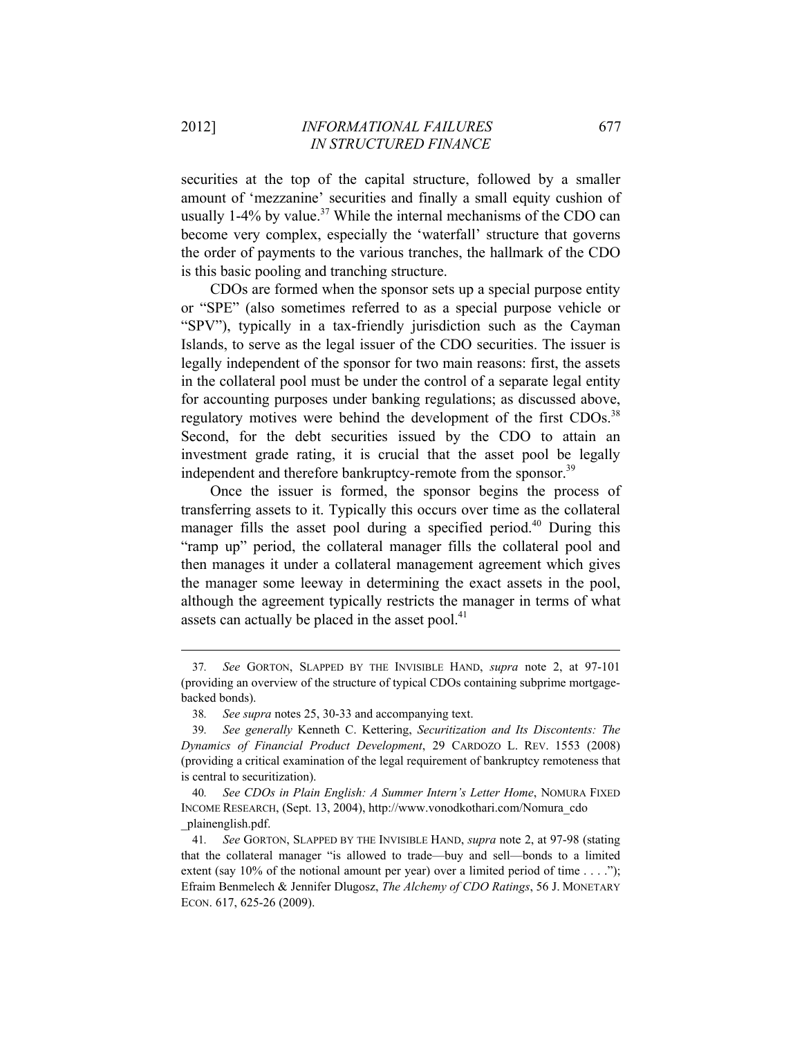securities at the top of the capital structure, followed by a smaller amount of 'mezzanine' securities and finally a small equity cushion of usually 1-4% by value.[37] While the internal mechanisms of the CDO can become very complex, especially the 'waterfall' structure that governs the order of payments to the various tranches, the hallmark of the CDO is this basic pooling and tranching structure.

CDOs are formed when the sponsor sets up a special purpose entity or "SPE" (also sometimes referred to as a special purpose vehicle or "SPV"), typically in a tax-friendly jurisdiction such as the Cayman Islands, to serve as the legal issuer of the CDO securities. The issuer is legally independent of the sponsor for two main reasons: first, the assets in the collateral pool must be under the control of a separate legal entity for accounting purposes under banking regulations; as discussed above, regulatory motives were behind the development of the first CDOs.[38] Second, for the debt securities issued by the CDO to attain an investment grade rating, it is crucial that the asset pool be legally independent and therefore bankruptcy-remote from the sponsor.[39]

Once the issuer is formed, the sponsor begins the process of transferring assets to it. Typically this occurs over time as the collateral manager fills the asset pool during a specified period.[40] During this "ramp up" period, the collateral manager fills the collateral pool and then manages it under a collateral management agreement which gives the manager some leeway in determining the exact assets in the pool, although the agreement typically restricts the manager in terms of what assets can actually be placed in the asset pool.[41]

---

37. *See* GORTON, SLAPPED BY THE INVISIBLE HAND, *supra* note 2, at 97-101 (providing an overview of the structure of typical CDOs containing subprime mortgage-backed bonds).

38. *See supra* notes 25, 30-33 and accompanying text.

39. *See generally* Kenneth C. Kettering, *Securitization and Its Discontents: The Dynamics of Financial Product Development*, 29 CARDOZO L. REV. 1553 (2008) (providing a critical examination of the legal requirement of bankruptcy remoteness that is central to securitization).

40. *See CDOs in Plain English: A Summer Intern's Letter Home*, NOMURA FIXED INCOME RESEARCH, (Sept. 13, 2004), http://www.vonodkothari.com/Nomura_cdo_plainenglish.pdf.

41. *See* GORTON, SLAPPED BY THE INVISIBLE HAND, *supra* note 2, at 97-98 (stating that the collateral manager "is allowed to trade—buy and sell—bonds to a limited extent (say 10% of the notional amount per year) over a limited period of time . . . ."); Efraim Benmelech & Jennifer Dlugosz, *The Alchemy of CDO Ratings*, 56 J. MONETARY ECON. 617, 625-26 (2009).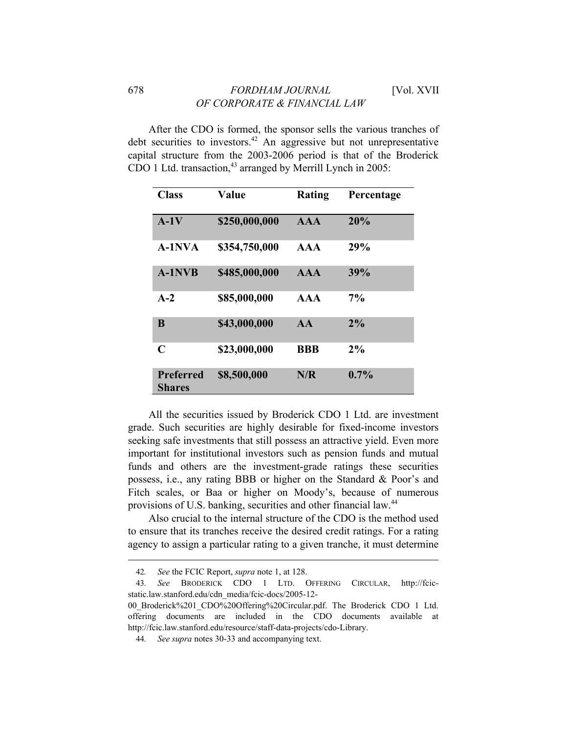After the CDO is formed, the sponsor sells the various tranches of debt securities to investors.[42] An aggressive but not unrepresentative capital structure from the 2003-2006 period is that of the Broderick CDO 1 Ltd. transaction,[43] arranged by Merrill Lynch in 2005:

| Class | Value | Rating | Percentage |
|---|---|---|---|
| **A-1V** | **$250,000,000** | **AAA** | **20%** |
| **A-1NVA** | **$354,750,000** | **AAA** | **29%** |
| **A-1NVB** | **$485,000,000** | **AAA** | **39%** |
| **A-2** | **$85,000,000** | **AAA** | **7%** |
| **B** | **$43,000,000** | **AA** | **2%** |
| **C** | **$23,000,000** | **BBB** | **2%** |
| **Preferred Shares** | **$8,500,000** | **N/R** | **0.7%** |

All the securities issued by Broderick CDO 1 Ltd. are investment grade. Such securities are highly desirable for fixed-income investors seeking safe investments that still possess an attractive yield. Even more important for institutional investors such as pension funds and mutual funds and others are the investment-grade ratings these securities possess, i.e., any rating BBB or higher on the Standard & Poor's and Fitch scales, or Baa or higher on Moody's, because of numerous provisions of U.S. banking, securities and other financial law.[44]

Also crucial to the internal structure of the CDO is the method used to ensure that its tranches receive the desired credit ratings. For a rating agency to assign a particular rating to a given tranche, it must determine

---

42. *See* the FCIC Report, *supra* note 1, at 128.

43. *See* BRODERICK CDO 1 LTD. OFFERING CIRCULAR, http://fcic-static.law.stanford.edu/cdn_media/fcic-docs/2005-12-00_Broderick%201_CDO%20Offering%20Circular.pdf. The Broderick CDO 1 Ltd. offering documents are included in the CDO documents available at http://fcic.law.stanford.edu/resource/staff-data-projects/cdo-Library.

44. *See supra* notes 30-33 and accompanying text.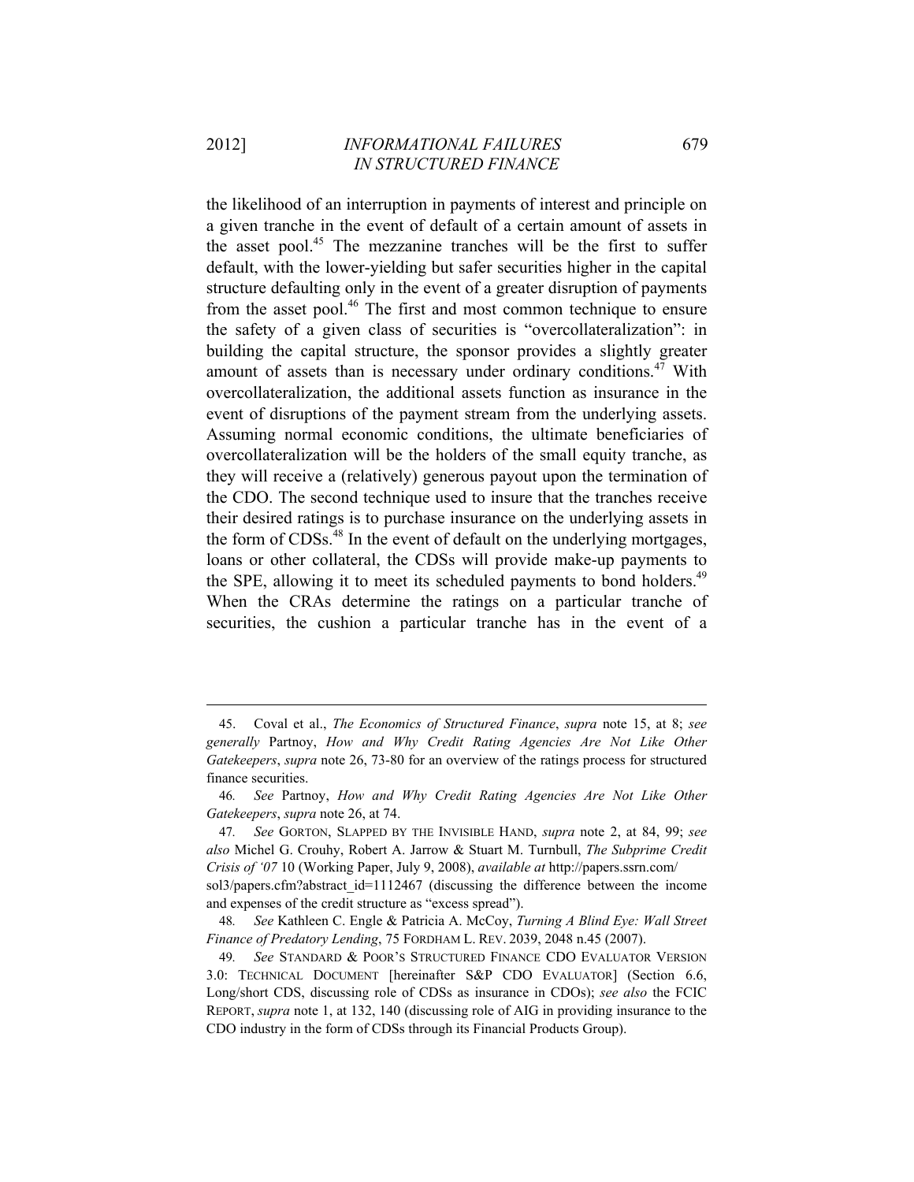the likelihood of an interruption in payments of interest and principle on a given tranche in the event of default of a certain amount of assets in the asset pool.[45] The mezzanine tranches will be the first to suffer default, with the lower-yielding but safer securities higher in the capital structure defaulting only in the event of a greater disruption of payments from the asset pool.[46] The first and most common technique to ensure the safety of a given class of securities is "overcollateralization": in building the capital structure, the sponsor provides a slightly greater amount of assets than is necessary under ordinary conditions.[47] With overcollateralization, the additional assets function as insurance in the event of disruptions of the payment stream from the underlying assets. Assuming normal economic conditions, the ultimate beneficiaries of overcollateralization will be the holders of the small equity tranche, as they will receive a (relatively) generous payout upon the termination of the CDO. The second technique used to insure that the tranches receive their desired ratings is to purchase insurance on the underlying assets in the form of CDSs.[48] In the event of default on the underlying mortgages, loans or other collateral, the CDSs will provide make-up payments to the SPE, allowing it to meet its scheduled payments to bond holders.[49] When the CRAs determine the ratings on a particular tranche of securities, the cushion a particular tranche has in the event of a

---

45. Coval et al., *The Economics of Structured Finance*, *supra* note 15, at 8; *see generally* Partnoy, *How and Why Credit Rating Agencies Are Not Like Other Gatekeepers*, *supra* note 26, 73-80 for an overview of the ratings process for structured finance securities.

46. *See* Partnoy, *How and Why Credit Rating Agencies Are Not Like Other Gatekeepers*, *supra* note 26, at 74.

47. *See* GORTON, SLAPPED BY THE INVISIBLE HAND, *supra* note 2, at 84, 99; *see also* Michel G. Crouhy, Robert A. Jarrow & Stuart M. Turnbull, *The Subprime Credit Crisis of '07* 10 (Working Paper, July 9, 2008), *available at* http://papers.ssrn.com/sol3/papers.cfm?abstract_id=1112467 (discussing the difference between the income and expenses of the credit structure as "excess spread").

48. *See* Kathleen C. Engle & Patricia A. McCoy, *Turning A Blind Eye: Wall Street Finance of Predatory Lending*, 75 FORDHAM L. REV. 2039, 2048 n.45 (2007).

49. *See* STANDARD & POOR'S STRUCTURED FINANCE CDO EVALUATOR VERSION 3.0: TECHNICAL DOCUMENT [hereinafter S&P CDO EVALUATOR] (Section 6.6, Long/short CDS, discussing role of CDSs as insurance in CDOs); *see also* the FCIC REPORT, *supra* note 1, at 132, 140 (discussing role of AIG in providing insurance to the CDO industry in the form of CDSs through its Financial Products Group).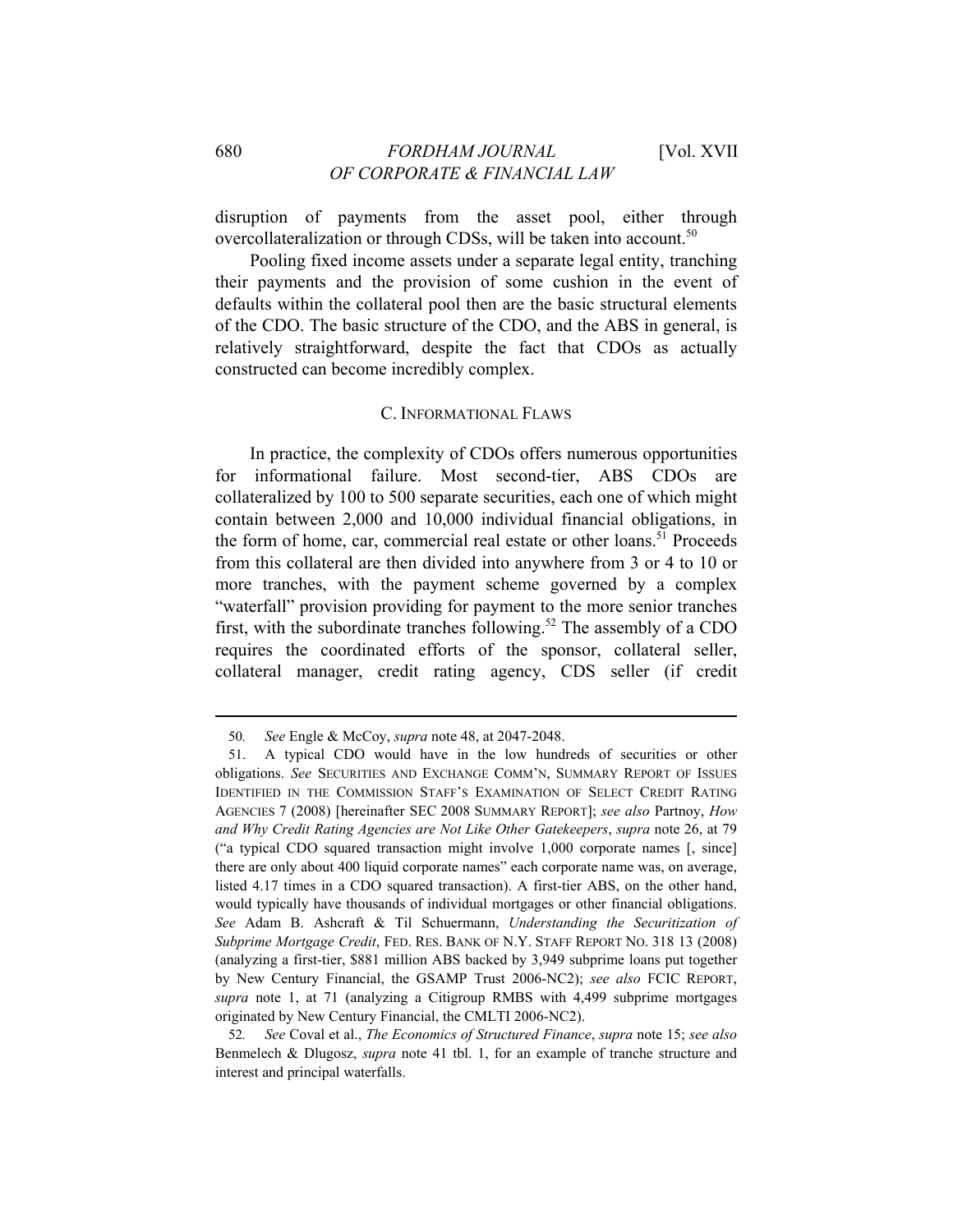disruption of payments from the asset pool, either through overcollateralization or through CDSs, will be taken into account.[50]

Pooling fixed income assets under a separate legal entity, tranching their payments and the provision of some cushion in the event of defaults within the collateral pool then are the basic structural elements of the CDO. The basic structure of the CDO, and the ABS in general, is relatively straightforward, despite the fact that CDOs as actually constructed can become incredibly complex.

### C. INFORMATIONAL FLAWS

In practice, the complexity of CDOs offers numerous opportunities for informational failure. Most second-tier, ABS CDOs are collateralized by 100 to 500 separate securities, each one of which might contain between 2,000 and 10,000 individual financial obligations, in the form of home, car, commercial real estate or other loans.[51] Proceeds from this collateral are then divided into anywhere from 3 or 4 to 10 or more tranches, with the payment scheme governed by a complex "waterfall" provision providing for payment to the more senior tranches first, with the subordinate tranches following.[52] The assembly of a CDO requires the coordinated efforts of the sponsor, collateral seller, collateral manager, credit rating agency, CDS seller (if credit

---

50. *See* Engle & McCoy, *supra* note 48, at 2047-2048.

51. A typical CDO would have in the low hundreds of securities or other obligations. *See* SECURITIES AND EXCHANGE COMM'N, SUMMARY REPORT OF ISSUES IDENTIFIED IN THE COMMISSION STAFF'S EXAMINATION OF SELECT CREDIT RATING AGENCIES 7 (2008) [hereinafter SEC 2008 SUMMARY REPORT]; *see also* Partnoy, *How and Why Credit Rating Agencies are Not Like Other Gatekeepers*, *supra* note 26, at 79 ("a typical CDO squared transaction might involve 1,000 corporate names [, since] there are only about 400 liquid corporate names" each corporate name was, on average, listed 4.17 times in a CDO squared transaction). A first-tier ABS, on the other hand, would typically have thousands of individual mortgages or other financial obligations. *See* Adam B. Ashcraft & Til Schuermann, *Understanding the Securitization of Subprime Mortgage Credit*, FED. RES. BANK OF N.Y. STAFF REPORT NO. 318 13 (2008) (analyzing a first-tier, $881 million ABS backed by 3,949 subprime loans put together by New Century Financial, the GSAMP Trust 2006-NC2); *see also* FCIC REPORT, *supra* note 1, at 71 (analyzing a Citigroup RMBS with 4,499 subprime mortgages originated by New Century Financial, the CMLTI 2006-NC2).

52. *See* Coval et al., *The Economics of Structured Finance*, *supra* note 15; *see also* Benmelech & Dlugosz, *supra* note 41 tbl. 1, for an example of tranche structure and interest and principal waterfalls.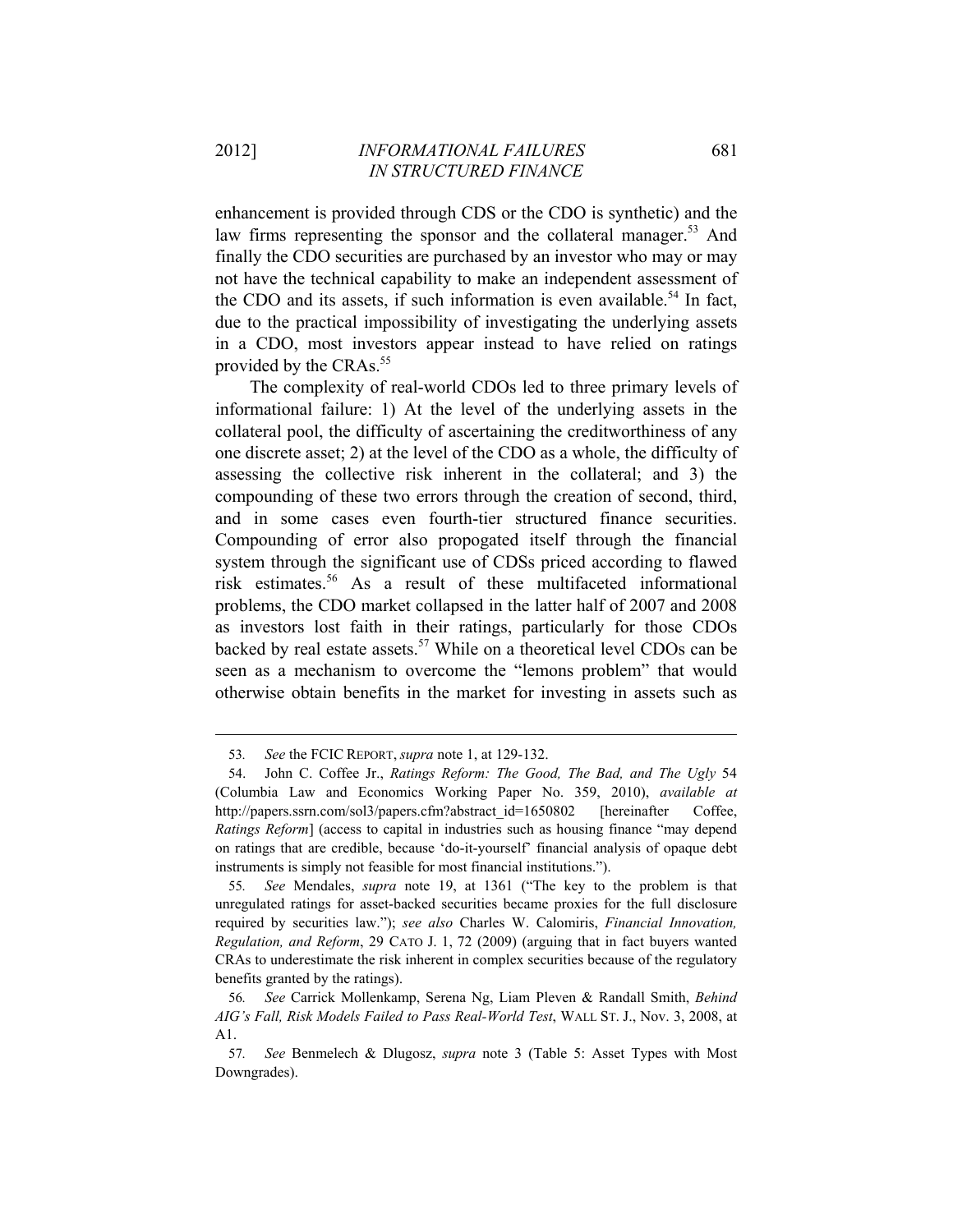enhancement is provided through CDS or the CDO is synthetic) and the law firms representing the sponsor and the collateral manager.[53] And finally the CDO securities are purchased by an investor who may or may not have the technical capability to make an independent assessment of the CDO and its assets, if such information is even available.[54] In fact, due to the practical impossibility of investigating the underlying assets in a CDO, most investors appear instead to have relied on ratings provided by the CRAs.[55]

The complexity of real-world CDOs led to three primary levels of informational failure: 1) At the level of the underlying assets in the collateral pool, the difficulty of ascertaining the creditworthiness of any one discrete asset; 2) at the level of the CDO as a whole, the difficulty of assessing the collective risk inherent in the collateral; and 3) the compounding of these two errors through the creation of second, third, and in some cases even fourth-tier structured finance securities. Compounding of error also propogated itself through the financial system through the significant use of CDSs priced according to flawed risk estimates.[56] As a result of these multifaceted informational problems, the CDO market collapsed in the latter half of 2007 and 2008 as investors lost faith in their ratings, particularly for those CDOs backed by real estate assets.[57] While on a theoretical level CDOs can be seen as a mechanism to overcome the "lemons problem" that would otherwise obtain benefits in the market for investing in assets such as

---

53. *See* the FCIC REPORT, *supra* note 1, at 129-132.

54. John C. Coffee Jr., *Ratings Reform: The Good, The Bad, and The Ugly* 54 (Columbia Law and Economics Working Paper No. 359, 2010), *available at* http://papers.ssrn.com/sol3/papers.cfm?abstract_id=1650802 [hereinafter Coffee, *Ratings Reform*] (access to capital in industries such as housing finance "may depend on ratings that are credible, because 'do-it-yourself' financial analysis of opaque debt instruments is simply not feasible for most financial institutions.").

55. *See* Mendales, *supra* note 19, at 1361 ("The key to the problem is that unregulated ratings for asset-backed securities became proxies for the full disclosure required by securities law."); *see also* Charles W. Calomiris, *Financial Innovation, Regulation, and Reform*, 29 CATO J. 1, 72 (2009) (arguing that in fact buyers wanted CRAs to underestimate the risk inherent in complex securities because of the regulatory benefits granted by the ratings).

56. *See* Carrick Mollenkamp, Serena Ng, Liam Pleven & Randall Smith, *Behind AIG's Fall, Risk Models Failed to Pass Real-World Test*, WALL ST. J., Nov. 3, 2008, at A1.

57. *See* Benmelech & Dlugosz, *supra* note 3 (Table 5: Asset Types with Most Downgrades).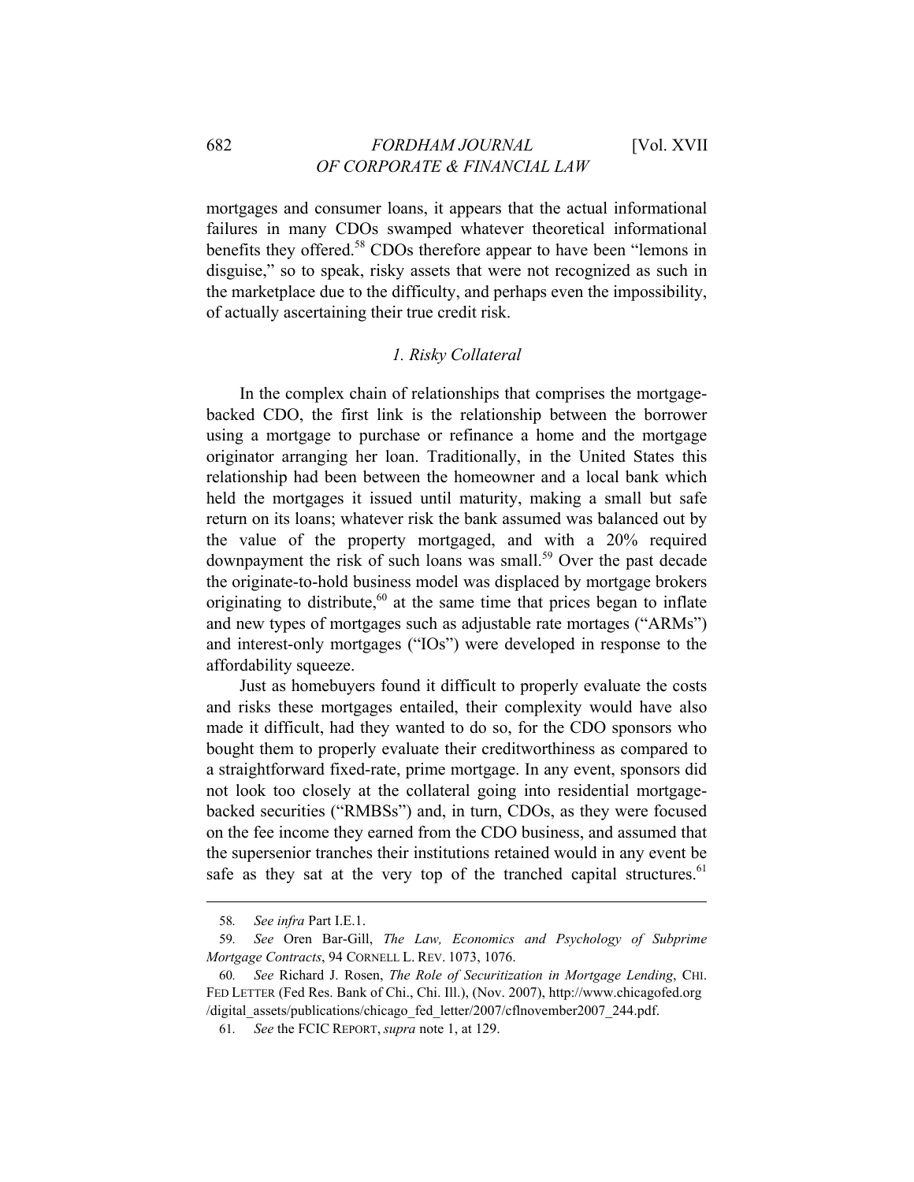mortgages and consumer loans, it appears that the actual informational failures in many CDOs swamped whatever theoretical informational benefits they offered.[58] CDOs therefore appear to have been "lemons in disguise," so to speak, risky assets that were not recognized as such in the marketplace due to the difficulty, and perhaps even the impossibility, of actually ascertaining their true credit risk.

### *1. Risky Collateral*

In the complex chain of relationships that comprises the mortgage-backed CDO, the first link is the relationship between the borrower using a mortgage to purchase or refinance a home and the mortgage originator arranging her loan. Traditionally, in the United States this relationship had been between the homeowner and a local bank which held the mortgages it issued until maturity, making a small but safe return on its loans; whatever risk the bank assumed was balanced out by the value of the property mortgaged, and with a 20% required downpayment the risk of such loans was small.[59] Over the past decade the originate-to-hold business model was displaced by mortgage brokers originating to distribute,[60] at the same time that prices began to inflate and new types of mortgages such as adjustable rate mortages ("ARMs") and interest-only mortgages ("IOs") were developed in response to the affordability squeeze.

Just as homebuyers found it difficult to properly evaluate the costs and risks these mortgages entailed, their complexity would have also made it difficult, had they wanted to do so, for the CDO sponsors who bought them to properly evaluate their creditworthiness as compared to a straightforward fixed-rate, prime mortgage. In any event, sponsors did not look too closely at the collateral going into residential mortgage-backed securities ("RMBSs") and, in turn, CDOs, as they were focused on the fee income they earned from the CDO business, and assumed that the supersenior tranches their institutions retained would in any event be safe as they sat at the very top of the tranched capital structures.[61]

---

58. *See infra* Part I.E.1.

59. *See* Oren Bar-Gill, *The Law, Economics and Psychology of Subprime Mortgage Contracts*, 94 CORNELL L. REV. 1073, 1076.

60. *See* Richard J. Rosen, *The Role of Securitization in Mortgage Lending*, CHI. FED LETTER (Fed Res. Bank of Chi., Chi. Ill.), (Nov. 2007), http://www.chicagofed.org /digital_assets/publications/chicago_fed_letter/2007/cflnovember2007_244.pdf.

61. *See* the FCIC REPORT, *supra* note 1, at 129.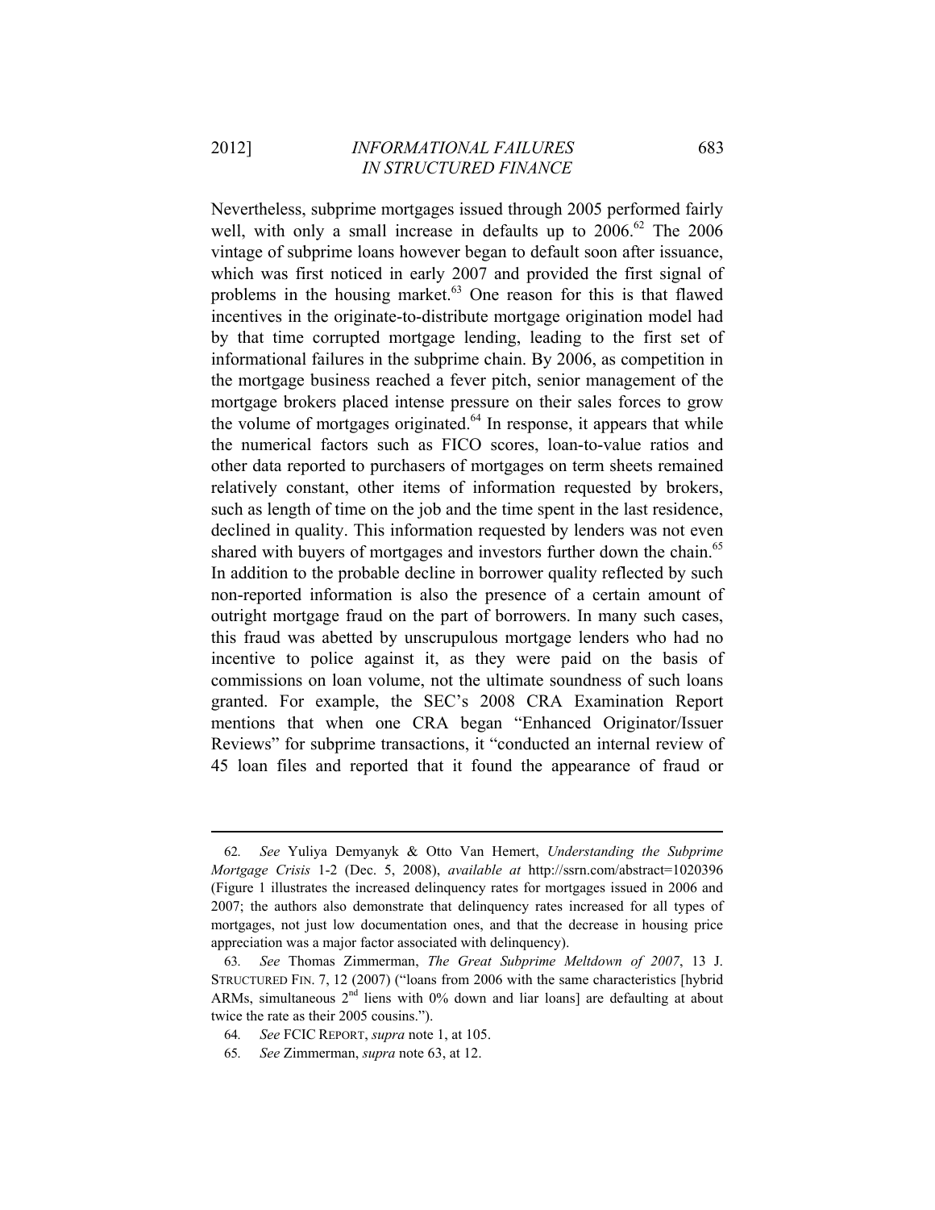Nevertheless, subprime mortgages issued through 2005 performed fairly well, with only a small increase in defaults up to 2006.[62] The 2006 vintage of subprime loans however began to default soon after issuance, which was first noticed in early 2007 and provided the first signal of problems in the housing market.[63] One reason for this is that flawed incentives in the originate-to-distribute mortgage origination model had by that time corrupted mortgage lending, leading to the first set of informational failures in the subprime chain. By 2006, as competition in the mortgage business reached a fever pitch, senior management of the mortgage brokers placed intense pressure on their sales forces to grow the volume of mortgages originated.[64] In response, it appears that while the numerical factors such as FICO scores, loan-to-value ratios and other data reported to purchasers of mortgages on term sheets remained relatively constant, other items of information requested by brokers, such as length of time on the job and the time spent in the last residence, declined in quality. This information requested by lenders was not even shared with buyers of mortgages and investors further down the chain.[65] In addition to the probable decline in borrower quality reflected by such non-reported information is also the presence of a certain amount of outright mortgage fraud on the part of borrowers. In many such cases, this fraud was abetted by unscrupulous mortgage lenders who had no incentive to police against it, as they were paid on the basis of commissions on loan volume, not the ultimate soundness of such loans granted. For example, the SEC's 2008 CRA Examination Report mentions that when one CRA began "Enhanced Originator/Issuer Reviews" for subprime transactions, it "conducted an internal review of 45 loan files and reported that it found the appearance of fraud or

---

62. *See* Yuliya Demyanyk & Otto Van Hemert, *Understanding the Subprime Mortgage Crisis* 1-2 (Dec. 5, 2008), *available at* http://ssrn.com/abstract=1020396 (Figure 1 illustrates the increased delinquency rates for mortgages issued in 2006 and 2007; the authors also demonstrate that delinquency rates increased for all types of mortgages, not just low documentation ones, and that the decrease in housing price appreciation was a major factor associated with delinquency).

63. *See* Thomas Zimmerman, *The Great Subprime Meltdown of 2007*, 13 J. STRUCTURED FIN. 7, 12 (2007) ("loans from 2006 with the same characteristics [hybrid ARMs, simultaneous 2nd liens with 0% down and liar loans] are defaulting at about twice the rate as their 2005 cousins.").

64. *See* FCIC REPORT, *supra* note 1, at 105.

65. *See* Zimmerman, *supra* note 63, at 12.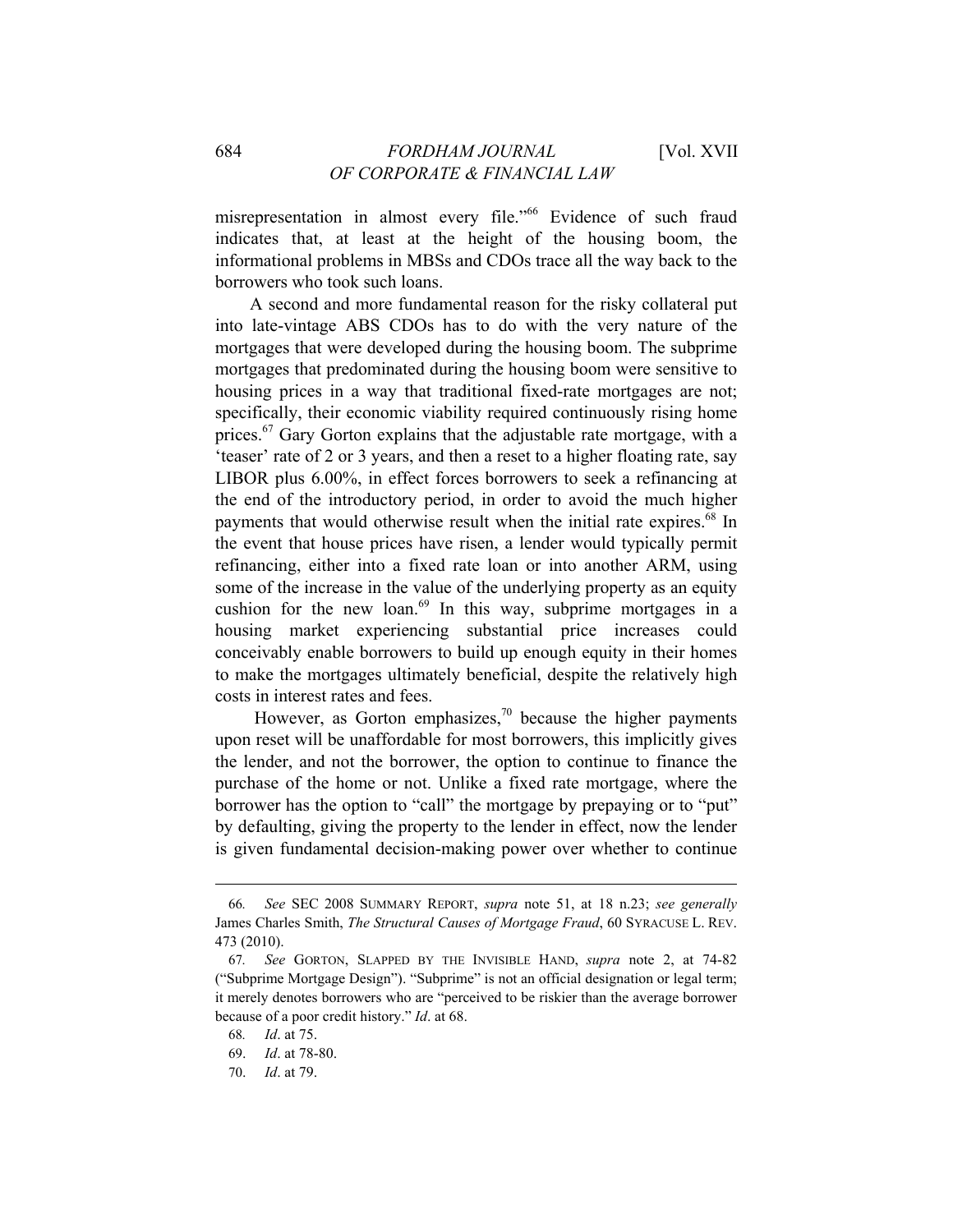misrepresentation in almost every file."[66] Evidence of such fraud indicates that, at least at the height of the housing boom, the informational problems in MBSs and CDOs trace all the way back to the borrowers who took such loans.

A second and more fundamental reason for the risky collateral put into late-vintage ABS CDOs has to do with the very nature of the mortgages that were developed during the housing boom. The subprime mortgages that predominated during the housing boom were sensitive to housing prices in a way that traditional fixed-rate mortgages are not; specifically, their economic viability required continuously rising home prices.[67] Gary Gorton explains that the adjustable rate mortgage, with a 'teaser' rate of 2 or 3 years, and then a reset to a higher floating rate, say LIBOR plus 6.00%, in effect forces borrowers to seek a refinancing at the end of the introductory period, in order to avoid the much higher payments that would otherwise result when the initial rate expires.[68] In the event that house prices have risen, a lender would typically permit refinancing, either into a fixed rate loan or into another ARM, using some of the increase in the value of the underlying property as an equity cushion for the new loan.[69] In this way, subprime mortgages in a housing market experiencing substantial price increases could conceivably enable borrowers to build up enough equity in their homes to make the mortgages ultimately beneficial, despite the relatively high costs in interest rates and fees.

However, as Gorton emphasizes,[70] because the higher payments upon reset will be unaffordable for most borrowers, this implicitly gives the lender, and not the borrower, the option to continue to finance the purchase of the home or not. Unlike a fixed rate mortgage, where the borrower has the option to "call" the mortgage by prepaying or to "put" by defaulting, giving the property to the lender in effect, now the lender is given fundamental decision-making power over whether to continue

---

66. *See* SEC 2008 SUMMARY REPORT, *supra* note 51, at 18 n.23; *see generally* James Charles Smith, *The Structural Causes of Mortgage Fraud*, 60 SYRACUSE L. REV. 473 (2010).

67. *See* GORTON, SLAPPED BY THE INVISIBLE HAND, *supra* note 2, at 74-82 ("Subprime Mortgage Design"). "Subprime" is not an official designation or legal term; it merely denotes borrowers who are "perceived to be riskier than the average borrower because of a poor credit history." *Id*. at 68.

68. *Id*. at 75.

69. *Id*. at 78-80.

70. *Id*. at 79.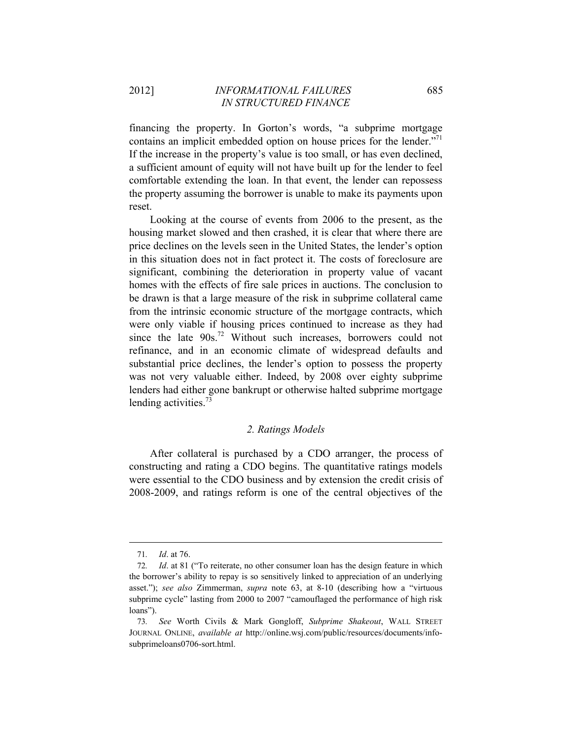financing the property. In Gorton's words, "a subprime mortgage contains an implicit embedded option on house prices for the lender."[71] If the increase in the property's value is too small, or has even declined, a sufficient amount of equity will not have built up for the lender to feel comfortable extending the loan. In that event, the lender can repossess the property assuming the borrower is unable to make its payments upon reset.

Looking at the course of events from 2006 to the present, as the housing market slowed and then crashed, it is clear that where there are price declines on the levels seen in the United States, the lender's option in this situation does not in fact protect it. The costs of foreclosure are significant, combining the deterioration in property value of vacant homes with the effects of fire sale prices in auctions. The conclusion to be drawn is that a large measure of the risk in subprime collateral came from the intrinsic economic structure of the mortgage contracts, which were only viable if housing prices continued to increase as they had since the late 90s.[72] Without such increases, borrowers could not refinance, and in an economic climate of widespread defaults and substantial price declines, the lender's option to possess the property was not very valuable either. Indeed, by 2008 over eighty subprime lenders had either gone bankrupt or otherwise halted subprime mortgage lending activities.[73]

### *2. Ratings Models*

After collateral is purchased by a CDO arranger, the process of constructing and rating a CDO begins. The quantitative ratings models were essential to the CDO business and by extension the credit crisis of 2008-2009, and ratings reform is one of the central objectives of the

---

71. *Id*. at 76.

72. *Id*. at 81 ("To reiterate, no other consumer loan has the design feature in which the borrower's ability to repay is so sensitively linked to appreciation of an underlying asset."); *see also* Zimmerman, *supra* note 63, at 8-10 (describing how a "virtuous subprime cycle" lasting from 2000 to 2007 "camouflaged the performance of high risk loans").

73. *See* Worth Civils & Mark Gongloff, *Subprime Shakeout*, WALL STREET JOURNAL ONLINE, *available at* http://online.wsj.com/public/resources/documents/info-subprimeloans0706-sort.html.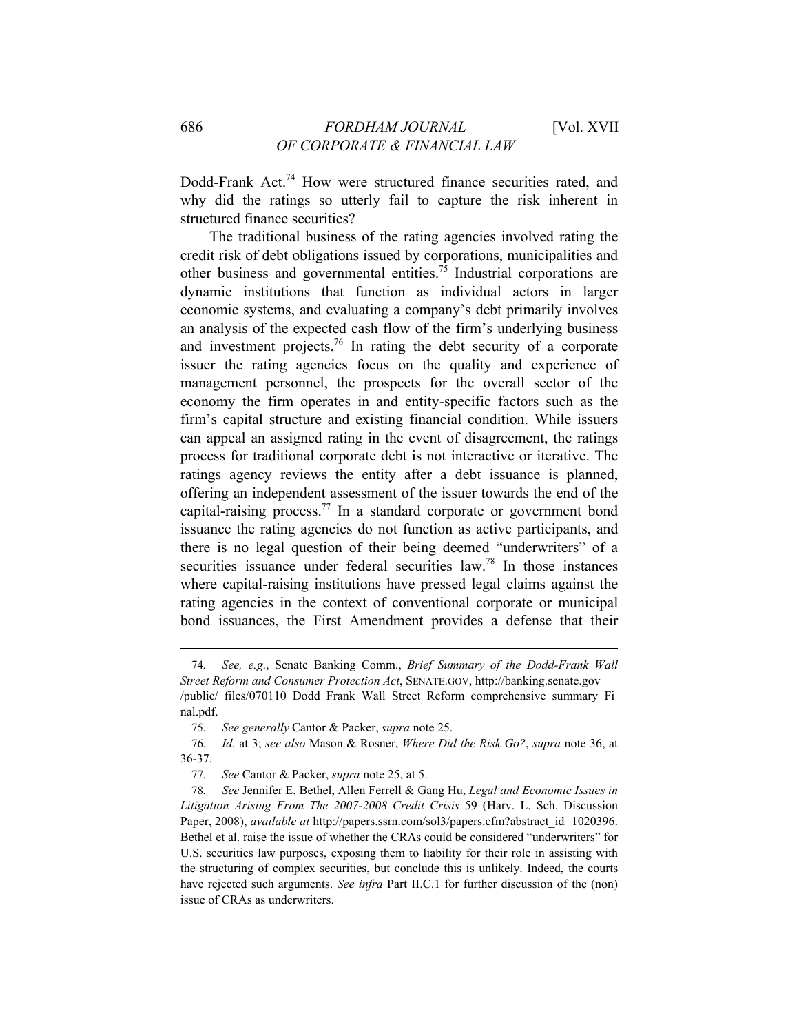Dodd-Frank Act.[74] How were structured finance securities rated, and why did the ratings so utterly fail to capture the risk inherent in structured finance securities?

The traditional business of the rating agencies involved rating the credit risk of debt obligations issued by corporations, municipalities and other business and governmental entities.[75] Industrial corporations are dynamic institutions that function as individual actors in larger economic systems, and evaluating a company's debt primarily involves an analysis of the expected cash flow of the firm's underlying business and investment projects.[76] In rating the debt security of a corporate issuer the rating agencies focus on the quality and experience of management personnel, the prospects for the overall sector of the economy the firm operates in and entity-specific factors such as the firm's capital structure and existing financial condition. While issuers can appeal an assigned rating in the event of disagreement, the ratings process for traditional corporate debt is not interactive or iterative. The ratings agency reviews the entity after a debt issuance is planned, offering an independent assessment of the issuer towards the end of the capital-raising process.[77] In a standard corporate or government bond issuance the rating agencies do not function as active participants, and there is no legal question of their being deemed "underwriters" of a securities issuance under federal securities law.[78] In those instances where capital-raising institutions have pressed legal claims against the rating agencies in the context of conventional corporate or municipal bond issuances, the First Amendment provides a defense that their

---

74. *See, e.g.*, Senate Banking Comm., *Brief Summary of the Dodd-Frank Wall Street Reform and Consumer Protection Act*, SENATE.GOV, http://banking.senate.gov /public/_files/070110_Dodd_Frank_Wall_Street_Reform_comprehensive_summary_Final.pdf.

75. *See generally* Cantor & Packer, *supra* note 25.

76. *Id.* at 3; *see also* Mason & Rosner, *Where Did the Risk Go?*, *supra* note 36, at 36-37.

77. *See* Cantor & Packer, *supra* note 25, at 5.

78. *See* Jennifer E. Bethel, Allen Ferrell & Gang Hu, *Legal and Economic Issues in Litigation Arising From The 2007-2008 Credit Crisis* 59 (Harv. L. Sch. Discussion Paper, 2008), *available at* http://papers.ssrn.com/sol3/papers.cfm?abstract_id=1020396. Bethel et al. raise the issue of whether the CRAs could be considered "underwriters" for U.S. securities law purposes, exposing them to liability for their role in assisting with the structuring of complex securities, but conclude this is unlikely. Indeed, the courts have rejected such arguments. *See infra* Part II.C.1 for further discussion of the (non) issue of CRAs as underwriters.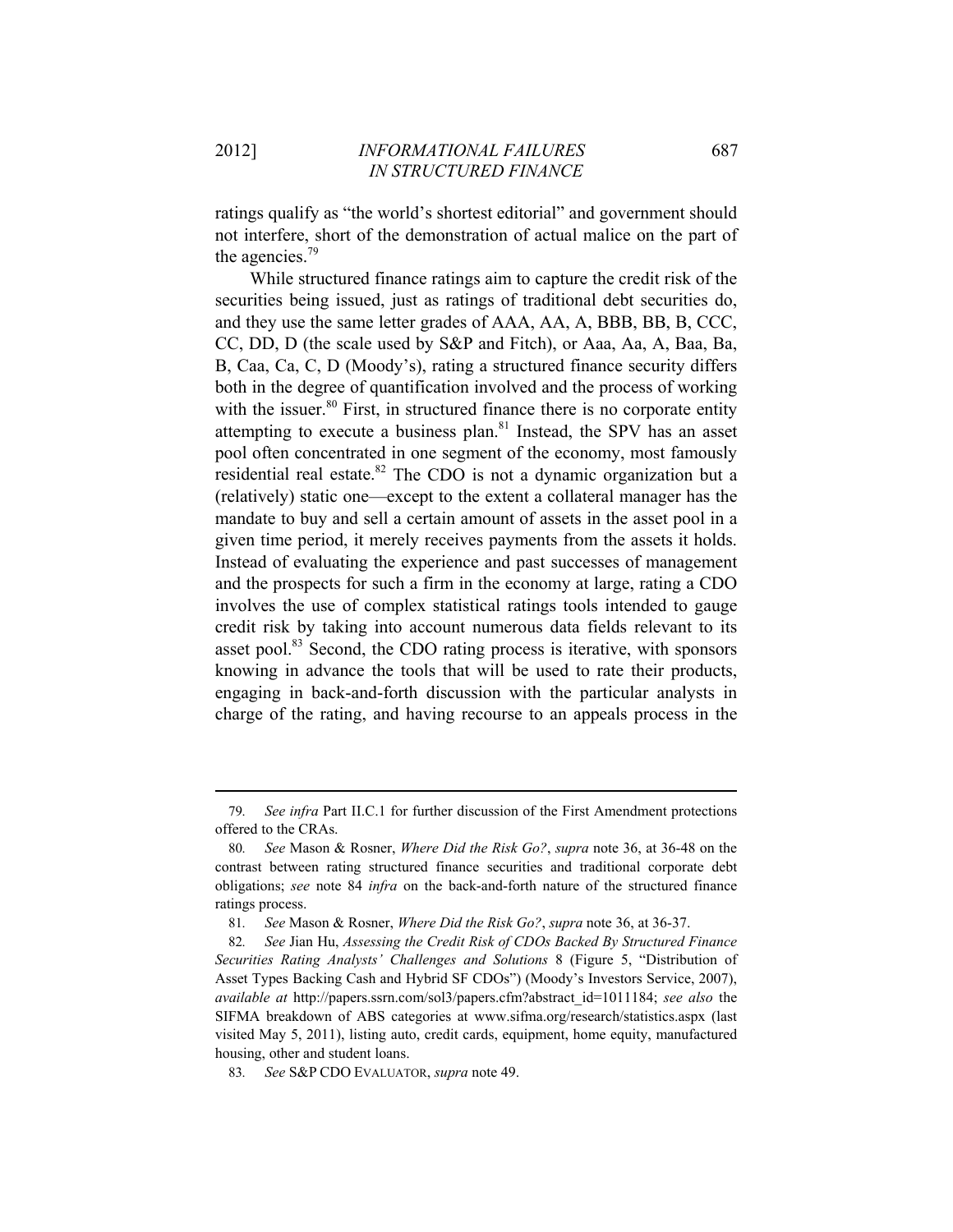ratings qualify as "the world's shortest editorial" and government should not interfere, short of the demonstration of actual malice on the part of the agencies.[79]

While structured finance ratings aim to capture the credit risk of the securities being issued, just as ratings of traditional debt securities do, and they use the same letter grades of AAA, AA, A, BBB, BB, B, CCC, CC, DD, D (the scale used by S&P and Fitch), or Aaa, Aa, A, Baa, Ba, B, Caa, Ca, C, D (Moody's), rating a structured finance security differs both in the degree of quantification involved and the process of working with the issuer.[80] First, in structured finance there is no corporate entity attempting to execute a business plan.[81] Instead, the SPV has an asset pool often concentrated in one segment of the economy, most famously residential real estate.[82] The CDO is not a dynamic organization but a (relatively) static one—except to the extent a collateral manager has the mandate to buy and sell a certain amount of assets in the asset pool in a given time period, it merely receives payments from the assets it holds. Instead of evaluating the experience and past successes of management and the prospects for such a firm in the economy at large, rating a CDO involves the use of complex statistical ratings tools intended to gauge credit risk by taking into account numerous data fields relevant to its asset pool.[83] Second, the CDO rating process is iterative, with sponsors knowing in advance the tools that will be used to rate their products, engaging in back-and-forth discussion with the particular analysts in charge of the rating, and having recourse to an appeals process in the

---

79. *See infra* Part II.C.1 for further discussion of the First Amendment protections offered to the CRAs.

80. *See* Mason & Rosner, *Where Did the Risk Go?*, *supra* note 36, at 36-48 on the contrast between rating structured finance securities and traditional corporate debt obligations; *see* note 84 *infra* on the back-and-forth nature of the structured finance ratings process.

81. *See* Mason & Rosner, *Where Did the Risk Go?*, *supra* note 36, at 36-37.

82. *See* Jian Hu, *Assessing the Credit Risk of CDOs Backed By Structured Finance Securities Rating Analysts' Challenges and Solutions* 8 (Figure 5, "Distribution of Asset Types Backing Cash and Hybrid SF CDOs") (Moody's Investors Service, 2007), *available at* http://papers.ssrn.com/sol3/papers.cfm?abstract_id=1011184; *see also* the SIFMA breakdown of ABS categories at www.sifma.org/research/statistics.aspx (last visited May 5, 2011), listing auto, credit cards, equipment, home equity, manufactured housing, other and student loans.

83. *See* S&P CDO EVALUATOR, *supra* note 49.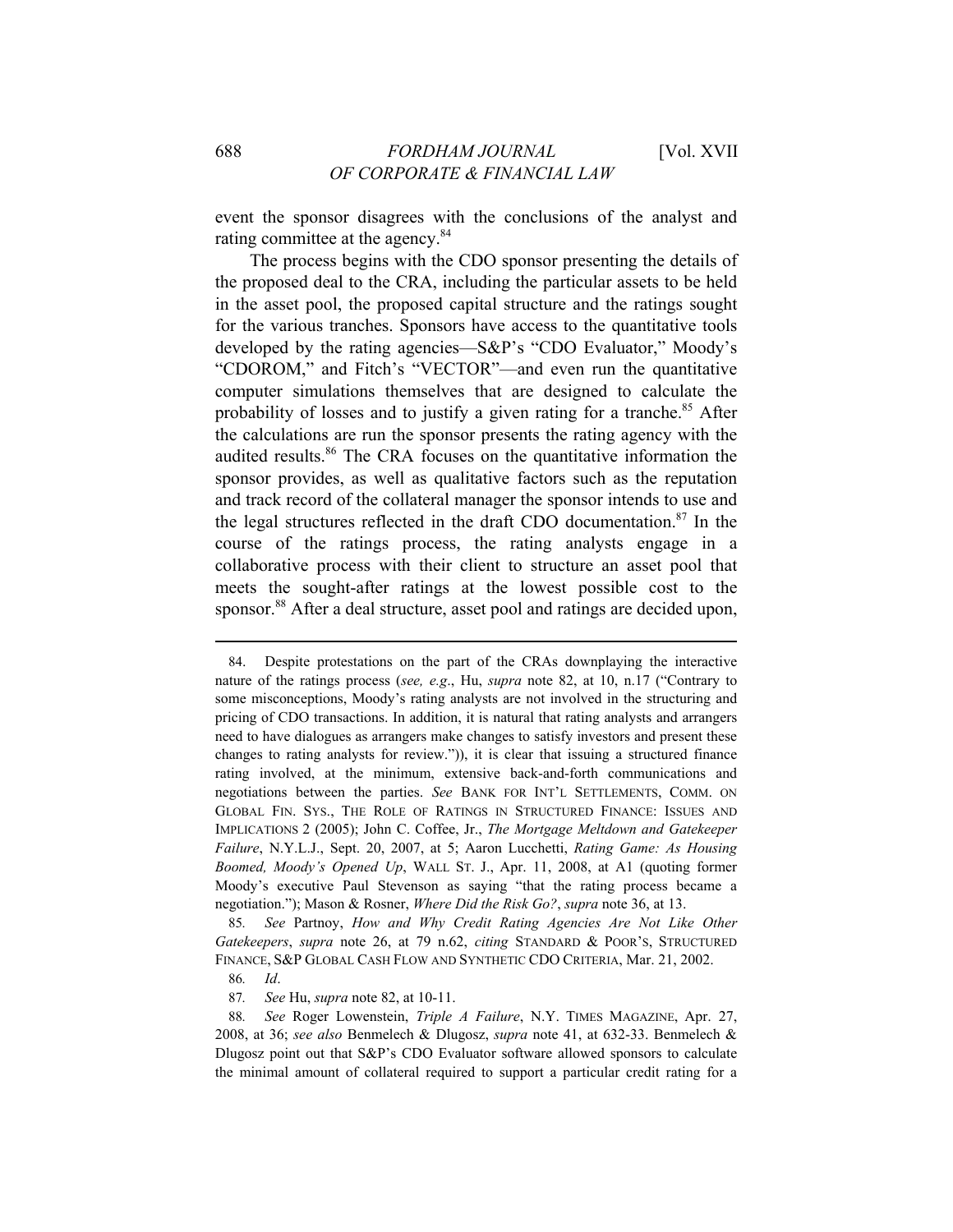event the sponsor disagrees with the conclusions of the analyst and rating committee at the agency.[84]

The process begins with the CDO sponsor presenting the details of the proposed deal to the CRA, including the particular assets to be held in the asset pool, the proposed capital structure and the ratings sought for the various tranches. Sponsors have access to the quantitative tools developed by the rating agencies—S&P's "CDO Evaluator," Moody's "CDOROM," and Fitch's "VECTOR"—and even run the quantitative computer simulations themselves that are designed to calculate the probability of losses and to justify a given rating for a tranche.[85] After the calculations are run the sponsor presents the rating agency with the audited results.[86] The CRA focuses on the quantitative information the sponsor provides, as well as qualitative factors such as the reputation and track record of the collateral manager the sponsor intends to use and the legal structures reflected in the draft CDO documentation.[87] In the course of the ratings process, the rating analysts engage in a collaborative process with their client to structure an asset pool that meets the sought-after ratings at the lowest possible cost to the sponsor.[88] After a deal structure, asset pool and ratings are decided upon,

---

84. Despite protestations on the part of the CRAs downplaying the interactive nature of the ratings process (*see, e.g*., Hu, *supra* note 82, at 10, n.17 ("Contrary to some misconceptions, Moody's rating analysts are not involved in the structuring and pricing of CDO transactions. In addition, it is natural that rating analysts and arrangers need to have dialogues as arrangers make changes to satisfy investors and present these changes to rating analysts for review.")), it is clear that issuing a structured finance rating involved, at the minimum, extensive back-and-forth communications and negotiations between the parties. *See* BANK FOR INT'L SETTLEMENTS, COMM. ON GLOBAL FIN. SYS., THE ROLE OF RATINGS IN STRUCTURED FINANCE: ISSUES AND IMPLICATIONS 2 (2005); John C. Coffee, Jr., *The Mortgage Meltdown and Gatekeeper Failure*, N.Y.L.J., Sept. 20, 2007, at 5; Aaron Lucchetti, *Rating Game: As Housing Boomed, Moody's Opened Up*, WALL ST. J., Apr. 11, 2008, at A1 (quoting former Moody's executive Paul Stevenson as saying "that the rating process became a negotiation."); Mason & Rosner, *Where Did the Risk Go?*, *supra* note 36, at 13.

85. *See* Partnoy, *How and Why Credit Rating Agencies Are Not Like Other Gatekeepers*, *supra* note 26, at 79 n.62, *citing* STANDARD & POOR'S, STRUCTURED FINANCE, S&P GLOBAL CASH FLOW AND SYNTHETIC CDO CRITERIA, Mar. 21, 2002.

86. *Id*.

87. *See* Hu, *supra* note 82, at 10-11.

88. *See* Roger Lowenstein, *Triple A Failure*, N.Y. TIMES MAGAZINE, Apr. 27, 2008, at 36; *see also* Benmelech & Dlugosz, *supra* note 41, at 632-33. Benmelech & Dlugosz point out that S&P's CDO Evaluator software allowed sponsors to calculate the minimal amount of collateral required to support a particular credit rating for a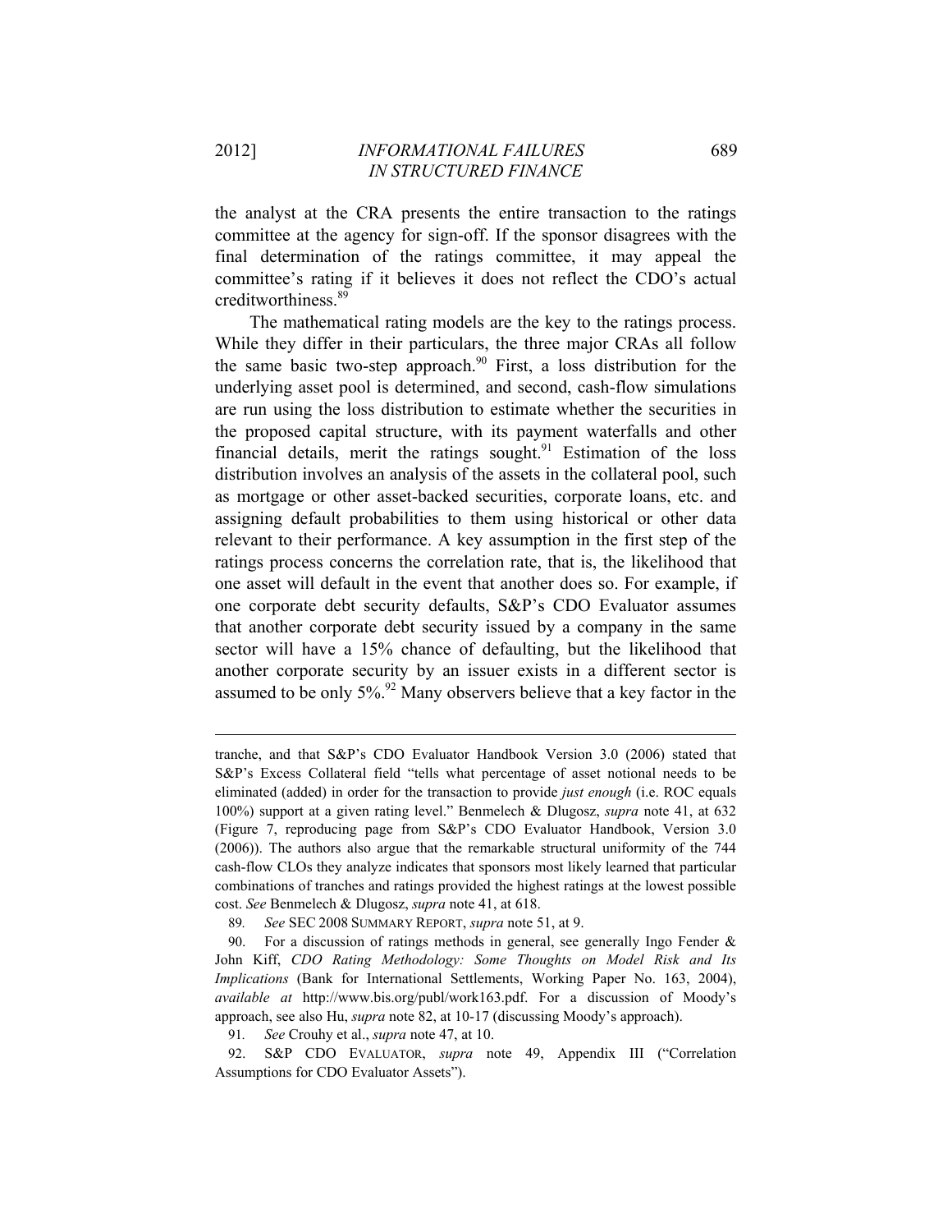the analyst at the CRA presents the entire transaction to the ratings committee at the agency for sign-off. If the sponsor disagrees with the final determination of the ratings committee, it may appeal the committee's rating if it believes it does not reflect the CDO's actual creditworthiness.[89]

The mathematical rating models are the key to the ratings process. While they differ in their particulars, the three major CRAs all follow the same basic two-step approach.[90] First, a loss distribution for the underlying asset pool is determined, and second, cash-flow simulations are run using the loss distribution to estimate whether the securities in the proposed capital structure, with its payment waterfalls and other financial details, merit the ratings sought.[91] Estimation of the loss distribution involves an analysis of the assets in the collateral pool, such as mortgage or other asset-backed securities, corporate loans, etc. and assigning default probabilities to them using historical or other data relevant to their performance. A key assumption in the first step of the ratings process concerns the correlation rate, that is, the likelihood that one asset will default in the event that another does so. For example, if one corporate debt security defaults, S&P's CDO Evaluator assumes that another corporate debt security issued by a company in the same sector will have a 15% chance of defaulting, but the likelihood that another corporate security by an issuer exists in a different sector is assumed to be only 5%.[92] Many observers believe that a key factor in the

---

tranche, and that S&P's CDO Evaluator Handbook Version 3.0 (2006) stated that S&P's Excess Collateral field "tells what percentage of asset notional needs to be eliminated (added) in order for the transaction to provide *just enough* (i.e. ROC equals 100%) support at a given rating level." Benmelech & Dlugosz, *supra* note 41, at 632 (Figure 7, reproducing page from S&P's CDO Evaluator Handbook, Version 3.0 (2006)). The authors also argue that the remarkable structural uniformity of the 744 cash-flow CLOs they analyze indicates that sponsors most likely learned that particular combinations of tranches and ratings provided the highest ratings at the lowest possible cost. *See* Benmelech & Dlugosz, *supra* note 41, at 618.

89. *See* SEC 2008 SUMMARY REPORT, *supra* note 51, at 9.

90. For a discussion of ratings methods in general, see generally Ingo Fender & John Kiff, *CDO Rating Methodology: Some Thoughts on Model Risk and Its Implications* (Bank for International Settlements, Working Paper No. 163, 2004), *available at* http://www.bis.org/publ/work163.pdf. For a discussion of Moody's approach, see also Hu, *supra* note 82, at 10-17 (discussing Moody's approach).

91. *See* Crouhy et al., *supra* note 47, at 10.

92. S&P CDO EVALUATOR, *supra* note 49, Appendix III ("Correlation Assumptions for CDO Evaluator Assets").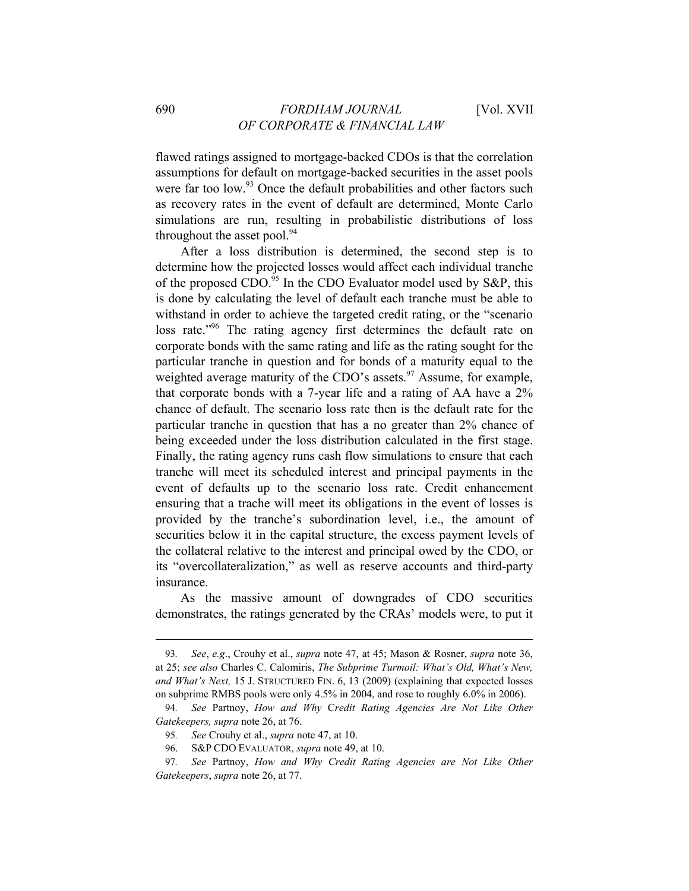flawed ratings assigned to mortgage-backed CDOs is that the correlation assumptions for default on mortgage-backed securities in the asset pools were far too low.[93] Once the default probabilities and other factors such as recovery rates in the event of default are determined, Monte Carlo simulations are run, resulting in probabilistic distributions of loss throughout the asset pool.[94]

After a loss distribution is determined, the second step is to determine how the projected losses would affect each individual tranche of the proposed CDO.[95] In the CDO Evaluator model used by S&P, this is done by calculating the level of default each tranche must be able to withstand in order to achieve the targeted credit rating, or the "scenario loss rate."[96] The rating agency first determines the default rate on corporate bonds with the same rating and life as the rating sought for the particular tranche in question and for bonds of a maturity equal to the weighted average maturity of the CDO's assets.[97] Assume, for example, that corporate bonds with a 7-year life and a rating of AA have a 2% chance of default. The scenario loss rate then is the default rate for the particular tranche in question that has a no greater than 2% chance of being exceeded under the loss distribution calculated in the first stage. Finally, the rating agency runs cash flow simulations to ensure that each tranche will meet its scheduled interest and principal payments in the event of defaults up to the scenario loss rate. Credit enhancement ensuring that a trache will meet its obligations in the event of losses is provided by the tranche's subordination level, i.e., the amount of securities below it in the capital structure, the excess payment levels of the collateral relative to the interest and principal owed by the CDO, or its "overcollateralization," as well as reserve accounts and third-party insurance.

As the massive amount of downgrades of CDO securities demonstrates, the ratings generated by the CRAs' models were, to put it

---

93. *See*, *e.g*., Crouhy et al., *supra* note 47, at 45; Mason & Rosner, *supra* note 36, at 25; *see also* Charles C. Calomiris, *The Subprime Turmoil: What's Old, What's New, and What's Next,* 15 J. STRUCTURED FIN. 6, 13 (2009) (explaining that expected losses on subprime RMBS pools were only 4.5% in 2004, and rose to roughly 6.0% in 2006).

94. *See* Partnoy, *How and Why Credit Rating Agencies Are Not Like Other Gatekeepers, supra* note 26, at 76.

95. *See* Crouhy et al., *supra* note 47, at 10.

96. S&P CDO EVALUATOR, *supra* note 49, at 10.

97. *See* Partnoy, *How and Why Credit Rating Agencies are Not Like Other Gatekeepers*, *supra* note 26, at 77.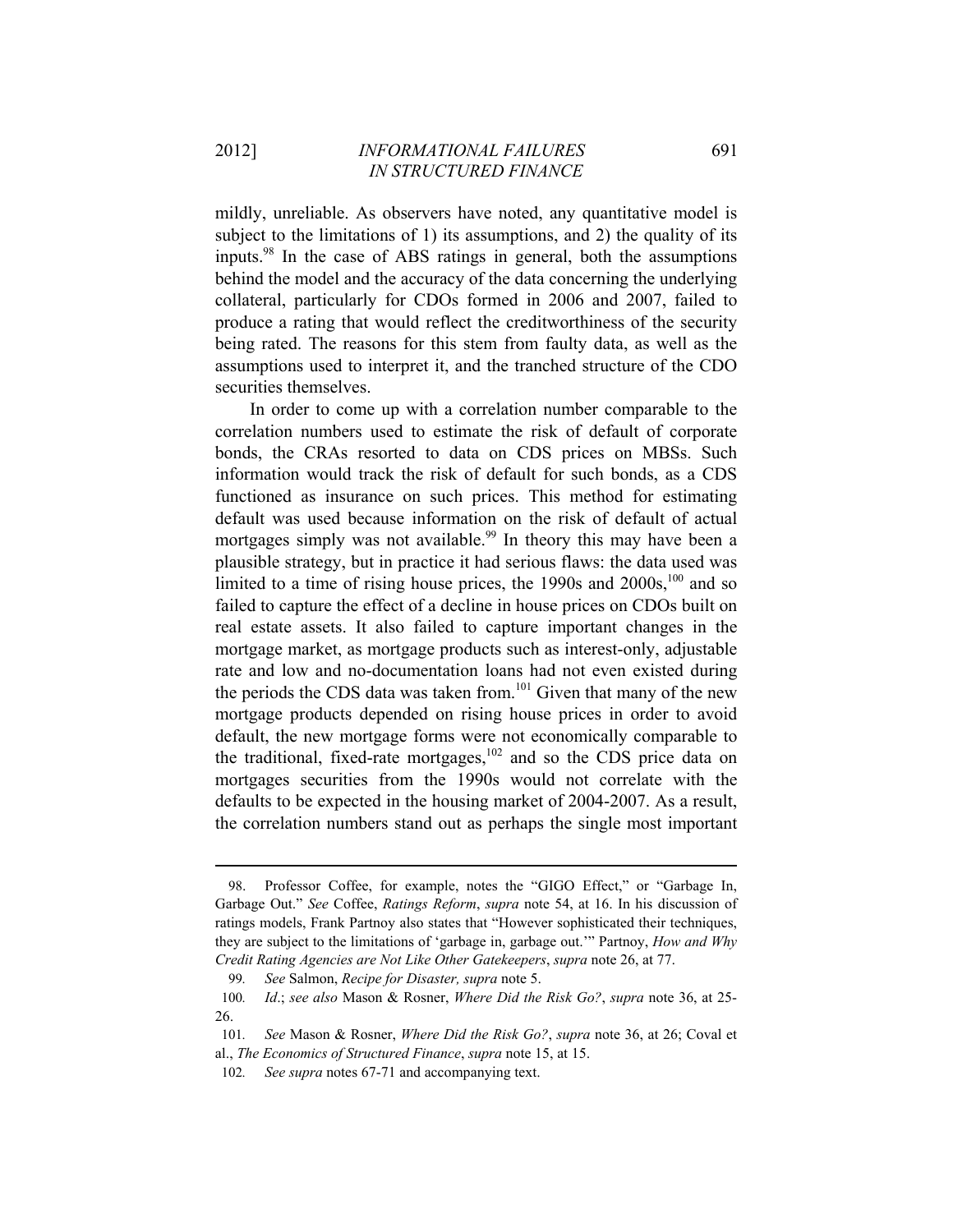mildly, unreliable. As observers have noted, any quantitative model is subject to the limitations of 1) its assumptions, and 2) the quality of its inputs.[98] In the case of ABS ratings in general, both the assumptions behind the model and the accuracy of the data concerning the underlying collateral, particularly for CDOs formed in 2006 and 2007, failed to produce a rating that would reflect the creditworthiness of the security being rated. The reasons for this stem from faulty data, as well as the assumptions used to interpret it, and the tranched structure of the CDO securities themselves.

In order to come up with a correlation number comparable to the correlation numbers used to estimate the risk of default of corporate bonds, the CRAs resorted to data on CDS prices on MBSs. Such information would track the risk of default for such bonds, as a CDS functioned as insurance on such prices. This method for estimating default was used because information on the risk of default of actual mortgages simply was not available.[99] In theory this may have been a plausible strategy, but in practice it had serious flaws: the data used was limited to a time of rising house prices, the 1990s and 2000s,[100] and so failed to capture the effect of a decline in house prices on CDOs built on real estate assets. It also failed to capture important changes in the mortgage market, as mortgage products such as interest-only, adjustable rate and low and no-documentation loans had not even existed during the periods the CDS data was taken from.[101] Given that many of the new mortgage products depended on rising house prices in order to avoid default, the new mortgage forms were not economically comparable to the traditional, fixed-rate mortgages,[102] and so the CDS price data on mortgages securities from the 1990s would not correlate with the defaults to be expected in the housing market of 2004-2007. As a result, the correlation numbers stand out as perhaps the single most important

---

98. Professor Coffee, for example, notes the "GIGO Effect," or "Garbage In, Garbage Out." *See* Coffee, *Ratings Reform*, *supra* note 54, at 16. In his discussion of ratings models, Frank Partnoy also states that "However sophisticated their techniques, they are subject to the limitations of 'garbage in, garbage out.'" Partnoy, *How and Why Credit Rating Agencies are Not Like Other Gatekeepers*, *supra* note 26, at 77.

99. *See* Salmon, *Recipe for Disaster, supra* note 5.

100. *Id*.; *see also* Mason & Rosner, *Where Did the Risk Go?*, *supra* note 36, at 25-26.

101. *See* Mason & Rosner, *Where Did the Risk Go?*, *supra* note 36, at 26; Coval et al., *The Economics of Structured Finance*, *supra* note 15, at 15.

102. *See supra* notes 67-71 and accompanying text.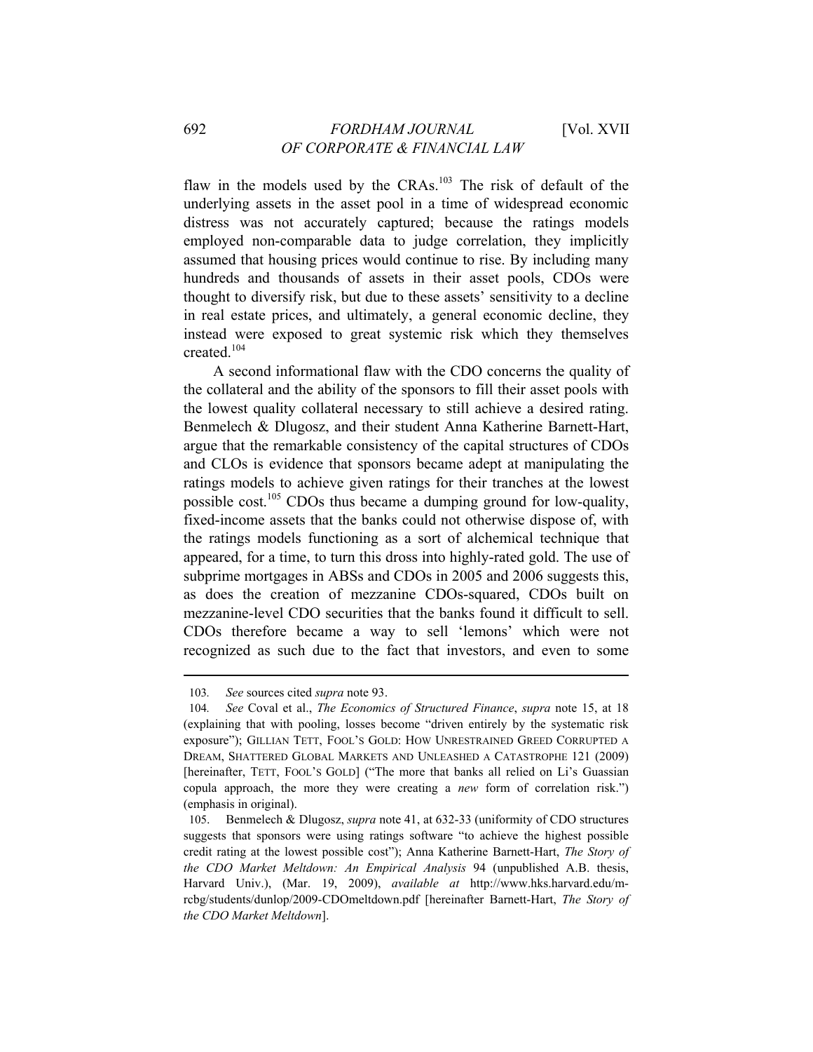flaw in the models used by the CRAs.[103] The risk of default of the underlying assets in the asset pool in a time of widespread economic distress was not accurately captured; because the ratings models employed non-comparable data to judge correlation, they implicitly assumed that housing prices would continue to rise. By including many hundreds and thousands of assets in their asset pools, CDOs were thought to diversify risk, but due to these assets' sensitivity to a decline in real estate prices, and ultimately, a general economic decline, they instead were exposed to great systemic risk which they themselves created.[104]

A second informational flaw with the CDO concerns the quality of the collateral and the ability of the sponsors to fill their asset pools with the lowest quality collateral necessary to still achieve a desired rating. Benmelech & Dlugosz, and their student Anna Katherine Barnett-Hart, argue that the remarkable consistency of the capital structures of CDOs and CLOs is evidence that sponsors became adept at manipulating the ratings models to achieve given ratings for their tranches at the lowest possible cost.[105] CDOs thus became a dumping ground for low-quality, fixed-income assets that the banks could not otherwise dispose of, with the ratings models functioning as a sort of alchemical technique that appeared, for a time, to turn this dross into highly-rated gold. The use of subprime mortgages in ABSs and CDOs in 2005 and 2006 suggests this, as does the creation of mezzanine CDOs-squared, CDOs built on mezzanine-level CDO securities that the banks found it difficult to sell. CDOs therefore became a way to sell 'lemons' which were not recognized as such due to the fact that investors, and even to some

---

103. *See* sources cited *supra* note 93.

104. *See* Coval et al., *The Economics of Structured Finance*, *supra* note 15, at 18 (explaining that with pooling, losses become "driven entirely by the systematic risk exposure"); GILLIAN TETT, FOOL'S GOLD: HOW UNRESTRAINED GREED CORRUPTED A DREAM, SHATTERED GLOBAL MARKETS AND UNLEASHED A CATASTROPHE 121 (2009) [hereinafter, TETT, FOOL'S GOLD] ("The more that banks all relied on Li's Guassian copula approach, the more they were creating a *new* form of correlation risk.") (emphasis in original).

105. Benmelech & Dlugosz, *supra* note 41, at 632-33 (uniformity of CDO structures suggests that sponsors were using ratings software "to achieve the highest possible credit rating at the lowest possible cost"); Anna Katherine Barnett-Hart, *The Story of the CDO Market Meltdown: An Empirical Analysis* 94 (unpublished A.B. thesis, Harvard Univ.), (Mar. 19, 2009), *available at* http://www.hks.harvard.edu/m-rcbg/students/dunlop/2009-CDOmeltdown.pdf [hereinafter Barnett-Hart, *The Story of the CDO Market Meltdown*].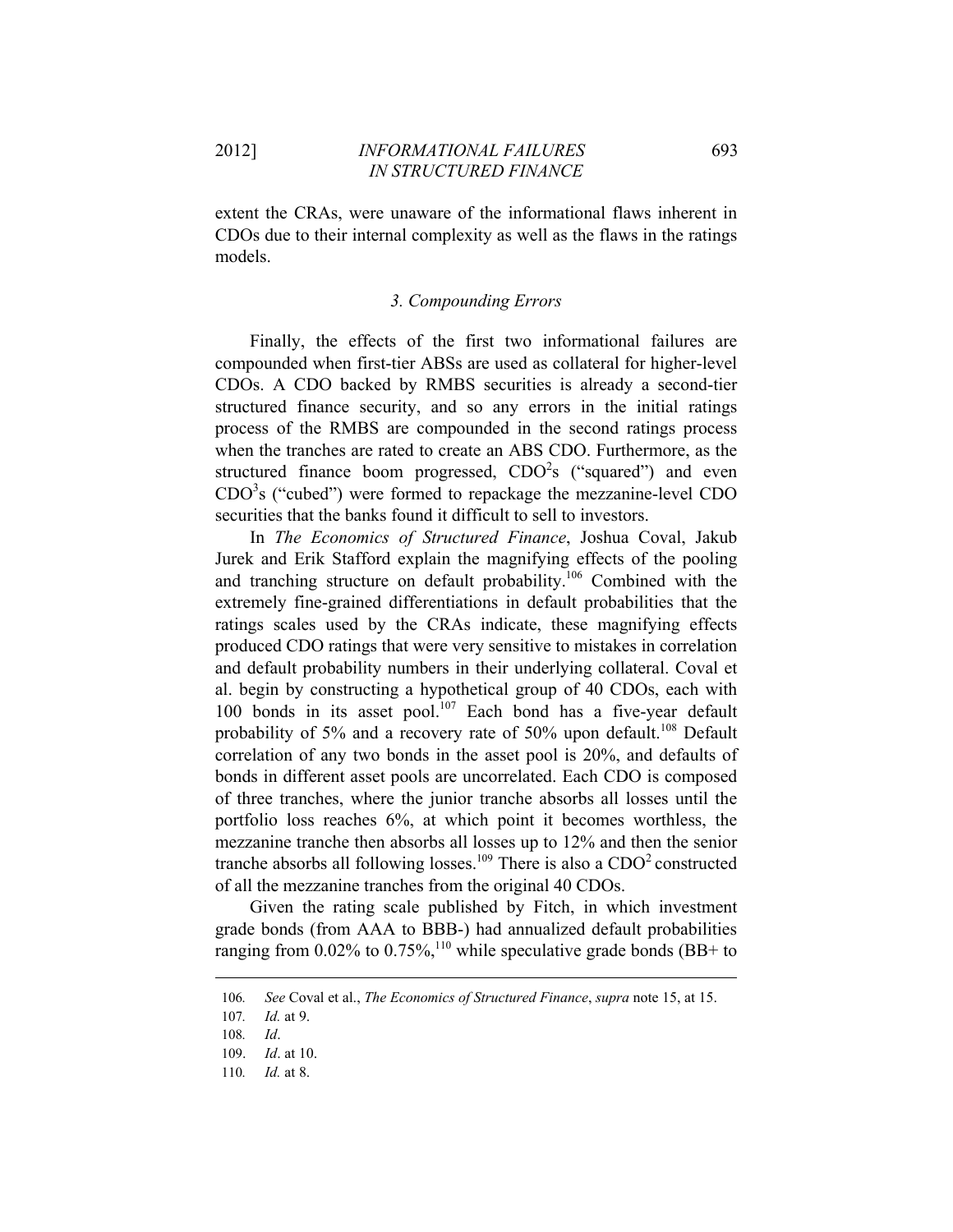extent the CRAs, were unaware of the informational flaws inherent in CDOs due to their internal complexity as well as the flaws in the ratings models.

### *3. Compounding Errors*

Finally, the effects of the first two informational failures are compounded when first-tier ABSs are used as collateral for higher-level CDOs. A CDO backed by RMBS securities is already a second-tier structured finance security, and so any errors in the initial ratings process of the RMBS are compounded in the second ratings process when the tranches are rated to create an ABS CDO. Furthermore, as the structured finance boom progressed, $CDO^2$s ("squared") and even $CDO^3$s ("cubed") were formed to repackage the mezzanine-level CDO securities that the banks found it difficult to sell to investors.

In *The Economics of Structured Finance*, Joshua Coval, Jakub Jurek and Erik Stafford explain the magnifying effects of the pooling and tranching structure on default probability.[106] Combined with the extremely fine-grained differentiations in default probabilities that the ratings scales used by the CRAs indicate, these magnifying effects produced CDO ratings that were very sensitive to mistakes in correlation and default probability numbers in their underlying collateral. Coval et al. begin by constructing a hypothetical group of 40 CDOs, each with 100 bonds in its asset pool.[107] Each bond has a five-year default probability of 5% and a recovery rate of 50% upon default.[108] Default correlation of any two bonds in the asset pool is 20%, and defaults of bonds in different asset pools are uncorrelated. Each CDO is composed of three tranches, where the junior tranche absorbs all losses until the portfolio loss reaches 6%, at which point it becomes worthless, the mezzanine tranche then absorbs all losses up to 12% and then the senior tranche absorbs all following losses.[109] There is also a $CDO^2$ constructed of all the mezzanine tranches from the original 40 CDOs.

Given the rating scale published by Fitch, in which investment grade bonds (from AAA to BBB-) had annualized default probabilities ranging from 0.02% to 0.75%,[110] while speculative grade bonds (BB+ to

---

106. *See* Coval et al., *The Economics of Structured Finance*, *supra* note 15, at 15.

107. *Id.* at 9.

108. *Id*.

109. *Id*. at 10.

110. *Id.* at 8.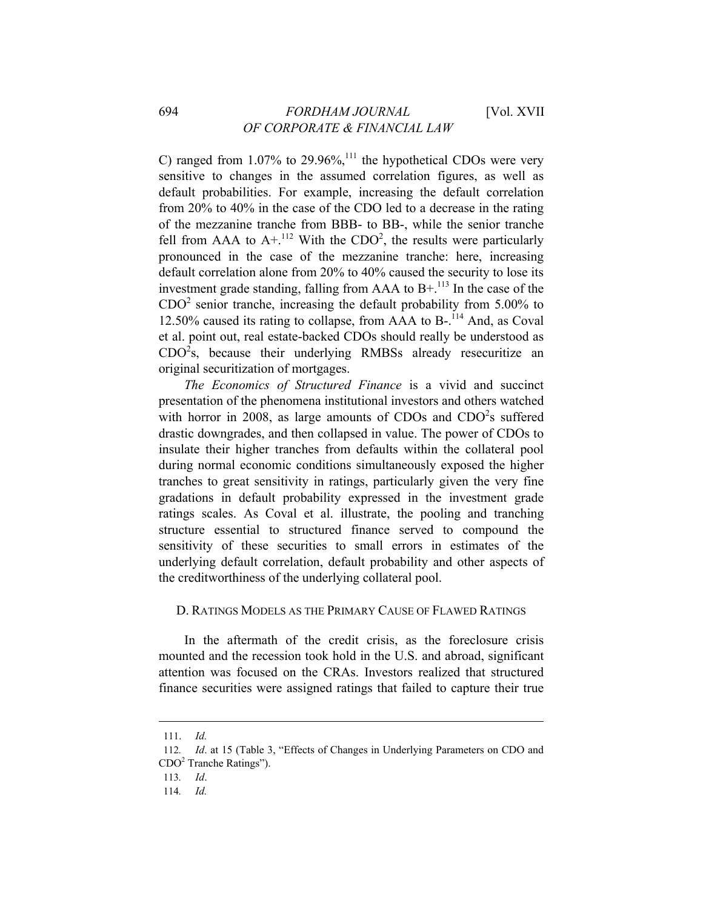C) ranged from 1.07% to 29.96%,[111] the hypothetical CDOs were very sensitive to changes in the assumed correlation figures, as well as default probabilities. For example, increasing the default correlation from 20% to 40% in the case of the CDO led to a decrease in the rating of the mezzanine tranche from BBB- to BB-, while the senior tranche fell from AAA to A+.[112] With the $CDO^2$, the results were particularly pronounced in the case of the mezzanine tranche: here, increasing default correlation alone from 20% to 40% caused the security to lose its investment grade standing, falling from AAA to B+.[113] In the case of the $CDO^2$ senior tranche, increasing the default probability from 5.00% to 12.50% caused its rating to collapse, from AAA to B-.[114] And, as Coval et al. point out, real estate-backed CDOs should really be understood as $CDO^2$s, because their underlying RMBSs already resecuritize an original securitization of mortgages.

*The Economics of Structured Finance* is a vivid and succinct presentation of the phenomena institutional investors and others watched with horror in 2008, as large amounts of CDOs and $CDO^2$s suffered drastic downgrades, and then collapsed in value. The power of CDOs to insulate their higher tranches from defaults within the collateral pool during normal economic conditions simultaneously exposed the higher tranches to great sensitivity in ratings, particularly given the very fine gradations in default probability expressed in the investment grade ratings scales. As Coval et al. illustrate, the pooling and tranching structure essential to structured finance served to compound the sensitivity of these securities to small errors in estimates of the underlying default correlation, default probability and other aspects of the creditworthiness of the underlying collateral pool.

### D. Ratings Models as the Primary Cause of Flawed Ratings

In the aftermath of the credit crisis, as the foreclosure crisis mounted and the recession took hold in the U.S. and abroad, significant attention was focused on the CRAs. Investors realized that structured finance securities were assigned ratings that failed to capture their true

---

111. *Id.*

112. *Id*. at 15 (Table 3, "Effects of Changes in Underlying Parameters on CDO and $CDO^2$ Tranche Ratings").

113. *Id*.

114. *Id.*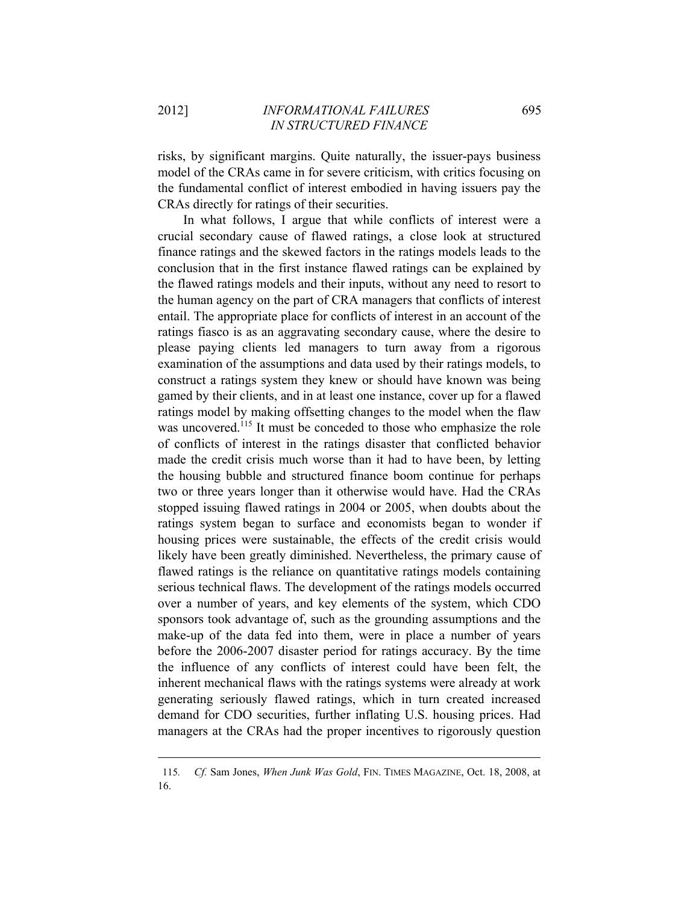risks, by significant margins. Quite naturally, the issuer-pays business model of the CRAs came in for severe criticism, with critics focusing on the fundamental conflict of interest embodied in having issuers pay the CRAs directly for ratings of their securities.

In what follows, I argue that while conflicts of interest were a crucial secondary cause of flawed ratings, a close look at structured finance ratings and the skewed factors in the ratings models leads to the conclusion that in the first instance flawed ratings can be explained by the flawed ratings models and their inputs, without any need to resort to the human agency on the part of CRA managers that conflicts of interest entail. The appropriate place for conflicts of interest in an account of the ratings fiasco is as an aggravating secondary cause, where the desire to please paying clients led managers to turn away from a rigorous examination of the assumptions and data used by their ratings models, to construct a ratings system they knew or should have known was being gamed by their clients, and in at least one instance, cover up for a flawed ratings model by making offsetting changes to the model when the flaw was uncovered.[115] It must be conceded to those who emphasize the role of conflicts of interest in the ratings disaster that conflicted behavior made the credit crisis much worse than it had to have been, by letting the housing bubble and structured finance boom continue for perhaps two or three years longer than it otherwise would have. Had the CRAs stopped issuing flawed ratings in 2004 or 2005, when doubts about the ratings system began to surface and economists began to wonder if housing prices were sustainable, the effects of the credit crisis would likely have been greatly diminished. Nevertheless, the primary cause of flawed ratings is the reliance on quantitative ratings models containing serious technical flaws. The development of the ratings models occurred over a number of years, and key elements of the system, which CDO sponsors took advantage of, such as the grounding assumptions and the make-up of the data fed into them, were in place a number of years before the 2006-2007 disaster period for ratings accuracy. By the time the influence of any conflicts of interest could have been felt, the inherent mechanical flaws with the ratings systems were already at work generating seriously flawed ratings, which in turn created increased demand for CDO securities, further inflating U.S. housing prices. Had managers at the CRAs had the proper incentives to rigorously question

---

115. *Cf.* Sam Jones, *When Junk Was Gold*, FIN. TIMES MAGAZINE, Oct. 18, 2008, at 16.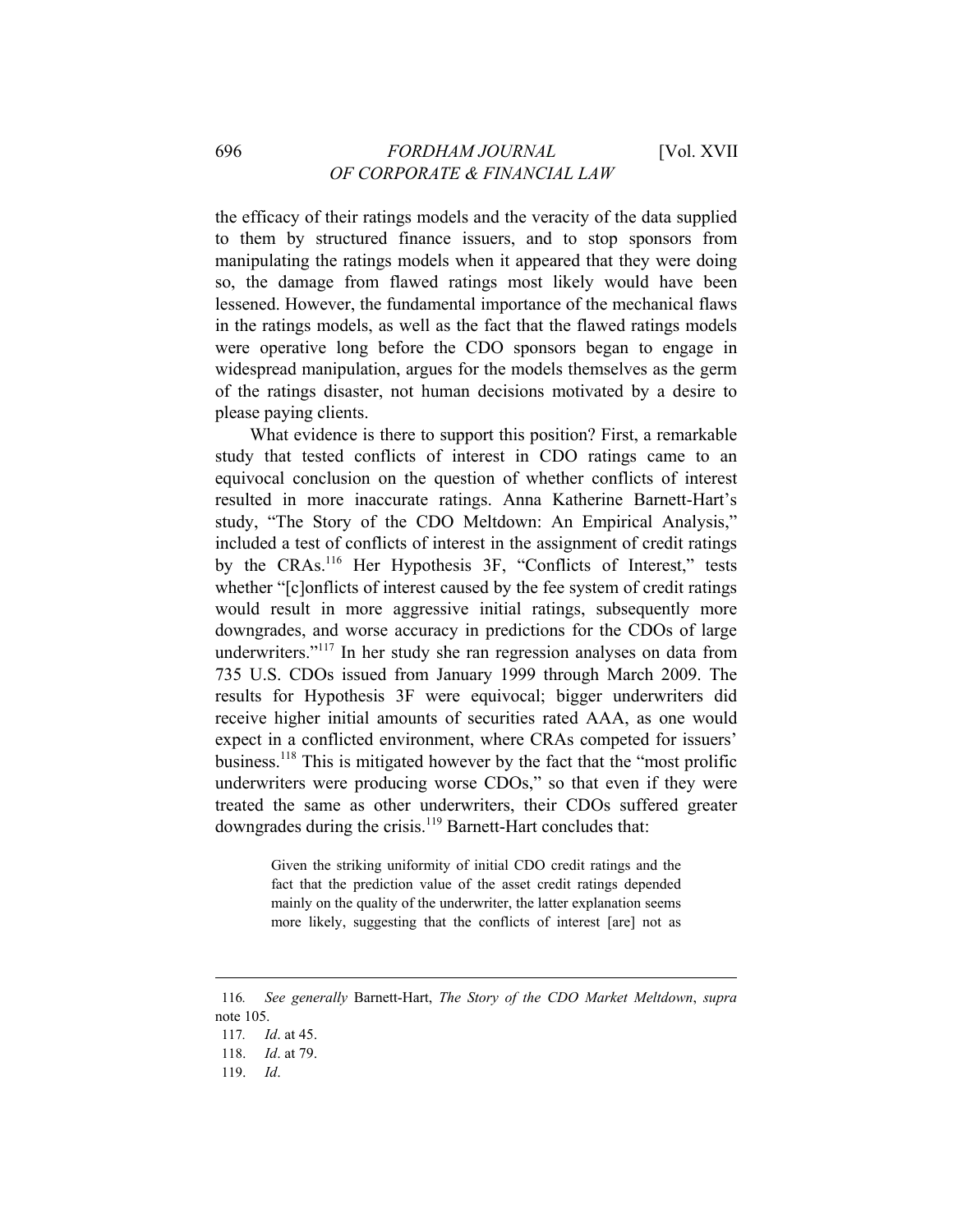the efficacy of their ratings models and the veracity of the data supplied to them by structured finance issuers, and to stop sponsors from manipulating the ratings models when it appeared that they were doing so, the damage from flawed ratings most likely would have been lessened. However, the fundamental importance of the mechanical flaws in the ratings models, as well as the fact that the flawed ratings models were operative long before the CDO sponsors began to engage in widespread manipulation, argues for the models themselves as the germ of the ratings disaster, not human decisions motivated by a desire to please paying clients.

What evidence is there to support this position? First, a remarkable study that tested conflicts of interest in CDO ratings came to an equivocal conclusion on the question of whether conflicts of interest resulted in more inaccurate ratings. Anna Katherine Barnett-Hart's study, "The Story of the CDO Meltdown: An Empirical Analysis," included a test of conflicts of interest in the assignment of credit ratings by the CRAs.[116] Her Hypothesis 3F, "Conflicts of Interest," tests whether "[c]onflicts of interest caused by the fee system of credit ratings would result in more aggressive initial ratings, subsequently more downgrades, and worse accuracy in predictions for the CDOs of large underwriters."[117] In her study she ran regression analyses on data from 735 U.S. CDOs issued from January 1999 through March 2009. The results for Hypothesis 3F were equivocal; bigger underwriters did receive higher initial amounts of securities rated AAA, as one would expect in a conflicted environment, where CRAs competed for issuers' business.[118] This is mitigated however by the fact that the "most prolific underwriters were producing worse CDOs," so that even if they were treated the same as other underwriters, their CDOs suffered greater downgrades during the crisis.[119] Barnett-Hart concludes that:

> Given the striking uniformity of initial CDO credit ratings and the fact that the prediction value of the asset credit ratings depended mainly on the quality of the underwriter, the latter explanation seems more likely, suggesting that the conflicts of interest [are] not as

---

116. *See generally* Barnett-Hart, *The Story of the CDO Market Meltdown*, *supra* note 105.

117. *Id*. at 45.

118. *Id*. at 79.

119. *Id*.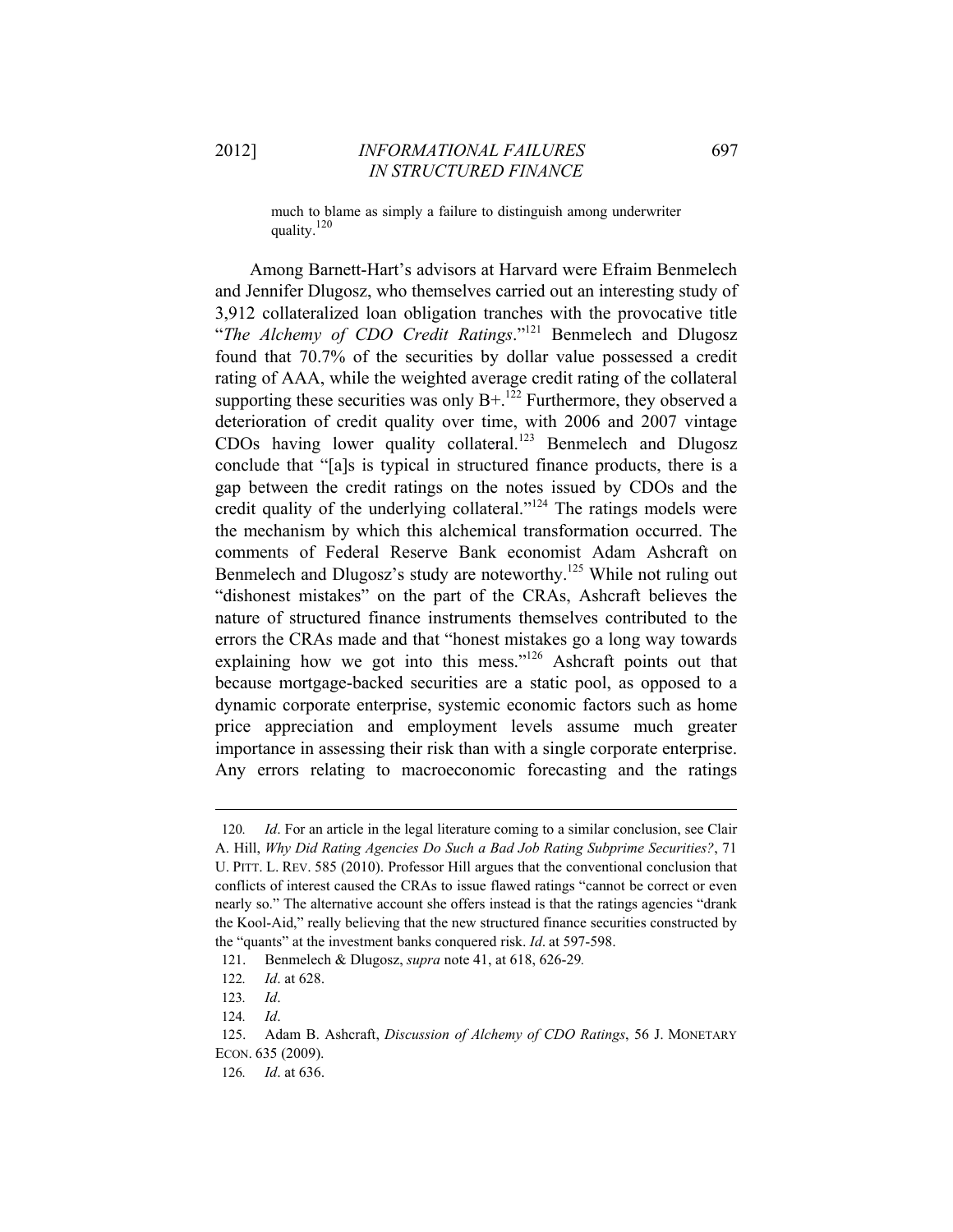> much to blame as simply a failure to distinguish among underwriter quality.[120]

Among Barnett-Hart's advisors at Harvard were Efraim Benmelech and Jennifer Dlugosz, who themselves carried out an interesting study of 3,912 collateralized loan obligation tranches with the provocative title "*The Alchemy of CDO Credit Ratings*."[121] Benmelech and Dlugosz found that 70.7% of the securities by dollar value possessed a credit rating of AAA, while the weighted average credit rating of the collateral supporting these securities was only B+.[122] Furthermore, they observed a deterioration of credit quality over time, with 2006 and 2007 vintage CDOs having lower quality collateral.[123] Benmelech and Dlugosz conclude that "[a]s is typical in structured finance products, there is a gap between the credit ratings on the notes issued by CDOs and the credit quality of the underlying collateral."[124] The ratings models were the mechanism by which this alchemical transformation occurred. The comments of Federal Reserve Bank economist Adam Ashcraft on Benmelech and Dlugosz's study are noteworthy.[125] While not ruling out "dishonest mistakes" on the part of the CRAs, Ashcraft believes the nature of structured finance instruments themselves contributed to the errors the CRAs made and that "honest mistakes go a long way towards explaining how we got into this mess."[126] Ashcraft points out that because mortgage-backed securities are a static pool, as opposed to a dynamic corporate enterprise, systemic economic factors such as home price appreciation and employment levels assume much greater importance in assessing their risk than with a single corporate enterprise. Any errors relating to macroeconomic forecasting and the ratings

---

120. *Id*. For an article in the legal literature coming to a similar conclusion, see Clair A. Hill, *Why Did Rating Agencies Do Such a Bad Job Rating Subprime Securities?*, 71 U. PITT. L. REV. 585 (2010). Professor Hill argues that the conventional conclusion that conflicts of interest caused the CRAs to issue flawed ratings "cannot be correct or even nearly so." The alternative account she offers instead is that the ratings agencies "drank the Kool-Aid," really believing that the new structured finance securities constructed by the "quants" at the investment banks conquered risk. *Id*. at 597-598.

121. Benmelech & Dlugosz, *supra* note 41, at 618, 626-29.

122. *Id*. at 628.

123. *Id*.

124. *Id*.

125. Adam B. Ashcraft, *Discussion of Alchemy of CDO Ratings*, 56 J. MONETARY ECON. 635 (2009).

126. *Id*. at 636.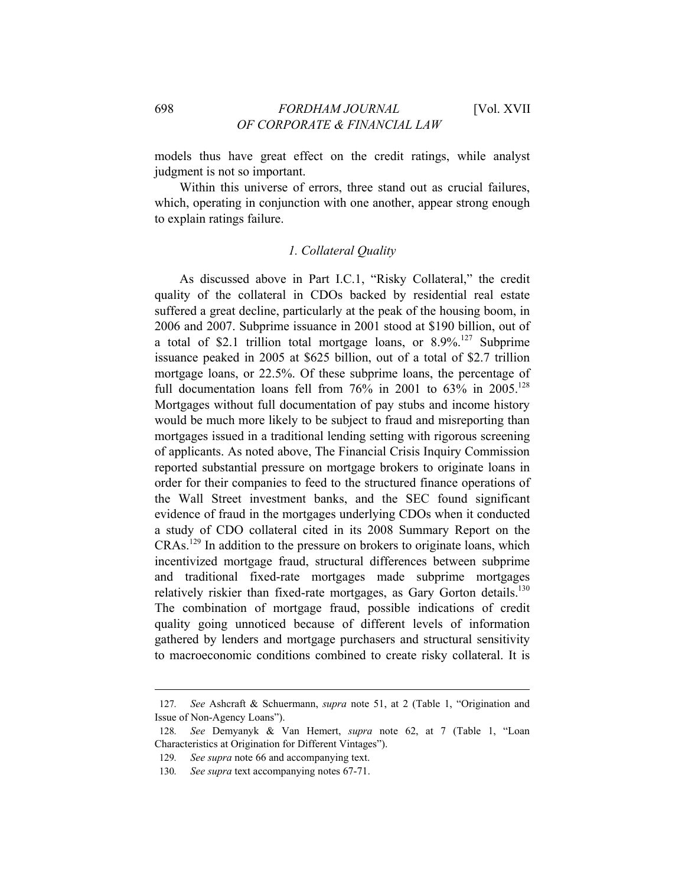models thus have great effect on the credit ratings, while analyst judgment is not so important.

Within this universe of errors, three stand out as crucial failures, which, operating in conjunction with one another, appear strong enough to explain ratings failure.

### *1. Collateral Quality*

As discussed above in Part I.C.1, "Risky Collateral," the credit quality of the collateral in CDOs backed by residential real estate suffered a great decline, particularly at the peak of the housing boom, in 2006 and 2007. Subprime issuance in 2001 stood at $190 billion, out of a total of $2.1 trillion total mortgage loans, or 8.9%.[127] Subprime issuance peaked in 2005 at $625 billion, out of a total of $2.7 trillion mortgage loans, or 22.5%. Of these subprime loans, the percentage of full documentation loans fell from 76% in 2001 to 63% in 2005.[128] Mortgages without full documentation of pay stubs and income history would be much more likely to be subject to fraud and misreporting than mortgages issued in a traditional lending setting with rigorous screening of applicants. As noted above, The Financial Crisis Inquiry Commission reported substantial pressure on mortgage brokers to originate loans in order for their companies to feed to the structured finance operations of the Wall Street investment banks, and the SEC found significant evidence of fraud in the mortgages underlying CDOs when it conducted a study of CDO collateral cited in its 2008 Summary Report on the CRAs.[129] In addition to the pressure on brokers to originate loans, which incentivized mortgage fraud, structural differences between subprime and traditional fixed-rate mortgages made subprime mortgages relatively riskier than fixed-rate mortgages, as Gary Gorton details.[130] The combination of mortgage fraud, possible indications of credit quality going unnoticed because of different levels of information gathered by lenders and mortgage purchasers and structural sensitivity to macroeconomic conditions combined to create risky collateral. It is

---

127. *See* Ashcraft & Schuermann, *supra* note 51, at 2 (Table 1, "Origination and Issue of Non-Agency Loans").

128. *See* Demyanyk & Van Hemert, *supra* note 62, at 7 (Table 1, "Loan Characteristics at Origination for Different Vintages").

129. *See supra* note 66 and accompanying text.

130. *See supra* text accompanying notes 67-71.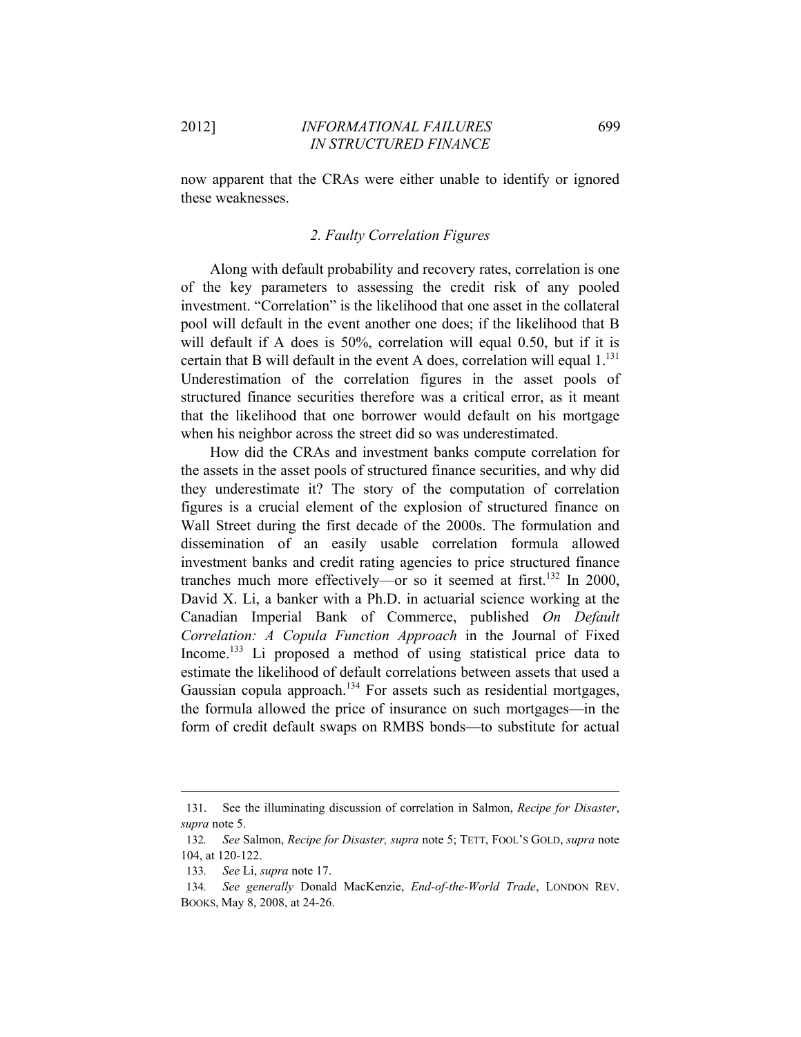now apparent that the CRAs were either unable to identify or ignored these weaknesses.

### *2. Faulty Correlation Figures*

Along with default probability and recovery rates, correlation is one of the key parameters to assessing the credit risk of any pooled investment. "Correlation" is the likelihood that one asset in the collateral pool will default in the event another one does; if the likelihood that B will default if A does is 50%, correlation will equal 0.50, but if it is certain that B will default in the event A does, correlation will equal 1.[131] Underestimation of the correlation figures in the asset pools of structured finance securities therefore was a critical error, as it meant that the likelihood that one borrower would default on his mortgage when his neighbor across the street did so was underestimated.

How did the CRAs and investment banks compute correlation for the assets in the asset pools of structured finance securities, and why did they underestimate it? The story of the computation of correlation figures is a crucial element of the explosion of structured finance on Wall Street during the first decade of the 2000s. The formulation and dissemination of an easily usable correlation formula allowed investment banks and credit rating agencies to price structured finance tranches much more effectively—or so it seemed at first.[132] In 2000, David X. Li, a banker with a Ph.D. in actuarial science working at the Canadian Imperial Bank of Commerce, published *On Default Correlation: A Copula Function Approach* in the Journal of Fixed Income.[133] Li proposed a method of using statistical price data to estimate the likelihood of default correlations between assets that used a Gaussian copula approach.[134] For assets such as residential mortgages, the formula allowed the price of insurance on such mortgages—in the form of credit default swaps on RMBS bonds—to substitute for actual

---

131. See the illuminating discussion of correlation in Salmon, *Recipe for Disaster*, *supra* note 5.

132. *See* Salmon, *Recipe for Disaster, supra* note 5; TETT, FOOL'S GOLD, *supra* note 104, at 120-122.

133. *See* Li, *supra* note 17.

134. *See generally* Donald MacKenzie, *End-of-the-World Trade*, LONDON REV. BOOKS, May 8, 2008, at 24-26.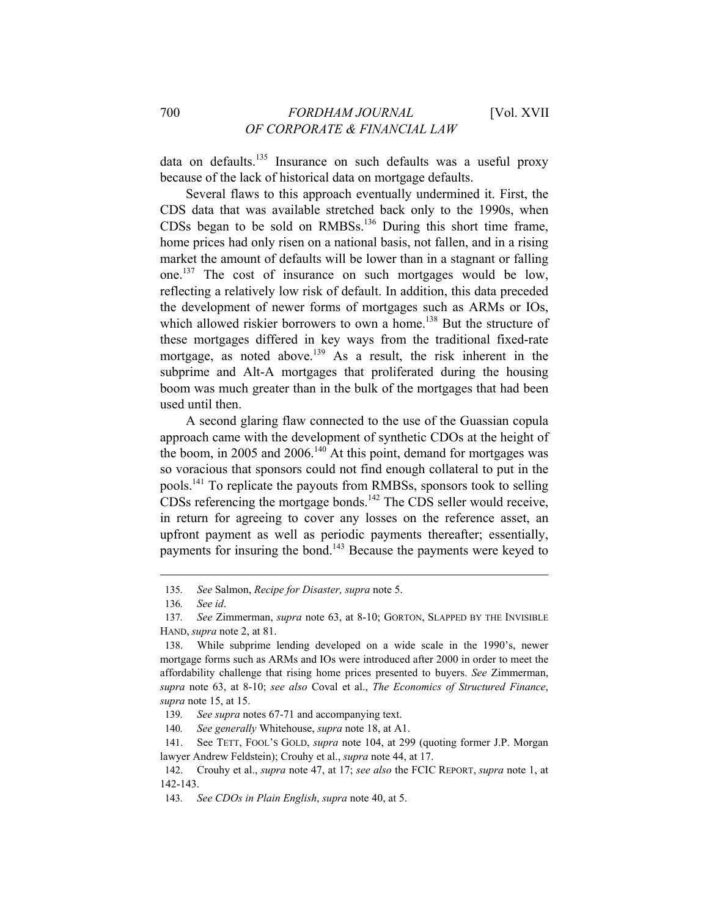data on defaults.[135] Insurance on such defaults was a useful proxy because of the lack of historical data on mortgage defaults.

Several flaws to this approach eventually undermined it. First, the CDS data that was available stretched back only to the 1990s, when CDSs began to be sold on RMBSs.[136] During this short time frame, home prices had only risen on a national basis, not fallen, and in a rising market the amount of defaults will be lower than in a stagnant or falling one.[137] The cost of insurance on such mortgages would be low, reflecting a relatively low risk of default. In addition, this data preceded the development of newer forms of mortgages such as ARMs or IOs, which allowed riskier borrowers to own a home.[138] But the structure of these mortgages differed in key ways from the traditional fixed-rate mortgage, as noted above.[139] As a result, the risk inherent in the subprime and Alt-A mortgages that proliferated during the housing boom was much greater than in the bulk of the mortgages that had been used until then.

A second glaring flaw connected to the use of the Guassian copula approach came with the development of synthetic CDOs at the height of the boom, in 2005 and 2006.[140] At this point, demand for mortgages was so voracious that sponsors could not find enough collateral to put in the pools.[141] To replicate the payouts from RMBSs, sponsors took to selling CDSs referencing the mortgage bonds.[142] The CDS seller would receive, in return for agreeing to cover any losses on the reference asset, an upfront payment as well as periodic payments thereafter; essentially, payments for insuring the bond.[143] Because the payments were keyed to

---

135. *See* Salmon, *Recipe for Disaster, supra* note 5.

136. *See id*.

137. *See* Zimmerman, *supra* note 63, at 8-10; GORTON, SLAPPED BY THE INVISIBLE HAND, *supra* note 2, at 81.

138. While subprime lending developed on a wide scale in the 1990's, newer mortgage forms such as ARMs and IOs were introduced after 2000 in order to meet the affordability challenge that rising home prices presented to buyers. *See* Zimmerman, *supra* note 63, at 8-10; *see also* Coval et al., *The Economics of Structured Finance*, *supra* note 15, at 15.

139. *See supra* notes 67-71 and accompanying text.

140. *See generally* Whitehouse, *supra* note 18, at A1.

141. See TETT, FOOL'S GOLD, *supra* note 104, at 299 (quoting former J.P. Morgan lawyer Andrew Feldstein); Crouhy et al., *supra* note 44, at 17.

142. Crouhy et al., *supra* note 47, at 17; *see also* the FCIC REPORT, *supra* note 1, at 142-143.

143. *See CDOs in Plain English*, *supra* note 40, at 5.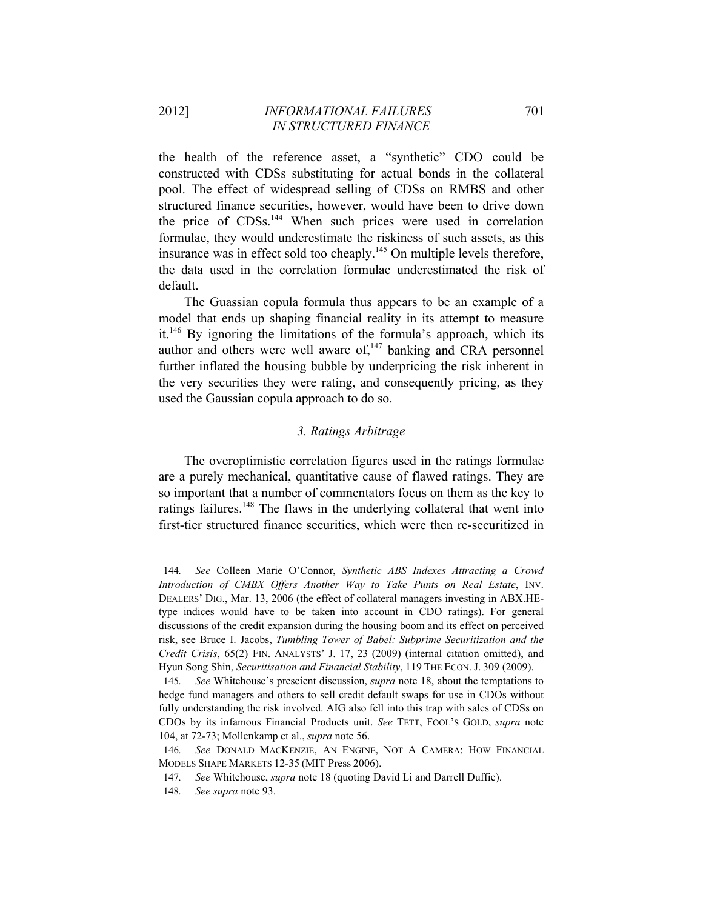the health of the reference asset, a "synthetic" CDO could be constructed with CDSs substituting for actual bonds in the collateral pool. The effect of widespread selling of CDSs on RMBS and other structured finance securities, however, would have been to drive down the price of CDSs.[144] When such prices were used in correlation formulae, they would underestimate the riskiness of such assets, as this insurance was in effect sold too cheaply.[145] On multiple levels therefore, the data used in the correlation formulae underestimated the risk of default.

The Guassian copula formula thus appears to be an example of a model that ends up shaping financial reality in its attempt to measure it.[146] By ignoring the limitations of the formula's approach, which its author and others were well aware of,[147] banking and CRA personnel further inflated the housing bubble by underpricing the risk inherent in the very securities they were rating, and consequently pricing, as they used the Gaussian copula approach to do so.

### *3. Ratings Arbitrage*

The overoptimistic correlation figures used in the ratings formulae are a purely mechanical, quantitative cause of flawed ratings. They are so important that a number of commentators focus on them as the key to ratings failures.[148] The flaws in the underlying collateral that went into first-tier structured finance securities, which were then re-securitized in

---

144. *See* Colleen Marie O'Connor, *Synthetic ABS Indexes Attracting a Crowd Introduction of CMBX Offers Another Way to Take Punts on Real Estate*, INV. DEALERS' DIG., Mar. 13, 2006 (the effect of collateral managers investing in ABX.HE-type indices would have to be taken into account in CDO ratings). For general discussions of the credit expansion during the housing boom and its effect on perceived risk, see Bruce I. Jacobs, *Tumbling Tower of Babel: Subprime Securitization and the Credit Crisis*, 65(2) FIN. ANALYSTS' J. 17, 23 (2009) (internal citation omitted), and Hyun Song Shin, *Securitisation and Financial Stability*, 119 THE ECON. J. 309 (2009).

145. *See* Whitehouse's prescient discussion, *supra* note 18, about the temptations to hedge fund managers and others to sell credit default swaps for use in CDOs without fully understanding the risk involved. AIG also fell into this trap with sales of CDSs on CDOs by its infamous Financial Products unit. *See* TETT, FOOL'S GOLD, *supra* note 104, at 72-73; Mollenkamp et al., *supra* note 56.

146. *See* DONALD MACKENZIE, AN ENGINE, NOT A CAMERA: HOW FINANCIAL MODELS SHAPE MARKETS 12-35 (MIT Press 2006).

147. *See* Whitehouse, *supra* note 18 (quoting David Li and Darrell Duffie).

148. *See supra* note 93.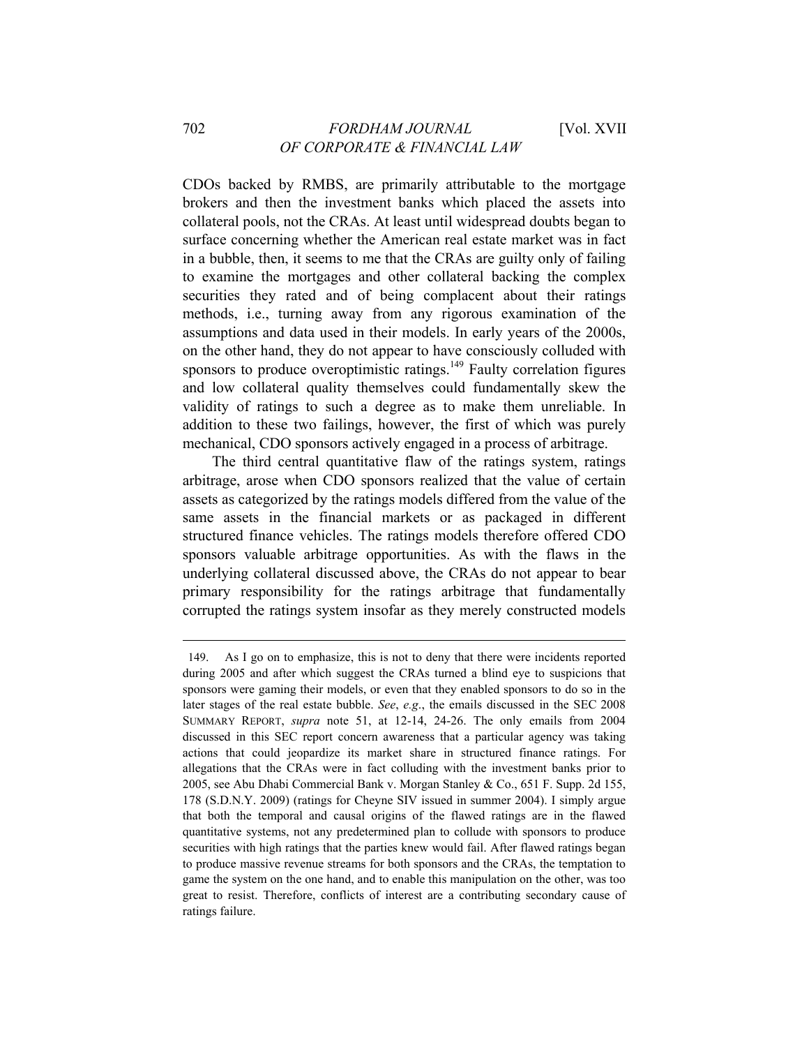CDOs backed by RMBS, are primarily attributable to the mortgage brokers and then the investment banks which placed the assets into collateral pools, not the CRAs. At least until widespread doubts began to surface concerning whether the American real estate market was in fact in a bubble, then, it seems to me that the CRAs are guilty only of failing to examine the mortgages and other collateral backing the complex securities they rated and of being complacent about their ratings methods, i.e., turning away from any rigorous examination of the assumptions and data used in their models. In early years of the 2000s, on the other hand, they do not appear to have consciously colluded with sponsors to produce overoptimistic ratings.[149] Faulty correlation figures and low collateral quality themselves could fundamentally skew the validity of ratings to such a degree as to make them unreliable. In addition to these two failings, however, the first of which was purely mechanical, CDO sponsors actively engaged in a process of arbitrage.

The third central quantitative flaw of the ratings system, ratings arbitrage, arose when CDO sponsors realized that the value of certain assets as categorized by the ratings models differed from the value of the same assets in the financial markets or as packaged in different structured finance vehicles. The ratings models therefore offered CDO sponsors valuable arbitrage opportunities. As with the flaws in the underlying collateral discussed above, the CRAs do not appear to bear primary responsibility for the ratings arbitrage that fundamentally corrupted the ratings system insofar as they merely constructed models

---

149. As I go on to emphasize, this is not to deny that there were incidents reported during 2005 and after which suggest the CRAs turned a blind eye to suspicions that sponsors were gaming their models, or even that they enabled sponsors to do so in the later stages of the real estate bubble. *See*, *e.g*., the emails discussed in the SEC 2008 SUMMARY REPORT, *supra* note 51, at 12-14, 24-26. The only emails from 2004 discussed in this SEC report concern awareness that a particular agency was taking actions that could jeopardize its market share in structured finance ratings. For allegations that the CRAs were in fact colluding with the investment banks prior to 2005, see Abu Dhabi Commercial Bank v. Morgan Stanley & Co., 651 F. Supp. 2d 155, 178 (S.D.N.Y. 2009) (ratings for Cheyne SIV issued in summer 2004). I simply argue that both the temporal and causal origins of the flawed ratings are in the flawed quantitative systems, not any predetermined plan to collude with sponsors to produce securities with high ratings that the parties knew would fail. After flawed ratings began to produce massive revenue streams for both sponsors and the CRAs, the temptation to game the system on the one hand, and to enable this manipulation on the other, was too great to resist. Therefore, conflicts of interest are a contributing secondary cause of ratings failure.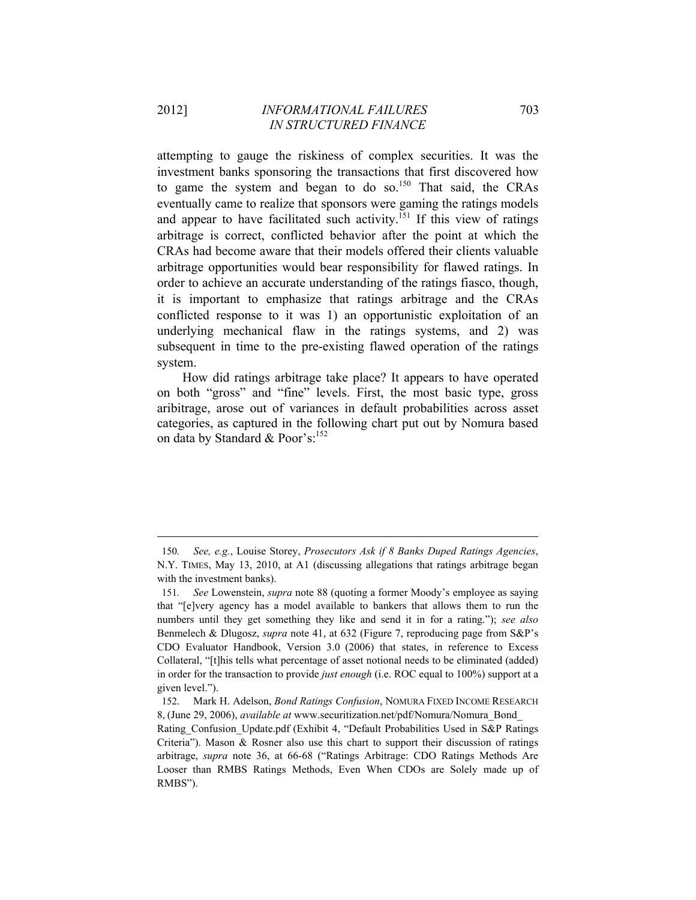attempting to gauge the riskiness of complex securities. It was the investment banks sponsoring the transactions that first discovered how to game the system and began to do so.[150] That said, the CRAs eventually came to realize that sponsors were gaming the ratings models and appear to have facilitated such activity.[151] If this view of ratings arbitrage is correct, conflicted behavior after the point at which the CRAs had become aware that their models offered their clients valuable arbitrage opportunities would bear responsibility for flawed ratings. In order to achieve an accurate understanding of the ratings fiasco, though, it is important to emphasize that ratings arbitrage and the CRAs conflicted response to it was 1) an opportunistic exploitation of an underlying mechanical flaw in the ratings systems, and 2) was subsequent in time to the pre-existing flawed operation of the ratings system.

How did ratings arbitrage take place? It appears to have operated on both "gross" and "fine" levels. First, the most basic type, gross aribitrage, arose out of variances in default probabilities across asset categories, as captured in the following chart put out by Nomura based on data by Standard & Poor's:[152]

---

150. *See, e.g.*, Louise Storey, *Prosecutors Ask if 8 Banks Duped Ratings Agencies*, N.Y. TIMES, May 13, 2010, at A1 (discussing allegations that ratings arbitrage began with the investment banks).

151. *See* Lowenstein, *supra* note 88 (quoting a former Moody's employee as saying that "[e]very agency has a model available to bankers that allows them to run the numbers until they get something they like and send it in for a rating."); *see also* Benmelech & Dlugosz, *supra* note 41, at 632 (Figure 7, reproducing page from S&P's CDO Evaluator Handbook, Version 3.0 (2006) that states, in reference to Excess Collateral, "[t]his tells what percentage of asset notional needs to be eliminated (added) in order for the transaction to provide *just enough* (i.e. ROC equal to 100%) support at a given level.").

152. Mark H. Adelson, *Bond Ratings Confusion*, NOMURA FIXED INCOME RESEARCH 8, (June 29, 2006), *available at* www.securitization.net/pdf/Nomura/Nomura_Bond_Rating_Confusion_Update.pdf (Exhibit 4, "Default Probabilities Used in S&P Ratings Criteria"). Mason & Rosner also use this chart to support their discussion of ratings arbitrage, *supra* note 36, at 66-68 ("Ratings Arbitrage: CDO Ratings Methods Are Looser than RMBS Ratings Methods, Even When CDOs are Solely made up of RMBS").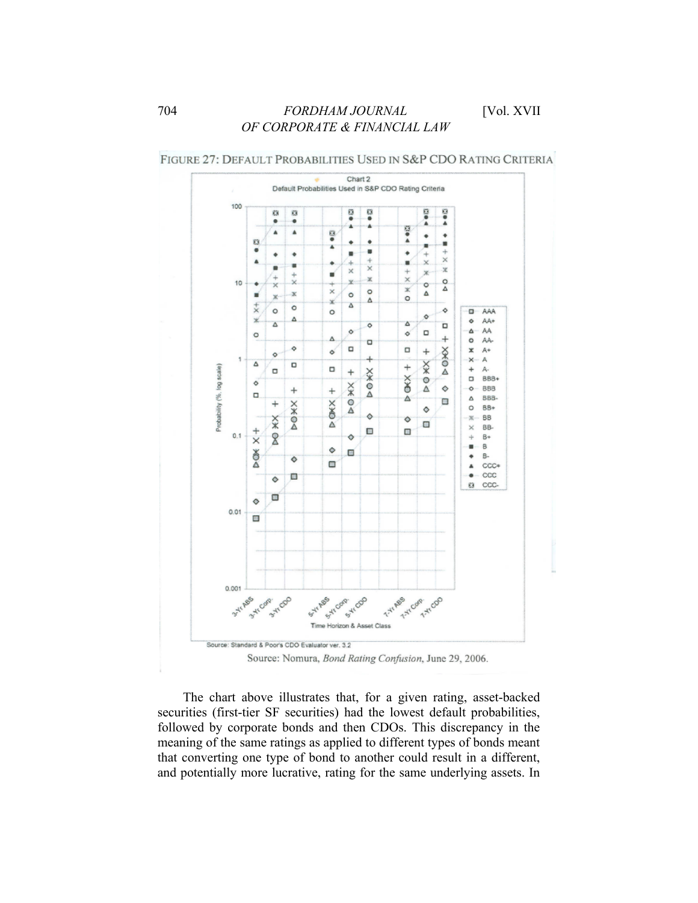FIGURE 27: DEFAULT PROBABILITIES USED IN S&P CDO RATING CRITERIA

Source: Nomura, *Bond Rating Confusion*, June 29, 2006.

The chart above illustrates that, for a given rating, asset-backed securities (first-tier SF securities) had the lowest default probabilities, followed by corporate bonds and then CDOs. This discrepancy in the meaning of the same ratings as applied to different types of bonds meant that converting one type of bond to another could result in a different, and potentially more lucrative, rating for the same underlying assets. In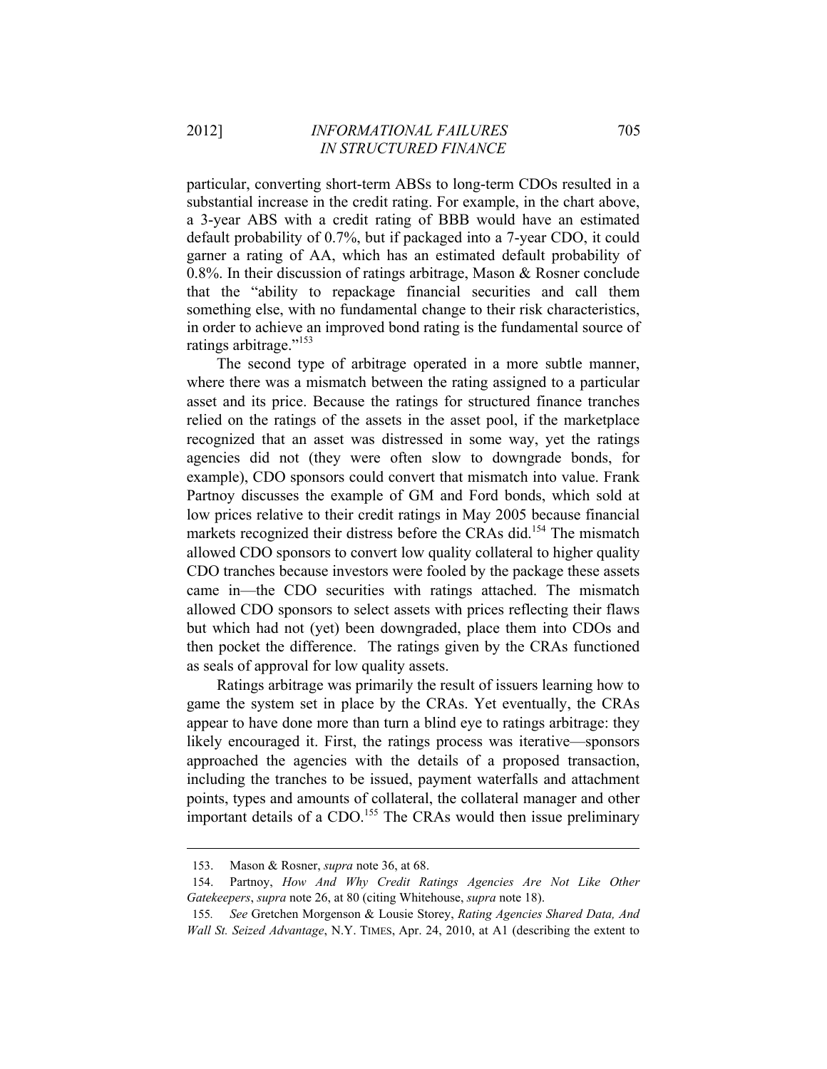particular, converting short-term ABSs to long-term CDOs resulted in a substantial increase in the credit rating. For example, in the chart above, a 3-year ABS with a credit rating of BBB would have an estimated default probability of 0.7%, but if packaged into a 7-year CDO, it could garner a rating of AA, which has an estimated default probability of 0.8%. In their discussion of ratings arbitrage, Mason & Rosner conclude that the "ability to repackage financial securities and call them something else, with no fundamental change to their risk characteristics, in order to achieve an improved bond rating is the fundamental source of ratings arbitrage."[153]

The second type of arbitrage operated in a more subtle manner, where there was a mismatch between the rating assigned to a particular asset and its price. Because the ratings for structured finance tranches relied on the ratings of the assets in the asset pool, if the marketplace recognized that an asset was distressed in some way, yet the ratings agencies did not (they were often slow to downgrade bonds, for example), CDO sponsors could convert that mismatch into value. Frank Partnoy discusses the example of GM and Ford bonds, which sold at low prices relative to their credit ratings in May 2005 because financial markets recognized their distress before the CRAs did.[154] The mismatch allowed CDO sponsors to convert low quality collateral to higher quality CDO tranches because investors were fooled by the package these assets came in—the CDO securities with ratings attached. The mismatch allowed CDO sponsors to select assets with prices reflecting their flaws but which had not (yet) been downgraded, place them into CDOs and then pocket the difference. The ratings given by the CRAs functioned as seals of approval for low quality assets.

Ratings arbitrage was primarily the result of issuers learning how to game the system set in place by the CRAs. Yet eventually, the CRAs appear to have done more than turn a blind eye to ratings arbitrage: they likely encouraged it. First, the ratings process was iterative—sponsors approached the agencies with the details of a proposed transaction, including the tranches to be issued, payment waterfalls and attachment points, types and amounts of collateral, the collateral manager and other important details of a CDO.[155] The CRAs would then issue preliminary

---

153. Mason & Rosner, *supra* note 36, at 68.

154. Partnoy, *How And Why Credit Ratings Agencies Are Not Like Other Gatekeepers*, *supra* note 26, at 80 (citing Whitehouse, *supra* note 18).

155. *See* Gretchen Morgenson & Lousie Storey, *Rating Agencies Shared Data, And Wall St. Seized Advantage*, N.Y. TIMES, Apr. 24, 2010, at A1 (describing the extent to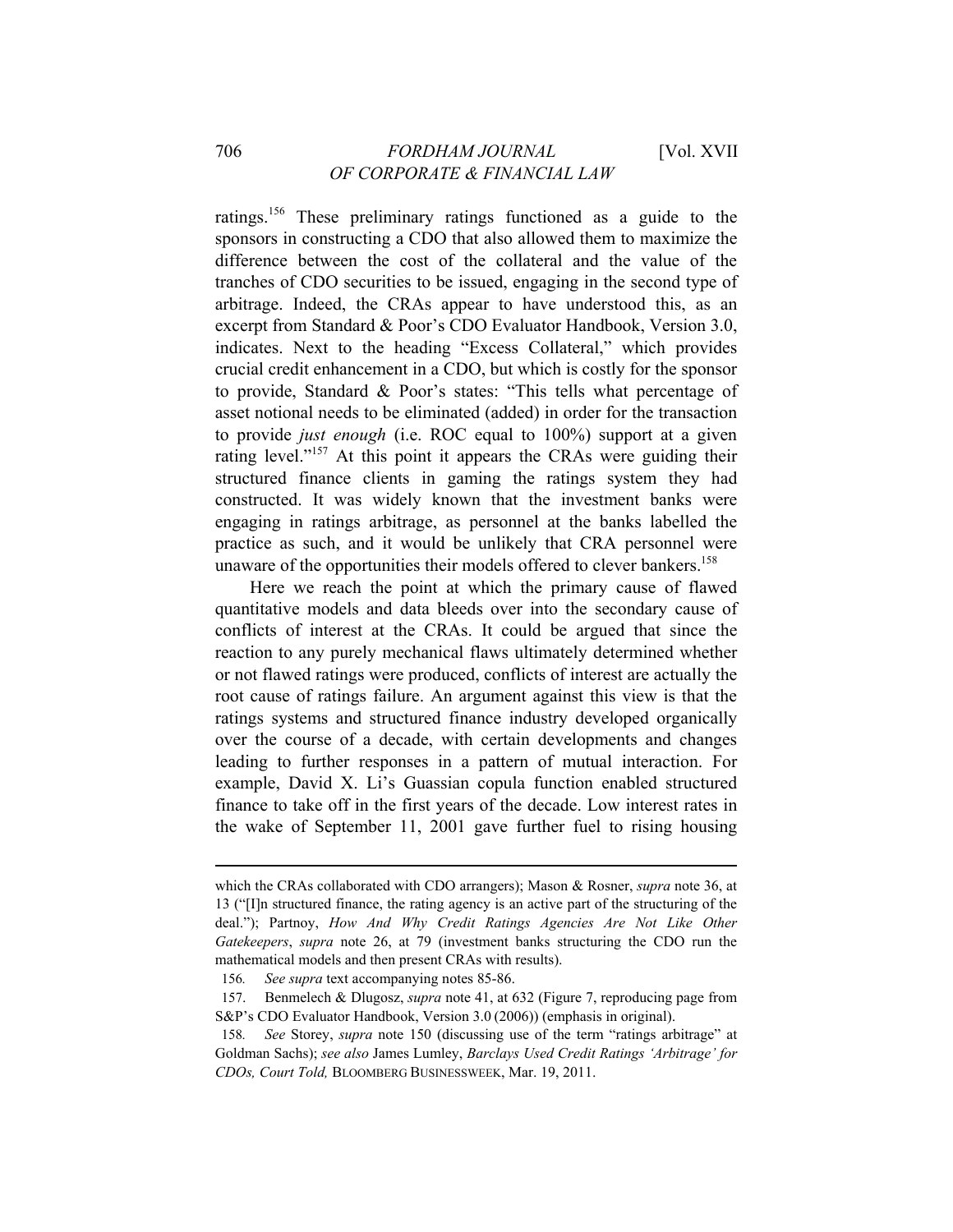ratings.[156] These preliminary ratings functioned as a guide to the sponsors in constructing a CDO that also allowed them to maximize the difference between the cost of the collateral and the value of the tranches of CDO securities to be issued, engaging in the second type of arbitrage. Indeed, the CRAs appear to have understood this, as an excerpt from Standard & Poor's CDO Evaluator Handbook, Version 3.0, indicates. Next to the heading "Excess Collateral," which provides crucial credit enhancement in a CDO, but which is costly for the sponsor to provide, Standard & Poor's states: "This tells what percentage of asset notional needs to be eliminated (added) in order for the transaction to provide *just enough* (i.e. ROC equal to 100%) support at a given rating level."[157] At this point it appears the CRAs were guiding their structured finance clients in gaming the ratings system they had constructed. It was widely known that the investment banks were engaging in ratings arbitrage, as personnel at the banks labelled the practice as such, and it would be unlikely that CRA personnel were unaware of the opportunities their models offered to clever bankers.[158]

Here we reach the point at which the primary cause of flawed quantitative models and data bleeds over into the secondary cause of conflicts of interest at the CRAs. It could be argued that since the reaction to any purely mechanical flaws ultimately determined whether or not flawed ratings were produced, conflicts of interest are actually the root cause of ratings failure. An argument against this view is that the ratings systems and structured finance industry developed organically over the course of a decade, with certain developments and changes leading to further responses in a pattern of mutual interaction. For example, David X. Li's Guassian copula function enabled structured finance to take off in the first years of the decade. Low interest rates in the wake of September 11, 2001 gave further fuel to rising housing

---

which the CRAs collaborated with CDO arrangers); Mason & Rosner, *supra* note 36, at 13 ("[I]n structured finance, the rating agency is an active part of the structuring of the deal."); Partnoy, *How And Why Credit Ratings Agencies Are Not Like Other Gatekeepers*, *supra* note 26, at 79 (investment banks structuring the CDO run the mathematical models and then present CRAs with results).

156. *See supra* text accompanying notes 85-86.

157. Benmelech & Dlugosz, *supra* note 41, at 632 (Figure 7, reproducing page from S&P's CDO Evaluator Handbook, Version 3.0 (2006)) (emphasis in original).

158. *See* Storey, *supra* note 150 (discussing use of the term "ratings arbitrage" at Goldman Sachs); *see also* James Lumley, *Barclays Used Credit Ratings 'Arbitrage' for CDOs, Court Told,* BLOOMBERG BUSINESSWEEK, Mar. 19, 2011.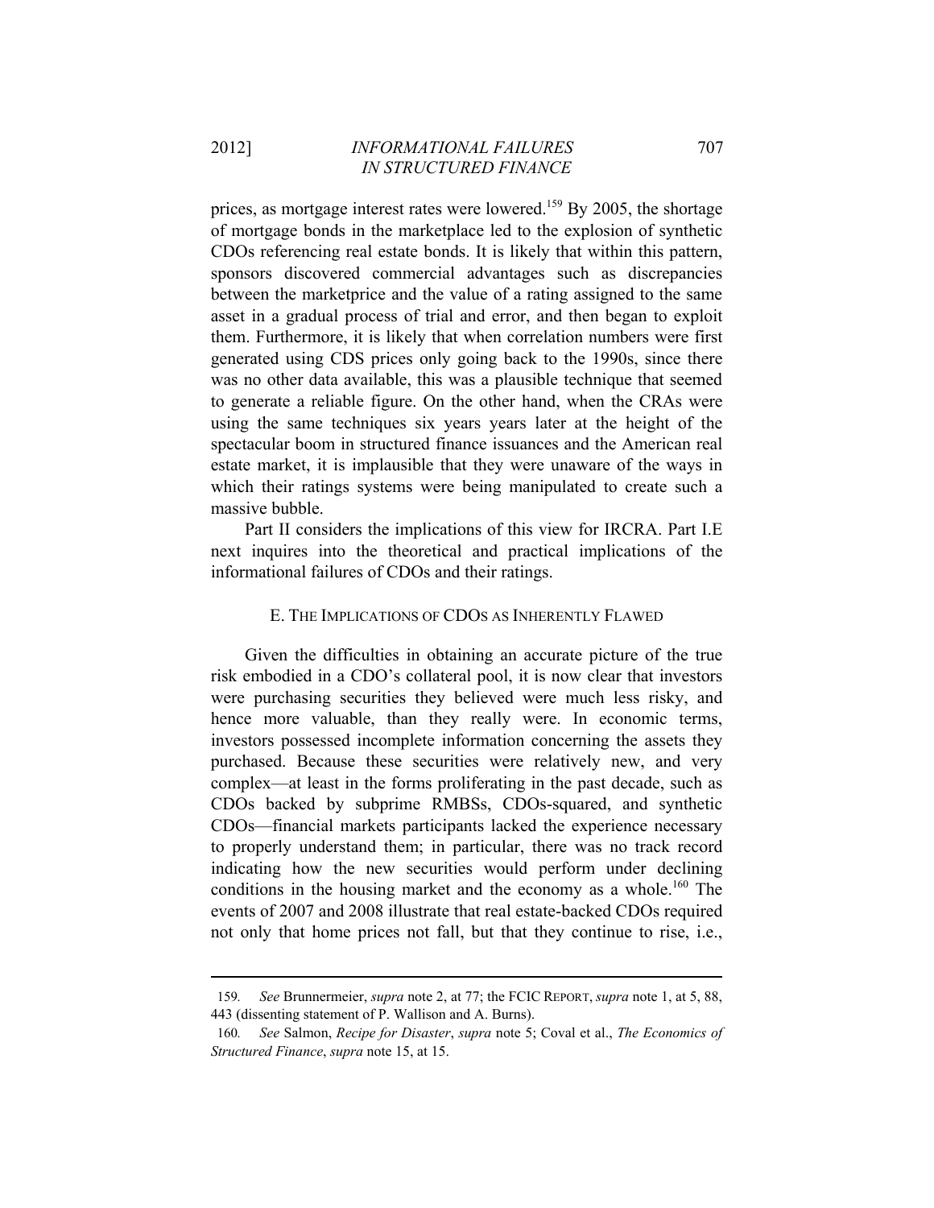prices, as mortgage interest rates were lowered.[159] By 2005, the shortage of mortgage bonds in the marketplace led to the explosion of synthetic CDOs referencing real estate bonds. It is likely that within this pattern, sponsors discovered commercial advantages such as discrepancies between the marketprice and the value of a rating assigned to the same asset in a gradual process of trial and error, and then began to exploit them. Furthermore, it is likely that when correlation numbers were first generated using CDS prices only going back to the 1990s, since there was no other data available, this was a plausible technique that seemed to generate a reliable figure. On the other hand, when the CRAs were using the same techniques six years years later at the height of the spectacular boom in structured finance issuances and the American real estate market, it is implausible that they were unaware of the ways in which their ratings systems were being manipulated to create such a massive bubble.

Part II considers the implications of this view for IRCRA. Part I.E next inquires into the theoretical and practical implications of the informational failures of CDOs and their ratings.

### E. The Implications of CDOs as Inherently Flawed

Given the difficulties in obtaining an accurate picture of the true risk embodied in a CDO's collateral pool, it is now clear that investors were purchasing securities they believed were much less risky, and hence more valuable, than they really were. In economic terms, investors possessed incomplete information concerning the assets they purchased. Because these securities were relatively new, and very complex—at least in the forms proliferating in the past decade, such as CDOs backed by subprime RMBSs, CDOs-squared, and synthetic CDOs—financial markets participants lacked the experience necessary to properly understand them; in particular, there was no track record indicating how the new securities would perform under declining conditions in the housing market and the economy as a whole.[160] The events of 2007 and 2008 illustrate that real estate-backed CDOs required not only that home prices not fall, but that they continue to rise, i.e.,

---

159. *See* Brunnermeier, *supra* note 2, at 77; the FCIC REPORT, *supra* note 1, at 5, 88, 443 (dissenting statement of P. Wallison and A. Burns).

160. *See* Salmon, *Recipe for Disaster*, *supra* note 5; Coval et al., *The Economics of Structured Finance*, *supra* note 15, at 15.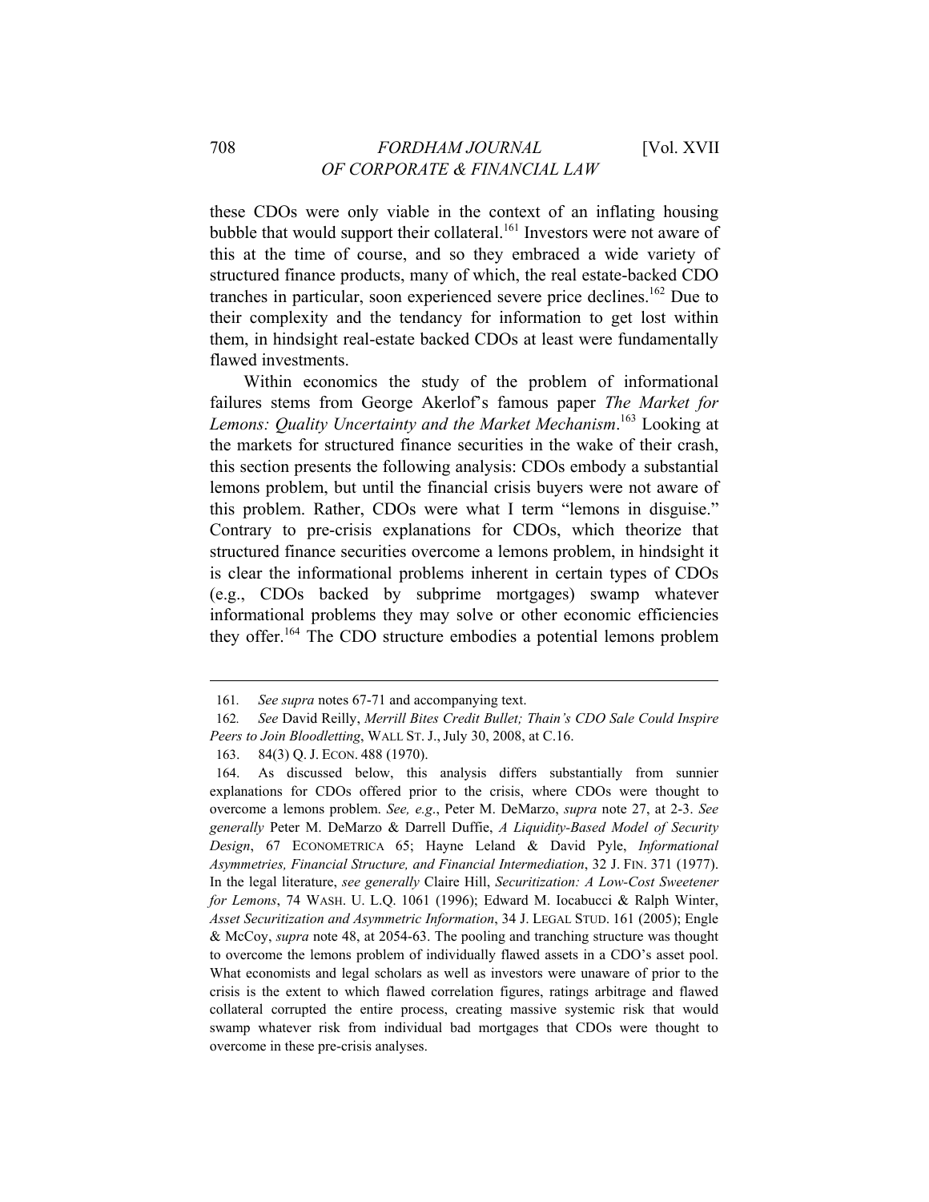these CDOs were only viable in the context of an inflating housing bubble that would support their collateral.[161] Investors were not aware of this at the time of course, and so they embraced a wide variety of structured finance products, many of which, the real estate-backed CDO tranches in particular, soon experienced severe price declines.[162] Due to their complexity and the tendancy for information to get lost within them, in hindsight real-estate backed CDOs at least were fundamentally flawed investments.

Within economics the study of the problem of informational failures stems from George Akerlof's famous paper *The Market for Lemons: Quality Uncertainty and the Market Mechanism*.[163] Looking at the markets for structured finance securities in the wake of their crash, this section presents the following analysis: CDOs embody a substantial lemons problem, but until the financial crisis buyers were not aware of this problem. Rather, CDOs were what I term "lemons in disguise." Contrary to pre-crisis explanations for CDOs, which theorize that structured finance securities overcome a lemons problem, in hindsight it is clear the informational problems inherent in certain types of CDOs (e.g., CDOs backed by subprime mortgages) swamp whatever informational problems they may solve or other economic efficiencies they offer.[164] The CDO structure embodies a potential lemons problem

---

161. *See supra* notes 67-71 and accompanying text.

162. *See* David Reilly, *Merrill Bites Credit Bullet; Thain's CDO Sale Could Inspire Peers to Join Bloodletting*, WALL ST. J., July 30, 2008, at C.16.

163. 84(3) Q. J. ECON. 488 (1970).

164. As discussed below, this analysis differs substantially from sunnier explanations for CDOs offered prior to the crisis, where CDOs were thought to overcome a lemons problem. *See, e.g.*, Peter M. DeMarzo, *supra* note 27, at 2-3. *See generally* Peter M. DeMarzo & Darrell Duffie, *A Liquidity-Based Model of Security Design*, 67 ECONOMETRICA 65; Hayne Leland & David Pyle, *Informational Asymmetries, Financial Structure, and Financial Intermediation*, 32 J. FIN. 371 (1977). In the legal literature, *see generally* Claire Hill, *Securitization: A Low-Cost Sweetener for Lemons*, 74 WASH. U. L.Q. 1061 (1996); Edward M. Iocabucci & Ralph Winter, *Asset Securitization and Asymmetric Information*, 34 J. LEGAL STUD. 161 (2005); Engle & McCoy, *supra* note 48, at 2054-63. The pooling and tranching structure was thought to overcome the lemons problem of individually flawed assets in a CDO's asset pool. What economists and legal scholars as well as investors were unaware of prior to the crisis is the extent to which flawed correlation figures, ratings arbitrage and flawed collateral corrupted the entire process, creating massive systemic risk that would swamp whatever risk from individual bad mortgages that CDOs were thought to overcome in these pre-crisis analyses.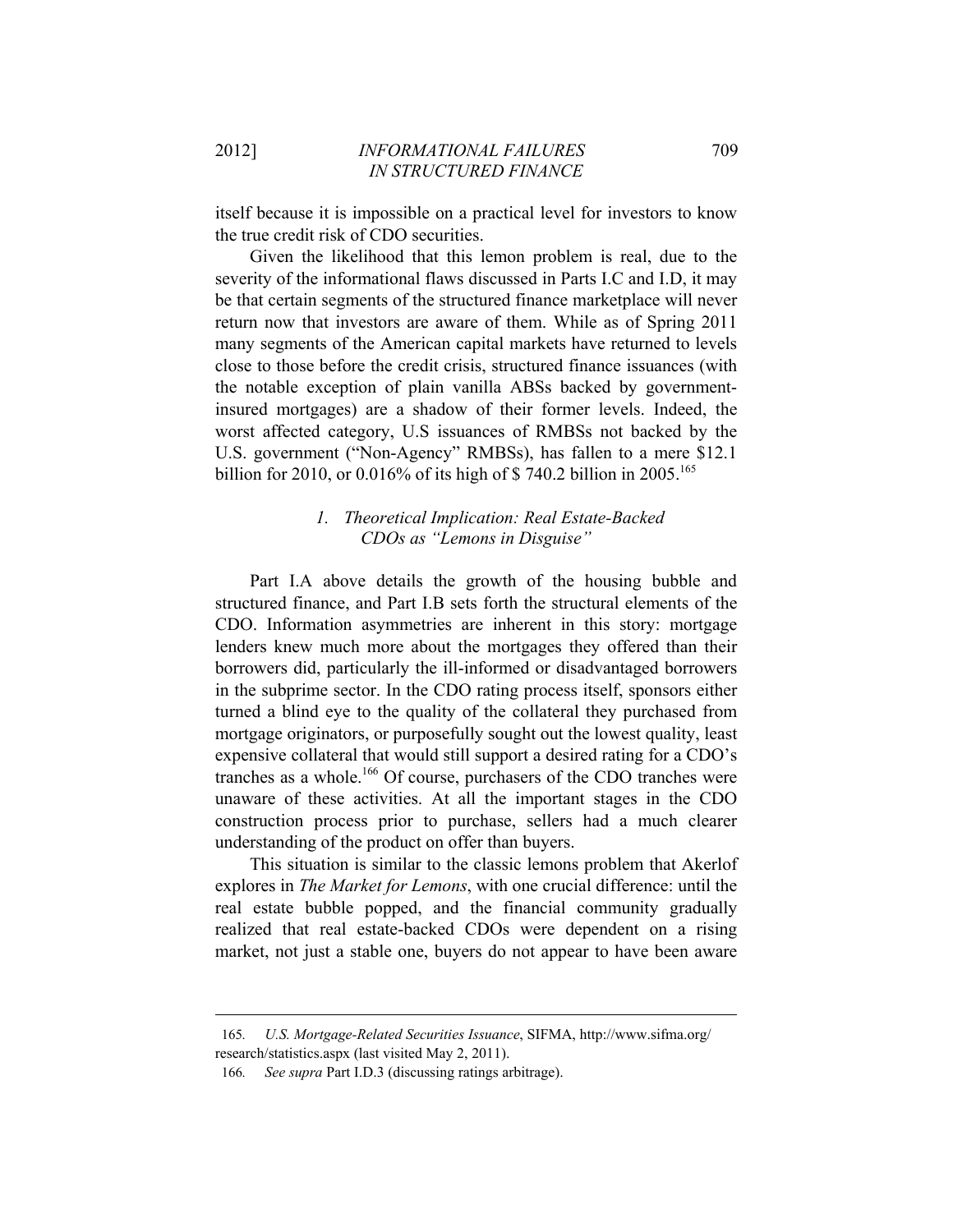itself because it is impossible on a practical level for investors to know the true credit risk of CDO securities.

Given the likelihood that this lemon problem is real, due to the severity of the informational flaws discussed in Parts I.C and I.D, it may be that certain segments of the structured finance marketplace will never return now that investors are aware of them. While as of Spring 2011 many segments of the American capital markets have returned to levels close to those before the credit crisis, structured finance issuances (with the notable exception of plain vanilla ABSs backed by government-insured mortgages) are a shadow of their former levels. Indeed, the worst affected category, U.S issuances of RMBSs not backed by the U.S. government ("Non-Agency" RMBSs), has fallen to a mere $12.1 billion for 2010, or 0.016% of its high of $ 740.2 billion in 2005.[165]

### 1. Theoretical Implication: Real Estate-Backed CDOs as "Lemons in Disguise"

Part I.A above details the growth of the housing bubble and structured finance, and Part I.B sets forth the structural elements of the CDO. Information asymmetries are inherent in this story: mortgage lenders knew much more about the mortgages they offered than their borrowers did, particularly the ill-informed or disadvantaged borrowers in the subprime sector. In the CDO rating process itself, sponsors either turned a blind eye to the quality of the collateral they purchased from mortgage originators, or purposefully sought out the lowest quality, least expensive collateral that would still support a desired rating for a CDO's tranches as a whole.[166] Of course, purchasers of the CDO tranches were unaware of these activities. At all the important stages in the CDO construction process prior to purchase, sellers had a much clearer understanding of the product on offer than buyers.

This situation is similar to the classic lemons problem that Akerlof explores in *The Market for Lemons*, with one crucial difference: until the real estate bubble popped, and the financial community gradually realized that real estate-backed CDOs were dependent on a rising market, not just a stable one, buyers do not appear to have been aware

---

165. *U.S. Mortgage-Related Securities Issuance*, SIFMA, http://www.sifma.org/research/statistics.aspx (last visited May 2, 2011).

166. *See supra* Part I.D.3 (discussing ratings arbitrage).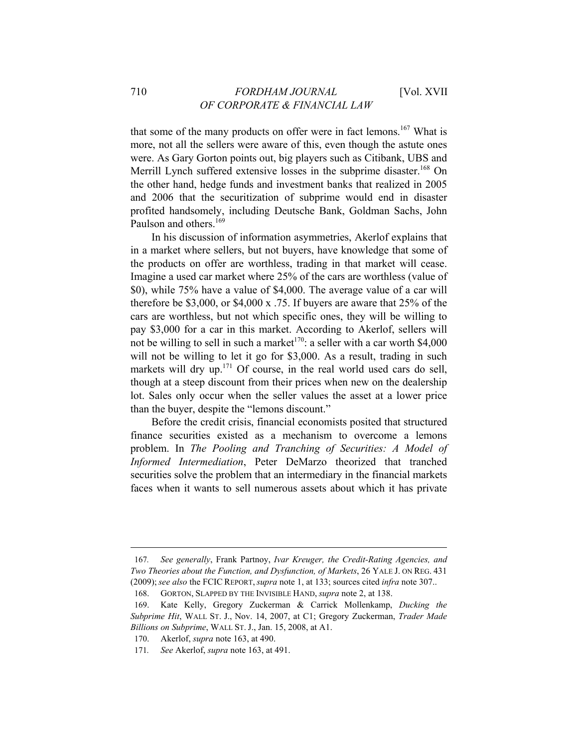that some of the many products on offer were in fact lemons.[167] What is more, not all the sellers were aware of this, even though the astute ones were. As Gary Gorton points out, big players such as Citibank, UBS and Merrill Lynch suffered extensive losses in the subprime disaster.[168] On the other hand, hedge funds and investment banks that realized in 2005 and 2006 that the securitization of subprime would end in disaster profited handsomely, including Deutsche Bank, Goldman Sachs, John Paulson and others.[169]

In his discussion of information asymmetries, Akerlof explains that in a market where sellers, but not buyers, have knowledge that some of the products on offer are worthless, trading in that market will cease. Imagine a used car market where 25% of the cars are worthless (value of $0), while 75% have a value of $4,000. The average value of a car will therefore be $3,000, or $4,000 x .75. If buyers are aware that 25% of the cars are worthless, but not which specific ones, they will be willing to pay $3,000 for a car in this market. According to Akerlof, sellers will not be willing to sell in such a market[170]: a seller with a car worth $4,000 will not be willing to let it go for $3,000. As a result, trading in such markets will dry up.[171] Of course, in the real world used cars do sell, though at a steep discount from their prices when new on the dealership lot. Sales only occur when the seller values the asset at a lower price than the buyer, despite the "lemons discount."

Before the credit crisis, financial economists posited that structured finance securities existed as a mechanism to overcome a lemons problem. In *The Pooling and Tranching of Securities: A Model of Informed Intermediation*, Peter DeMarzo theorized that tranched securities solve the problem that an intermediary in the financial markets faces when it wants to sell numerous assets about which it has private

---

167. *See generally*, Frank Partnoy, *Ivar Kreuger, the Credit-Rating Agencies, and Two Theories about the Function, and Dysfunction, of Markets*, 26 YALE J. ON REG. 431 (2009); *see also* the FCIC REPORT, *supra* note 1, at 133; sources cited *infra* note 307..

168. GORTON, SLAPPED BY THE INVISIBLE HAND, *supra* note 2, at 138.

169. Kate Kelly, Gregory Zuckerman & Carrick Mollenkamp, *Ducking the Subprime Hit*, WALL ST. J., Nov. 14, 2007, at C1; Gregory Zuckerman, *Trader Made Billions on Subprime*, WALL ST. J., Jan. 15, 2008, at A1.

170. Akerlof, *supra* note 163, at 490.

171. *See* Akerlof, *supra* note 163, at 491.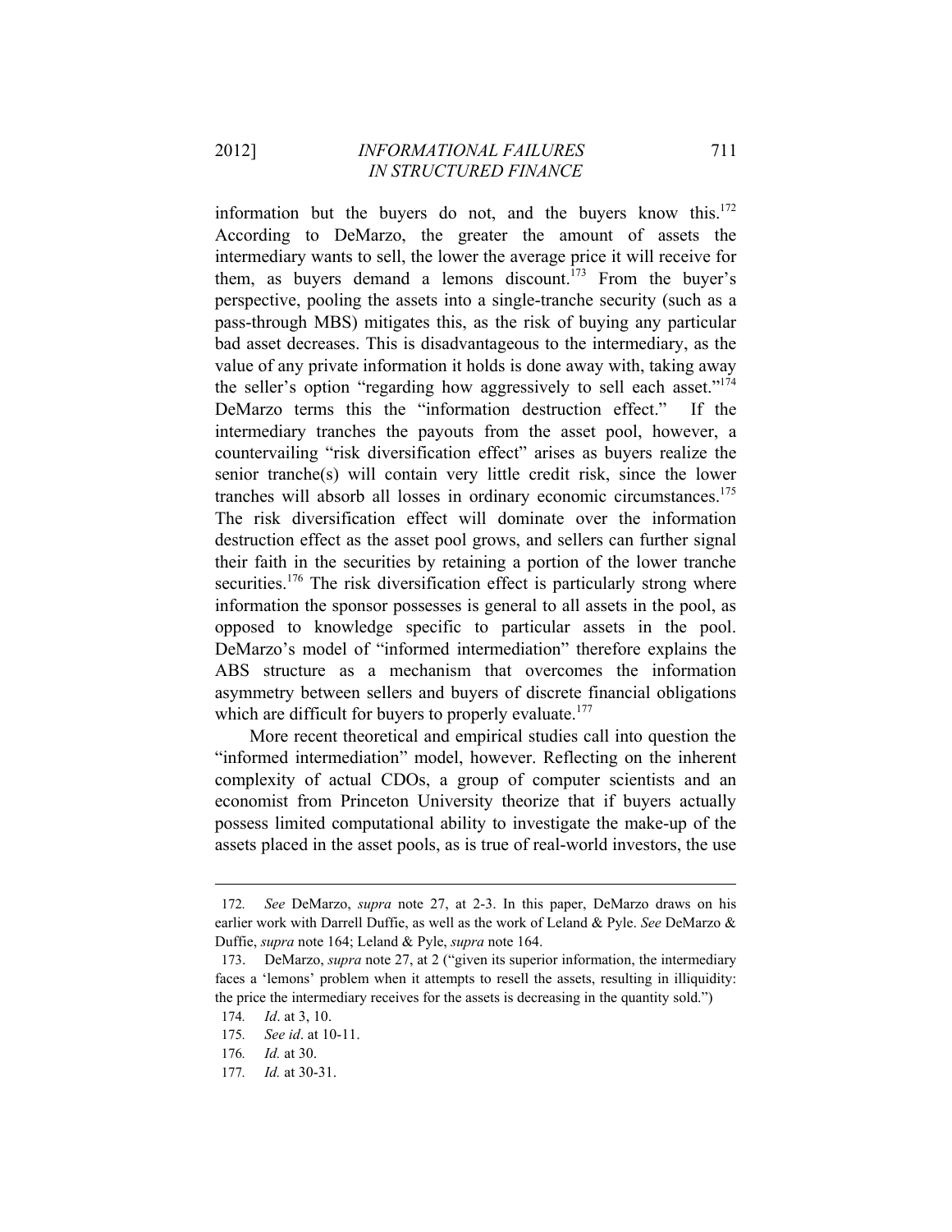information but the buyers do not, and the buyers know this.[172] According to DeMarzo, the greater the amount of assets the intermediary wants to sell, the lower the average price it will receive for them, as buyers demand a lemons discount.[173] From the buyer's perspective, pooling the assets into a single-tranche security (such as a pass-through MBS) mitigates this, as the risk of buying any particular bad asset decreases. This is disadvantageous to the intermediary, as the value of any private information it holds is done away with, taking away the seller's option "regarding how aggressively to sell each asset."[174] DeMarzo terms this the "information destruction effect." If the intermediary tranches the payouts from the asset pool, however, a countervailing "risk diversification effect" arises as buyers realize the senior tranche(s) will contain very little credit risk, since the lower tranches will absorb all losses in ordinary economic circumstances.[175] The risk diversification effect will dominate over the information destruction effect as the asset pool grows, and sellers can further signal their faith in the securities by retaining a portion of the lower tranche securities.[176] The risk diversification effect is particularly strong where information the sponsor possesses is general to all assets in the pool, as opposed to knowledge specific to particular assets in the pool. DeMarzo's model of "informed intermediation" therefore explains the ABS structure as a mechanism that overcomes the information asymmetry between sellers and buyers of discrete financial obligations which are difficult for buyers to properly evaluate.[177]

More recent theoretical and empirical studies call into question the "informed intermediation" model, however. Reflecting on the inherent complexity of actual CDOs, a group of computer scientists and an economist from Princeton University theorize that if buyers actually possess limited computational ability to investigate the make-up of the assets placed in the asset pools, as is true of real-world investors, the use

---

172. *See* DeMarzo, *supra* note 27, at 2-3. In this paper, DeMarzo draws on his earlier work with Darrell Duffie, as well as the work of Leland & Pyle. *See* DeMarzo & Duffie, *supra* note 164; Leland & Pyle, *supra* note 164.

173. DeMarzo, *supra* note 27, at 2 ("given its superior information, the intermediary faces a 'lemons' problem when it attempts to resell the assets, resulting in illiquidity: the price the intermediary receives for the assets is decreasing in the quantity sold.")

174. *Id*. at 3, 10.

175. *See id*. at 10-11.

176. *Id.* at 30.

177. *Id.* at 30-31.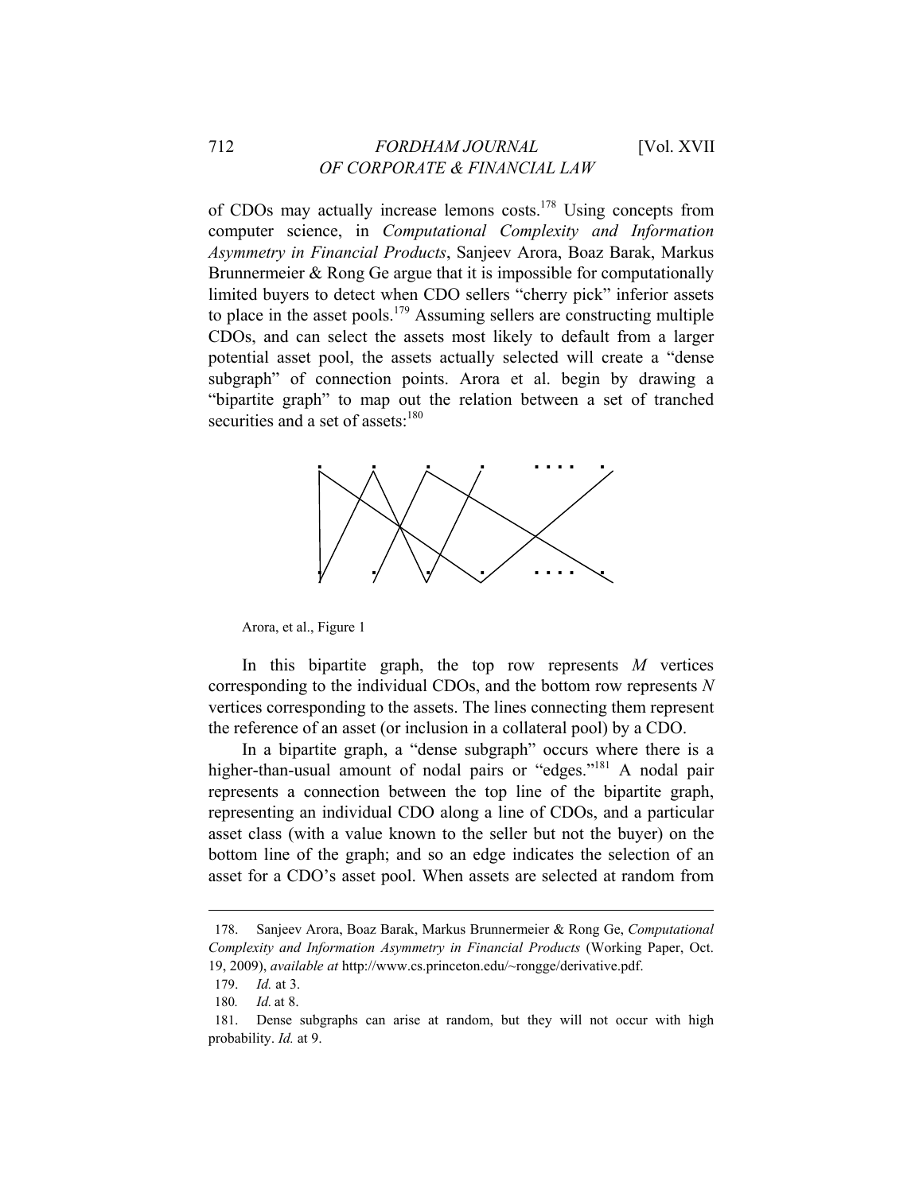of CDOs may actually increase lemons costs.[178] Using concepts from computer science, in *Computational Complexity and Information Asymmetry in Financial Products*, Sanjeev Arora, Boaz Barak, Markus Brunnermeier & Rong Ge argue that it is impossible for computationally limited buyers to detect when CDO sellers "cherry pick" inferior assets to place in the asset pools.[179] Assuming sellers are constructing multiple CDOs, and can select the assets most likely to default from a larger potential asset pool, the assets actually selected will create a "dense subgraph" of connection points. Arora et al. begin by drawing a "bipartite graph" to map out the relation between a set of tranched securities and a set of assets:[180]

Arora, et al., Figure 1

In this bipartite graph, the top row represents *M* vertices corresponding to the individual CDOs, and the bottom row represents *N* vertices corresponding to the assets. The lines connecting them represent the reference of an asset (or inclusion in a collateral pool) by a CDO.

In a bipartite graph, a "dense subgraph" occurs where there is a higher-than-usual amount of nodal pairs or "edges."[181] A nodal pair represents a connection between the top line of the bipartite graph, representing an individual CDO along a line of CDOs, and a particular asset class (with a value known to the seller but not the buyer) on the bottom line of the graph; and so an edge indicates the selection of an asset for a CDO's asset pool. When assets are selected at random from

---

178. Sanjeev Arora, Boaz Barak, Markus Brunnermeier & Rong Ge, *Computational Complexity and Information Asymmetry in Financial Products* (Working Paper, Oct. 19, 2009), *available at* http://www.cs.princeton.edu/~rongge/derivative.pdf.

179. *Id.* at 3.

180. *Id.* at 8.

181. Dense subgraphs can arise at random, but they will not occur with high probability. *Id.* at 9.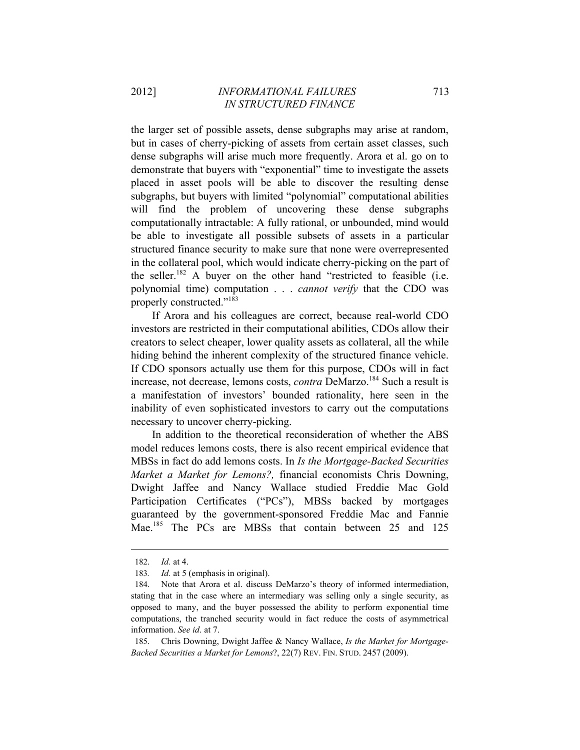the larger set of possible assets, dense subgraphs may arise at random, but in cases of cherry-picking of assets from certain asset classes, such dense subgraphs will arise much more frequently. Arora et al. go on to demonstrate that buyers with "exponential" time to investigate the assets placed in asset pools will be able to discover the resulting dense subgraphs, but buyers with limited "polynomial" computational abilities will find the problem of uncovering these dense subgraphs computationally intractable: A fully rational, or unbounded, mind would be able to investigate all possible subsets of assets in a particular structured finance security to make sure that none were overrepresented in the collateral pool, which would indicate cherry-picking on the part of the seller.[182] A buyer on the other hand "restricted to feasible (i.e. polynomial time) computation . . . *cannot verify* that the CDO was properly constructed."[183]

If Arora and his colleagues are correct, because real-world CDO investors are restricted in their computational abilities, CDOs allow their creators to select cheaper, lower quality assets as collateral, all the while hiding behind the inherent complexity of the structured finance vehicle. If CDO sponsors actually use them for this purpose, CDOs will in fact increase, not decrease, lemons costs, *contra* DeMarzo.[184] Such a result is a manifestation of investors' bounded rationality, here seen in the inability of even sophisticated investors to carry out the computations necessary to uncover cherry-picking.

In addition to the theoretical reconsideration of whether the ABS model reduces lemons costs, there is also recent empirical evidence that MBSs in fact do add lemons costs. In *Is the Mortgage-Backed Securities Market a Market for Lemons?,* financial economists Chris Downing, Dwight Jaffee and Nancy Wallace studied Freddie Mac Gold Participation Certificates ("PCs"), MBSs backed by mortgages guaranteed by the government-sponsored Freddie Mac and Fannie Mae.[185] The PCs are MBSs that contain between 25 and 125

---

182. *Id.* at 4.

183. *Id.* at 5 (emphasis in original).

184. Note that Arora et al. discuss DeMarzo's theory of informed intermediation, stating that in the case where an intermediary was selling only a single security, as opposed to many, and the buyer possessed the ability to perform exponential time computations, the tranched security would in fact reduce the costs of asymmetrical information. *See id*. at 7.

185. Chris Downing, Dwight Jaffee & Nancy Wallace, *Is the Market for Mortgage-Backed Securities a Market for Lemons*?, 22(7) REV. FIN. STUD. 2457 (2009).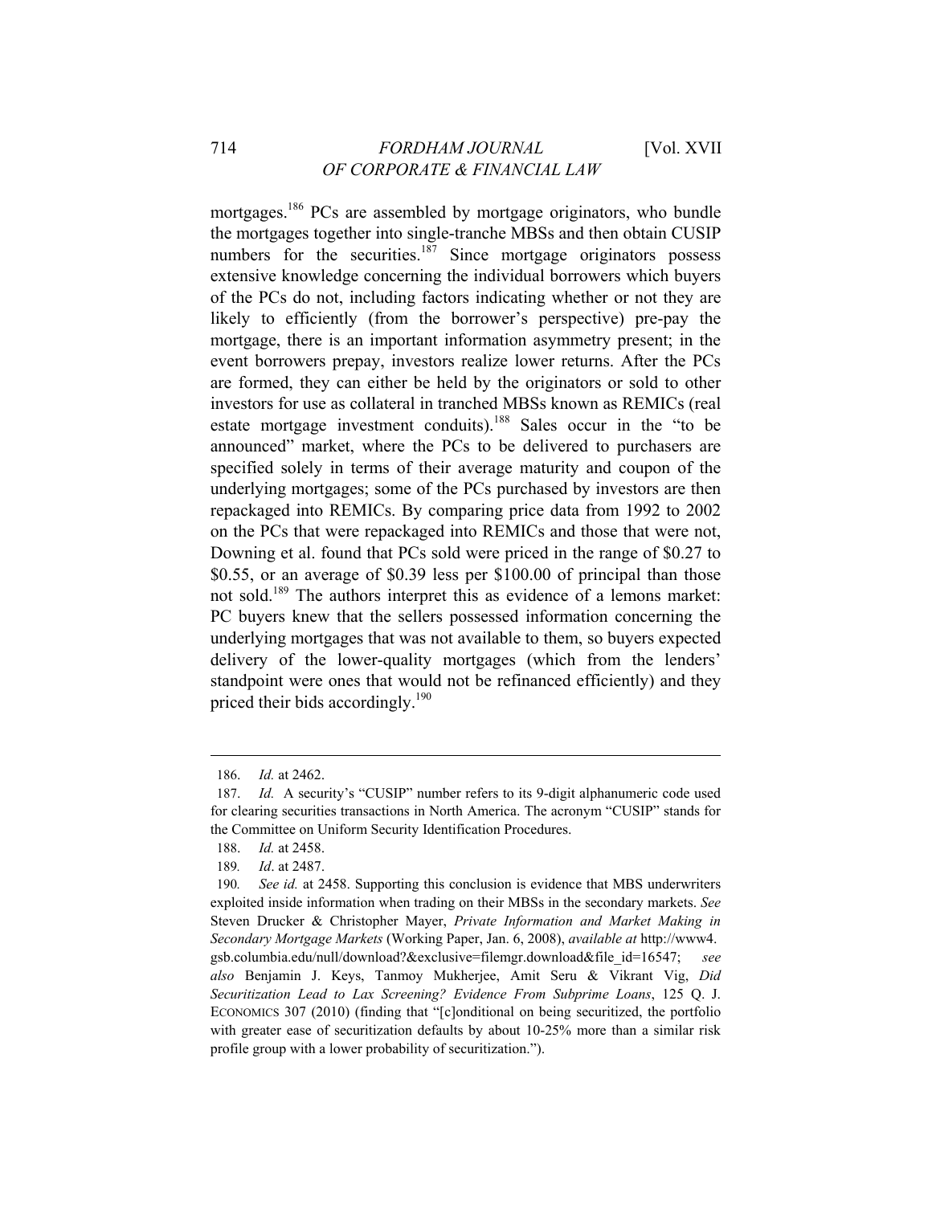mortgages.[186] PCs are assembled by mortgage originators, who bundle the mortgages together into single-tranche MBSs and then obtain CUSIP numbers for the securities.[187] Since mortgage originators possess extensive knowledge concerning the individual borrowers which buyers of the PCs do not, including factors indicating whether or not they are likely to efficiently (from the borrower's perspective) pre-pay the mortgage, there is an important information asymmetry present; in the event borrowers prepay, investors realize lower returns. After the PCs are formed, they can either be held by the originators or sold to other investors for use as collateral in tranched MBSs known as REMICs (real estate mortgage investment conduits).[188] Sales occur in the "to be announced" market, where the PCs to be delivered to purchasers are specified solely in terms of their average maturity and coupon of the underlying mortgages; some of the PCs purchased by investors are then repackaged into REMICs. By comparing price data from 1992 to 2002 on the PCs that were repackaged into REMICs and those that were not, Downing et al. found that PCs sold were priced in the range of $0.27 to $0.55, or an average of $0.39 less per $100.00 of principal than those not sold.[189] The authors interpret this as evidence of a lemons market: PC buyers knew that the sellers possessed information concerning the underlying mortgages that was not available to them, so buyers expected delivery of the lower-quality mortgages (which from the lenders' standpoint were ones that would not be refinanced efficiently) and they priced their bids accordingly.[190]

---

186. *Id.* at 2462.

187. *Id.* A security's "CUSIP" number refers to its 9-digit alphanumeric code used for clearing securities transactions in North America. The acronym "CUSIP" stands for the Committee on Uniform Security Identification Procedures.

188. *Id.* at 2458.

189. *Id*. at 2487.

190. *See id.* at 2458. Supporting this conclusion is evidence that MBS underwriters exploited inside information when trading on their MBSs in the secondary markets. *See* Steven Drucker & Christopher Mayer, *Private Information and Market Making in Secondary Mortgage Markets* (Working Paper, Jan. 6, 2008), *available at* http://www4.gsb.columbia.edu/null/download?&exclusive=filemgr.download&file_id=16547; *see also* Benjamin J. Keys, Tanmoy Mukherjee, Amit Seru & Vikrant Vig, *Did Securitization Lead to Lax Screening? Evidence From Subprime Loans*, 125 Q. J. ECONOMICS 307 (2010) (finding that "[c]onditional on being securitized, the portfolio with greater ease of securitization defaults by about 10-25% more than a similar risk profile group with a lower probability of securitization.").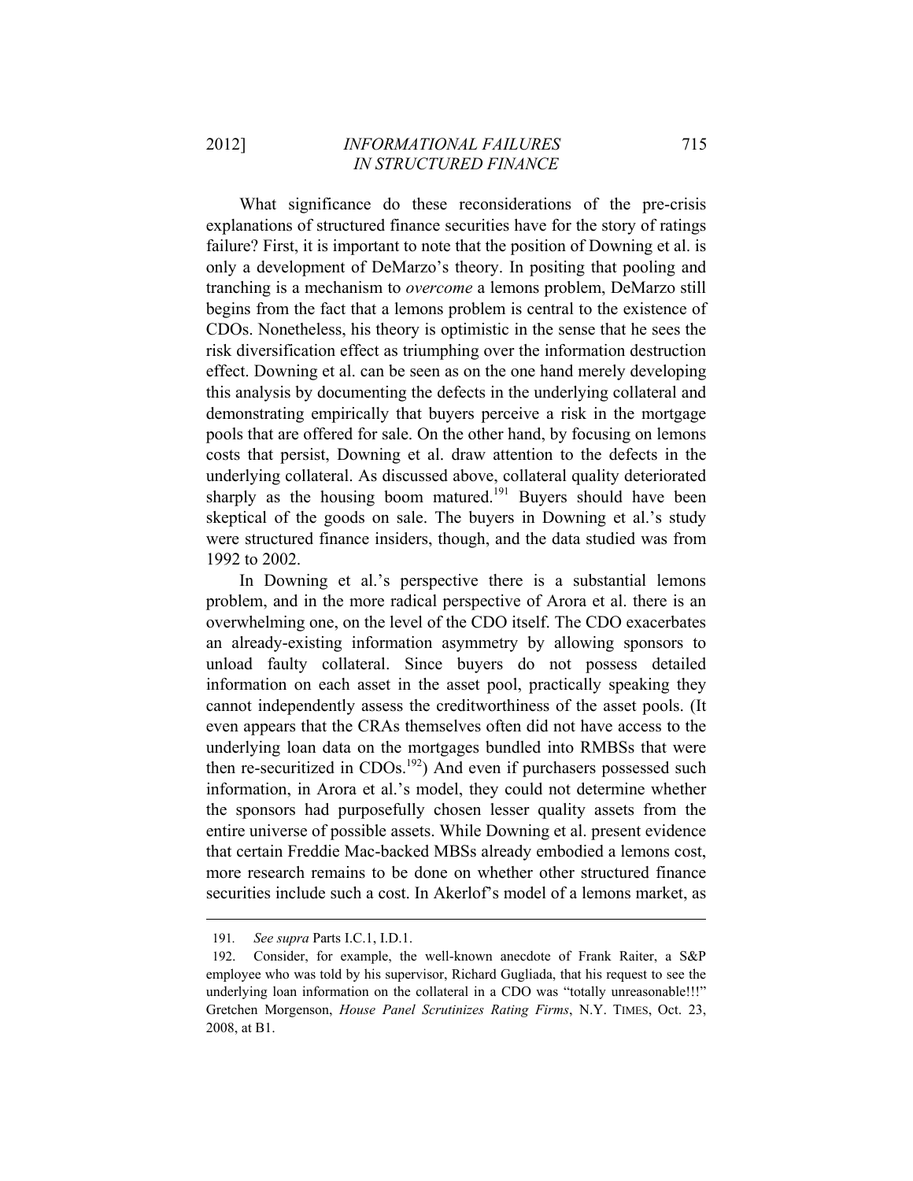What significance do these reconsiderations of the pre-crisis explanations of structured finance securities have for the story of ratings failure? First, it is important to note that the position of Downing et al. is only a development of DeMarzo's theory. In positing that pooling and tranching is a mechanism to *overcome* a lemons problem, DeMarzo still begins from the fact that a lemons problem is central to the existence of CDOs. Nonetheless, his theory is optimistic in the sense that he sees the risk diversification effect as triumphing over the information destruction effect. Downing et al. can be seen as on the one hand merely developing this analysis by documenting the defects in the underlying collateral and demonstrating empirically that buyers perceive a risk in the mortgage pools that are offered for sale. On the other hand, by focusing on lemons costs that persist, Downing et al. draw attention to the defects in the underlying collateral. As discussed above, collateral quality deteriorated sharply as the housing boom matured.[191] Buyers should have been skeptical of the goods on sale. The buyers in Downing et al.'s study were structured finance insiders, though, and the data studied was from 1992 to 2002.

In Downing et al.'s perspective there is a substantial lemons problem, and in the more radical perspective of Arora et al. there is an overwhelming one, on the level of the CDO itself. The CDO exacerbates an already-existing information asymmetry by allowing sponsors to unload faulty collateral. Since buyers do not possess detailed information on each asset in the asset pool, practically speaking they cannot independently assess the creditworthiness of the asset pools. (It even appears that the CRAs themselves often did not have access to the underlying loan data on the mortgages bundled into RMBSs that were then re-securitized in CDOs.[192]) And even if purchasers possessed such information, in Arora et al.'s model, they could not determine whether the sponsors had purposefully chosen lesser quality assets from the entire universe of possible assets. While Downing et al. present evidence that certain Freddie Mac-backed MBSs already embodied a lemons cost, more research remains to be done on whether other structured finance securities include such a cost. In Akerlof's model of a lemons market, as

---

191. *See supra* Parts I.C.1, I.D.1.

192. Consider, for example, the well-known anecdote of Frank Raiter, a S&P employee who was told by his supervisor, Richard Gugliada, that his request to see the underlying loan information on the collateral in a CDO was "totally unreasonable!!!" Gretchen Morgenson, *House Panel Scrutinizes Rating Firms*, N.Y. TIMES, Oct. 23, 2008, at B1.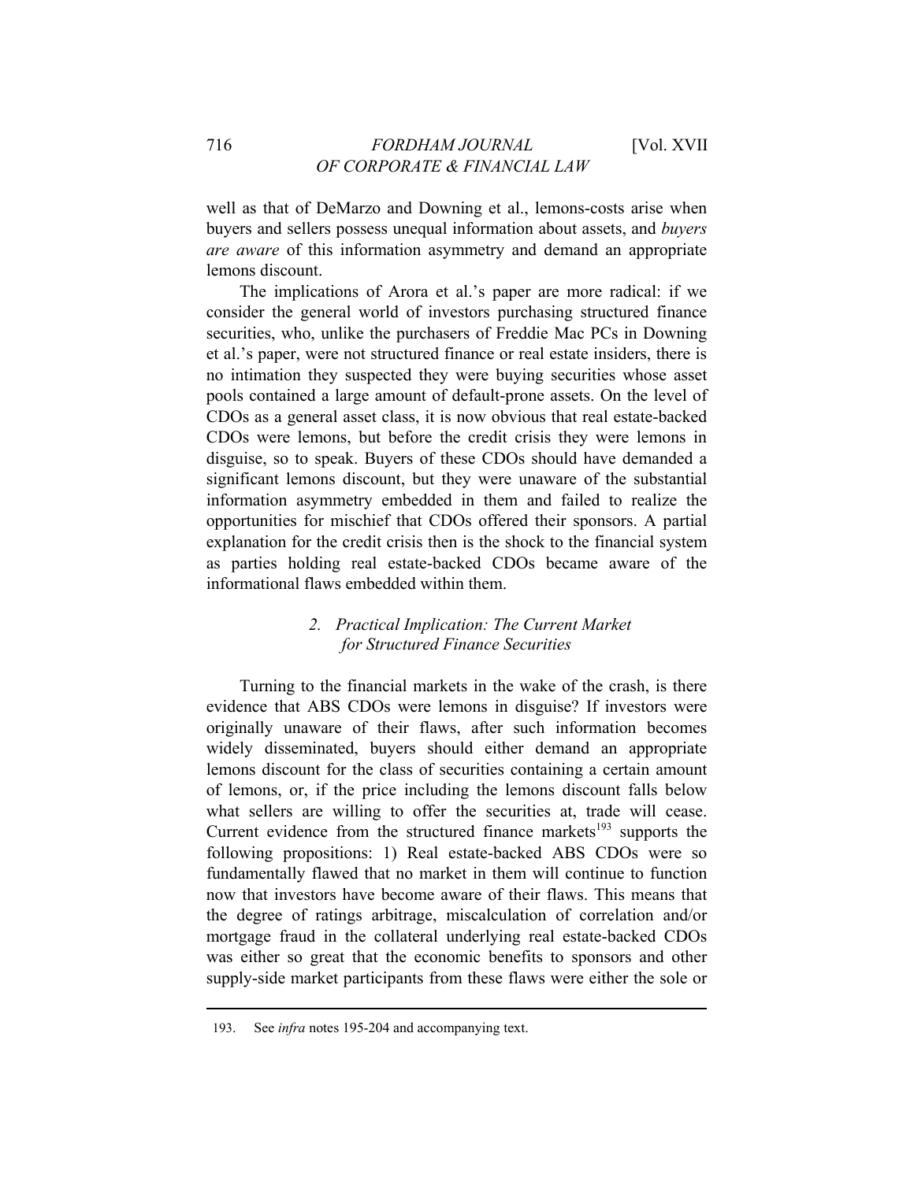well as that of DeMarzo and Downing et al., lemons-costs arise when buyers and sellers possess unequal information about assets, and *buyers are aware* of this information asymmetry and demand an appropriate lemons discount.

The implications of Arora et al.'s paper are more radical: if we consider the general world of investors purchasing structured finance securities, who, unlike the purchasers of Freddie Mac PCs in Downing et al.'s paper, were not structured finance or real estate insiders, there is no intimation they suspected they were buying securities whose asset pools contained a large amount of default-prone assets. On the level of CDOs as a general asset class, it is now obvious that real estate-backed CDOs were lemons, but before the credit crisis they were lemons in disguise, so to speak. Buyers of these CDOs should have demanded a significant lemons discount, but they were unaware of the substantial information asymmetry embedded in them and failed to realize the opportunities for mischief that CDOs offered their sponsors. A partial explanation for the credit crisis then is the shock to the financial system as parties holding real estate-backed CDOs became aware of the informational flaws embedded within them.

### 2. *Practical Implication: The Current Market for Structured Finance Securities*

Turning to the financial markets in the wake of the crash, is there evidence that ABS CDOs were lemons in disguise? If investors were originally unaware of their flaws, after such information becomes widely disseminated, buyers should either demand an appropriate lemons discount for the class of securities containing a certain amount of lemons, or, if the price including the lemons discount falls below what sellers are willing to offer the securities at, trade will cease. Current evidence from the structured finance markets[193] supports the following propositions: 1) Real estate-backed ABS CDOs were so fundamentally flawed that no market in them will continue to function now that investors have become aware of their flaws. This means that the degree of ratings arbitrage, miscalculation of correlation and/or mortgage fraud in the collateral underlying real estate-backed CDOs was either so great that the economic benefits to sponsors and other supply-side market participants from these flaws were either the sole or

193. See *infra* notes 195-204 and accompanying text.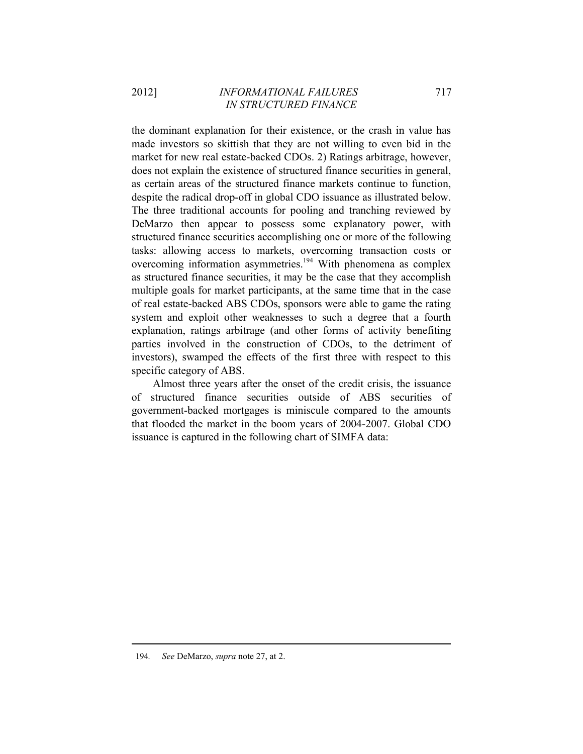the dominant explanation for their existence, or the crash in value has made investors so skittish that they are not willing to even bid in the market for new real estate-backed CDOs. 2) Ratings arbitrage, however, does not explain the existence of structured finance securities in general, as certain areas of the structured finance markets continue to function, despite the radical drop-off in global CDO issuance as illustrated below. The three traditional accounts for pooling and tranching reviewed by DeMarzo then appear to possess some explanatory power, with structured finance securities accomplishing one or more of the following tasks: allowing access to markets, overcoming transaction costs or overcoming information asymmetries.[194] With phenomena as complex as structured finance securities, it may be the case that they accomplish multiple goals for market participants, at the same time that in the case of real estate-backed ABS CDOs, sponsors were able to game the rating system and exploit other weaknesses to such a degree that a fourth explanation, ratings arbitrage (and other forms of activity benefiting parties involved in the construction of CDOs, to the detriment of investors), swamped the effects of the first three with respect to this specific category of ABS.

Almost three years after the onset of the credit crisis, the issuance of structured finance securities outside of ABS securities of government-backed mortgages is miniscule compared to the amounts that flooded the market in the boom years of 2004-2007. Global CDO issuance is captured in the following chart of SIMFA data:

---

194. *See* DeMarzo, *supra* note 27, at 2.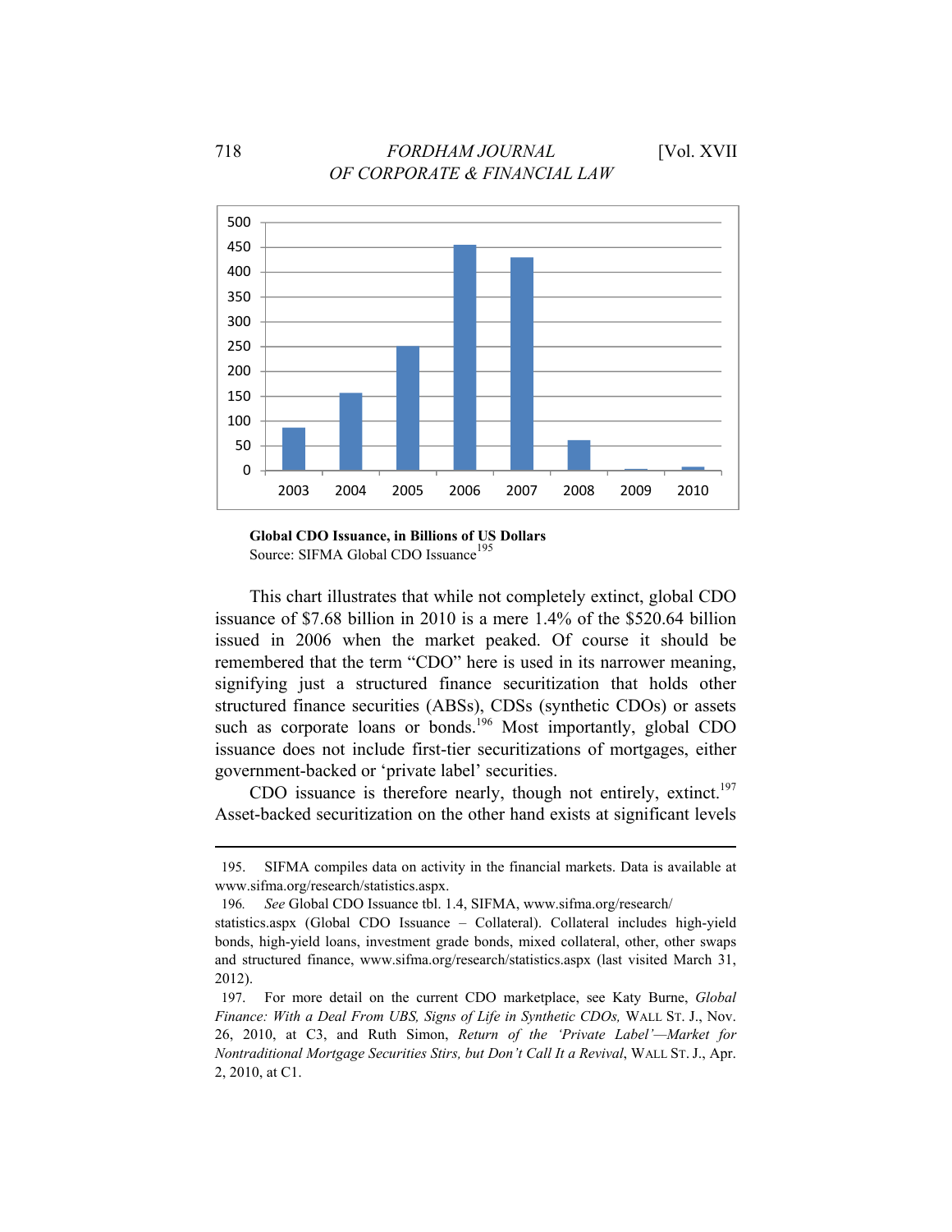**Global CDO Issuance, in Billions of US Dollars**
Source: SIFMA Global CDO Issuance[195]

This chart illustrates that while not completely extinct, global CDO issuance of $7.68 billion in 2010 is a mere 1.4% of the $520.64 billion issued in 2006 when the market peaked. Of course it should be remembered that the term "CDO" here is used in its narrower meaning, signifying just a structured finance securitization that holds other structured finance securities (ABSs), CDSs (synthetic CDOs) or assets such as corporate loans or bonds.[196] Most importantly, global CDO issuance does not include first-tier securitizations of mortgages, either government-backed or 'private label' securities.

CDO issuance is therefore nearly, though not entirely, extinct.[197] Asset-backed securitization on the other hand exists at significant levels

---

195. SIFMA compiles data on activity in the financial markets. Data is available at www.sifma.org/research/statistics.aspx.

196. *See* Global CDO Issuance tbl. 1.4, SIFMA, www.sifma.org/research/statistics.aspx (Global CDO Issuance – Collateral). Collateral includes high-yield bonds, high-yield loans, investment grade bonds, mixed collateral, other, other swaps and structured finance, www.sifma.org/research/statistics.aspx (last visited March 31, 2012).

197. For more detail on the current CDO marketplace, see Katy Burne, *Global Finance: With a Deal From UBS, Signs of Life in Synthetic CDOs,* WALL ST. J., Nov. 26, 2010, at C3, and Ruth Simon, *Return of the 'Private Label'—Market for Nontraditional Mortgage Securities Stirs, but Don't Call It a Revival*, WALL ST. J., Apr. 2, 2010, at C1.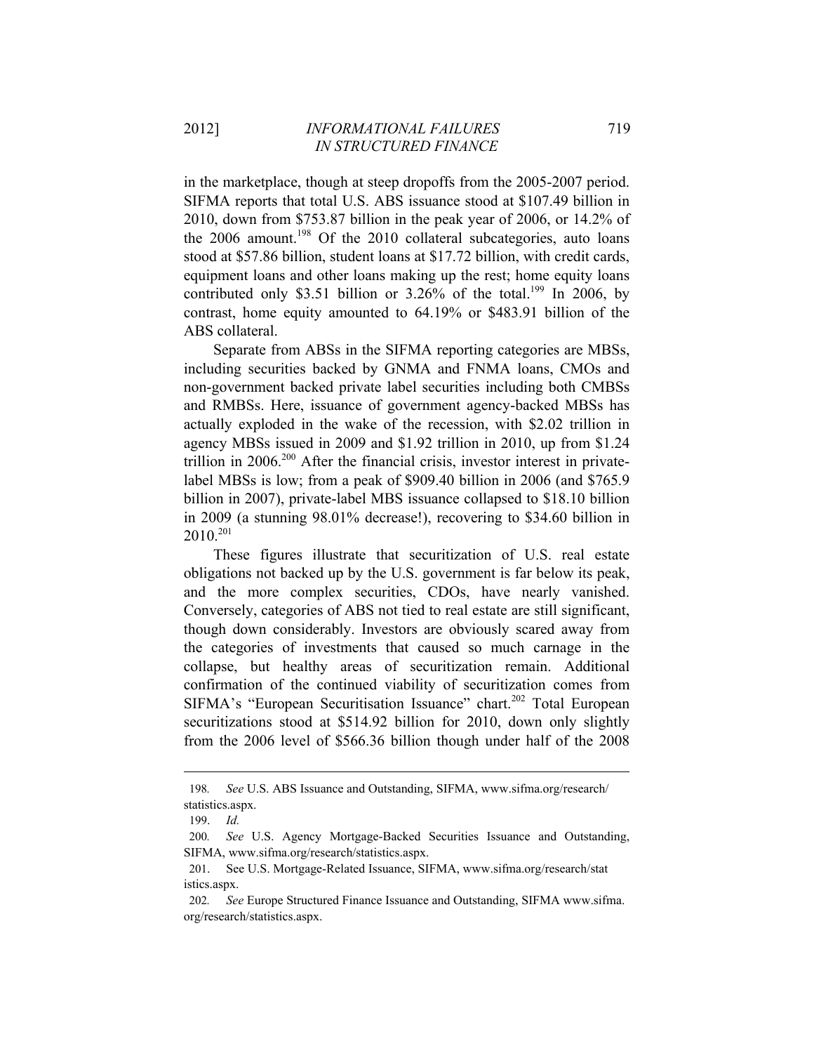in the marketplace, though at steep dropoffs from the 2005-2007 period. SIFMA reports that total U.S. ABS issuance stood at $107.49 billion in 2010, down from $753.87 billion in the peak year of 2006, or 14.2% of the 2006 amount.[198] Of the 2010 collateral subcategories, auto loans stood at $57.86 billion, student loans at $17.72 billion, with credit cards, equipment loans and other loans making up the rest; home equity loans contributed only $3.51 billion or 3.26% of the total.[199] In 2006, by contrast, home equity amounted to 64.19% or $483.91 billion of the ABS collateral.

Separate from ABSs in the SIFMA reporting categories are MBSs, including securities backed by GNMA and FNMA loans, CMOs and non-government backed private label securities including both CMBSs and RMBSs. Here, issuance of government agency-backed MBSs has actually exploded in the wake of the recession, with $2.02 trillion in agency MBSs issued in 2009 and $1.92 trillion in 2010, up from $1.24 trillion in 2006.[200] After the financial crisis, investor interest in private-label MBSs is low; from a peak of $909.40 billion in 2006 (and $765.9 billion in 2007), private-label MBS issuance collapsed to $18.10 billion in 2009 (a stunning 98.01% decrease!), recovering to $34.60 billion in 2010.[201]

These figures illustrate that securitization of U.S. real estate obligations not backed up by the U.S. government is far below its peak, and the more complex securities, CDOs, have nearly vanished. Conversely, categories of ABS not tied to real estate are still significant, though down considerably. Investors are obviously scared away from the categories of investments that caused so much carnage in the collapse, but healthy areas of securitization remain. Additional confirmation of the continued viability of securitization comes from SIFMA's "European Securitisation Issuance" chart.[202] Total European securitizations stood at $514.92 billion for 2010, down only slightly from the 2006 level of $566.36 billion though under half of the 2008

---

198. *See* U.S. ABS Issuance and Outstanding, SIFMA, www.sifma.org/research/statistics.aspx.

199. *Id.*

200. *See* U.S. Agency Mortgage-Backed Securities Issuance and Outstanding, SIFMA, www.sifma.org/research/statistics.aspx.

201. See U.S. Mortgage-Related Issuance, SIFMA, www.sifma.org/research/statistics.aspx.

202. *See* Europe Structured Finance Issuance and Outstanding, SIFMA www.sifma.org/research/statistics.aspx.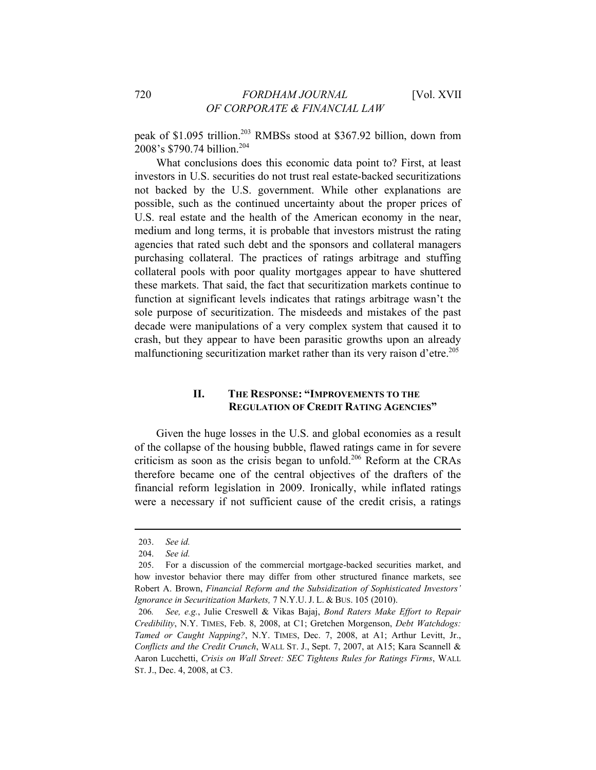peak of $1.095 trillion.[203] RMBSs stood at $367.92 billion, down from 2008's $790.74 billion.[204]

What conclusions does this economic data point to? First, at least investors in U.S. securities do not trust real estate-backed securitizations not backed by the U.S. government. While other explanations are possible, such as the continued uncertainty about the proper prices of U.S. real estate and the health of the American economy in the near, medium and long terms, it is probable that investors mistrust the rating agencies that rated such debt and the sponsors and collateral managers purchasing collateral. The practices of ratings arbitrage and stuffing collateral pools with poor quality mortgages appear to have shuttered these markets. That said, the fact that securitization markets continue to function at significant levels indicates that ratings arbitrage wasn't the sole purpose of securitization. The misdeeds and mistakes of the past decade were manipulations of a very complex system that caused it to crash, but they appear to have been parasitic growths upon an already malfunctioning securitization market rather than its very raison d'etre.[205]

## II. THE RESPONSE: "IMPROVEMENTS TO THE REGULATION OF CREDIT RATING AGENCIES"

Given the huge losses in the U.S. and global economies as a result of the collapse of the housing bubble, flawed ratings came in for severe criticism as soon as the crisis began to unfold.[206] Reform at the CRAs therefore became one of the central objectives of the drafters of the financial reform legislation in 2009. Ironically, while inflated ratings were a necessary if not sufficient cause of the credit crisis, a ratings

---

203. *See id.*

204. *See id.*

205. For a discussion of the commercial mortgage-backed securities market, and how investor behavior there may differ from other structured finance markets, see Robert A. Brown, *Financial Reform and the Subsidization of Sophisticated Investors' Ignorance in Securitization Markets,* 7 N.Y.U. J. L. & BUS. 105 (2010).

206. *See, e.g.*, Julie Creswell & Vikas Bajaj, *Bond Raters Make Effort to Repair Credibility*, N.Y. TIMES, Feb. 8, 2008, at C1; Gretchen Morgenson, *Debt Watchdogs: Tamed or Caught Napping?*, N.Y. TIMES, Dec. 7, 2008, at A1; Arthur Levitt, Jr., *Conflicts and the Credit Crunch*, WALL ST. J., Sept. 7, 2007, at A15; Kara Scannell & Aaron Lucchetti, *Crisis on Wall Street: SEC Tightens Rules for Ratings Firms*, WALL ST. J., Dec. 4, 2008, at C3.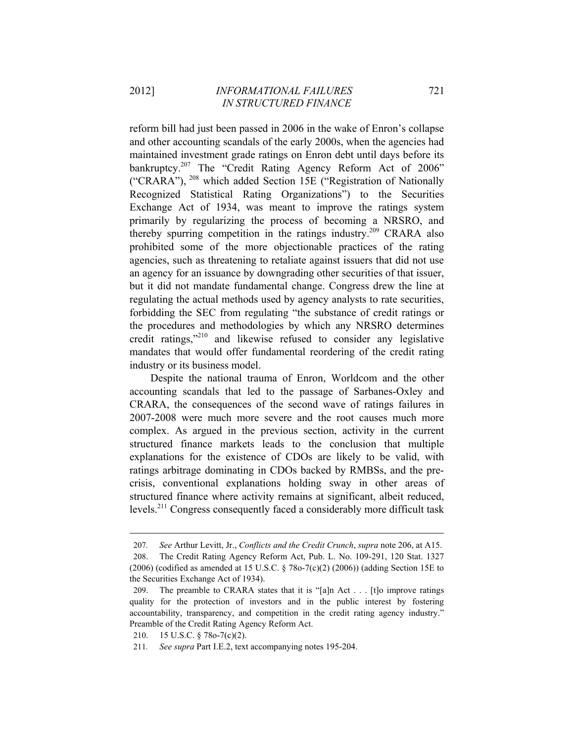reform bill had just been passed in 2006 in the wake of Enron's collapse and other accounting scandals of the early 2000s, when the agencies had maintained investment grade ratings on Enron debt until days before its bankruptcy.[207] The "Credit Rating Agency Reform Act of 2006" ("CRARA"), [208] which added Section 15E ("Registration of Nationally Recognized Statistical Rating Organizations") to the Securities Exchange Act of 1934, was meant to improve the ratings system primarily by regularizing the process of becoming a NRSRO, and thereby spurring competition in the ratings industry.[209] CRARA also prohibited some of the more objectionable practices of the rating agencies, such as threatening to retaliate against issuers that did not use an agency for an issuance by downgrading other securities of that issuer, but it did not mandate fundamental change. Congress drew the line at regulating the actual methods used by agency analysts to rate securities, forbidding the SEC from regulating "the substance of credit ratings or the procedures and methodologies by which any NRSRO determines credit ratings,"[210] and likewise refused to consider any legislative mandates that would offer fundamental reordering of the credit rating industry or its business model.

Despite the national trauma of Enron, Worldcom and the other accounting scandals that led to the passage of Sarbanes-Oxley and CRARA, the consequences of the second wave of ratings failures in 2007-2008 were much more severe and the root causes much more complex. As argued in the previous section, activity in the current structured finance markets leads to the conclusion that multiple explanations for the existence of CDOs are likely to be valid, with ratings arbitrage dominating in CDOs backed by RMBSs, and the pre-crisis, conventional explanations holding sway in other areas of structured finance where activity remains at significant, albeit reduced, levels.[211] Congress consequently faced a considerably more difficult task

---

207. *See* Arthur Levitt, Jr., *Conflicts and the Credit Crunch*, *supra* note 206, at A15.

208. The Credit Rating Agency Reform Act, Pub. L. No. 109-291, 120 Stat. 1327 (2006) (codified as amended at 15 U.S.C. § 78o-7(c)(2) (2006)) (adding Section 15E to the Securities Exchange Act of 1934).

209. The preamble to CRARA states that it is "[a]n Act . . . [t]o improve ratings quality for the protection of investors and in the public interest by fostering accountability, transparency, and competition in the credit rating agency industry." Preamble of the Credit Rating Agency Reform Act.

210. 15 U.S.C. § 78o-7(c)(2).

211. *See supra* Part I.E.2, text accompanying notes 195-204.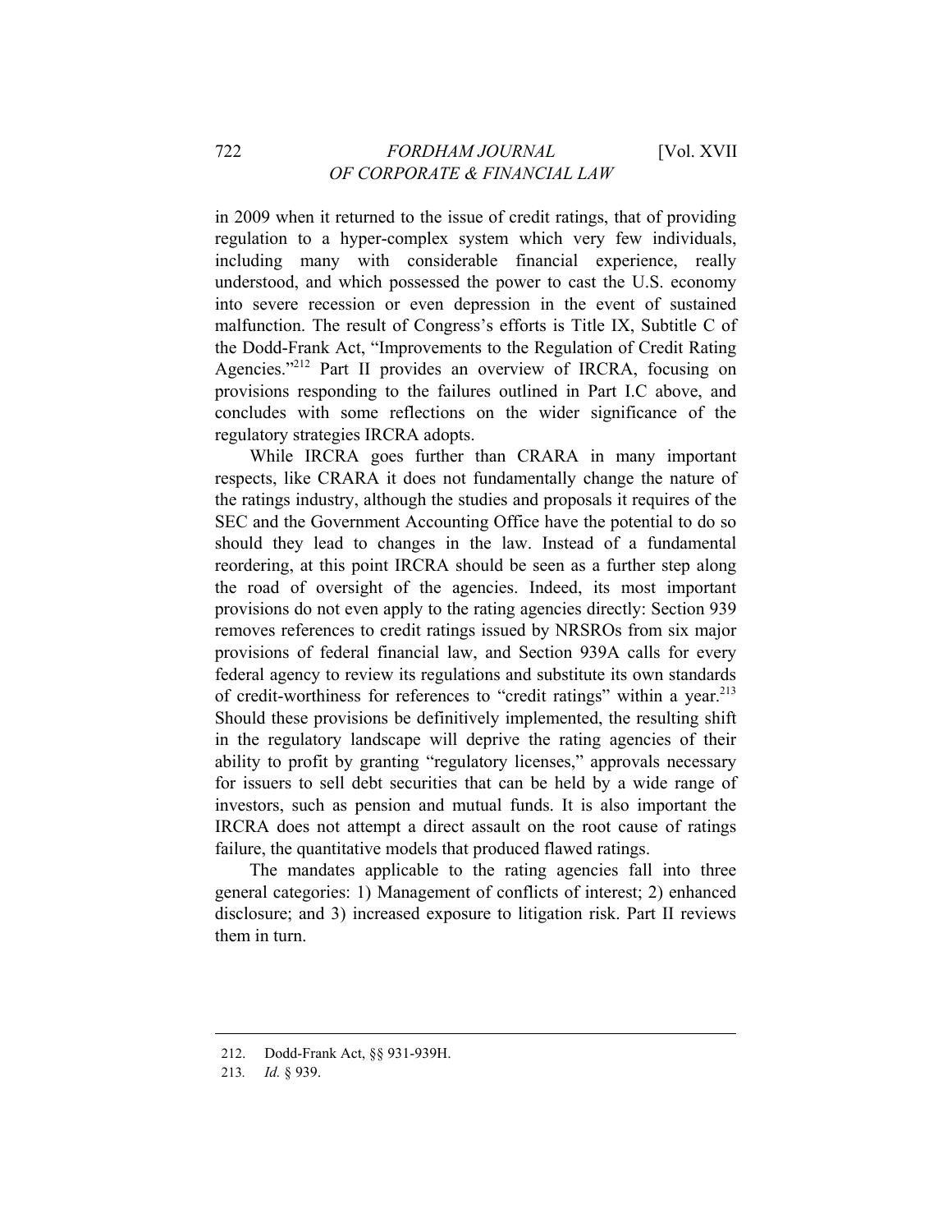in 2009 when it returned to the issue of credit ratings, that of providing regulation to a hyper-complex system which very few individuals, including many with considerable financial experience, really understood, and which possessed the power to cast the U.S. economy into severe recession or even depression in the event of sustained malfunction. The result of Congress's efforts is Title IX, Subtitle C of the Dodd-Frank Act, "Improvements to the Regulation of Credit Rating Agencies."[212] Part II provides an overview of IRCRA, focusing on provisions responding to the failures outlined in Part I.C above, and concludes with some reflections on the wider significance of the regulatory strategies IRCRA adopts.

While IRCRA goes further than CRARA in many important respects, like CRARA it does not fundamentally change the nature of the ratings industry, although the studies and proposals it requires of the SEC and the Government Accounting Office have the potential to do so should they lead to changes in the law. Instead of a fundamental reordering, at this point IRCRA should be seen as a further step along the road of oversight of the agencies. Indeed, its most important provisions do not even apply to the rating agencies directly: Section 939 removes references to credit ratings issued by NRSROs from six major provisions of federal financial law, and Section 939A calls for every federal agency to review its regulations and substitute its own standards of credit-worthiness for references to "credit ratings" within a year.[213] Should these provisions be definitively implemented, the resulting shift in the regulatory landscape will deprive the rating agencies of their ability to profit by granting "regulatory licenses," approvals necessary for issuers to sell debt securities that can be held by a wide range of investors, such as pension and mutual funds. It is also important the IRCRA does not attempt a direct assault on the root cause of ratings failure, the quantitative models that produced flawed ratings.

The mandates applicable to the rating agencies fall into three general categories: 1) Management of conflicts of interest; 2) enhanced disclosure; and 3) increased exposure to litigation risk. Part II reviews them in turn.

---

212. Dodd-Frank Act, §§ 931-939H.

213. *Id.* § 939.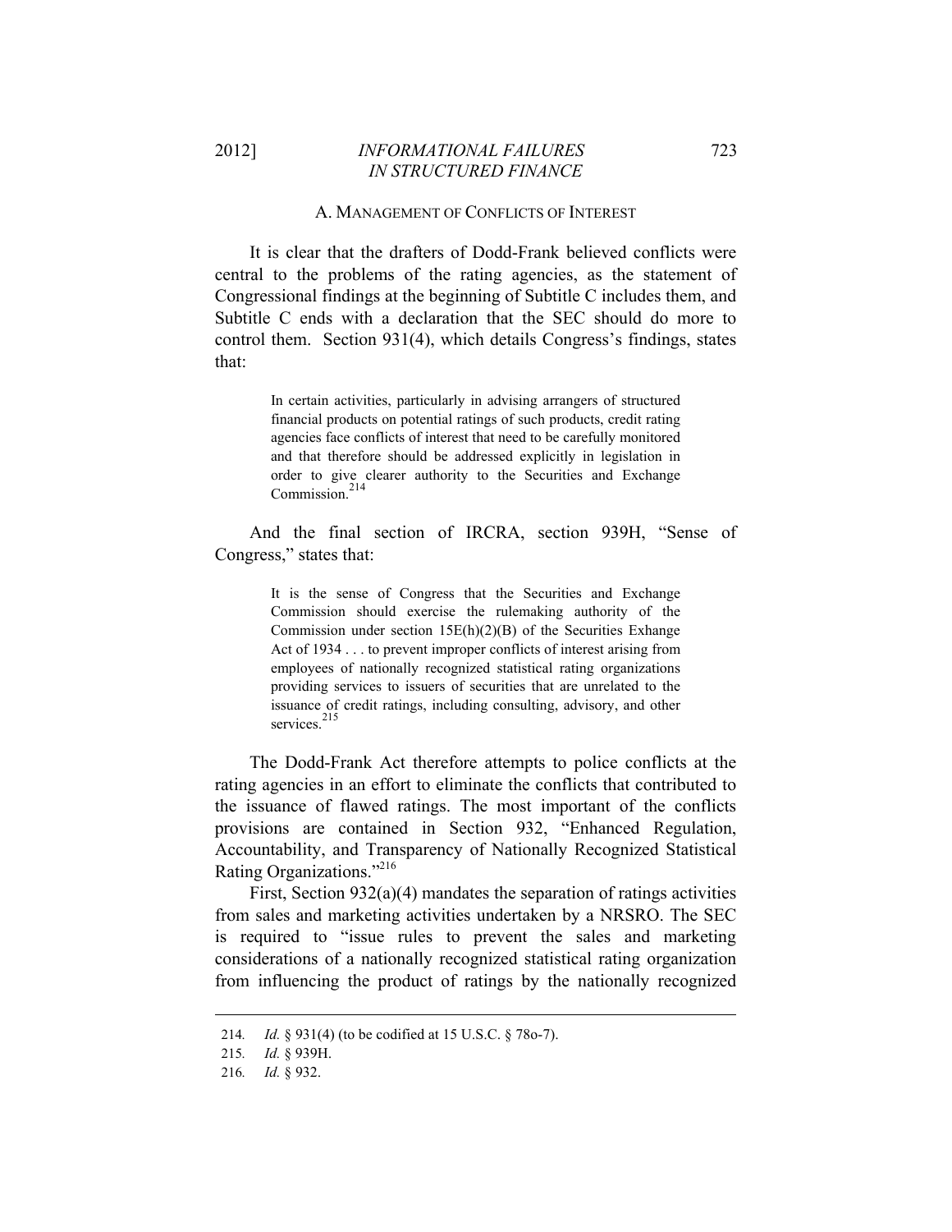### A. Management of Conflicts of Interest

It is clear that the drafters of Dodd-Frank believed conflicts were central to the problems of the rating agencies, as the statement of Congressional findings at the beginning of Subtitle C includes them, and Subtitle C ends with a declaration that the SEC should do more to control them. Section 931(4), which details Congress's findings, states that:

> In certain activities, particularly in advising arrangers of structured financial products on potential ratings of such products, credit rating agencies face conflicts of interest that need to be carefully monitored and that therefore should be addressed explicitly in legislation in order to give clearer authority to the Securities and Exchange Commission.[214]

And the final section of IRCRA, section 939H, "Sense of Congress," states that:

> It is the sense of Congress that the Securities and Exchange Commission should exercise the rulemaking authority of the Commission under section 15E(h)(2)(B) of the Securities Exhange Act of 1934 . . . to prevent improper conflicts of interest arising from employees of nationally recognized statistical rating organizations providing services to issuers of securities that are unrelated to the issuance of credit ratings, including consulting, advisory, and other services.[215]

The Dodd-Frank Act therefore attempts to police conflicts at the rating agencies in an effort to eliminate the conflicts that contributed to the issuance of flawed ratings. The most important of the conflicts provisions are contained in Section 932, "Enhanced Regulation, Accountability, and Transparency of Nationally Recognized Statistical Rating Organizations."[216]

First, Section 932(a)(4) mandates the separation of ratings activities from sales and marketing activities undertaken by a NRSRO. The SEC is required to "issue rules to prevent the sales and marketing considerations of a nationally recognized statistical rating organization from influencing the product of ratings by the nationally recognized

---

214. *Id.* § 931(4) (to be codified at 15 U.S.C. § 78o-7).

215. *Id.* § 939H.

216. *Id.* § 932.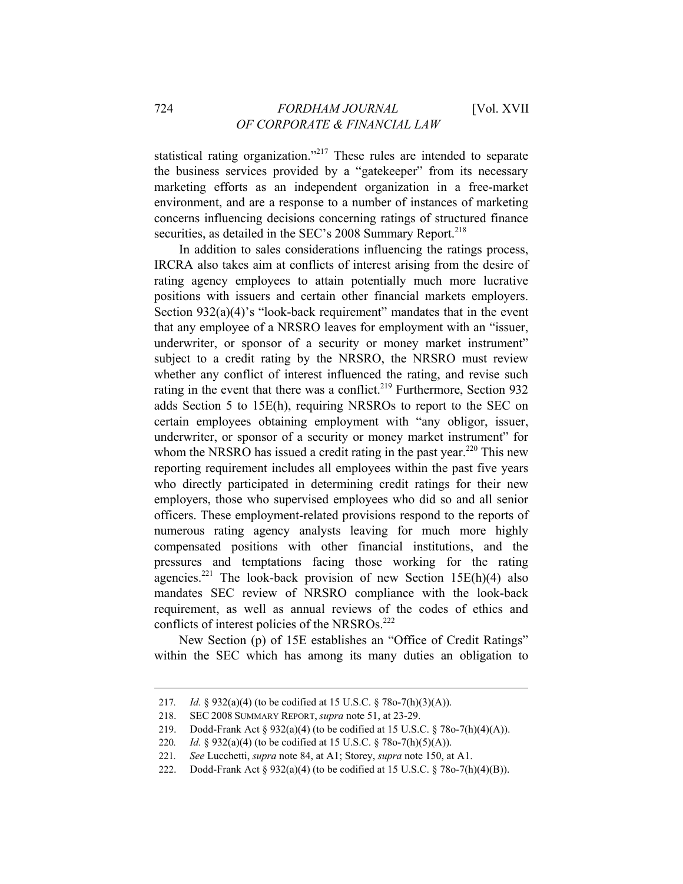statistical rating organization."[217] These rules are intended to separate the business services provided by a "gatekeeper" from its necessary marketing efforts as an independent organization in a free-market environment, and are a response to a number of instances of marketing concerns influencing decisions concerning ratings of structured finance securities, as detailed in the SEC's 2008 Summary Report.[218]

In addition to sales considerations influencing the ratings process, IRCRA also takes aim at conflicts of interest arising from the desire of rating agency employees to attain potentially much more lucrative positions with issuers and certain other financial markets employers. Section 932(a)(4)'s "look-back requirement" mandates that in the event that any employee of a NRSRO leaves for employment with an "issuer, underwriter, or sponsor of a security or money market instrument" subject to a credit rating by the NRSRO, the NRSRO must review whether any conflict of interest influenced the rating, and revise such rating in the event that there was a conflict.[219] Furthermore, Section 932 adds Section 5 to 15E(h), requiring NRSROs to report to the SEC on certain employees obtaining employment with "any obligor, issuer, underwriter, or sponsor of a security or money market instrument" for whom the NRSRO has issued a credit rating in the past year.[220] This new reporting requirement includes all employees within the past five years who directly participated in determining credit ratings for their new employers, those who supervised employees who did so and all senior officers. These employment-related provisions respond to the reports of numerous rating agency analysts leaving for much more highly compensated positions with other financial institutions, and the pressures and temptations facing those working for the rating agencies.[221] The look-back provision of new Section 15E(h)(4) also mandates SEC review of NRSRO compliance with the look-back requirement, as well as annual reviews of the codes of ethics and conflicts of interest policies of the NRSROs.[222]

New Section (p) of 15E establishes an "Office of Credit Ratings" within the SEC which has among its many duties an obligation to

---

217. *Id.* § 932(a)(4) (to be codified at 15 U.S.C. § 78o-7(h)(3)(A)).

218. SEC 2008 SUMMARY REPORT, *supra* note 51, at 23-29.

219. Dodd-Frank Act § 932(a)(4) (to be codified at 15 U.S.C. § 78o-7(h)(4)(A)).

220. *Id.* § 932(a)(4) (to be codified at 15 U.S.C. § 78o-7(h)(5)(A)).

221. *See* Lucchetti, *supra* note 84, at A1; Storey, *supra* note 150, at A1.

222. Dodd-Frank Act § 932(a)(4) (to be codified at 15 U.S.C. § 78o-7(h)(4)(B)).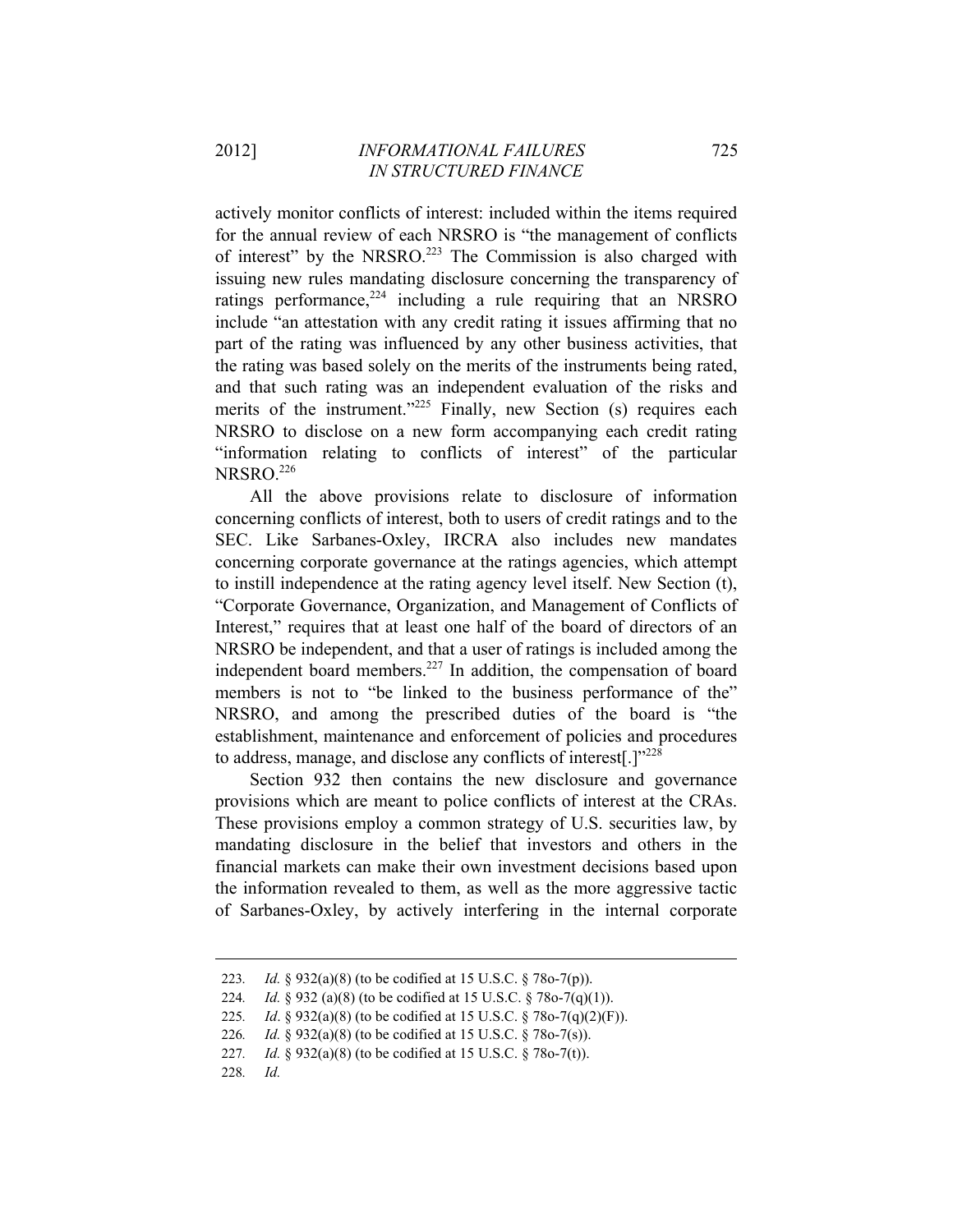actively monitor conflicts of interest: included within the items required for the annual review of each NRSRO is "the management of conflicts of interest" by the NRSRO.[223] The Commission is also charged with issuing new rules mandating disclosure concerning the transparency of ratings performance,[224] including a rule requiring that an NRSRO include "an attestation with any credit rating it issues affirming that no part of the rating was influenced by any other business activities, that the rating was based solely on the merits of the instruments being rated, and that such rating was an independent evaluation of the risks and merits of the instrument."[225] Finally, new Section (s) requires each NRSRO to disclose on a new form accompanying each credit rating "information relating to conflicts of interest" of the particular NRSRO.[226]

All the above provisions relate to disclosure of information concerning conflicts of interest, both to users of credit ratings and to the SEC. Like Sarbanes-Oxley, IRCRA also includes new mandates concerning corporate governance at the ratings agencies, which attempt to instill independence at the rating agency level itself. New Section (t), "Corporate Governance, Organization, and Management of Conflicts of Interest," requires that at least one half of the board of directors of an NRSRO be independent, and that a user of ratings is included among the independent board members.[227] In addition, the compensation of board members is not to "be linked to the business performance of the" NRSRO, and among the prescribed duties of the board is "the establishment, maintenance and enforcement of policies and procedures to address, manage, and disclose any conflicts of interest[.]"[228]

Section 932 then contains the new disclosure and governance provisions which are meant to police conflicts of interest at the CRAs. These provisions employ a common strategy of U.S. securities law, by mandating disclosure in the belief that investors and others in the financial markets can make their own investment decisions based upon the information revealed to them, as well as the more aggressive tactic of Sarbanes-Oxley, by actively interfering in the internal corporate

---

223. *Id.* § 932(a)(8) (to be codified at 15 U.S.C. § 78o-7(p)).

224. *Id.* § 932 (a)(8) (to be codified at 15 U.S.C. § 78o-7(q)(1)).

225. *Id*. § 932(a)(8) (to be codified at 15 U.S.C. § 78o-7(q)(2)(F)).

226. *Id.* § 932(a)(8) (to be codified at 15 U.S.C. § 78o-7(s)).

227. *Id.* § 932(a)(8) (to be codified at 15 U.S.C. § 78o-7(t)).

228. *Id.*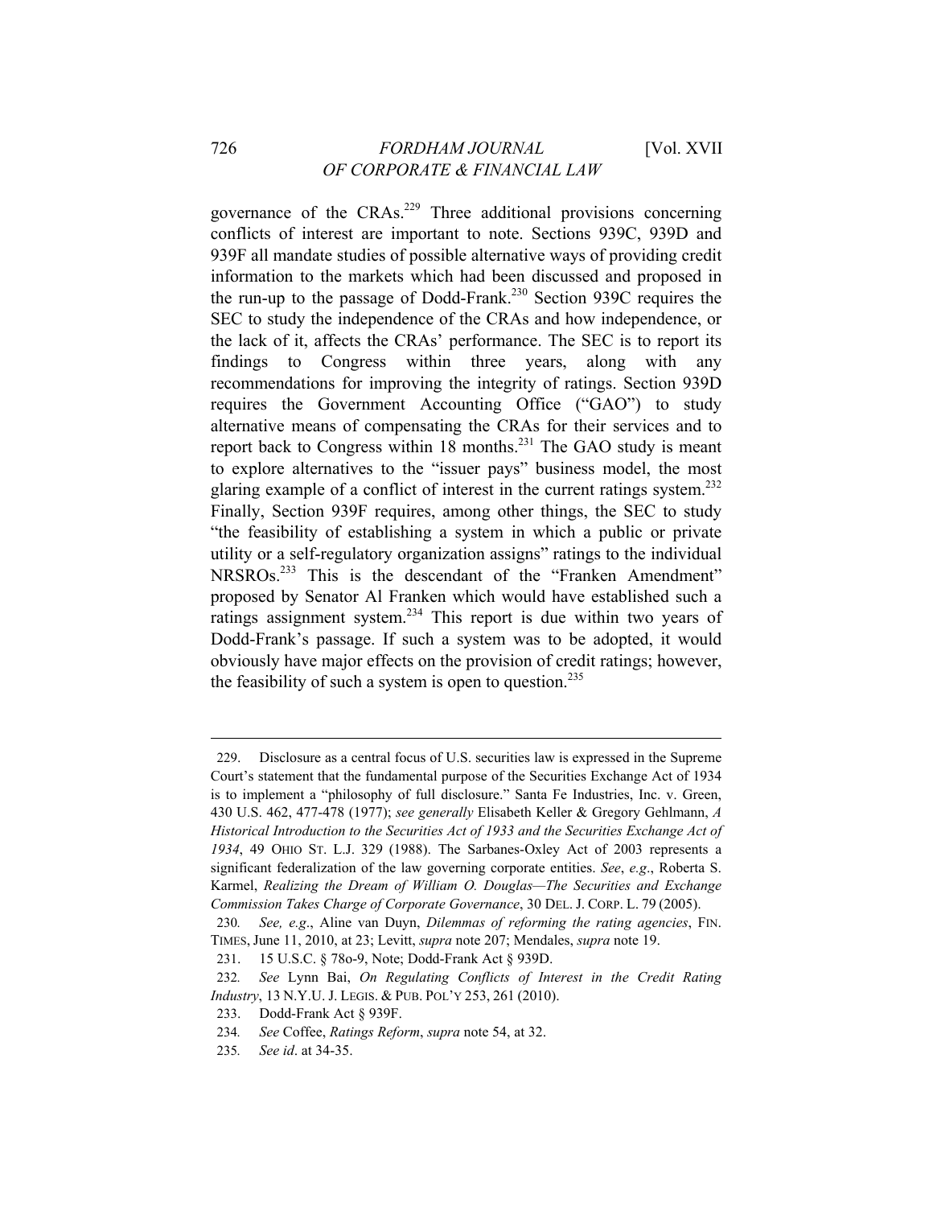governance of the CRAs.[229] Three additional provisions concerning conflicts of interest are important to note. Sections 939C, 939D and 939F all mandate studies of possible alternative ways of providing credit information to the markets which had been discussed and proposed in the run-up to the passage of Dodd-Frank.[230] Section 939C requires the SEC to study the independence of the CRAs and how independence, or the lack of it, affects the CRAs' performance. The SEC is to report its findings to Congress within three years, along with any recommendations for improving the integrity of ratings. Section 939D requires the Government Accounting Office ("GAO") to study alternative means of compensating the CRAs for their services and to report back to Congress within 18 months.[231] The GAO study is meant to explore alternatives to the "issuer pays" business model, the most glaring example of a conflict of interest in the current ratings system.[232] Finally, Section 939F requires, among other things, the SEC to study "the feasibility of establishing a system in which a public or private utility or a self-regulatory organization assigns" ratings to the individual NRSROs.[233] This is the descendant of the "Franken Amendment" proposed by Senator Al Franken which would have established such a ratings assignment system.[234] This report is due within two years of Dodd-Frank's passage. If such a system was to be adopted, it would obviously have major effects on the provision of credit ratings; however, the feasibility of such a system is open to question.[235]

---

229. Disclosure as a central focus of U.S. securities law is expressed in the Supreme Court's statement that the fundamental purpose of the Securities Exchange Act of 1934 is to implement a "philosophy of full disclosure." Santa Fe Industries, Inc. v. Green, 430 U.S. 462, 477-478 (1977); *see generally* Elisabeth Keller & Gregory Gehlmann, *A Historical Introduction to the Securities Act of 1933 and the Securities Exchange Act of 1934*, 49 OHIO ST. L.J. 329 (1988). The Sarbanes-Oxley Act of 2003 represents a significant federalization of the law governing corporate entities. *See*, *e.g*., Roberta S. Karmel, *Realizing the Dream of William O. Douglas—The Securities and Exchange Commission Takes Charge of Corporate Governance*, 30 DEL. J. CORP. L. 79 (2005).

230. *See, e.g*., Aline van Duyn, *Dilemmas of reforming the rating agencies*, FIN. TIMES, June 11, 2010, at 23; Levitt, *supra* note 207; Mendales, *supra* note 19.

231. 15 U.S.C. § 78o-9, Note; Dodd-Frank Act § 939D.

232. *See* Lynn Bai, *On Regulating Conflicts of Interest in the Credit Rating Industry*, 13 N.Y.U. J. LEGIS. & PUB. POL'Y 253, 261 (2010).

233. Dodd-Frank Act § 939F.

234. *See* Coffee, *Ratings Reform*, *supra* note 54, at 32.

235. *See id*. at 34-35.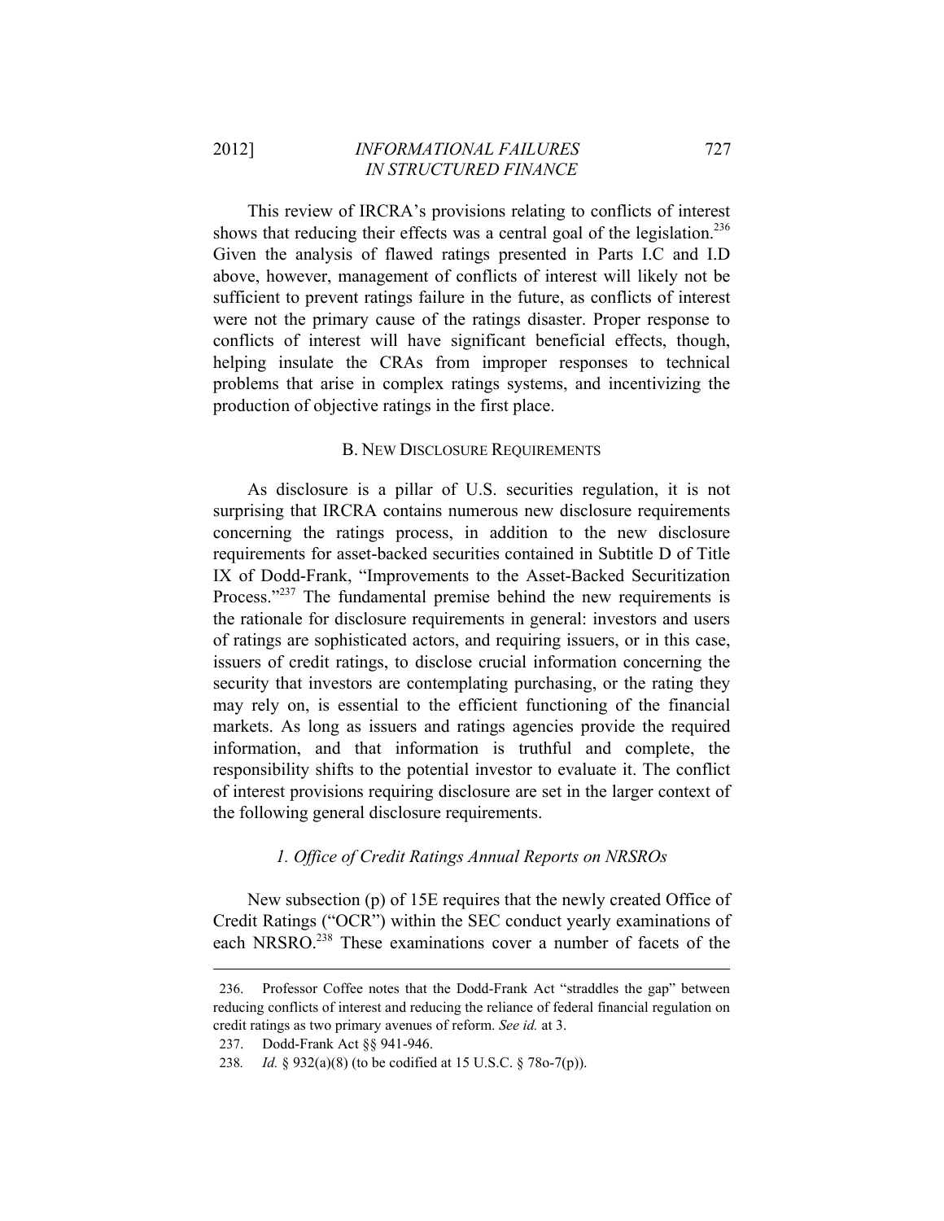This review of IRCRA's provisions relating to conflicts of interest shows that reducing their effects was a central goal of the legislation.[236] Given the analysis of flawed ratings presented in Parts I.C and I.D above, however, management of conflicts of interest will likely not be sufficient to prevent ratings failure in the future, as conflicts of interest were not the primary cause of the ratings disaster. Proper response to conflicts of interest will have significant beneficial effects, though, helping insulate the CRAs from improper responses to technical problems that arise in complex ratings systems, and incentivizing the production of objective ratings in the first place.

### B. New Disclosure Requirements

As disclosure is a pillar of U.S. securities regulation, it is not surprising that IRCRA contains numerous new disclosure requirements concerning the ratings process, in addition to the new disclosure requirements for asset-backed securities contained in Subtitle D of Title IX of Dodd-Frank, "Improvements to the Asset-Backed Securitization Process."[237] The fundamental premise behind the new requirements is the rationale for disclosure requirements in general: investors and users of ratings are sophisticated actors, and requiring issuers, or in this case, issuers of credit ratings, to disclose crucial information concerning the security that investors are contemplating purchasing, or the rating they may rely on, is essential to the efficient functioning of the financial markets. As long as issuers and ratings agencies provide the required information, and that information is truthful and complete, the responsibility shifts to the potential investor to evaluate it. The conflict of interest provisions requiring disclosure are set in the larger context of the following general disclosure requirements.

#### *1. Office of Credit Ratings Annual Reports on NRSROs*

New subsection (p) of 15E requires that the newly created Office of Credit Ratings ("OCR") within the SEC conduct yearly examinations of each NRSRO.[238] These examinations cover a number of facets of the

---

236. Professor Coffee notes that the Dodd-Frank Act "straddles the gap" between reducing conflicts of interest and reducing the reliance of federal financial regulation on credit ratings as two primary avenues of reform. *See id.* at 3.

237. Dodd-Frank Act §§ 941-946.

238. *Id.* § 932(a)(8) (to be codified at 15 U.S.C. § 78o-7(p)).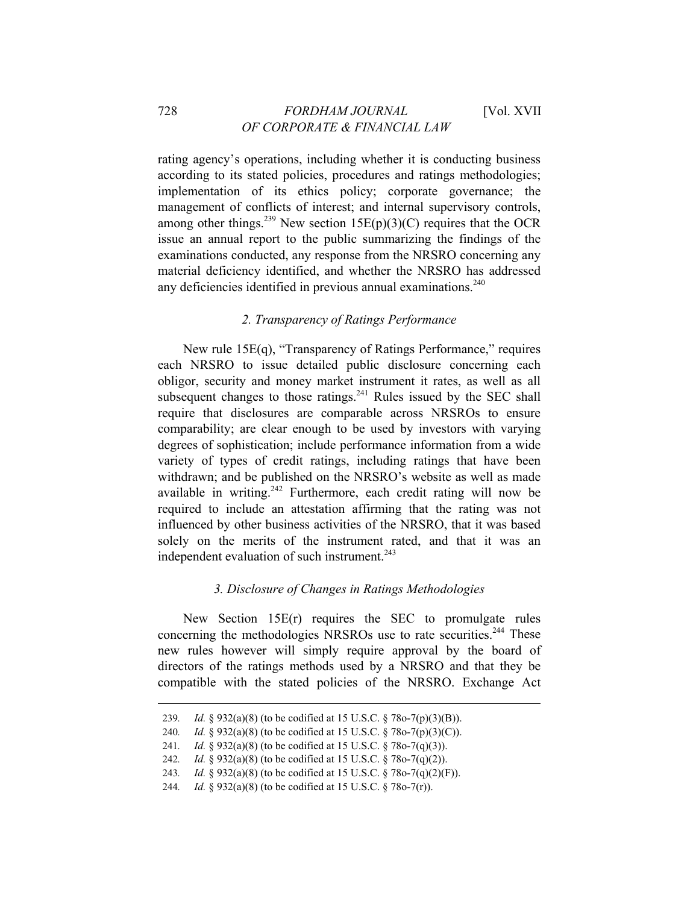rating agency's operations, including whether it is conducting business according to its stated policies, procedures and ratings methodologies; implementation of its ethics policy; corporate governance; the management of conflicts of interest; and internal supervisory controls, among other things.[239] New section 15E(p)(3)(C) requires that the OCR issue an annual report to the public summarizing the findings of the examinations conducted, any response from the NRSRO concerning any material deficiency identified, and whether the NRSRO has addressed any deficiencies identified in previous annual examinations.[240]

### *2. Transparency of Ratings Performance*

New rule 15E(q), "Transparency of Ratings Performance," requires each NRSRO to issue detailed public disclosure concerning each obligor, security and money market instrument it rates, as well as all subsequent changes to those ratings.[241] Rules issued by the SEC shall require that disclosures are comparable across NRSROs to ensure comparability; are clear enough to be used by investors with varying degrees of sophistication; include performance information from a wide variety of types of credit ratings, including ratings that have been withdrawn; and be published on the NRSRO's website as well as made available in writing.[242] Furthermore, each credit rating will now be required to include an attestation affirming that the rating was not influenced by other business activities of the NRSRO, that it was based solely on the merits of the instrument rated, and that it was an independent evaluation of such instrument.[243]

### *3. Disclosure of Changes in Ratings Methodologies*

New Section 15E(r) requires the SEC to promulgate rules concerning the methodologies NRSROs use to rate securities.[244] These new rules however will simply require approval by the board of directors of the ratings methods used by a NRSRO and that they be compatible with the stated policies of the NRSRO. Exchange Act

---

239. *Id.* § 932(a)(8) (to be codified at 15 U.S.C. § 78o-7(p)(3)(B)).

240. *Id.* § 932(a)(8) (to be codified at 15 U.S.C. § 78o-7(p)(3)(C)).

241. *Id.* § 932(a)(8) (to be codified at 15 U.S.C. § 78o-7(q)(3)).

242. *Id.* § 932(a)(8) (to be codified at 15 U.S.C. § 78o-7(q)(2)).

243. *Id.* § 932(a)(8) (to be codified at 15 U.S.C. § 78o-7(q)(2)(F)).

244. *Id.* § 932(a)(8) (to be codified at 15 U.S.C. § 78o-7(r)).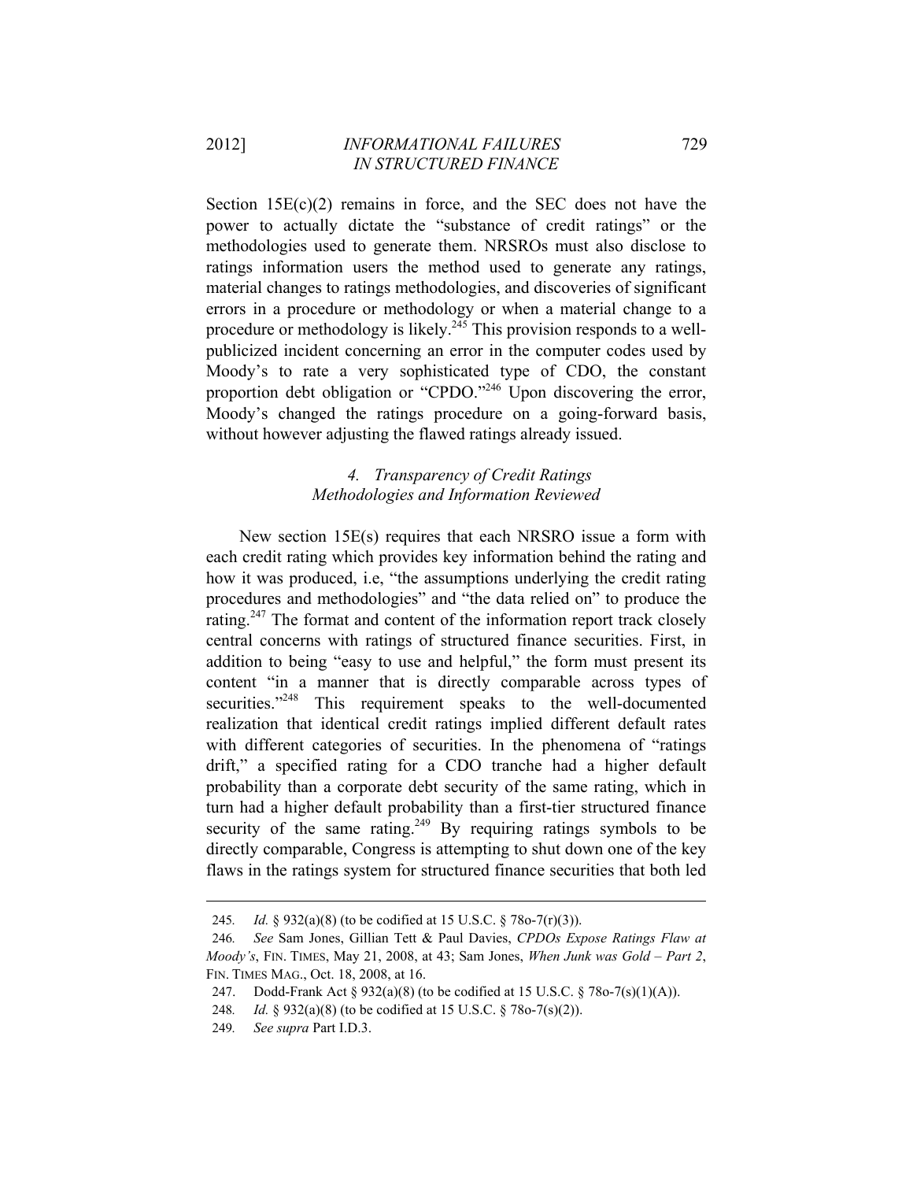Section 15E(c)(2) remains in force, and the SEC does not have the power to actually dictate the "substance of credit ratings" or the methodologies used to generate them. NRSROs must also disclose to ratings information users the method used to generate any ratings, material changes to ratings methodologies, and discoveries of significant errors in a procedure or methodology or when a material change to a procedure or methodology is likely.[245] This provision responds to a well-publicized incident concerning an error in the computer codes used by Moody's to rate a very sophisticated type of CDO, the constant proportion debt obligation or "CPDO."[246] Upon discovering the error, Moody's changed the ratings procedure on a going-forward basis, without however adjusting the flawed ratings already issued.

### *4. Transparency of Credit Ratings Methodologies and Information Reviewed*

New section 15E(s) requires that each NRSRO issue a form with each credit rating which provides key information behind the rating and how it was produced, i.e, "the assumptions underlying the credit rating procedures and methodologies" and "the data relied on" to produce the rating.[247] The format and content of the information report track closely central concerns with ratings of structured finance securities. First, in addition to being "easy to use and helpful," the form must present its content "in a manner that is directly comparable across types of securities."[248] This requirement speaks to the well-documented realization that identical credit ratings implied different default rates with different categories of securities. In the phenomena of "ratings drift," a specified rating for a CDO tranche had a higher default probability than a corporate debt security of the same rating, which in turn had a higher default probability than a first-tier structured finance security of the same rating.[249] By requiring ratings symbols to be directly comparable, Congress is attempting to shut down one of the key flaws in the ratings system for structured finance securities that both led

---

245. *Id.* § 932(a)(8) (to be codified at 15 U.S.C. § 78o-7(r)(3)).

246. *See* Sam Jones, Gillian Tett & Paul Davies, *CPDOs Expose Ratings Flaw at Moody's*, FIN. TIMES, May 21, 2008, at 43; Sam Jones, *When Junk was Gold – Part 2*, FIN. TIMES MAG., Oct. 18, 2008, at 16.

247. Dodd-Frank Act § 932(a)(8) (to be codified at 15 U.S.C. § 78o-7(s)(1)(A)).

248. *Id.* § 932(a)(8) (to be codified at 15 U.S.C. § 78o-7(s)(2)).

249. *See supra* Part I.D.3.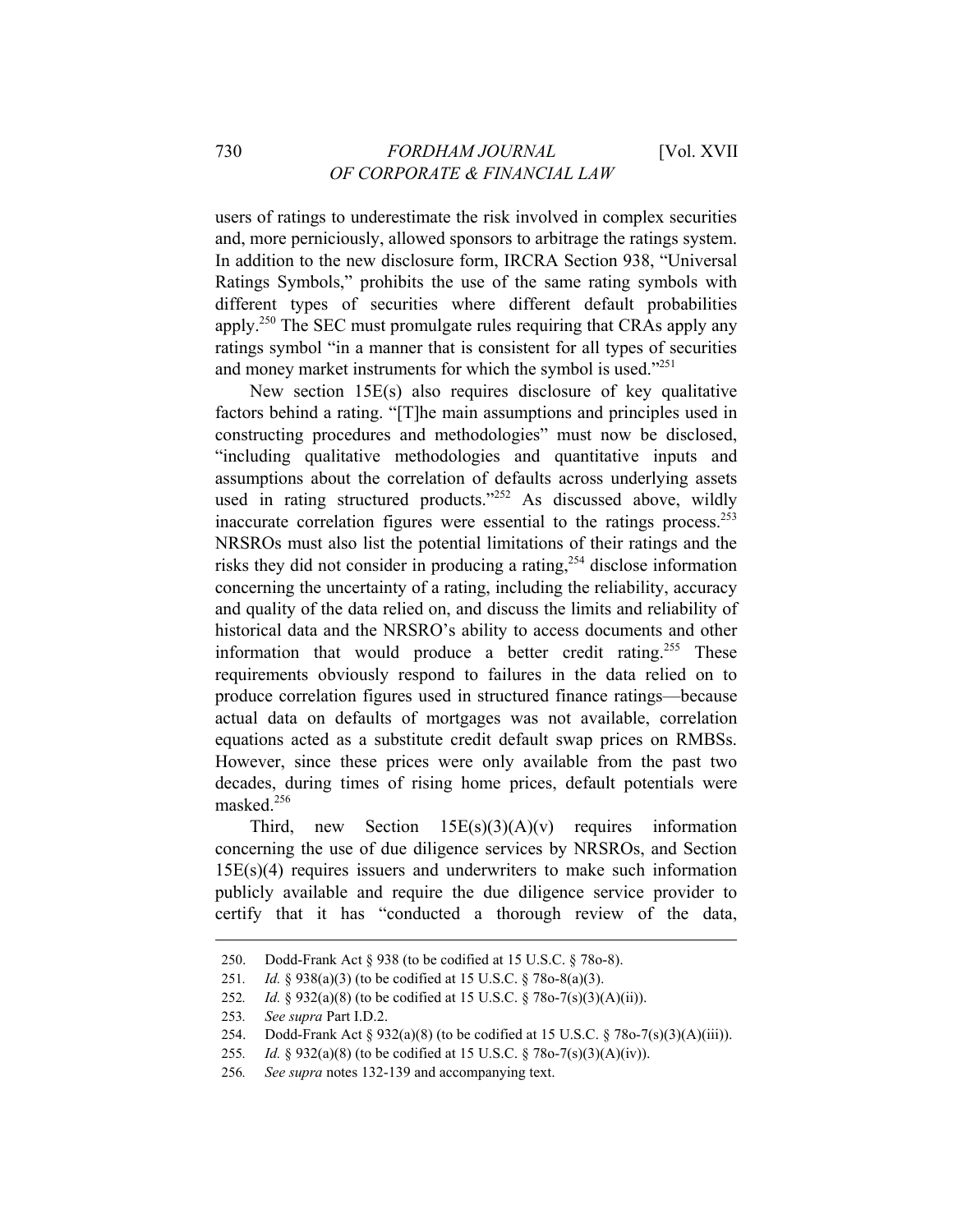users of ratings to underestimate the risk involved in complex securities and, more perniciously, allowed sponsors to arbitrage the ratings system. In addition to the new disclosure form, IRCRA Section 938, "Universal Ratings Symbols," prohibits the use of the same rating symbols with different types of securities where different default probabilities apply.[250] The SEC must promulgate rules requiring that CRAs apply any ratings symbol "in a manner that is consistent for all types of securities and money market instruments for which the symbol is used."[251]

New section 15E(s) also requires disclosure of key qualitative factors behind a rating. "[T]he main assumptions and principles used in constructing procedures and methodologies" must now be disclosed, "including qualitative methodologies and quantitative inputs and assumptions about the correlation of defaults across underlying assets used in rating structured products."[252] As discussed above, wildly inaccurate correlation figures were essential to the ratings process.[253] NRSROs must also list the potential limitations of their ratings and the risks they did not consider in producing a rating,[254] disclose information concerning the uncertainty of a rating, including the reliability, accuracy and quality of the data relied on, and discuss the limits and reliability of historical data and the NRSRO's ability to access documents and other information that would produce a better credit rating.[255] These requirements obviously respond to failures in the data relied on to produce correlation figures used in structured finance ratings—because actual data on defaults of mortgages was not available, correlation equations acted as a substitute credit default swap prices on RMBSs. However, since these prices were only available from the past two decades, during times of rising home prices, default potentials were masked.[256]

Third, new Section 15E(s)(3)(A)(v) requires information concerning the use of due diligence services by NRSROs, and Section 15E(s)(4) requires issuers and underwriters to make such information publicly available and require the due diligence service provider to certify that it has "conducted a thorough review of the data,

---

250. Dodd-Frank Act § 938 (to be codified at 15 U.S.C. § 78o-8).

251. *Id.* § 938(a)(3) (to be codified at 15 U.S.C. § 78o-8(a)(3).

252. *Id.* § 932(a)(8) (to be codified at 15 U.S.C. § 78o-7(s)(3)(A)(ii)).

253. *See supra* Part I.D.2.

254. Dodd-Frank Act § 932(a)(8) (to be codified at 15 U.S.C. § 78o-7(s)(3)(A)(iii)).

255. *Id.* § 932(a)(8) (to be codified at 15 U.S.C. § 78o-7(s)(3)(A)(iv)).

256. *See supra* notes 132-139 and accompanying text.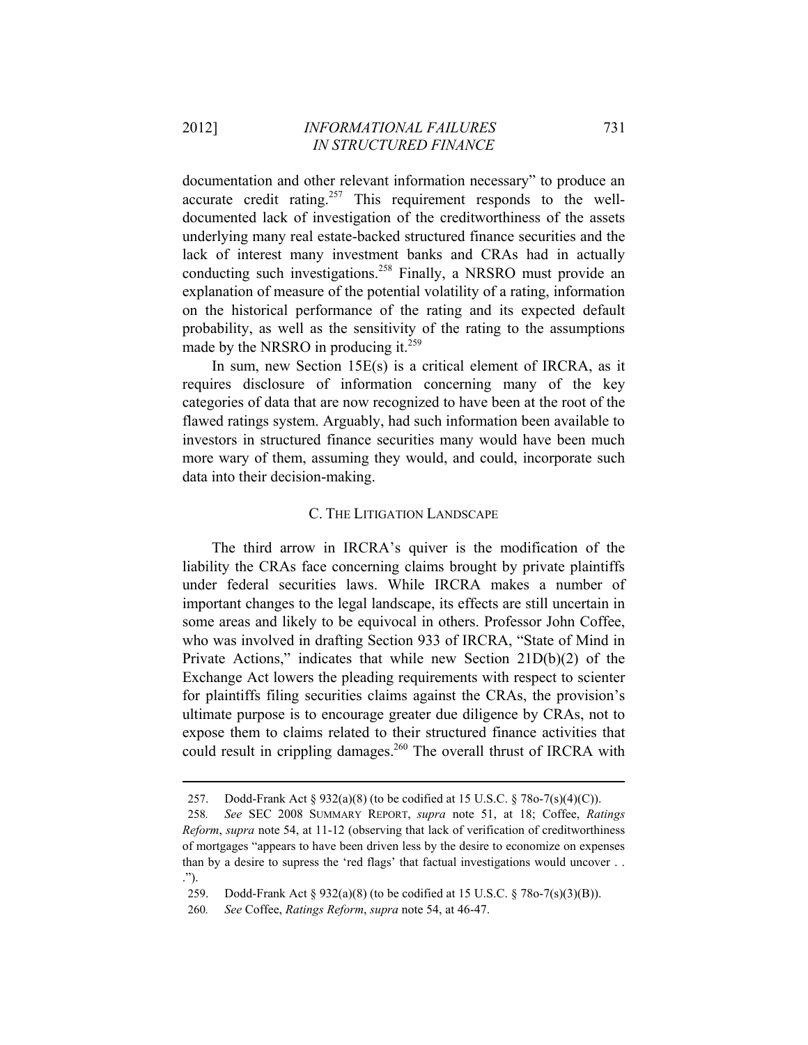documentation and other relevant information necessary" to produce an accurate credit rating.[257] This requirement responds to the well-documented lack of investigation of the creditworthiness of the assets underlying many real estate-backed structured finance securities and the lack of interest many investment banks and CRAs had in actually conducting such investigations.[258] Finally, a NRSRO must provide an explanation of measure of the potential volatility of a rating, information on the historical performance of the rating and its expected default probability, as well as the sensitivity of the rating to the assumptions made by the NRSRO in producing it.[259]

In sum, new Section 15E(s) is a critical element of IRCRA, as it requires disclosure of information concerning many of the key categories of data that are now recognized to have been at the root of the flawed ratings system. Arguably, had such information been available to investors in structured finance securities many would have been much more wary of them, assuming they would, and could, incorporate such data into their decision-making.

### C. THE LITIGATION LANDSCAPE

The third arrow in IRCRA's quiver is the modification of the liability the CRAs face concerning claims brought by private plaintiffs under federal securities laws. While IRCRA makes a number of important changes to the legal landscape, its effects are still uncertain in some areas and likely to be equivocal in others. Professor John Coffee, who was involved in drafting Section 933 of IRCRA, "State of Mind in Private Actions," indicates that while new Section 21D(b)(2) of the Exchange Act lowers the pleading requirements with respect to scienter for plaintiffs filing securities claims against the CRAs, the provision's ultimate purpose is to encourage greater due diligence by CRAs, not to expose them to claims related to their structured finance activities that could result in crippling damages.[260] The overall thrust of IRCRA with

---

257. Dodd-Frank Act § 932(a)(8) (to be codified at 15 U.S.C. § 78o-7(s)(4)(C)).

258. *See* SEC 2008 SUMMARY REPORT, *supra* note 51, at 18; Coffee, *Ratings Reform*, *supra* note 54, at 11-12 (observing that lack of verification of creditworthiness of mortgages "appears to have been driven less by the desire to economize on expenses than by a desire to supress the 'red flags' that factual investigations would uncover . . .").

259. Dodd-Frank Act § 932(a)(8) (to be codified at 15 U.S.C. § 78o-7(s)(3)(B)).

260. *See* Coffee, *Ratings Reform*, *supra* note 54, at 46-47.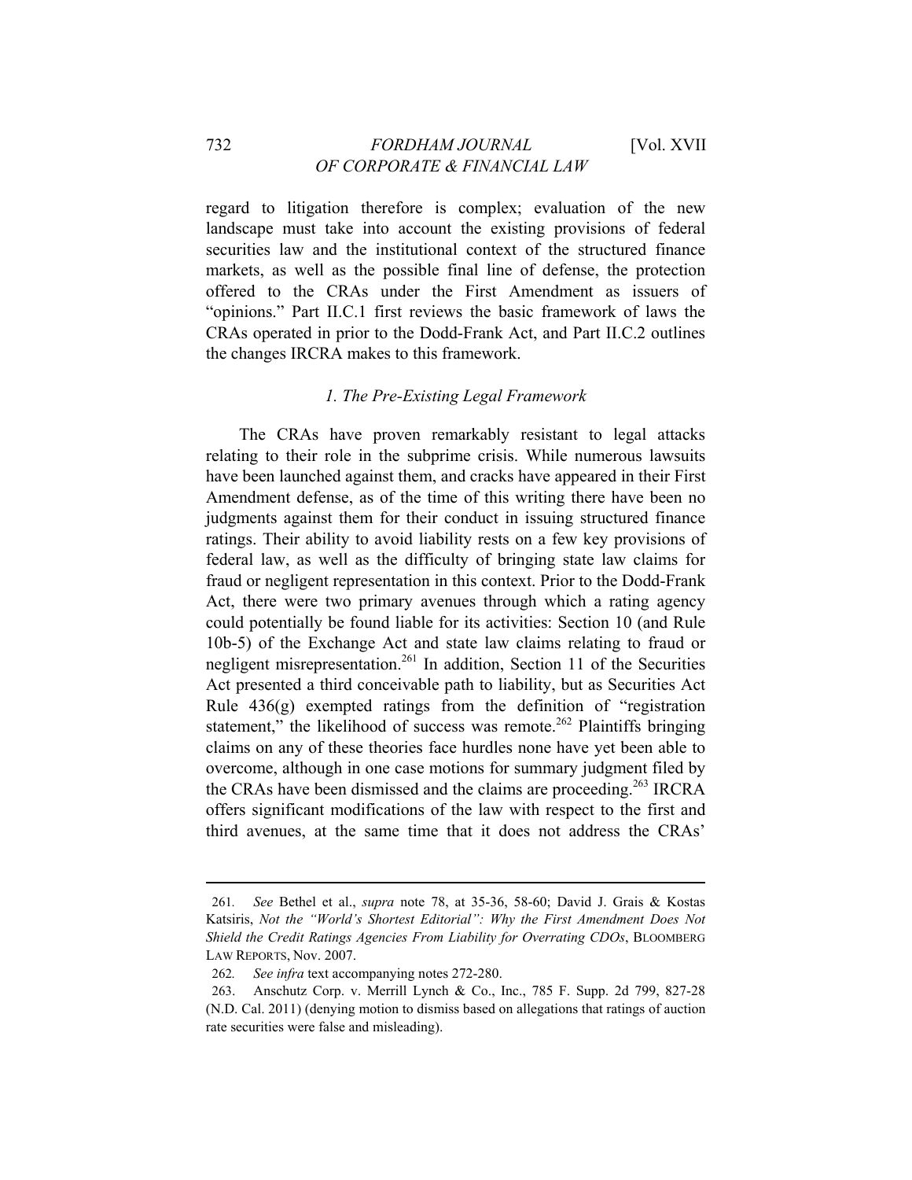regard to litigation therefore is complex; evaluation of the new landscape must take into account the existing provisions of federal securities law and the institutional context of the structured finance markets, as well as the possible final line of defense, the protection offered to the CRAs under the First Amendment as issuers of "opinions." Part II.C.1 first reviews the basic framework of laws the CRAs operated in prior to the Dodd-Frank Act, and Part II.C.2 outlines the changes IRCRA makes to this framework.

### *1. The Pre-Existing Legal Framework*

The CRAs have proven remarkably resistant to legal attacks relating to their role in the subprime crisis. While numerous lawsuits have been launched against them, and cracks have appeared in their First Amendment defense, as of the time of this writing there have been no judgments against them for their conduct in issuing structured finance ratings. Their ability to avoid liability rests on a few key provisions of federal law, as well as the difficulty of bringing state law claims for fraud or negligent representation in this context. Prior to the Dodd-Frank Act, there were two primary avenues through which a rating agency could potentially be found liable for its activities: Section 10 (and Rule 10b-5) of the Exchange Act and state law claims relating to fraud or negligent misrepresentation.[261] In addition, Section 11 of the Securities Act presented a third conceivable path to liability, but as Securities Act Rule 436(g) exempted ratings from the definition of "registration statement," the likelihood of success was remote.[262] Plaintiffs bringing claims on any of these theories face hurdles none have yet been able to overcome, although in one case motions for summary judgment filed by the CRAs have been dismissed and the claims are proceeding.[263] IRCRA offers significant modifications of the law with respect to the first and third avenues, at the same time that it does not address the CRAs'

---

261. *See* Bethel et al., *supra* note 78, at 35-36, 58-60; David J. Grais & Kostas Katsiris, *Not the "World's Shortest Editorial": Why the First Amendment Does Not Shield the Credit Ratings Agencies From Liability for Overrating CDOs*, BLOOMBERG LAW REPORTS, Nov. 2007.

262. *See infra* text accompanying notes 272-280.

263. Anschutz Corp. v. Merrill Lynch & Co., Inc., 785 F. Supp. 2d 799, 827-28 (N.D. Cal. 2011) (denying motion to dismiss based on allegations that ratings of auction rate securities were false and misleading).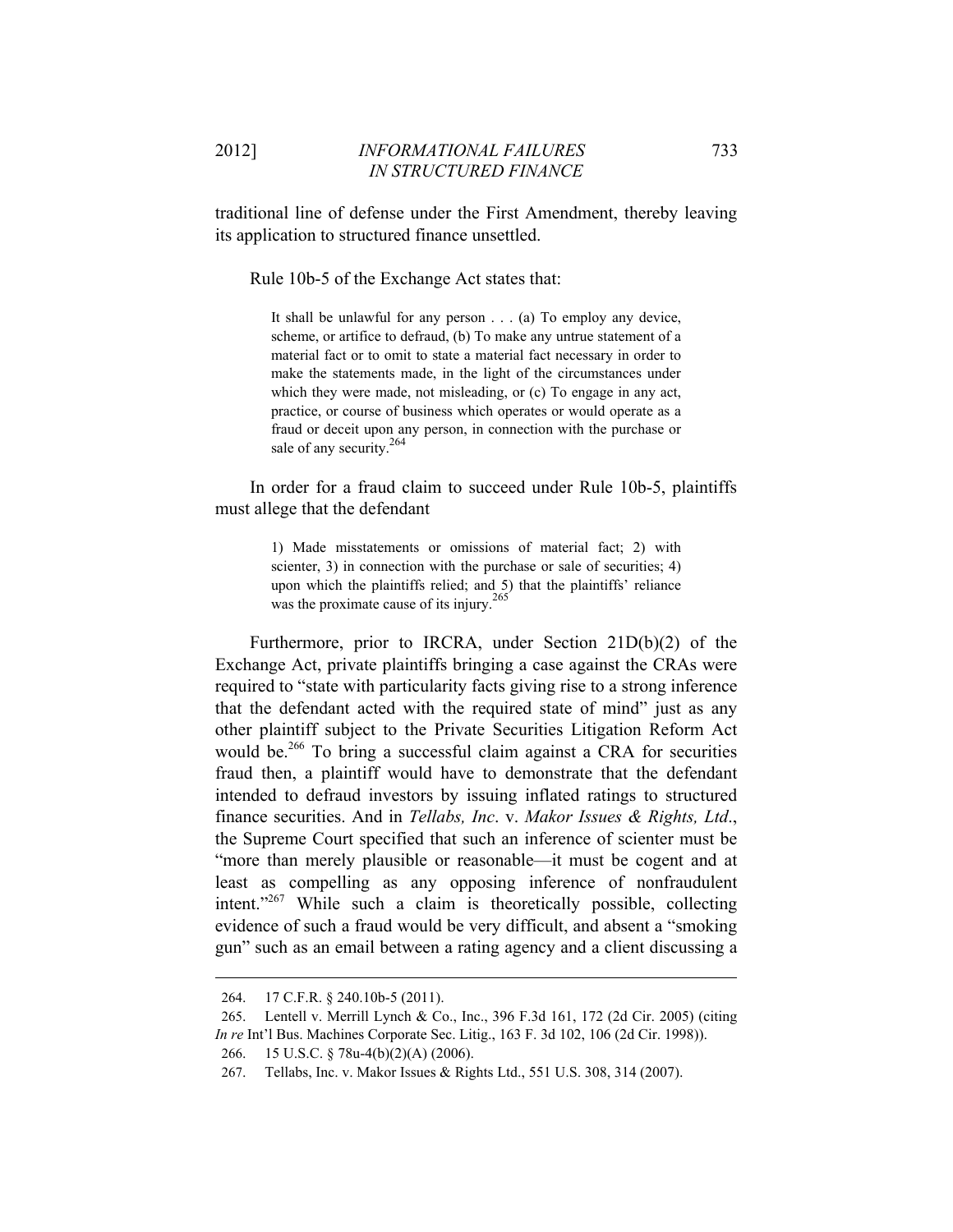traditional line of defense under the First Amendment, thereby leaving its application to structured finance unsettled.

Rule 10b-5 of the Exchange Act states that:

> It shall be unlawful for any person . . . (a) To employ any device, scheme, or artifice to defraud, (b) To make any untrue statement of a material fact or to omit to state a material fact necessary in order to make the statements made, in the light of the circumstances under which they were made, not misleading, or (c) To engage in any act, practice, or course of business which operates or would operate as a fraud or deceit upon any person, in connection with the purchase or sale of any security.[264]

In order for a fraud claim to succeed under Rule 10b-5, plaintiffs must allege that the defendant

> 1) Made misstatements or omissions of material fact; 2) with scienter, 3) in connection with the purchase or sale of securities; 4) upon which the plaintiffs relied; and 5) that the plaintiffs' reliance was the proximate cause of its injury.[265]

Furthermore, prior to IRCRA, under Section 21D(b)(2) of the Exchange Act, private plaintiffs bringing a case against the CRAs were required to "state with particularity facts giving rise to a strong inference that the defendant acted with the required state of mind" just as any other plaintiff subject to the Private Securities Litigation Reform Act would be.[266] To bring a successful claim against a CRA for securities fraud then, a plaintiff would have to demonstrate that the defendant intended to defraud investors by issuing inflated ratings to structured finance securities. And in *Tellabs, Inc*. v. *Makor Issues & Rights, Ltd*., the Supreme Court specified that such an inference of scienter must be "more than merely plausible or reasonable—it must be cogent and at least as compelling as any opposing inference of nonfraudulent intent."[267] While such a claim is theoretically possible, collecting evidence of such a fraud would be very difficult, and absent a "smoking gun" such as an email between a rating agency and a client discussing a

---

264. 17 C.F.R. § 240.10b-5 (2011).

265. Lentell v. Merrill Lynch & Co., Inc., 396 F.3d 161, 172 (2d Cir. 2005) (citing *In re* Int'l Bus. Machines Corporate Sec. Litig., 163 F. 3d 102, 106 (2d Cir. 1998)).

266. 15 U.S.C. § 78u-4(b)(2)(A) (2006).

267. Tellabs, Inc. v. Makor Issues & Rights Ltd., 551 U.S. 308, 314 (2007).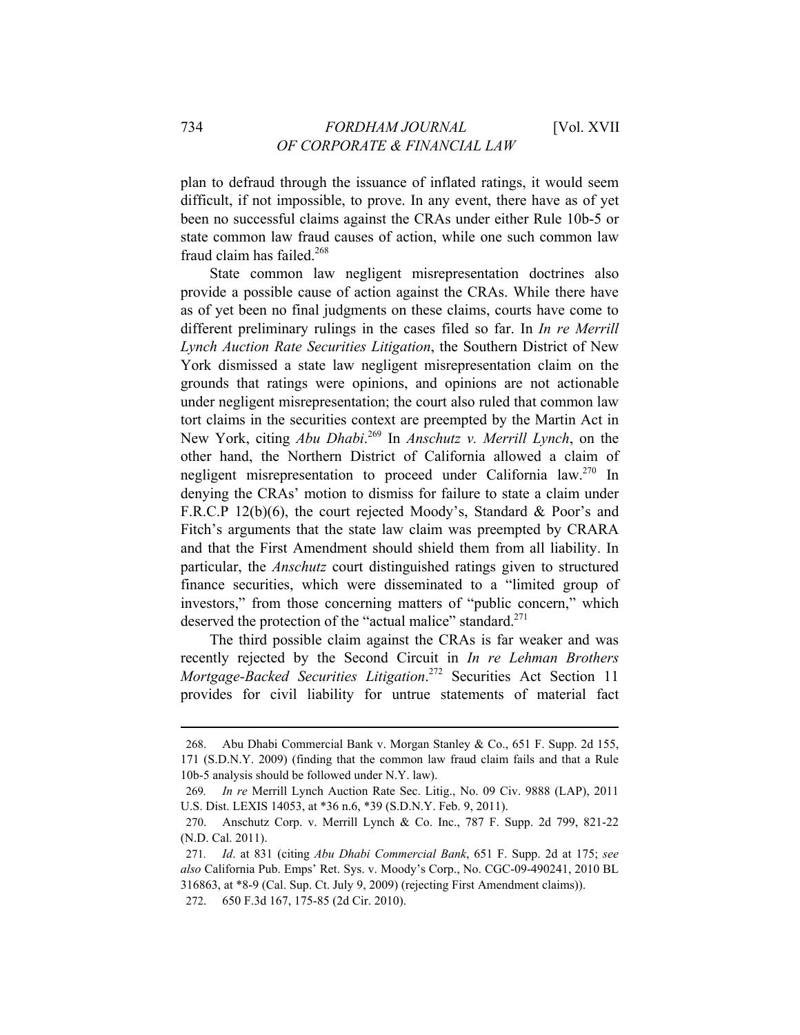plan to defraud through the issuance of inflated ratings, it would seem difficult, if not impossible, to prove. In any event, there have as of yet been no successful claims against the CRAs under either Rule 10b-5 or state common law fraud causes of action, while one such common law fraud claim has failed.[268]

State common law negligent misrepresentation doctrines also provide a possible cause of action against the CRAs. While there have as of yet been no final judgments on these claims, courts have come to different preliminary rulings in the cases filed so far. In *In re Merrill Lynch Auction Rate Securities Litigation*, the Southern District of New York dismissed a state law negligent misrepresentation claim on the grounds that ratings were opinions, and opinions are not actionable under negligent misrepresentation; the court also ruled that common law tort claims in the securities context are preempted by the Martin Act in New York, citing *Abu Dhabi*.[269] In *Anschutz v. Merrill Lynch*, on the other hand, the Northern District of California allowed a claim of negligent misrepresentation to proceed under California law.[270] In denying the CRAs' motion to dismiss for failure to state a claim under F.R.C.P 12(b)(6), the court rejected Moody's, Standard & Poor's and Fitch's arguments that the state law claim was preempted by CRARA and that the First Amendment should shield them from all liability. In particular, the *Anschutz* court distinguished ratings given to structured finance securities, which were disseminated to a "limited group of investors," from those concerning matters of "public concern," which deserved the protection of the "actual malice" standard.[271]

The third possible claim against the CRAs is far weaker and was recently rejected by the Second Circuit in *In re Lehman Brothers Mortgage-Backed Securities Litigation*.[272] Securities Act Section 11 provides for civil liability for untrue statements of material fact

---

268. Abu Dhabi Commercial Bank v. Morgan Stanley & Co., 651 F. Supp. 2d 155, 171 (S.D.N.Y. 2009) (finding that the common law fraud claim fails and that a Rule 10b-5 analysis should be followed under N.Y. law).

269. *In re* Merrill Lynch Auction Rate Sec. Litig., No. 09 Civ. 9888 (LAP), 2011 U.S. Dist. LEXIS 14053, at *36 n.6, *39 (S.D.N.Y. Feb. 9, 2011).

270. Anschutz Corp. v. Merrill Lynch & Co. Inc., 787 F. Supp. 2d 799, 821-22 (N.D. Cal. 2011).

271. *Id*. at 831 (citing *Abu Dhabi Commercial Bank*, 651 F. Supp. 2d at 175; *see also* California Pub. Emps' Ret. Sys. v. Moody's Corp., No. CGC-09-490241, 2010 BL 316863, at *8-9 (Cal. Sup. Ct. July 9, 2009) (rejecting First Amendment claims)).

272. 650 F.3d 167, 175-85 (2d Cir. 2010).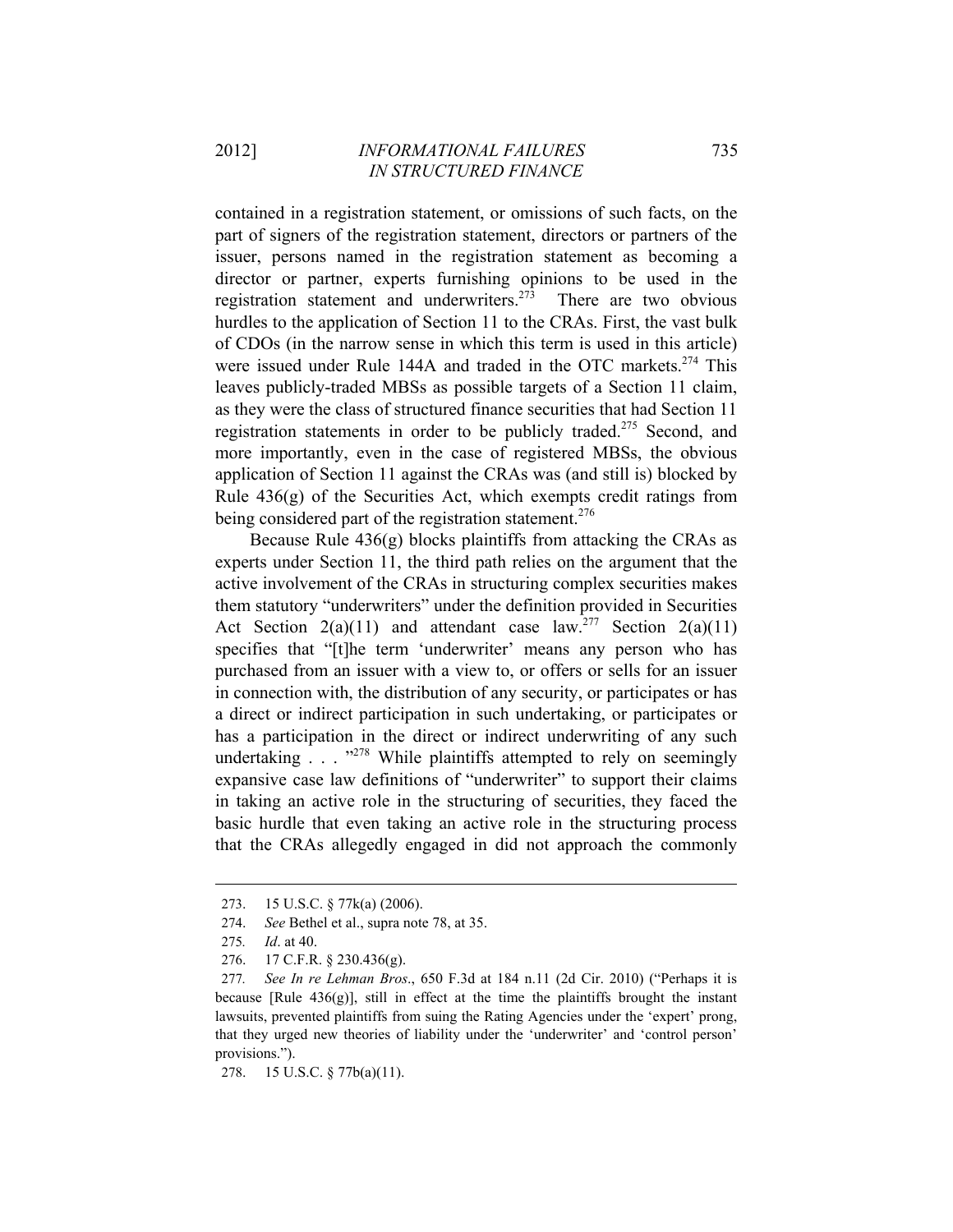contained in a registration statement, or omissions of such facts, on the part of signers of the registration statement, directors or partners of the issuer, persons named in the registration statement as becoming a director or partner, experts furnishing opinions to be used in the registration statement and underwriters.[273] There are two obvious hurdles to the application of Section 11 to the CRAs. First, the vast bulk of CDOs (in the narrow sense in which this term is used in this article) were issued under Rule 144A and traded in the OTC markets.[274] This leaves publicly-traded MBSs as possible targets of a Section 11 claim, as they were the class of structured finance securities that had Section 11 registration statements in order to be publicly traded.[275] Second, and more importantly, even in the case of registered MBSs, the obvious application of Section 11 against the CRAs was (and still is) blocked by Rule 436(g) of the Securities Act, which exempts credit ratings from being considered part of the registration statement.[276]

Because Rule 436(g) blocks plaintiffs from attacking the CRAs as experts under Section 11, the third path relies on the argument that the active involvement of the CRAs in structuring complex securities makes them statutory "underwriters" under the definition provided in Securities Act Section 2(a)(11) and attendant case law.[277] Section 2(a)(11) specifies that "[t]he term 'underwriter' means any person who has purchased from an issuer with a view to, or offers or sells for an issuer in connection with, the distribution of any security, or participates or has a direct or indirect participation in such undertaking, or participates or has a participation in the direct or indirect underwriting of any such undertaking . . . ."[278] While plaintiffs attempted to rely on seemingly expansive case law definitions of "underwriter" to support their claims in taking an active role in the structuring of securities, they faced the basic hurdle that even taking an active role in the structuring process that the CRAs allegedly engaged in did not approach the commonly

---

273. 15 U.S.C. § 77k(a) (2006).

274. *See* Bethel et al., supra note 78, at 35.

275. *Id*. at 40.

276. 17 C.F.R. § 230.436(g).

277. *See In re Lehman Bros*., 650 F.3d at 184 n.11 (2d Cir. 2010) ("Perhaps it is because [Rule 436(g)], still in effect at the time the plaintiffs brought the instant lawsuits, prevented plaintiffs from suing the Rating Agencies under the 'expert' prong, that they urged new theories of liability under the 'underwriter' and 'control person' provisions.").

278. 15 U.S.C. § 77b(a)(11).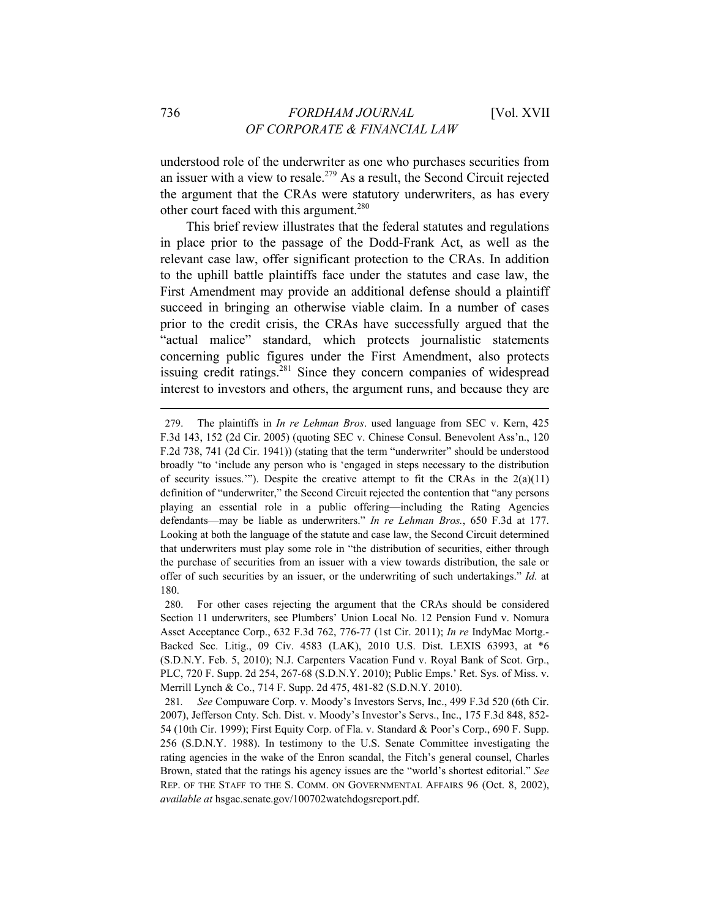understood role of the underwriter as one who purchases securities from an issuer with a view to resale.[279] As a result, the Second Circuit rejected the argument that the CRAs were statutory underwriters, as has every other court faced with this argument.[280]

This brief review illustrates that the federal statutes and regulations in place prior to the passage of the Dodd-Frank Act, as well as the relevant case law, offer significant protection to the CRAs. In addition to the uphill battle plaintiffs face under the statutes and case law, the First Amendment may provide an additional defense should a plaintiff succeed in bringing an otherwise viable claim. In a number of cases prior to the credit crisis, the CRAs have successfully argued that the "actual malice" standard, which protects journalistic statements concerning public figures under the First Amendment, also protects issuing credit ratings.[281] Since they concern companies of widespread interest to investors and others, the argument runs, and because they are

---

279. The plaintiffs in *In re Lehman Bros*. used language from SEC v. Kern, 425 F.3d 143, 152 (2d Cir. 2005) (quoting SEC v. Chinese Consul. Benevolent Ass'n., 120 F.2d 738, 741 (2d Cir. 1941)) (stating that the term "underwriter" should be understood broadly "to 'include any person who is 'engaged in steps necessary to the distribution of security issues.'"). Despite the creative attempt to fit the CRAs in the 2(a)(11) definition of "underwriter," the Second Circuit rejected the contention that "any persons playing an essential role in a public offering—including the Rating Agencies defendants—may be liable as underwriters." *In re Lehman Bros.*, 650 F.3d at 177. Looking at both the language of the statute and case law, the Second Circuit determined that underwriters must play some role in "the distribution of securities, either through the purchase of securities from an issuer with a view towards distribution, the sale or offer of such securities by an issuer, or the underwriting of such undertakings." *Id.* at 180.

280. For other cases rejecting the argument that the CRAs should be considered Section 11 underwriters, see Plumbers' Union Local No. 12 Pension Fund v. Nomura Asset Acceptance Corp., 632 F.3d 762, 776-77 (1st Cir. 2011); *In re* IndyMac Mortg.-Backed Sec. Litig., 09 Civ. 4583 (LAK), 2010 U.S. Dist. LEXIS 63993, at *6 (S.D.N.Y. Feb. 5, 2010); N.J. Carpenters Vacation Fund v. Royal Bank of Scot. Grp., PLC, 720 F. Supp. 2d 254, 267-68 (S.D.N.Y. 2010); Public Emps.' Ret. Sys. of Miss. v. Merrill Lynch & Co., 714 F. Supp. 2d 475, 481-82 (S.D.N.Y. 2010).

281. *See* Compuware Corp. v. Moody's Investors Servs, Inc., 499 F.3d 520 (6th Cir. 2007), Jefferson Cnty. Sch. Dist. v. Moody's Investor's Servs., Inc., 175 F.3d 848, 852-54 (10th Cir. 1999); First Equity Corp. of Fla. v. Standard & Poor's Corp., 690 F. Supp. 256 (S.D.N.Y. 1988). In testimony to the U.S. Senate Committee investigating the rating agencies in the wake of the Enron scandal, the Fitch's general counsel, Charles Brown, stated that the ratings his agency issues are the "world's shortest editorial." *See* REP. OF THE STAFF TO THE S. COMM. ON GOVERNMENTAL AFFAIRS 96 (Oct. 8, 2002), *available at* hsgac.senate.gov/100702watchdogsreport.pdf.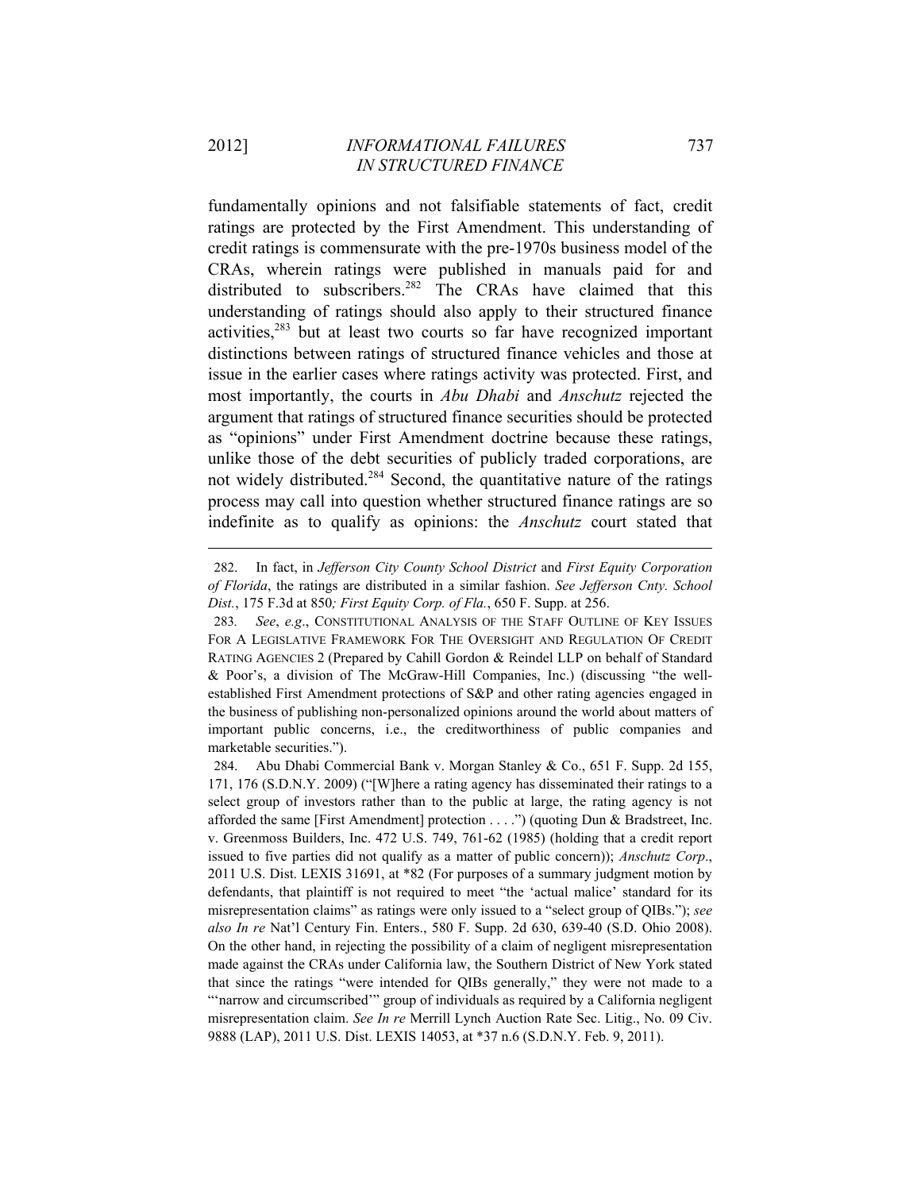fundamentally opinions and not falsifiable statements of fact, credit ratings are protected by the First Amendment. This understanding of credit ratings is commensurate with the pre-1970s business model of the CRAs, wherein ratings were published in manuals paid for and distributed to subscribers.[282] The CRAs have claimed that this understanding of ratings should also apply to their structured finance activities,[283] but at least two courts so far have recognized important distinctions between ratings of structured finance vehicles and those at issue in the earlier cases where ratings activity was protected. First, and most importantly, the courts in *Abu Dhabi* and *Anschutz* rejected the argument that ratings of structured finance securities should be protected as "opinions" under First Amendment doctrine because these ratings, unlike those of the debt securities of publicly traded corporations, are not widely distributed.[284] Second, the quantitative nature of the ratings process may call into question whether structured finance ratings are so indefinite as to qualify as opinions: the *Anschutz* court stated that

---

282. In fact, in *Jefferson City County School District* and *First Equity Corporation of Florida*, the ratings are distributed in a similar fashion. *See Jefferson Cnty. School Dist.*, 175 F.3d at 850*; First Equity Corp. of Fla.*, 650 F. Supp. at 256.

283. *See*, *e.g*., CONSTITUTIONAL ANALYSIS OF THE STAFF OUTLINE OF KEY ISSUES FOR A LEGISLATIVE FRAMEWORK FOR THE OVERSIGHT AND REGULATION OF CREDIT RATING AGENCIES 2 (Prepared by Cahill Gordon & Reindel LLP on behalf of Standard & Poor's, a division of The McGraw-Hill Companies, Inc.) (discussing "the well-established First Amendment protections of S&P and other rating agencies engaged in the business of publishing non-personalized opinions around the world about matters of important public concerns, i.e., the creditworthiness of public companies and marketable securities.").

284. Abu Dhabi Commercial Bank v. Morgan Stanley & Co., 651 F. Supp. 2d 155, 171, 176 (S.D.N.Y. 2009) ("[W]here a rating agency has disseminated their ratings to a select group of investors rather than to the public at large, the rating agency is not afforded the same [First Amendment] protection . . . .") (quoting Dun & Bradstreet, Inc. v. Greenmoss Builders, Inc. 472 U.S. 749, 761-62 (1985) (holding that a credit report issued to five parties did not qualify as a matter of public concern)); *Anschutz Corp*., 2011 U.S. Dist. LEXIS 31691, at *82 (For purposes of a summary judgment motion by defendants, that plaintiff is not required to meet "the 'actual malice' standard for its misrepresentation claims" as ratings were only issued to a "select group of QIBs."); *see also In re* Nat'l Century Fin. Enters., 580 F. Supp. 2d 630, 639-40 (S.D. Ohio 2008). On the other hand, in rejecting the possibility of a claim of negligent misrepresentation made against the CRAs under California law, the Southern District of New York stated that since the ratings "were intended for QIBs generally," they were not made to a "'narrow and circumscribed'" group of individuals as required by a California negligent misrepresentation claim. *See In re* Merrill Lynch Auction Rate Sec. Litig., No. 09 Civ. 9888 (LAP), 2011 U.S. Dist. LEXIS 14053, at *37 n.6 (S.D.N.Y. Feb. 9, 2011).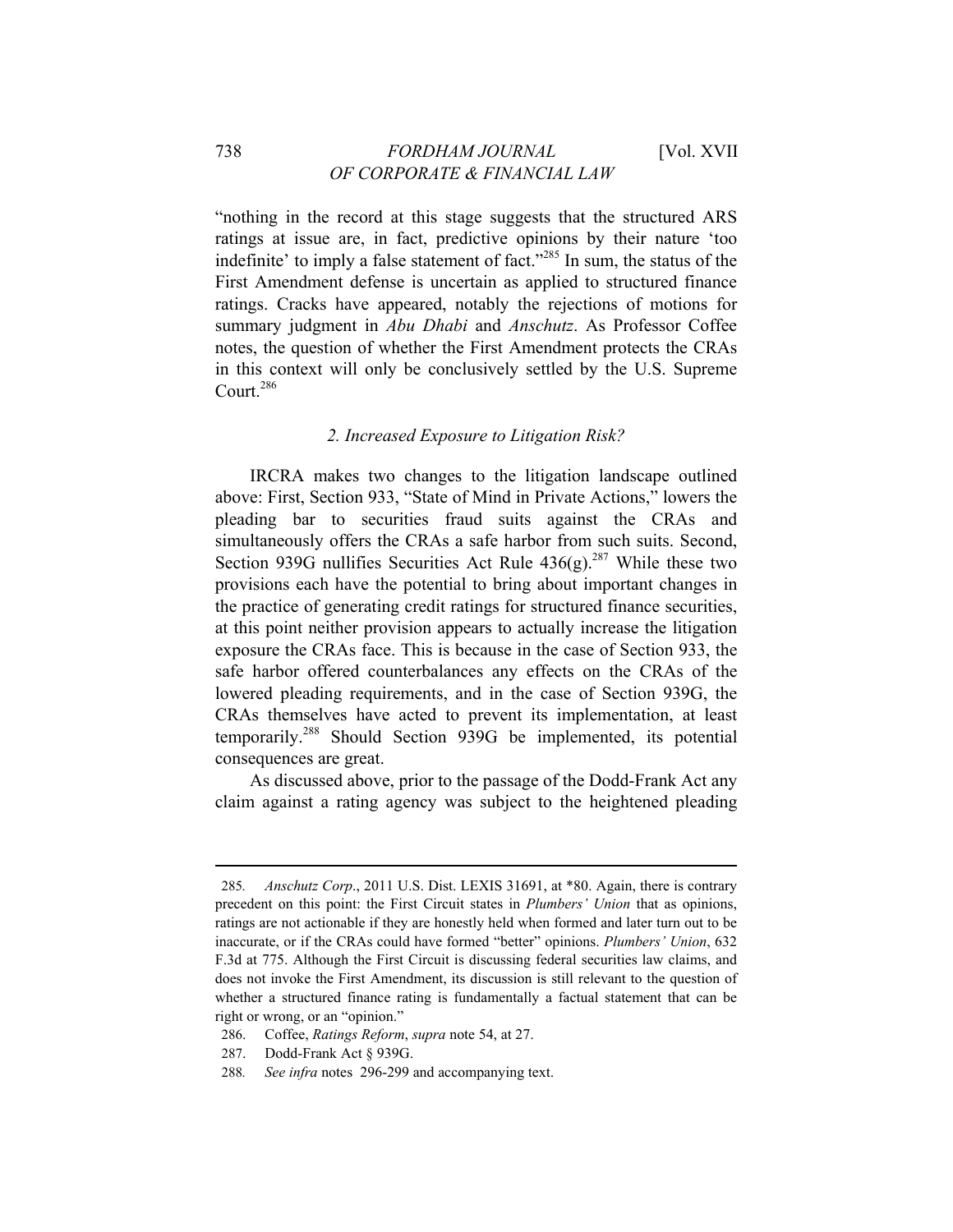"nothing in the record at this stage suggests that the structured ARS ratings at issue are, in fact, predictive opinions by their nature 'too indefinite' to imply a false statement of fact."[285] In sum, the status of the First Amendment defense is uncertain as applied to structured finance ratings. Cracks have appeared, notably the rejections of motions for summary judgment in *Abu Dhabi* and *Anschutz*. As Professor Coffee notes, the question of whether the First Amendment protects the CRAs in this context will only be conclusively settled by the U.S. Supreme Court.[286]

### *2. Increased Exposure to Litigation Risk?*

IRCRA makes two changes to the litigation landscape outlined above: First, Section 933, "State of Mind in Private Actions," lowers the pleading bar to securities fraud suits against the CRAs and simultaneously offers the CRAs a safe harbor from such suits. Second, Section 939G nullifies Securities Act Rule 436(g).[287] While these two provisions each have the potential to bring about important changes in the practice of generating credit ratings for structured finance securities, at this point neither provision appears to actually increase the litigation exposure the CRAs face. This is because in the case of Section 933, the safe harbor offered counterbalances any effects on the CRAs of the lowered pleading requirements, and in the case of Section 939G, the CRAs themselves have acted to prevent its implementation, at least temporarily.[288] Should Section 939G be implemented, its potential consequences are great.

As discussed above, prior to the passage of the Dodd-Frank Act any claim against a rating agency was subject to the heightened pleading

---

285. *Anschutz Corp*., 2011 U.S. Dist. LEXIS 31691, at \*80. Again, there is contrary precedent on this point: the First Circuit states in *Plumbers' Union* that as opinions, ratings are not actionable if they are honestly held when formed and later turn out to be inaccurate, or if the CRAs could have formed "better" opinions. *Plumbers' Union*, 632 F.3d at 775. Although the First Circuit is discussing federal securities law claims, and does not invoke the First Amendment, its discussion is still relevant to the question of whether a structured finance rating is fundamentally a factual statement that can be right or wrong, or an "opinion."

286. Coffee, *Ratings Reform*, *supra* note 54, at 27.

287. Dodd-Frank Act § 939G.

288. *See infra* notes 296-299 and accompanying text.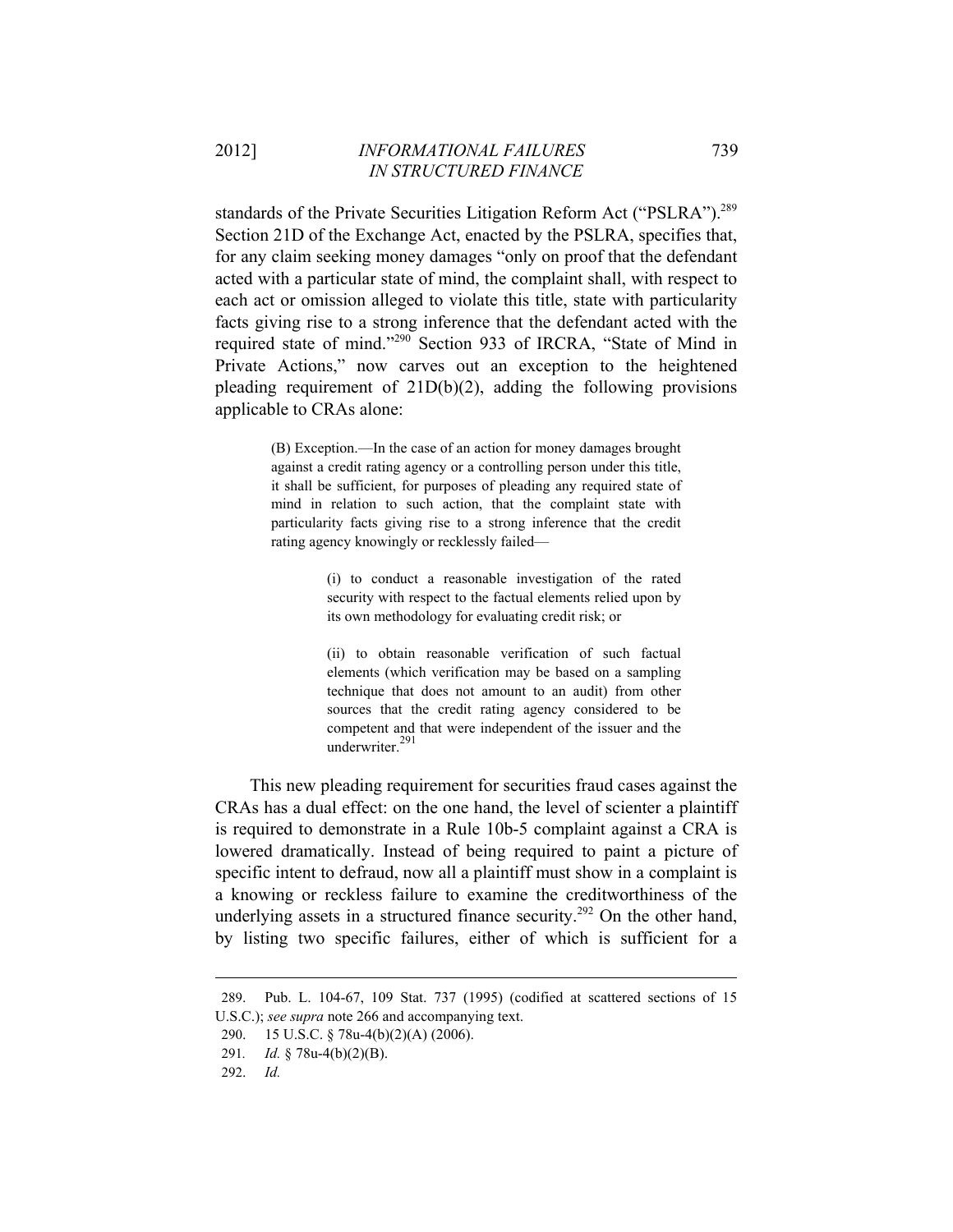standards of the Private Securities Litigation Reform Act ("PSLRA").[289] Section 21D of the Exchange Act, enacted by the PSLRA, specifies that, for any claim seeking money damages "only on proof that the defendant acted with a particular state of mind, the complaint shall, with respect to each act or omission alleged to violate this title, state with particularity facts giving rise to a strong inference that the defendant acted with the required state of mind."[290] Section 933 of IRCRA, "State of Mind in Private Actions," now carves out an exception to the heightened pleading requirement of 21D(b)(2), adding the following provisions applicable to CRAs alone:

> (B) Exception.—In the case of an action for money damages brought against a credit rating agency or a controlling person under this title, it shall be sufficient, for purposes of pleading any required state of mind in relation to such action, that the complaint state with particularity facts giving rise to a strong inference that the credit rating agency knowingly or recklessly failed—
>
> > (i) to conduct a reasonable investigation of the rated security with respect to the factual elements relied upon by its own methodology for evaluating credit risk; or
> >
> > (ii) to obtain reasonable verification of such factual elements (which verification may be based on a sampling technique that does not amount to an audit) from other sources that the credit rating agency considered to be competent and that were independent of the issuer and the underwriter.[291]

This new pleading requirement for securities fraud cases against the CRAs has a dual effect: on the one hand, the level of scienter a plaintiff is required to demonstrate in a Rule 10b-5 complaint against a CRA is lowered dramatically. Instead of being required to paint a picture of specific intent to defraud, now all a plaintiff must show in a complaint is a knowing or reckless failure to examine the creditworthiness of the underlying assets in a structured finance security.[292] On the other hand, by listing two specific failures, either of which is sufficient for a

---

289. Pub. L. 104-67, 109 Stat. 737 (1995) (codified at scattered sections of 15 U.S.C.); *see supra* note 266 and accompanying text.

290. 15 U.S.C. § 78u-4(b)(2)(A) (2006).

291. *Id.* § 78u-4(b)(2)(B).

292. *Id.*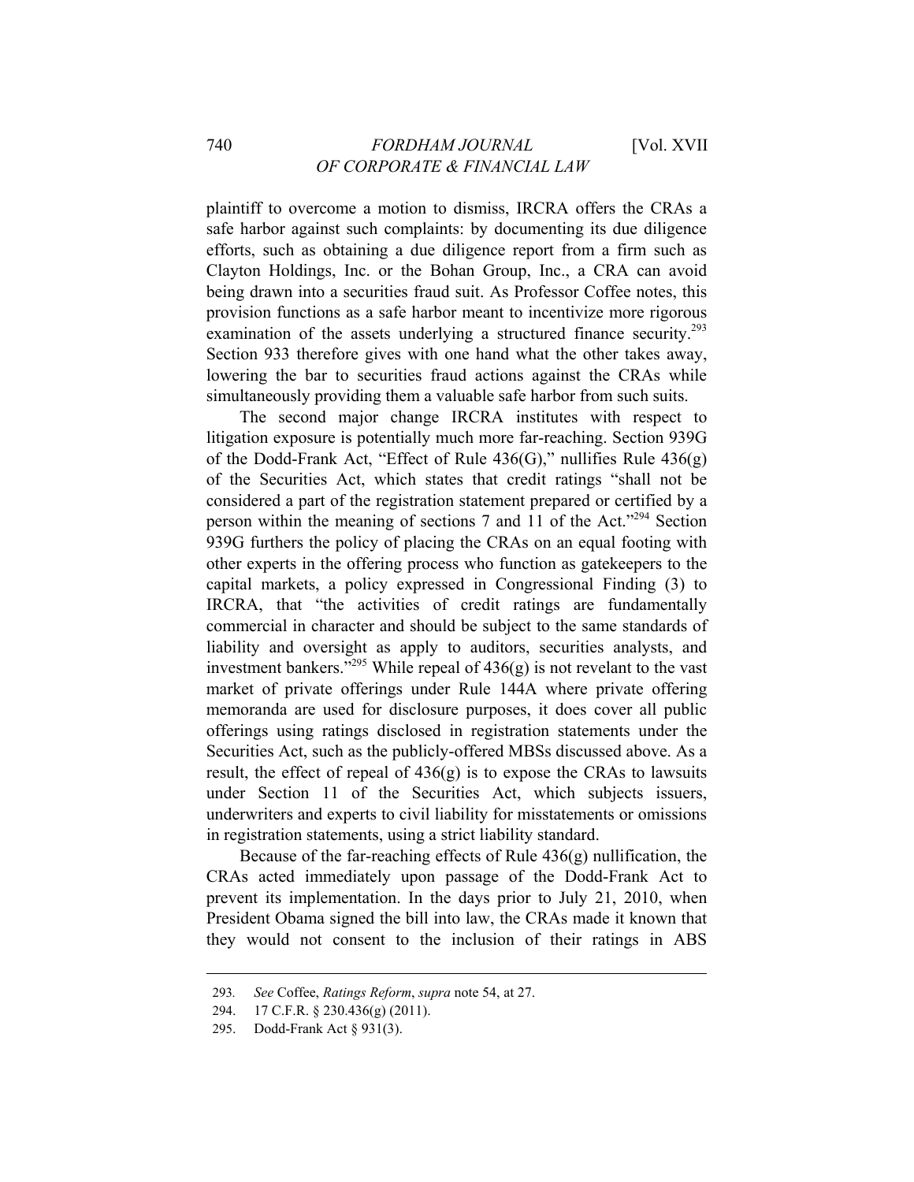plaintiff to overcome a motion to dismiss, IRCRA offers the CRAs a safe harbor against such complaints: by documenting its due diligence efforts, such as obtaining a due diligence report from a firm such as Clayton Holdings, Inc. or the Bohan Group, Inc., a CRA can avoid being drawn into a securities fraud suit. As Professor Coffee notes, this provision functions as a safe harbor meant to incentivize more rigorous examination of the assets underlying a structured finance security.[293] Section 933 therefore gives with one hand what the other takes away, lowering the bar to securities fraud actions against the CRAs while simultaneously providing them a valuable safe harbor from such suits.

The second major change IRCRA institutes with respect to litigation exposure is potentially much more far-reaching. Section 939G of the Dodd-Frank Act, "Effect of Rule 436(G)," nullifies Rule 436(g) of the Securities Act, which states that credit ratings "shall not be considered a part of the registration statement prepared or certified by a person within the meaning of sections 7 and 11 of the Act."[294] Section 939G furthers the policy of placing the CRAs on an equal footing with other experts in the offering process who function as gatekeepers to the capital markets, a policy expressed in Congressional Finding (3) to IRCRA, that "the activities of credit ratings are fundamentally commercial in character and should be subject to the same standards of liability and oversight as apply to auditors, securities analysts, and investment bankers."[295] While repeal of 436(g) is not revelant to the vast market of private offerings under Rule 144A where private offering memoranda are used for disclosure purposes, it does cover all public offerings using ratings disclosed in registration statements under the Securities Act, such as the publicly-offered MBSs discussed above. As a result, the effect of repeal of 436(g) is to expose the CRAs to lawsuits under Section 11 of the Securities Act, which subjects issuers, underwriters and experts to civil liability for misstatements or omissions in registration statements, using a strict liability standard.

Because of the far-reaching effects of Rule 436(g) nullification, the CRAs acted immediately upon passage of the Dodd-Frank Act to prevent its implementation. In the days prior to July 21, 2010, when President Obama signed the bill into law, the CRAs made it known that they would not consent to the inclusion of their ratings in ABS

---

293. *See* Coffee, *Ratings Reform*, *supra* note 54, at 27.

294. 17 C.F.R. § 230.436(g) (2011).

295. Dodd-Frank Act § 931(3).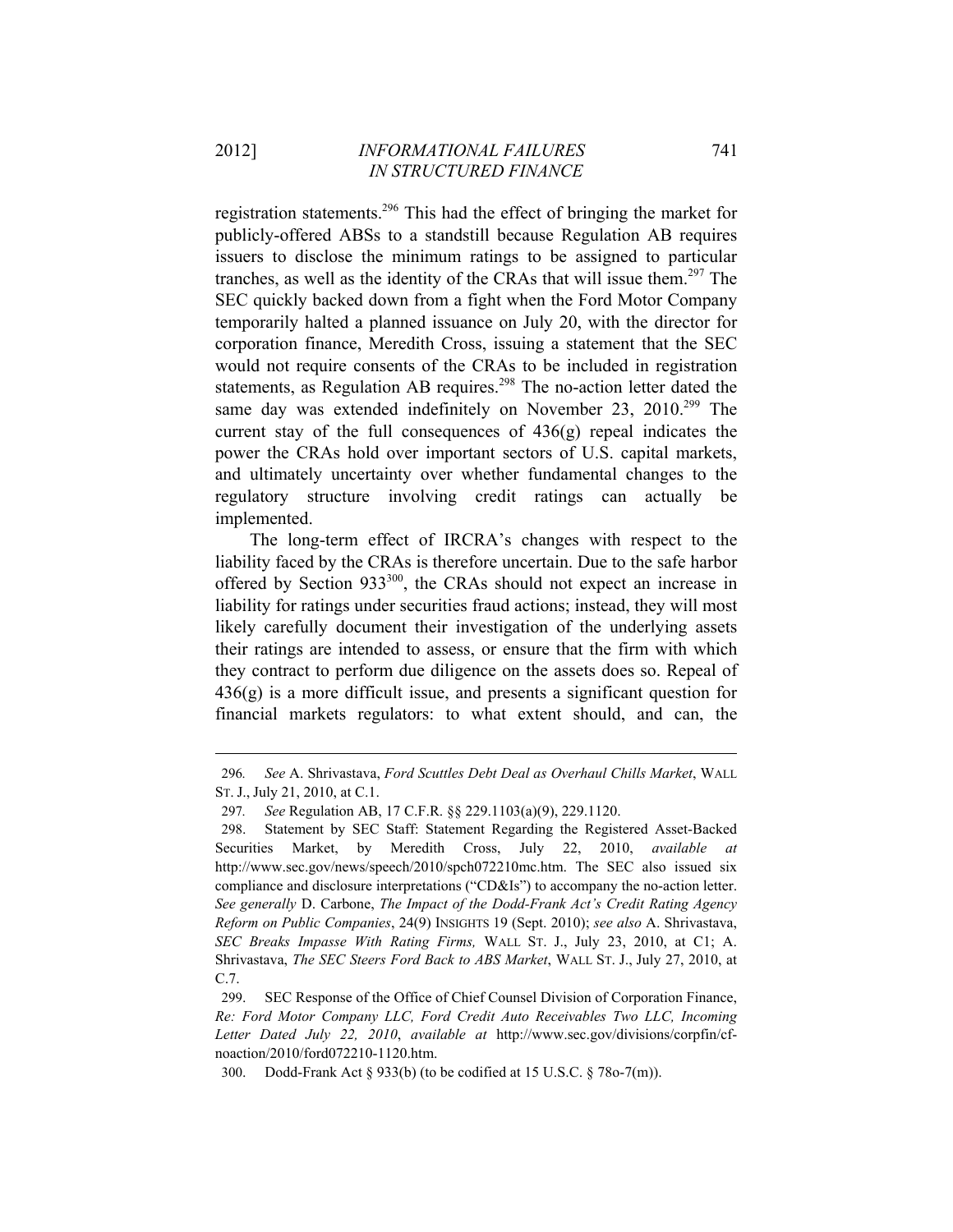registration statements.[296] This had the effect of bringing the market for publicly-offered ABSs to a standstill because Regulation AB requires issuers to disclose the minimum ratings to be assigned to particular tranches, as well as the identity of the CRAs that will issue them.[297] The SEC quickly backed down from a fight when the Ford Motor Company temporarily halted a planned issuance on July 20, with the director for corporation finance, Meredith Cross, issuing a statement that the SEC would not require consents of the CRAs to be included in registration statements, as Regulation AB requires.[298] The no-action letter dated the same day was extended indefinitely on November 23, 2010.[299] The current stay of the full consequences of 436(g) repeal indicates the power the CRAs hold over important sectors of U.S. capital markets, and ultimately uncertainty over whether fundamental changes to the regulatory structure involving credit ratings can actually be implemented.

The long-term effect of IRCRA's changes with respect to the liability faced by the CRAs is therefore uncertain. Due to the safe harbor offered by Section 933[300], the CRAs should not expect an increase in liability for ratings under securities fraud actions; instead, they will most likely carefully document their investigation of the underlying assets their ratings are intended to assess, or ensure that the firm with which they contract to perform due diligence on the assets does so. Repeal of 436(g) is a more difficult issue, and presents a significant question for financial markets regulators: to what extent should, and can, the

---

296. *See* A. Shrivastava, *Ford Scuttles Debt Deal as Overhaul Chills Market*, WALL ST. J., July 21, 2010, at C.1.

297. *See* Regulation AB, 17 C.F.R. §§ 229.1103(a)(9), 229.1120.

298. Statement by SEC Staff: Statement Regarding the Registered Asset-Backed Securities Market, by Meredith Cross, July 22, 2010, *available at* http://www.sec.gov/news/speech/2010/spch072210mc.htm. The SEC also issued six compliance and disclosure interpretations ("CD&Is") to accompany the no-action letter. *See generally* D. Carbone, *The Impact of the Dodd-Frank Act's Credit Rating Agency Reform on Public Companies*, 24(9) INSIGHTS 19 (Sept. 2010); *see also* A. Shrivastava, *SEC Breaks Impasse With Rating Firms,* WALL ST. J., July 23, 2010, at C1; A. Shrivastava, *The SEC Steers Ford Back to ABS Market*, WALL ST. J., July 27, 2010, at C.7.

299. SEC Response of the Office of Chief Counsel Division of Corporation Finance, *Re: Ford Motor Company LLC, Ford Credit Auto Receivables Two LLC, Incoming Letter Dated July 22, 2010*, *available at* http://www.sec.gov/divisions/corpfin/cf-noaction/2010/ford072210-1120.htm.

300. Dodd-Frank Act § 933(b) (to be codified at 15 U.S.C. § 78o-7(m)).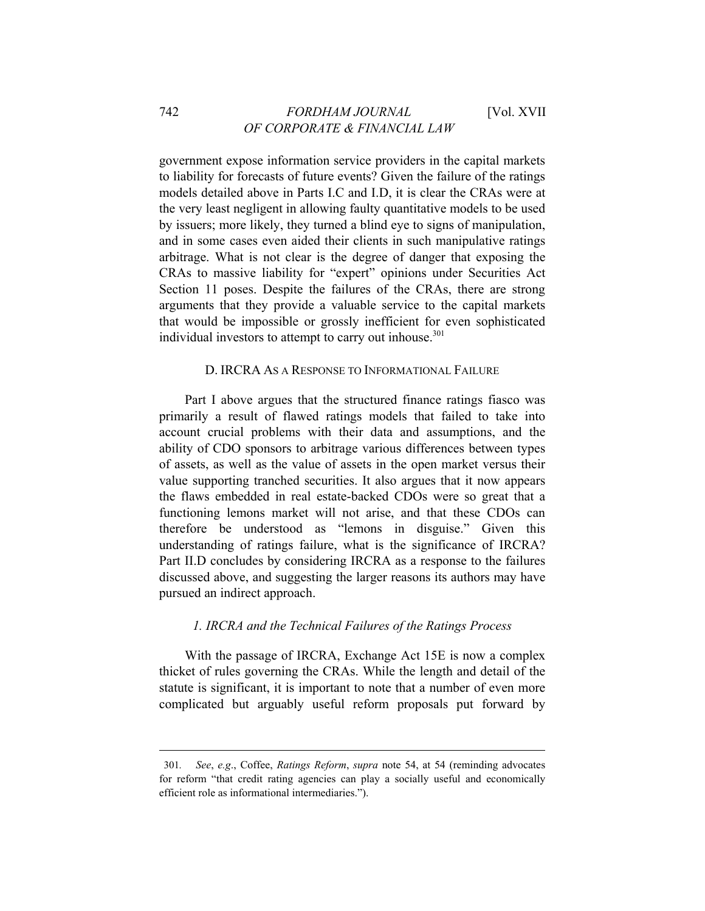government expose information service providers in the capital markets to liability for forecasts of future events? Given the failure of the ratings models detailed above in Parts I.C and I.D, it is clear the CRAs were at the very least negligent in allowing faulty quantitative models to be used by issuers; more likely, they turned a blind eye to signs of manipulation, and in some cases even aided their clients in such manipulative ratings arbitrage. What is not clear is the degree of danger that exposing the CRAs to massive liability for "expert" opinions under Securities Act Section 11 poses. Despite the failures of the CRAs, there are strong arguments that they provide a valuable service to the capital markets that would be impossible or grossly inefficient for even sophisticated individual investors to attempt to carry out inhouse.[301]

### D. IRCRA As a Response to Informational Failure

Part I above argues that the structured finance ratings fiasco was primarily a result of flawed ratings models that failed to take into account crucial problems with their data and assumptions, and the ability of CDO sponsors to arbitrage various differences between types of assets, as well as the value of assets in the open market versus their value supporting tranched securities. It also argues that it now appears the flaws embedded in real estate-backed CDOs were so great that a functioning lemons market will not arise, and that these CDOs can therefore be understood as "lemons in disguise." Given this understanding of ratings failure, what is the significance of IRCRA? Part II.D concludes by considering IRCRA as a response to the failures discussed above, and suggesting the larger reasons its authors may have pursued an indirect approach.

#### *1. IRCRA and the Technical Failures of the Ratings Process*

With the passage of IRCRA, Exchange Act 15E is now a complex thicket of rules governing the CRAs. While the length and detail of the statute is significant, it is important to note that a number of even more complicated but arguably useful reform proposals put forward by

---

301. *See*, *e.g*., Coffee, *Ratings Reform*, *supra* note 54, at 54 (reminding advocates for reform "that credit rating agencies can play a socially useful and economically efficient role as informational intermediaries.").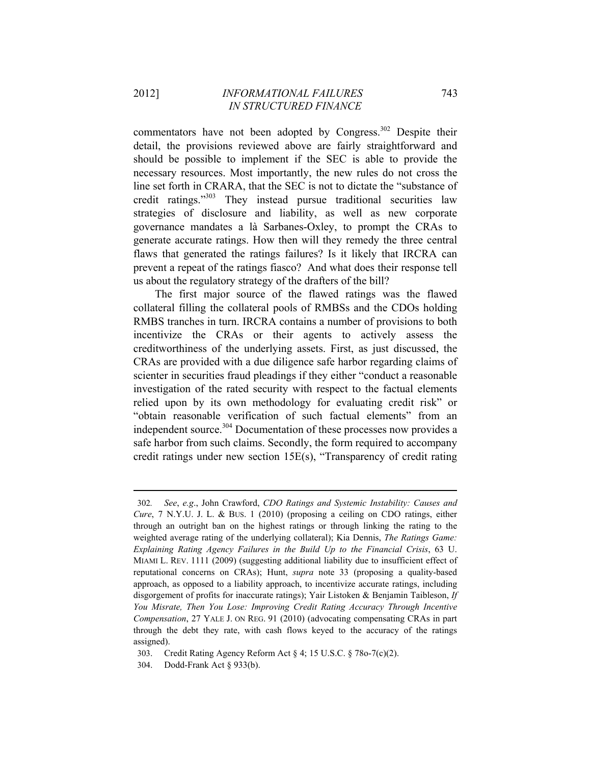commentators have not been adopted by Congress.[302] Despite their detail, the provisions reviewed above are fairly straightforward and should be possible to implement if the SEC is able to provide the necessary resources. Most importantly, the new rules do not cross the line set forth in CRARA, that the SEC is not to dictate the "substance of credit ratings."[303] They instead pursue traditional securities law strategies of disclosure and liability, as well as new corporate governance mandates a là Sarbanes-Oxley, to prompt the CRAs to generate accurate ratings. How then will they remedy the three central flaws that generated the ratings failures? Is it likely that IRCRA can prevent a repeat of the ratings fiasco? And what does their response tell us about the regulatory strategy of the drafters of the bill?

The first major source of the flawed ratings was the flawed collateral filling the collateral pools of RMBSs and the CDOs holding RMBS tranches in turn. IRCRA contains a number of provisions to both incentivize the CRAs or their agents to actively assess the creditworthiness of the underlying assets. First, as just discussed, the CRAs are provided with a due diligence safe harbor regarding claims of scienter in securities fraud pleadings if they either "conduct a reasonable investigation of the rated security with respect to the factual elements relied upon by its own methodology for evaluating credit risk" or "obtain reasonable verification of such factual elements" from an independent source.[304] Documentation of these processes now provides a safe harbor from such claims. Secondly, the form required to accompany credit ratings under new section 15E(s), "Transparency of credit rating

---

302. *See*, *e.g*., John Crawford, *CDO Ratings and Systemic Instability: Causes and Cure*, 7 N.Y.U. J. L. & BUS. 1 (2010) (proposing a ceiling on CDO ratings, either through an outright ban on the highest ratings or through linking the rating to the weighted average rating of the underlying collateral); Kia Dennis, *The Ratings Game: Explaining Rating Agency Failures in the Build Up to the Financial Crisis*, 63 U. MIAMI L. REV. 1111 (2009) (suggesting additional liability due to insufficient effect of reputational concerns on CRAs); Hunt, *supra* note 33 (proposing a quality-based approach, as opposed to a liability approach, to incentivize accurate ratings, including disgorgement of profits for inaccurate ratings); Yair Listoken & Benjamin Taibleson, *If You Misrate, Then You Lose: Improving Credit Rating Accuracy Through Incentive Compensation*, 27 YALE J. ON REG. 91 (2010) (advocating compensating CRAs in part through the debt they rate, with cash flows keyed to the accuracy of the ratings assigned).

303. Credit Rating Agency Reform Act § 4; 15 U.S.C. § 78o-7(c)(2).

304. Dodd-Frank Act § 933(b).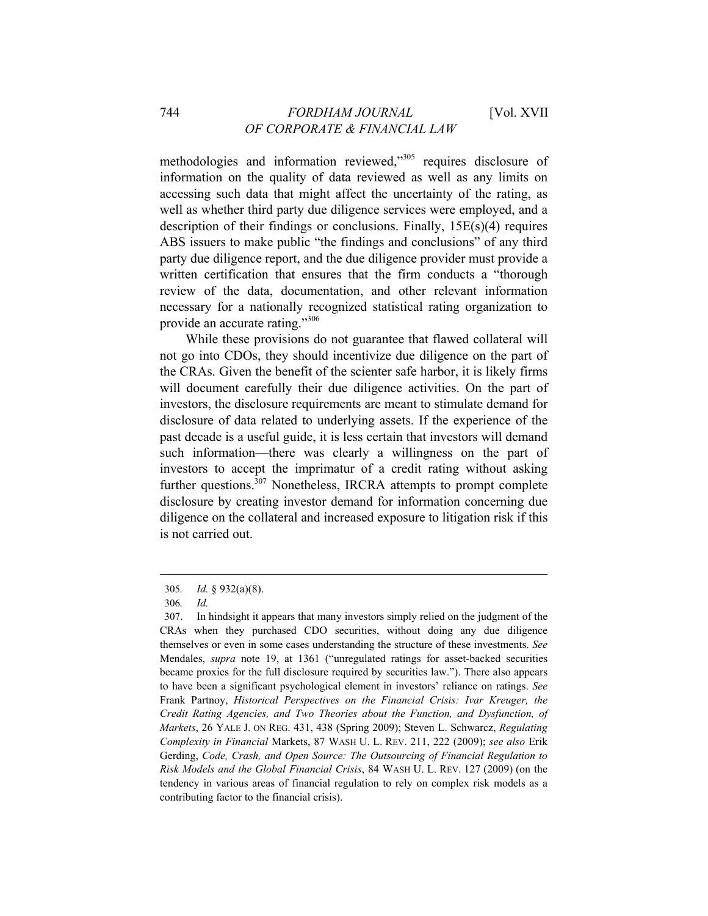methodologies and information reviewed,"[305] requires disclosure of information on the quality of data reviewed as well as any limits on accessing such data that might affect the uncertainty of the rating, as well as whether third party due diligence services were employed, and a description of their findings or conclusions. Finally, 15E(s)(4) requires ABS issuers to make public "the findings and conclusions" of any third party due diligence report, and the due diligence provider must provide a written certification that ensures that the firm conducts a "thorough review of the data, documentation, and other relevant information necessary for a nationally recognized statistical rating organization to provide an accurate rating."[306]

While these provisions do not guarantee that flawed collateral will not go into CDOs, they should incentivize due diligence on the part of the CRAs. Given the benefit of the scienter safe harbor, it is likely firms will document carefully their due diligence activities. On the part of investors, the disclosure requirements are meant to stimulate demand for disclosure of data related to underlying assets. If the experience of the past decade is a useful guide, it is less certain that investors will demand such information—there was clearly a willingness on the part of investors to accept the imprimatur of a credit rating without asking further questions.[307] Nonetheless, IRCRA attempts to prompt complete disclosure by creating investor demand for information concerning due diligence on the collateral and increased exposure to litigation risk if this is not carried out.

---

305. *Id.* § 932(a)(8).

306. *Id.*

307. In hindsight it appears that many investors simply relied on the judgment of the CRAs when they purchased CDO securities, without doing any due diligence themselves or even in some cases understanding the structure of these investments. *See* Mendales, *supra* note 19, at 1361 ("unregulated ratings for asset-backed securities became proxies for the full disclosure required by securities law."). There also appears to have been a significant psychological element in investors' reliance on ratings. *See* Frank Partnoy, *Historical Perspectives on the Financial Crisis: Ivar Kreuger, the Credit Rating Agencies, and Two Theories about the Function, and Dysfunction, of Markets*, 26 YALE J. ON REG. 431, 438 (Spring 2009); Steven L. Schwarcz, *Regulating Complexity in Financial* Markets, 87 WASH U. L. REV. 211, 222 (2009); *see also* Erik Gerding, *Code, Crash, and Open Source: The Outsourcing of Financial Regulation to Risk Models and the Global Financial Crisis*, 84 WASH U. L. REV. 127 (2009) (on the tendency in various areas of financial regulation to rely on complex risk models as a contributing factor to the financial crisis).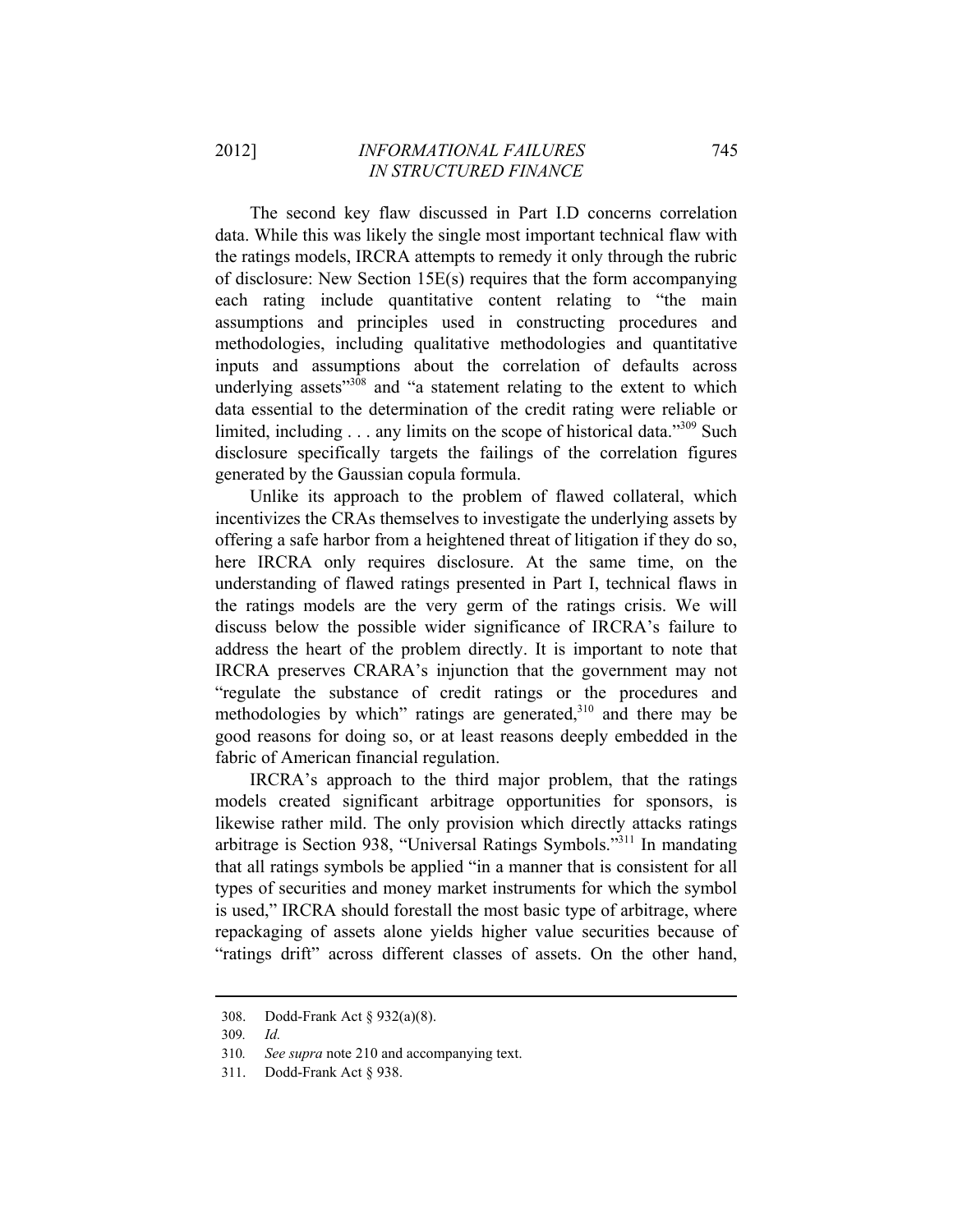The second key flaw discussed in Part I.D concerns correlation data. While this was likely the single most important technical flaw with the ratings models, IRCRA attempts to remedy it only through the rubric of disclosure: New Section 15E(s) requires that the form accompanying each rating include quantitative content relating to "the main assumptions and principles used in constructing procedures and methodologies, including qualitative methodologies and quantitative inputs and assumptions about the correlation of defaults across underlying assets"[308] and "a statement relating to the extent to which data essential to the determination of the credit rating were reliable or limited, including . . . any limits on the scope of historical data."[309] Such disclosure specifically targets the failings of the correlation figures generated by the Gaussian copula formula.

Unlike its approach to the problem of flawed collateral, which incentivizes the CRAs themselves to investigate the underlying assets by offering a safe harbor from a heightened threat of litigation if they do so, here IRCRA only requires disclosure. At the same time, on the understanding of flawed ratings presented in Part I, technical flaws in the ratings models are the very germ of the ratings crisis. We will discuss below the possible wider significance of IRCRA's failure to address the heart of the problem directly. It is important to note that IRCRA preserves CRARA's injunction that the government may not "regulate the substance of credit ratings or the procedures and methodologies by which" ratings are generated,[310] and there may be good reasons for doing so, or at least reasons deeply embedded in the fabric of American financial regulation.

IRCRA's approach to the third major problem, that the ratings models created significant arbitrage opportunities for sponsors, is likewise rather mild. The only provision which directly attacks ratings arbitrage is Section 938, "Universal Ratings Symbols."[311] In mandating that all ratings symbols be applied "in a manner that is consistent for all types of securities and money market instruments for which the symbol is used," IRCRA should forestall the most basic type of arbitrage, where repackaging of assets alone yields higher value securities because of "ratings drift" across different classes of assets. On the other hand,

---

308. Dodd-Frank Act § 932(a)(8).

309. *Id.*

310. *See supra* note 210 and accompanying text.

311. Dodd-Frank Act § 938.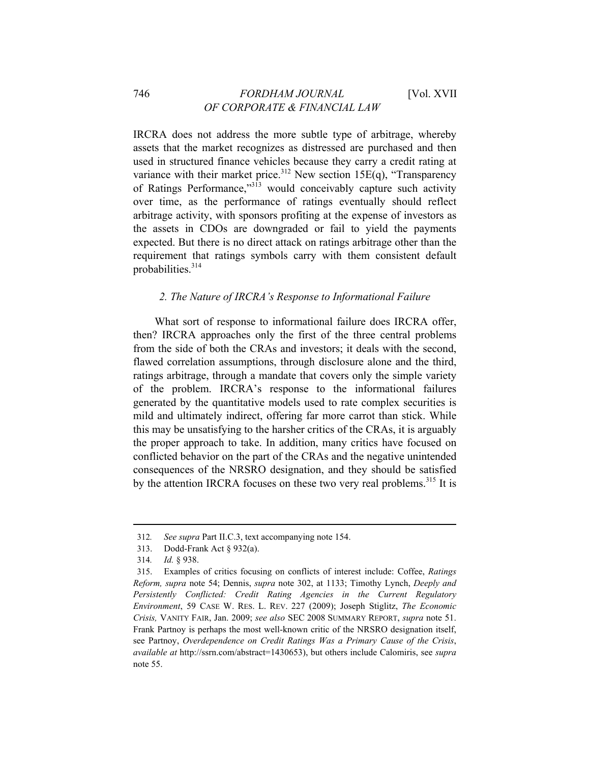IRCRA does not address the more subtle type of arbitrage, whereby assets that the market recognizes as distressed are purchased and then used in structured finance vehicles because they carry a credit rating at variance with their market price.[312] New section 15E(q), "Transparency of Ratings Performance,"[313] would conceivably capture such activity over time, as the performance of ratings eventually should reflect arbitrage activity, with sponsors profiting at the expense of investors as the assets in CDOs are downgraded or fail to yield the payments expected. But there is no direct attack on ratings arbitrage other than the requirement that ratings symbols carry with them consistent default probabilities.[314]

### *2. The Nature of IRCRA's Response to Informational Failure*

What sort of response to informational failure does IRCRA offer, then? IRCRA approaches only the first of the three central problems from the side of both the CRAs and investors; it deals with the second, flawed correlation assumptions, through disclosure alone and the third, ratings arbitrage, through a mandate that covers only the simple variety of the problem. IRCRA's response to the informational failures generated by the quantitative models used to rate complex securities is mild and ultimately indirect, offering far more carrot than stick. While this may be unsatisfying to the harsher critics of the CRAs, it is arguably the proper approach to take. In addition, many critics have focused on conflicted behavior on the part of the CRAs and the negative unintended consequences of the NRSRO designation, and they should be satisfied by the attention IRCRA focuses on these two very real problems.[315] It is

---

312. *See supra* Part II.C.3, text accompanying note 154.

313. Dodd-Frank Act § 932(a).

314. *Id.* § 938.

315. Examples of critics focusing on conflicts of interest include: Coffee, *Ratings Reform, supra* note 54; Dennis, *supra* note 302, at 1133; Timothy Lynch, *Deeply and Persistently Conflicted: Credit Rating Agencies in the Current Regulatory Environment*, 59 CASE W. RES. L. REV. 227 (2009); Joseph Stiglitz, *The Economic Crisis,* VANITY FAIR, Jan. 2009; *see also* SEC 2008 SUMMARY REPORT, *supra* note 51. Frank Partnoy is perhaps the most well-known critic of the NRSRO designation itself, see Partnoy, *Overdependence on Credit Ratings Was a Primary Cause of the Crisis*, *available at* http://ssrn.com/abstract=1430653), but others include Calomiris, see *supra* note 55.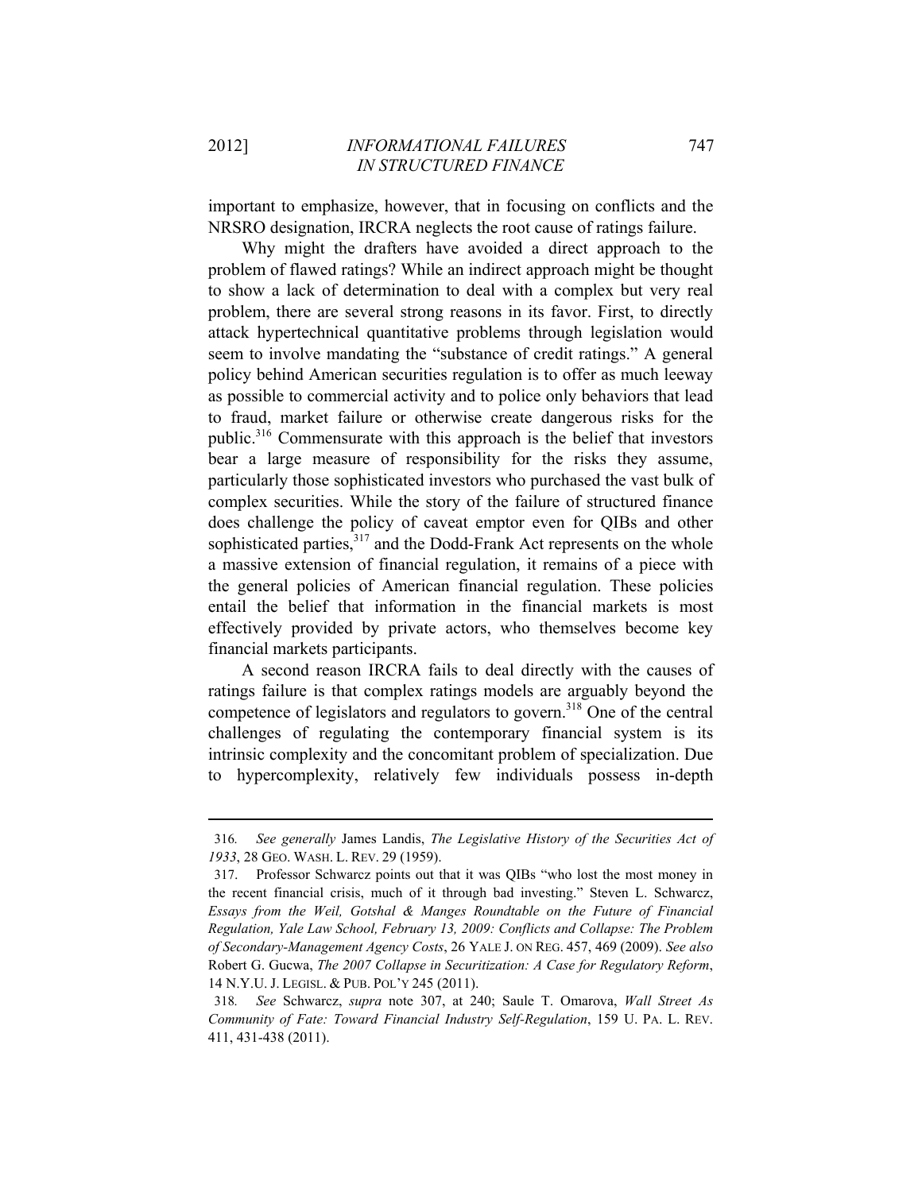important to emphasize, however, that in focusing on conflicts and the NRSRO designation, IRCRA neglects the root cause of ratings failure.

Why might the drafters have avoided a direct approach to the problem of flawed ratings? While an indirect approach might be thought to show a lack of determination to deal with a complex but very real problem, there are several strong reasons in its favor. First, to directly attack hypertechnical quantitative problems through legislation would seem to involve mandating the "substance of credit ratings." A general policy behind American securities regulation is to offer as much leeway as possible to commercial activity and to police only behaviors that lead to fraud, market failure or otherwise create dangerous risks for the public.[316] Commensurate with this approach is the belief that investors bear a large measure of responsibility for the risks they assume, particularly those sophisticated investors who purchased the vast bulk of complex securities. While the story of the failure of structured finance does challenge the policy of caveat emptor even for QIBs and other sophisticated parties,[317] and the Dodd-Frank Act represents on the whole a massive extension of financial regulation, it remains of a piece with the general policies of American financial regulation. These policies entail the belief that information in the financial markets is most effectively provided by private actors, who themselves become key financial markets participants.

A second reason IRCRA fails to deal directly with the causes of ratings failure is that complex ratings models are arguably beyond the competence of legislators and regulators to govern.[318] One of the central challenges of regulating the contemporary financial system is its intrinsic complexity and the concomitant problem of specialization. Due to hypercomplexity, relatively few individuals possess in-depth

---

316. *See generally* James Landis, *The Legislative History of the Securities Act of 1933*, 28 GEO. WASH. L. REV. 29 (1959).

317. Professor Schwarcz points out that it was QIBs "who lost the most money in the recent financial crisis, much of it through bad investing." Steven L. Schwarcz, *Essays from the Weil, Gotshal & Manges Roundtable on the Future of Financial Regulation, Yale Law School, February 13, 2009: Conflicts and Collapse: The Problem of Secondary-Management Agency Costs*, 26 YALE J. ON REG. 457, 469 (2009). *See also* Robert G. Gucwa, *The 2007 Collapse in Securitization: A Case for Regulatory Reform*, 14 N.Y.U. J. LEGISL. & PUB. POL'Y 245 (2011).

318. *See* Schwarcz, *supra* note 307, at 240; Saule T. Omarova, *Wall Street As Community of Fate: Toward Financial Industry Self-Regulation*, 159 U. PA. L. REV. 411, 431-438 (2011).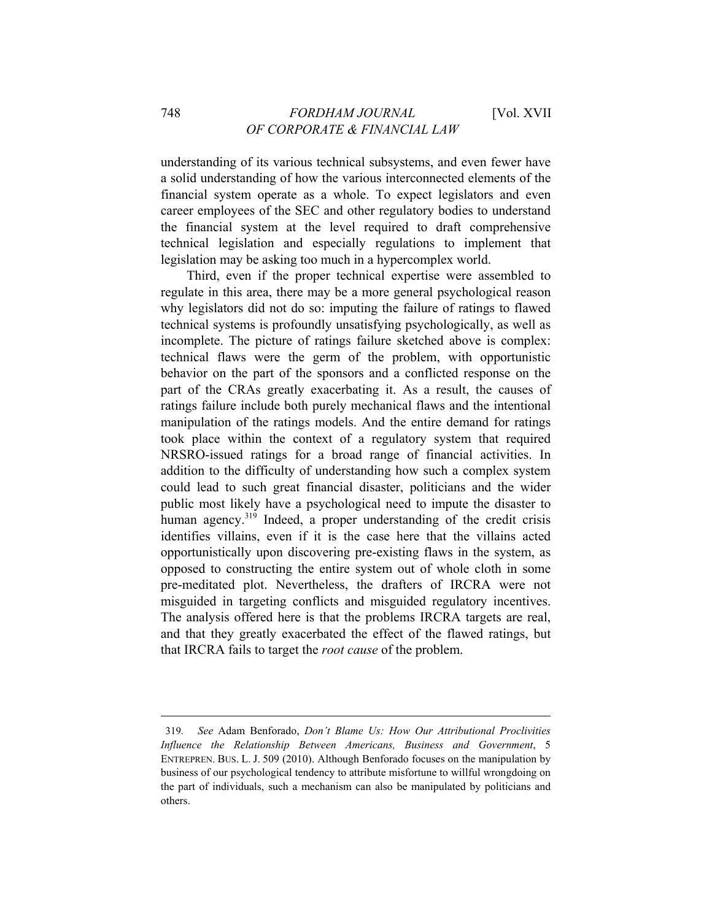understanding of its various technical subsystems, and even fewer have a solid understanding of how the various interconnected elements of the financial system operate as a whole. To expect legislators and even career employees of the SEC and other regulatory bodies to understand the financial system at the level required to draft comprehensive technical legislation and especially regulations to implement that legislation may be asking too much in a hypercomplex world.

Third, even if the proper technical expertise were assembled to regulate in this area, there may be a more general psychological reason why legislators did not do so: imputing the failure of ratings to flawed technical systems is profoundly unsatisfying psychologically, as well as incomplete. The picture of ratings failure sketched above is complex: technical flaws were the germ of the problem, with opportunistic behavior on the part of the sponsors and a conflicted response on the part of the CRAs greatly exacerbating it. As a result, the causes of ratings failure include both purely mechanical flaws and the intentional manipulation of the ratings models. And the entire demand for ratings took place within the context of a regulatory system that required NRSRO-issued ratings for a broad range of financial activities. In addition to the difficulty of understanding how such a complex system could lead to such great financial disaster, politicians and the wider public most likely have a psychological need to impute the disaster to human agency.[319] Indeed, a proper understanding of the credit crisis identifies villains, even if it is the case here that the villains acted opportunistically upon discovering pre-existing flaws in the system, as opposed to constructing the entire system out of whole cloth in some pre-meditated plot. Nevertheless, the drafters of IRCRA were not misguided in targeting conflicts and misguided regulatory incentives. The analysis offered here is that the problems IRCRA targets are real, and that they greatly exacerbated the effect of the flawed ratings, but that IRCRA fails to target the *root cause* of the problem.

---

319. *See* Adam Benforado, *Don't Blame Us: How Our Attributional Proclivities Influence the Relationship Between Americans, Business and Government*, 5 ENTREPREN. BUS. L. J. 509 (2010). Although Benforado focuses on the manipulation by business of our psychological tendency to attribute misfortune to willful wrongdoing on the part of individuals, such a mechanism can also be manipulated by politicians and others.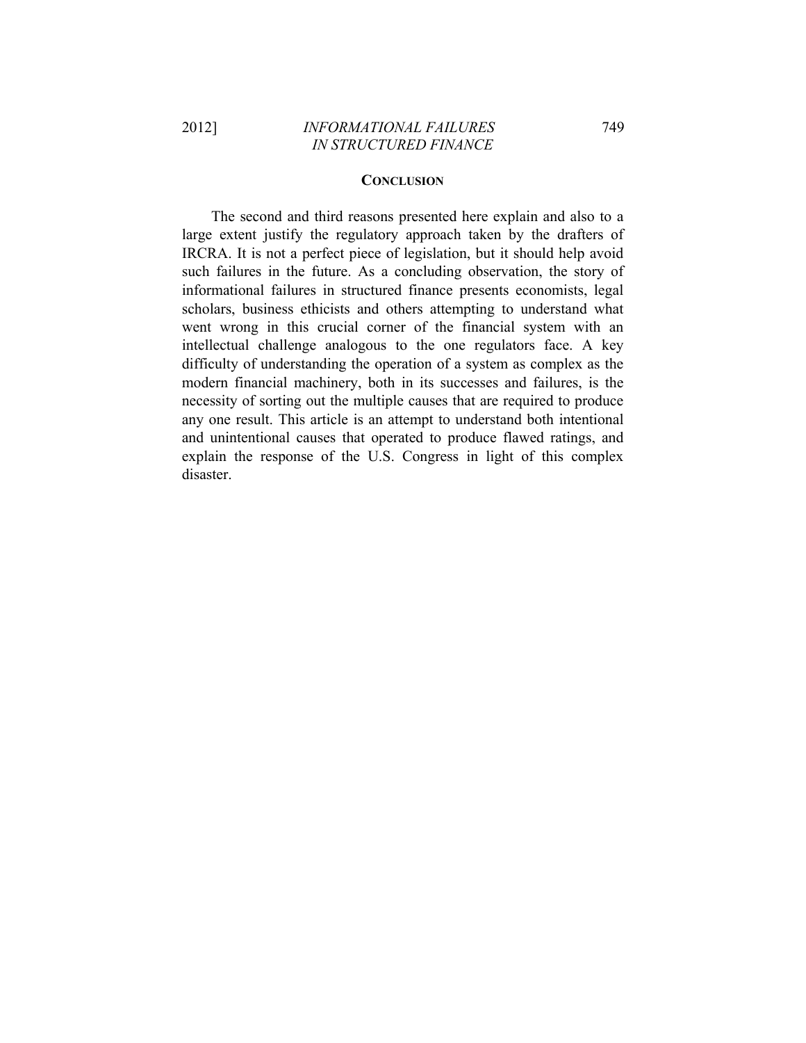## CONCLUSION

The second and third reasons presented here explain and also to a large extent justify the regulatory approach taken by the drafters of IRCRA. It is not a perfect piece of legislation, but it should help avoid such failures in the future. As a concluding observation, the story of informational failures in structured finance presents economists, legal scholars, business ethicists and others attempting to understand what went wrong in this crucial corner of the financial system with an intellectual challenge analogous to the one regulators face. A key difficulty of understanding the operation of a system as complex as the modern financial machinery, both in its successes and failures, is the necessity of sorting out the multiple causes that are required to produce any one result. This article is an attempt to understand both intentional and unintentional causes that operated to produce flawed ratings, and explain the response of the U.S. Congress in light of this complex disaster.